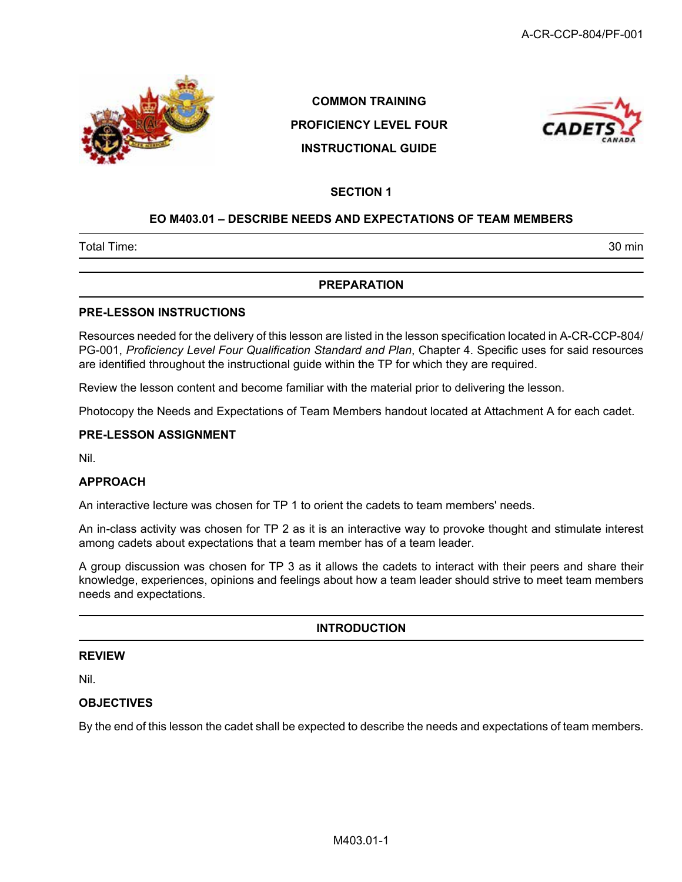COMMON TRAINING

PROFICIENCY LEVEL FOUR

INSTRUCTIONAL GUIDE

# SECTION 1

## EO M403.01 – DESCRIBE NEEDS AND EXPECTATIONS OF TEAM MEMBERS

| Total Time: | 30 min |
|---|---|

## PREPARATION

### PRE-LESSON INSTRUCTIONS

Resources needed for the delivery of this lesson are listed in the lesson specification located in A-CR-CCP-804/PG-001, *Proficiency Level Four Qualification Standard and Plan*, Chapter 4. Specific uses for said resources are identified throughout the instructional guide within the TP for which they are required.

Review the lesson content and become familiar with the material prior to delivering the lesson.

Photocopy the Needs and Expectations of Team Members handout located at Attachment A for each cadet.

### PRE-LESSON ASSIGNMENT

Nil.

### APPROACH

An interactive lecture was chosen for TP 1 to orient the cadets to team members' needs.

An in-class activity was chosen for TP 2 as it is an interactive way to provoke thought and stimulate interest among cadets about expectations that a team member has of a team leader.

A group discussion was chosen for TP 3 as it allows the cadets to interact with their peers and share their knowledge, experiences, opinions and feelings about how a team leader should strive to meet team members needs and expectations.

## INTRODUCTION

### REVIEW

Nil.

### OBJECTIVES

By the end of this lesson the cadet shall be expected to describe the needs and expectations of team members.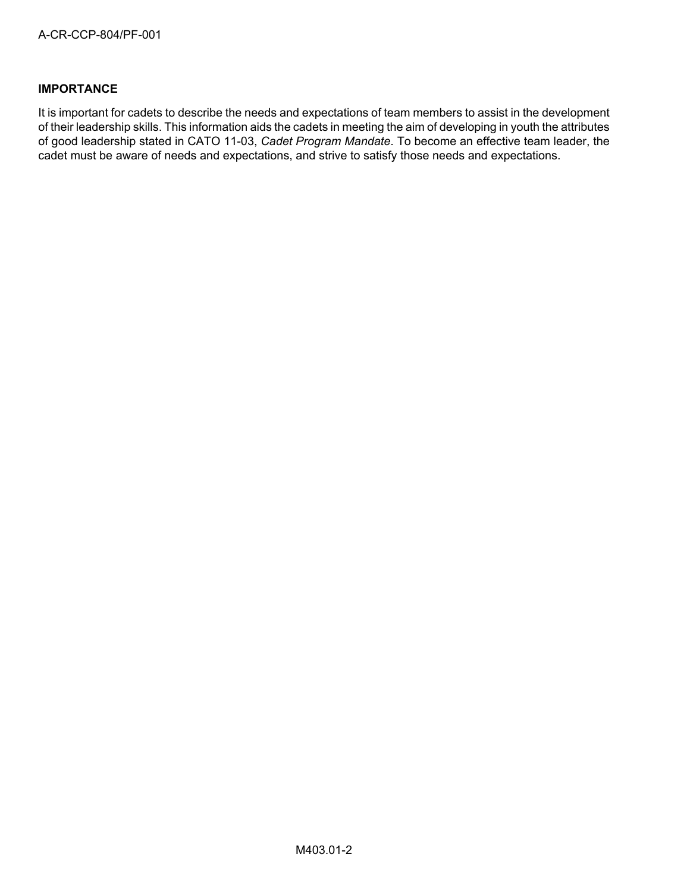**IMPORTANCE**

It is important for cadets to describe the needs and expectations of team members to assist in the development of their leadership skills. This information aids the cadets in meeting the aim of developing in youth the attributes of good leadership stated in CATO 11-03, *Cadet Program Mandate*. To become an effective team leader, the cadet must be aware of needs and expectations, and strive to satisfy those needs and expectations.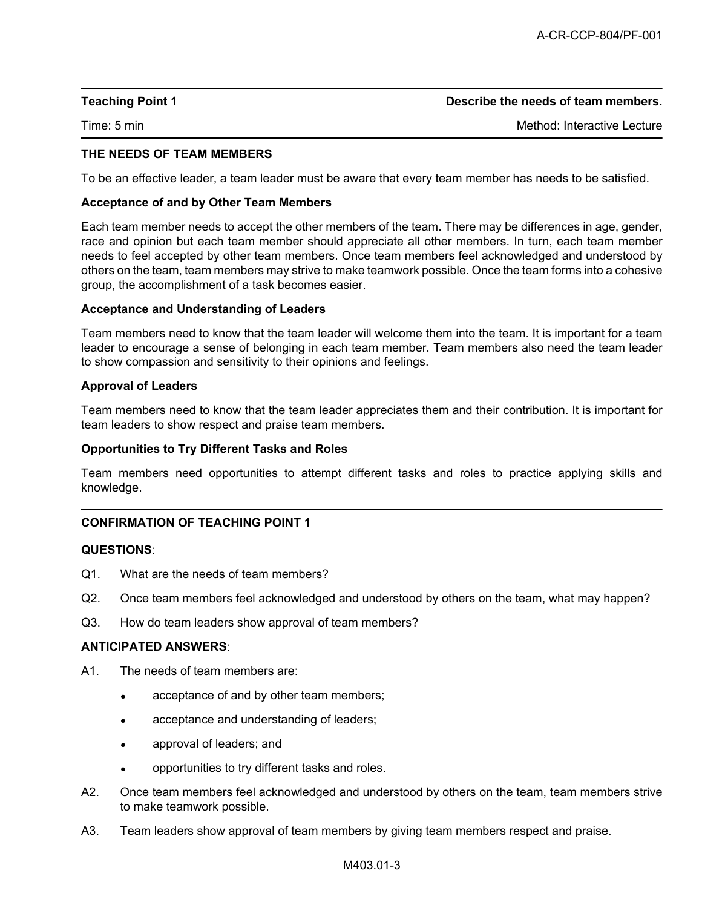| **Teaching Point 1** | **Describe the needs of team members.** |
| --- | --- |
| Time: 5 min | Method: Interactive Lecture |

## THE NEEDS OF TEAM MEMBERS

To be an effective leader, a team leader must be aware that every team member has needs to be satisfied.

### Acceptance of and by Other Team Members

Each team member needs to accept the other members of the team. There may be differences in age, gender, race and opinion but each team member should appreciate all other members. In turn, each team member needs to feel accepted by other team members. Once team members feel acknowledged and understood by others on the team, team members may strive to make teamwork possible. Once the team forms into a cohesive group, the accomplishment of a task becomes easier.

### Acceptance and Understanding of Leaders

Team members need to know that the team leader will welcome them into the team. It is important for a team leader to encourage a sense of belonging in each team member. Team members also need the team leader to show compassion and sensitivity to their opinions and feelings.

### Approval of Leaders

Team members need to know that the team leader appreciates them and their contribution. It is important for team leaders to show respect and praise team members.

### Opportunities to Try Different Tasks and Roles

Team members need opportunities to attempt different tasks and roles to practice applying skills and knowledge.

---

## CONFIRMATION OF TEACHING POINT 1

**QUESTIONS**:

Q1. What are the needs of team members?

Q2. Once team members feel acknowledged and understood by others on the team, what may happen?

Q3. How do team leaders show approval of team members?

**ANTICIPATED ANSWERS**:

A1. The needs of team members are:

- acceptance of and by other team members;
- acceptance and understanding of leaders;
- approval of leaders; and
- opportunities to try different tasks and roles.

A2. Once team members feel acknowledged and understood by others on the team, team members strive to make teamwork possible.

A3. Team leaders show approval of team members by giving team members respect and praise.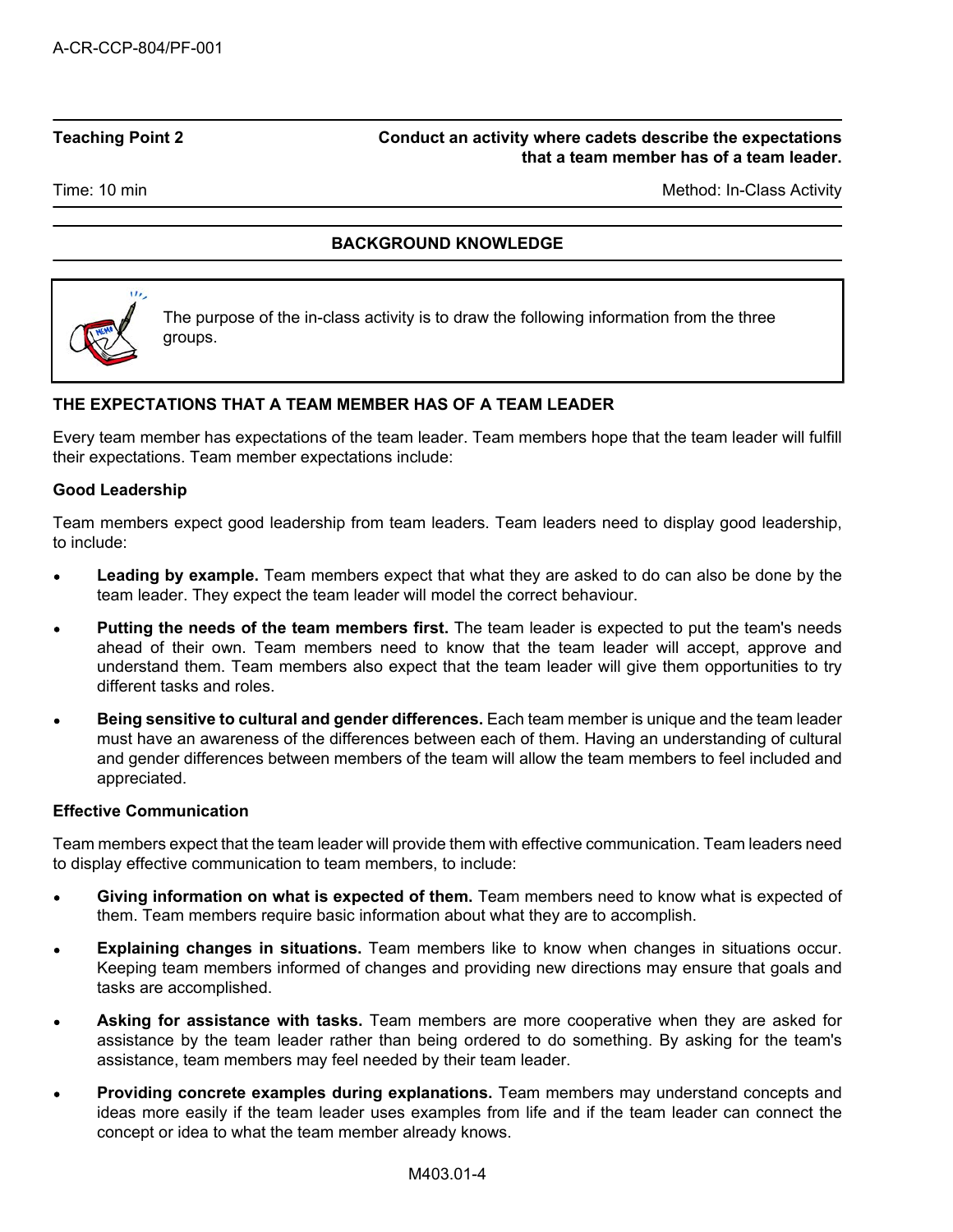| Teaching Point 2 | Conduct an activity where cadets describe the expectations that a team member has of a team leader. |
| --- | --- |
| Time: 10 min | Method: In-Class Activity |

## BACKGROUND KNOWLEDGE

> The purpose of the in-class activity is to draw the following information from the three groups.

### THE EXPECTATIONS THAT A TEAM MEMBER HAS OF A TEAM LEADER

Every team member has expectations of the team leader. Team members hope that the team leader will fulfill their expectations. Team member expectations include:

**Good Leadership**

Team members expect good leadership from team leaders. Team leaders need to display good leadership, to include:

- **Leading by example.** Team members expect that what they are asked to do can also be done by the team leader. They expect the team leader will model the correct behaviour.
- **Putting the needs of the team members first.** The team leader is expected to put the team's needs ahead of their own. Team members need to know that the team leader will accept, approve and understand them. Team members also expect that the team leader will give them opportunities to try different tasks and roles.
- **Being sensitive to cultural and gender differences.** Each team member is unique and the team leader must have an awareness of the differences between each of them. Having an understanding of cultural and gender differences between members of the team will allow the team members to feel included and appreciated.

**Effective Communication**

Team members expect that the team leader will provide them with effective communication. Team leaders need to display effective communication to team members, to include:

- **Giving information on what is expected of them.** Team members need to know what is expected of them. Team members require basic information about what they are to accomplish.
- **Explaining changes in situations.** Team members like to know when changes in situations occur. Keeping team members informed of changes and providing new directions may ensure that goals and tasks are accomplished.
- **Asking for assistance with tasks.** Team members are more cooperative when they are asked for assistance by the team leader rather than being ordered to do something. By asking for the team's assistance, team members may feel needed by their team leader.
- **Providing concrete examples during explanations.** Team members may understand concepts and ideas more easily if the team leader uses examples from life and if the team leader can connect the concept or idea to what the team member already knows.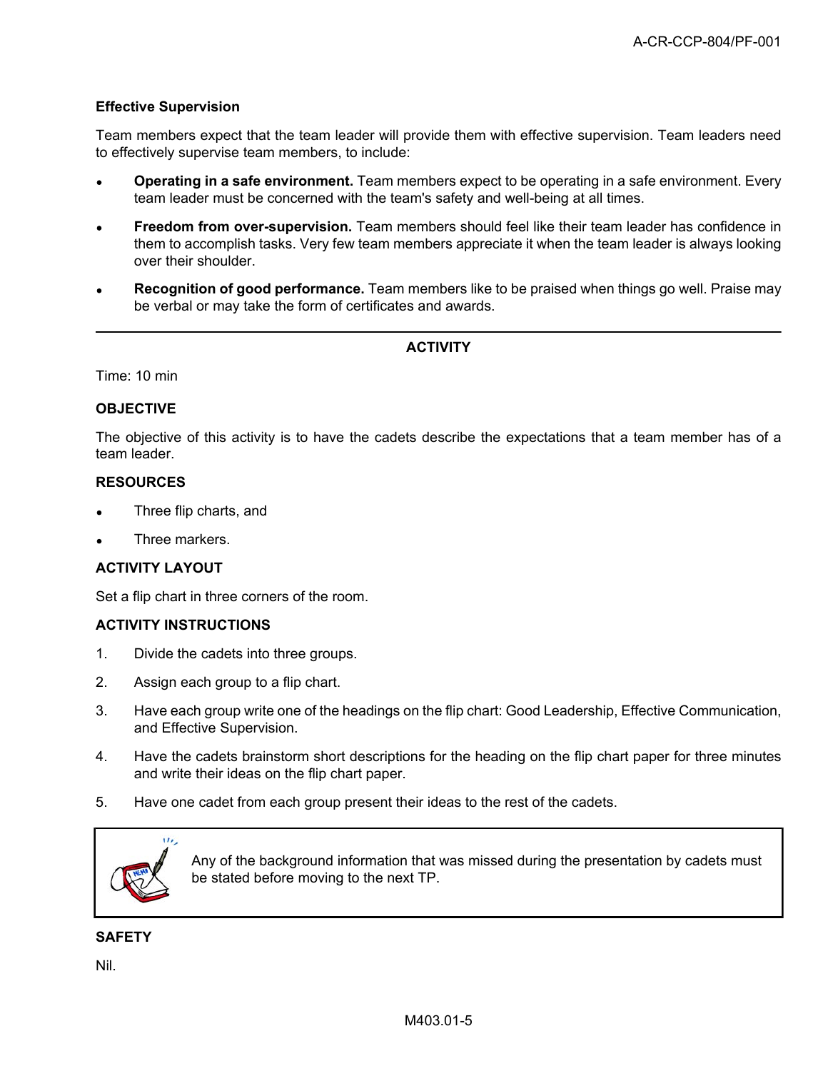**Effective Supervision**

Team members expect that the team leader will provide them with effective supervision. Team leaders need to effectively supervise team members, to include:

- **Operating in a safe environment.** Team members expect to be operating in a safe environment. Every team leader must be concerned with the team's safety and well-being at all times.
- **Freedom from over-supervision.** Team members should feel like their team leader has confidence in them to accomplish tasks. Very few team members appreciate it when the team leader is always looking over their shoulder.
- **Recognition of good performance.** Team members like to be praised when things go well. Praise may be verbal or may take the form of certificates and awards.

---

## ACTIVITY

Time: 10 min

### OBJECTIVE

The objective of this activity is to have the cadets describe the expectations that a team member has of a team leader.

### RESOURCES

- Three flip charts, and
- Three markers.

### ACTIVITY LAYOUT

Set a flip chart in three corners of the room.

### ACTIVITY INSTRUCTIONS

1. Divide the cadets into three groups.
2. Assign each group to a flip chart.
3. Have each group write one of the headings on the flip chart: Good Leadership, Effective Communication, and Effective Supervision.
4. Have the cadets brainstorm short descriptions for the heading on the flip chart paper for three minutes and write their ideas on the flip chart paper.
5. Have one cadet from each group present their ideas to the rest of the cadets.

> Any of the background information that was missed during the presentation by cadets must be stated before moving to the next TP.

### SAFETY

Nil.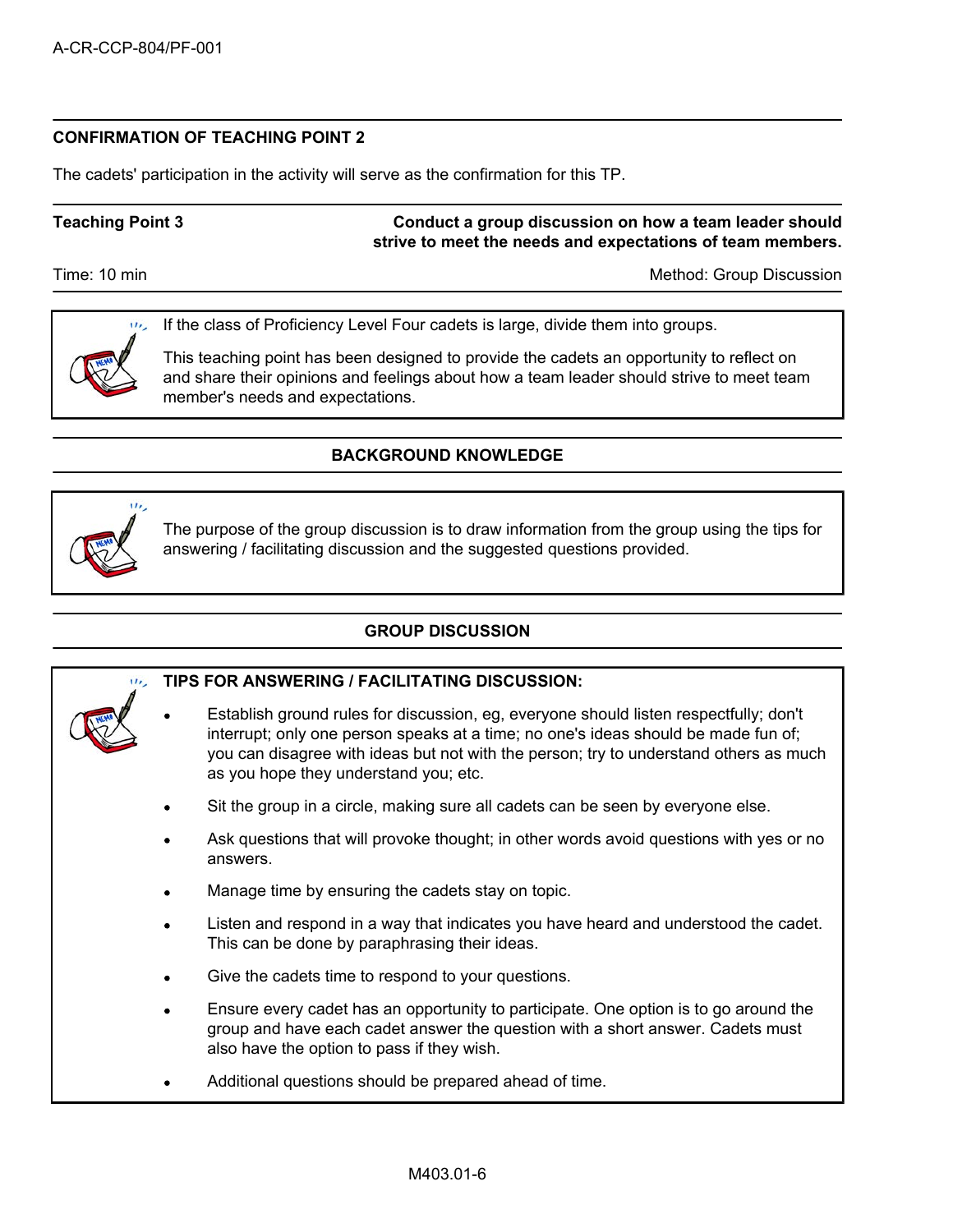## CONFIRMATION OF TEACHING POINT 2

The cadets' participation in the activity will serve as the confirmation for this TP.

| **Teaching Point 3** | **Conduct a group discussion on how a team leader should strive to meet the needs and expectations of team members.** |
|---|---|
| Time: 10 min | Method: Group Discussion |

> If the class of Proficiency Level Four cadets is large, divide them into groups.
>
> This teaching point has been designed to provide the cadets an opportunity to reflect on and share their opinions and feelings about how a team leader should strive to meet team member's needs and expectations.

## BACKGROUND KNOWLEDGE

> The purpose of the group discussion is to draw information from the group using the tips for answering / facilitating discussion and the suggested questions provided.

## GROUP DISCUSSION

> **TIPS FOR ANSWERING / FACILITATING DISCUSSION:**
>
> - Establish ground rules for discussion, eg, everyone should listen respectfully; don't interrupt; only one person speaks at a time; no one's ideas should be made fun of; you can disagree with ideas but not with the person; try to understand others as much as you hope they understand you; etc.
> - Sit the group in a circle, making sure all cadets can be seen by everyone else.
> - Ask questions that will provoke thought; in other words avoid questions with yes or no answers.
> - Manage time by ensuring the cadets stay on topic.
> - Listen and respond in a way that indicates you have heard and understood the cadet. This can be done by paraphrasing their ideas.
> - Give the cadets time to respond to your questions.
> - Ensure every cadet has an opportunity to participate. One option is to go around the group and have each cadet answer the question with a short answer. Cadets must also have the option to pass if they wish.
> - Additional questions should be prepared ahead of time.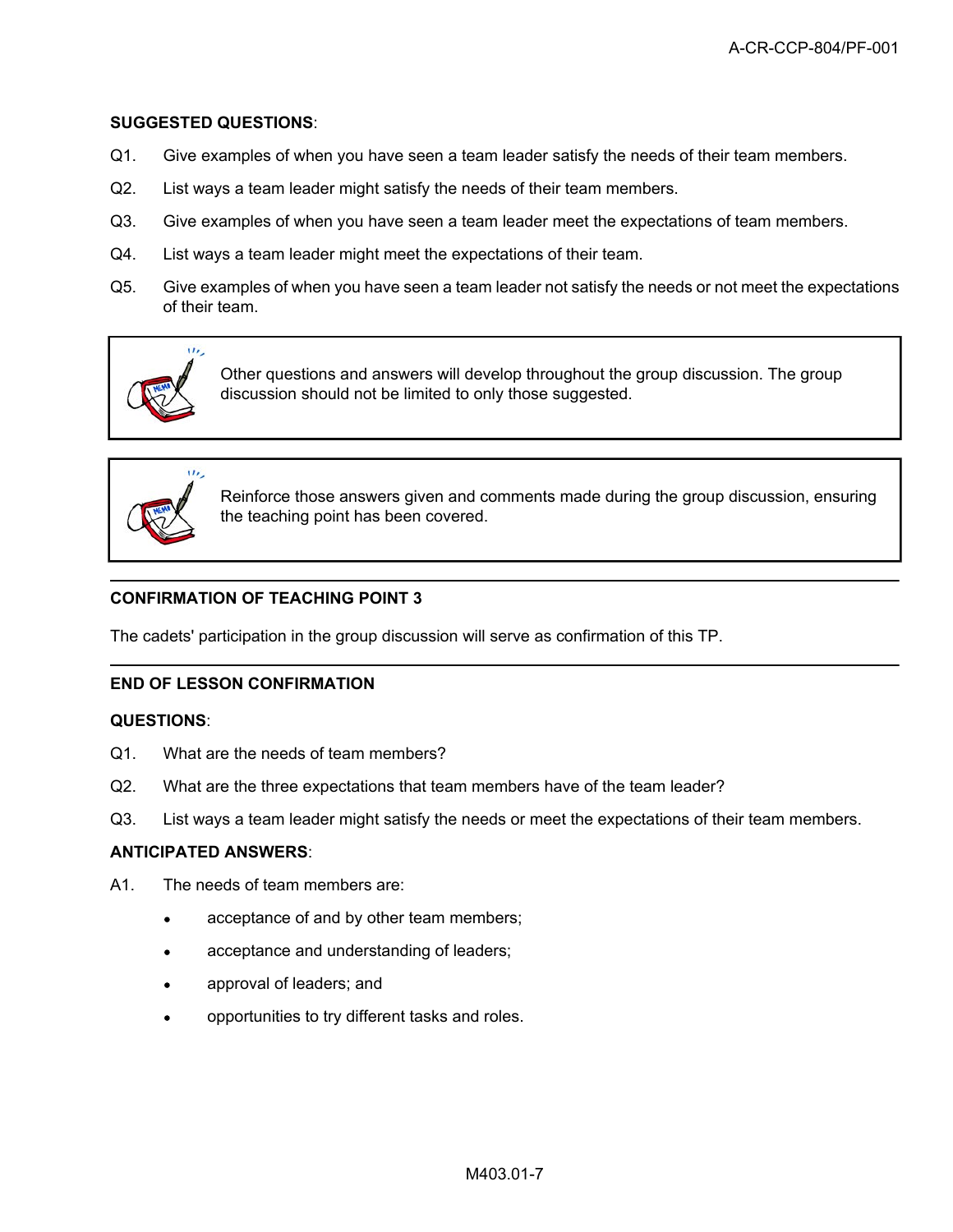**SUGGESTED QUESTIONS**:

Q1. Give examples of when you have seen a team leader satisfy the needs of their team members.

Q2. List ways a team leader might satisfy the needs of their team members.

Q3. Give examples of when you have seen a team leader meet the expectations of team members.

Q4. List ways a team leader might meet the expectations of their team.

Q5. Give examples of when you have seen a team leader not satisfy the needs or not meet the expectations of their team.

> Other questions and answers will develop throughout the group discussion. The group discussion should not be limited to only those suggested.

> Reinforce those answers given and comments made during the group discussion, ensuring the teaching point has been covered.

---

**CONFIRMATION OF TEACHING POINT 3**

The cadets' participation in the group discussion will serve as confirmation of this TP.

---

**END OF LESSON CONFIRMATION**

**QUESTIONS**:

Q1. What are the needs of team members?

Q2. What are the three expectations that team members have of the team leader?

Q3. List ways a team leader might satisfy the needs or meet the expectations of their team members.

**ANTICIPATED ANSWERS**:

A1. The needs of team members are:

- acceptance of and by other team members;
- acceptance and understanding of leaders;
- approval of leaders; and
- opportunities to try different tasks and roles.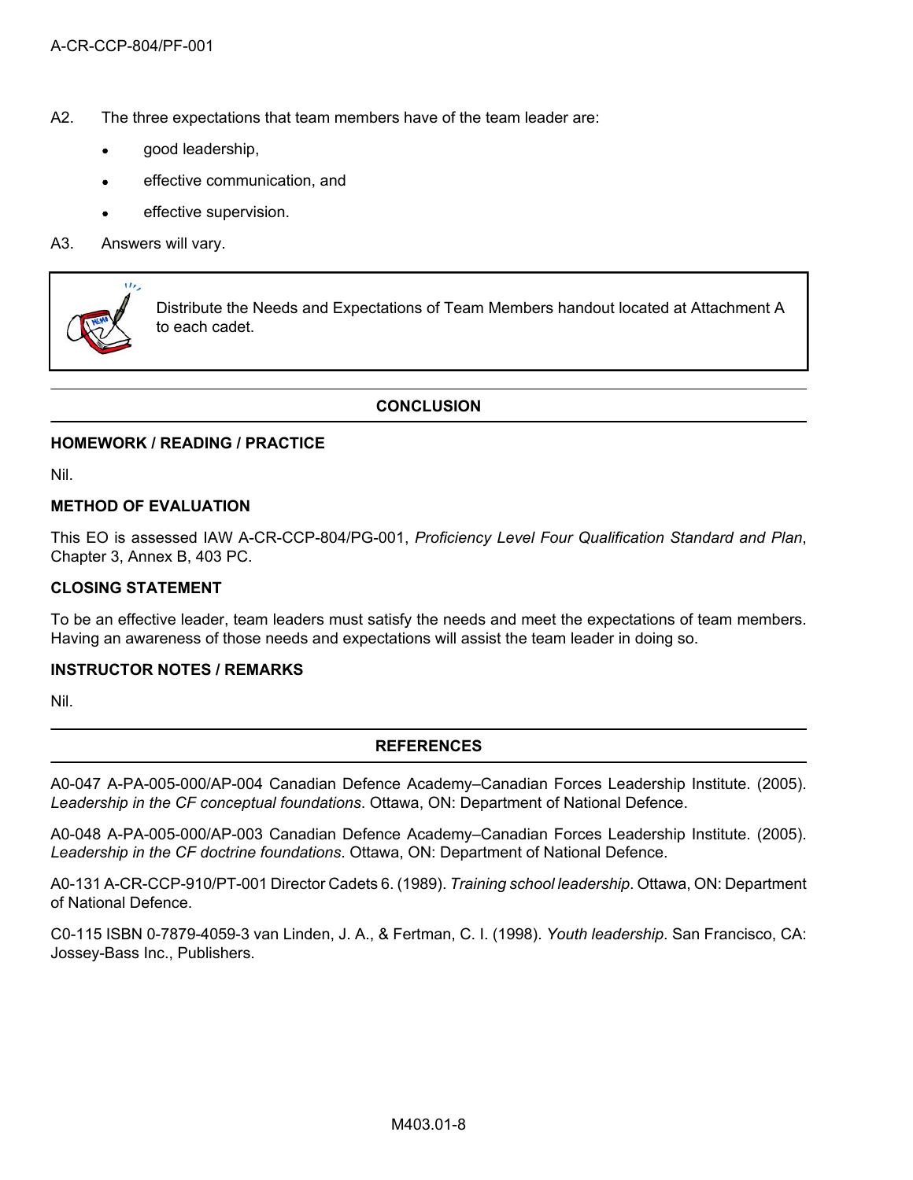A2. The three expectations that team members have of the team leader are:

- good leadership,
- effective communication, and
- effective supervision.

A3. Answers will vary.

> Distribute the Needs and Expectations of Team Members handout located at Attachment A to each cadet.

## CONCLUSION

### HOMEWORK / READING / PRACTICE

Nil.

### METHOD OF EVALUATION

This EO is assessed IAW A-CR-CCP-804/PG-001, *Proficiency Level Four Qualification Standard and Plan*, Chapter 3, Annex B, 403 PC.

### CLOSING STATEMENT

To be an effective leader, team leaders must satisfy the needs and meet the expectations of team members. Having an awareness of those needs and expectations will assist the team leader in doing so.

### INSTRUCTOR NOTES / REMARKS

Nil.

## REFERENCES

A0-047 A-PA-005-000/AP-004 Canadian Defence Academy–Canadian Forces Leadership Institute. (2005). *Leadership in the CF conceptual foundations*. Ottawa, ON: Department of National Defence.

A0-048 A-PA-005-000/AP-003 Canadian Defence Academy–Canadian Forces Leadership Institute. (2005). *Leadership in the CF doctrine foundations*. Ottawa, ON: Department of National Defence.

A0-131 A-CR-CCP-910/PT-001 Director Cadets 6. (1989). *Training school leadership*. Ottawa, ON: Department of National Defence.

C0-115 ISBN 0-7879-4059-3 van Linden, J. A., & Fertman, C. I. (1998). *Youth leadership*. San Francisco, CA: Jossey-Bass Inc., Publishers.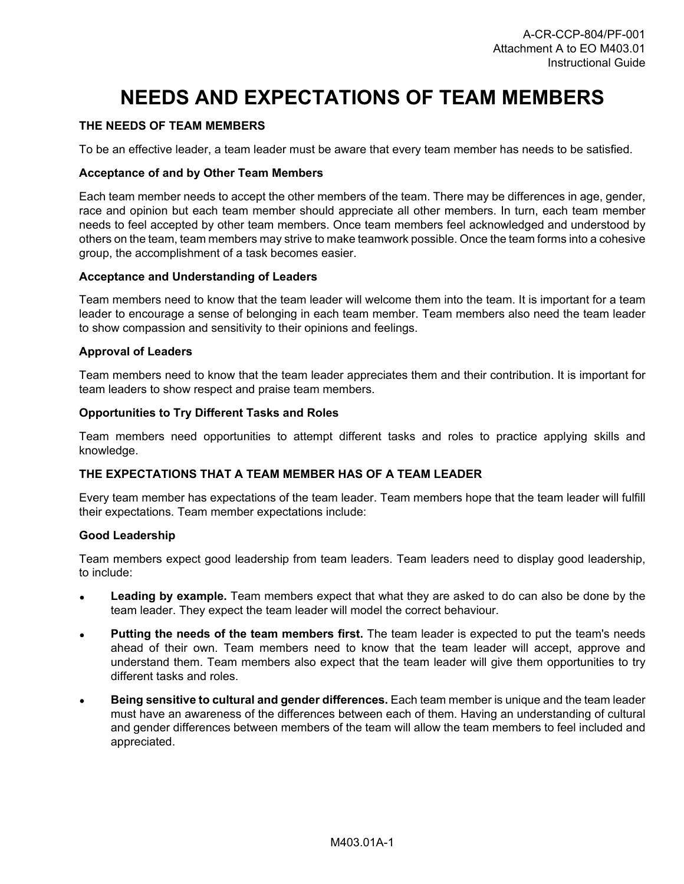# NEEDS AND EXPECTATIONS OF TEAM MEMBERS

## THE NEEDS OF TEAM MEMBERS

To be an effective leader, a team leader must be aware that every team member has needs to be satisfied.

### Acceptance of and by Other Team Members

Each team member needs to accept the other members of the team. There may be differences in age, gender, race and opinion but each team member should appreciate all other members. In turn, each team member needs to feel accepted by other team members. Once team members feel acknowledged and understood by others on the team, team members may strive to make teamwork possible. Once the team forms into a cohesive group, the accomplishment of a task becomes easier.

### Acceptance and Understanding of Leaders

Team members need to know that the team leader will welcome them into the team. It is important for a team leader to encourage a sense of belonging in each team member. Team members also need the team leader to show compassion and sensitivity to their opinions and feelings.

### Approval of Leaders

Team members need to know that the team leader appreciates them and their contribution. It is important for team leaders to show respect and praise team members.

### Opportunities to Try Different Tasks and Roles

Team members need opportunities to attempt different tasks and roles to practice applying skills and knowledge.

## THE EXPECTATIONS THAT A TEAM MEMBER HAS OF A TEAM LEADER

Every team member has expectations of the team leader. Team members hope that the team leader will fulfill their expectations. Team member expectations include:

### Good Leadership

Team members expect good leadership from team leaders. Team leaders need to display good leadership, to include:

- **Leading by example.** Team members expect that what they are asked to do can also be done by the team leader. They expect the team leader will model the correct behaviour.
- **Putting the needs of the team members first.** The team leader is expected to put the team's needs ahead of their own. Team members need to know that the team leader will accept, approve and understand them. Team members also expect that the team leader will give them opportunities to try different tasks and roles.
- **Being sensitive to cultural and gender differences.** Each team member is unique and the team leader must have an awareness of the differences between each of them. Having an understanding of cultural and gender differences between members of the team will allow the team members to feel included and appreciated.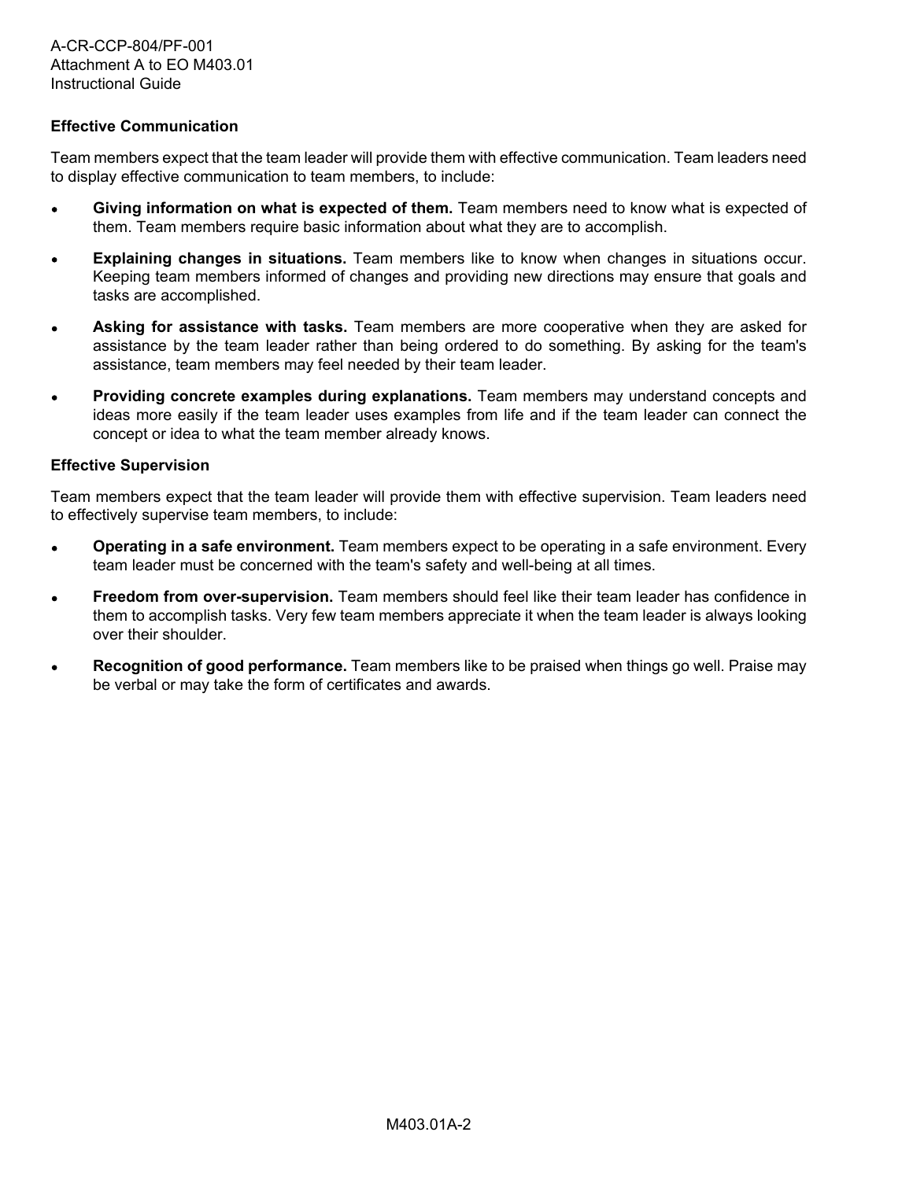### Effective Communication

Team members expect that the team leader will provide them with effective communication. Team leaders need to display effective communication to team members, to include:

- **Giving information on what is expected of them.** Team members need to know what is expected of them. Team members require basic information about what they are to accomplish.
- **Explaining changes in situations.** Team members like to know when changes in situations occur. Keeping team members informed of changes and providing new directions may ensure that goals and tasks are accomplished.
- **Asking for assistance with tasks.** Team members are more cooperative when they are asked for assistance by the team leader rather than being ordered to do something. By asking for the team's assistance, team members may feel needed by their team leader.
- **Providing concrete examples during explanations.** Team members may understand concepts and ideas more easily if the team leader uses examples from life and if the team leader can connect the concept or idea to what the team member already knows.

### Effective Supervision

Team members expect that the team leader will provide them with effective supervision. Team leaders need to effectively supervise team members, to include:

- **Operating in a safe environment.** Team members expect to be operating in a safe environment. Every team leader must be concerned with the team's safety and well-being at all times.
- **Freedom from over-supervision.** Team members should feel like their team leader has confidence in them to accomplish tasks. Very few team members appreciate it when the team leader is always looking over their shoulder.
- **Recognition of good performance.** Team members like to be praised when things go well. Praise may be verbal or may take the form of certificates and awards.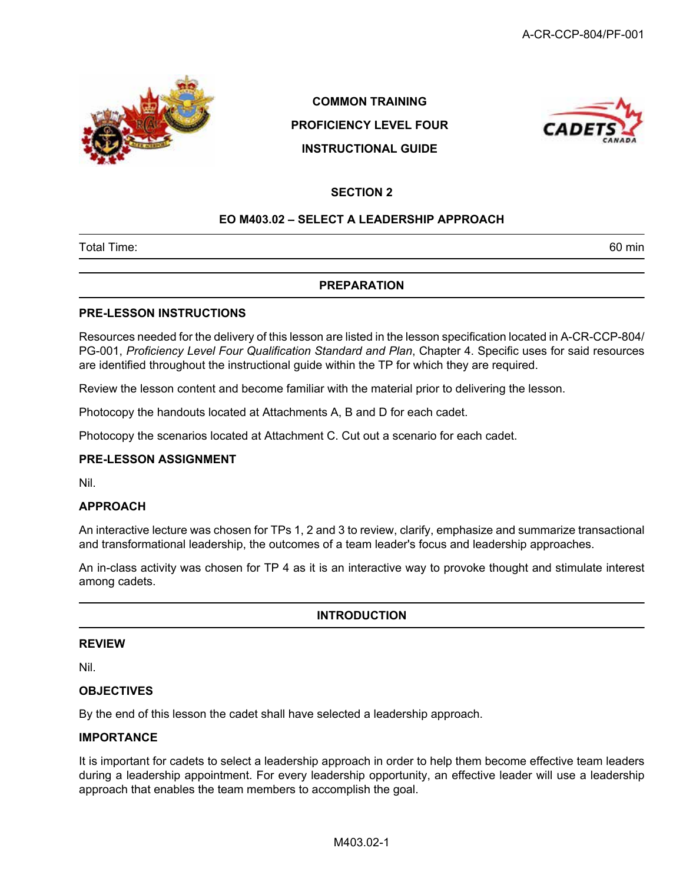COMMON TRAINING

PROFICIENCY LEVEL FOUR

INSTRUCTIONAL GUIDE

## SECTION 2

## EO M403.02 – SELECT A LEADERSHIP APPROACH

| Total Time: | 60 min |
|---|---|

## PREPARATION

### PRE-LESSON INSTRUCTIONS

Resources needed for the delivery of this lesson are listed in the lesson specification located in A-CR-CCP-804/PG-001, *Proficiency Level Four Qualification Standard and Plan*, Chapter 4. Specific uses for said resources are identified throughout the instructional guide within the TP for which they are required.

Review the lesson content and become familiar with the material prior to delivering the lesson.

Photocopy the handouts located at Attachments A, B and D for each cadet.

Photocopy the scenarios located at Attachment C. Cut out a scenario for each cadet.

### PRE-LESSON ASSIGNMENT

Nil.

### APPROACH

An interactive lecture was chosen for TPs 1, 2 and 3 to review, clarify, emphasize and summarize transactional and transformational leadership, the outcomes of a team leader's focus and leadership approaches.

An in-class activity was chosen for TP 4 as it is an interactive way to provoke thought and stimulate interest among cadets.

## INTRODUCTION

### REVIEW

Nil.

### OBJECTIVES

By the end of this lesson the cadet shall have selected a leadership approach.

### IMPORTANCE

It is important for cadets to select a leadership approach in order to help them become effective team leaders during a leadership appointment. For every leadership opportunity, an effective leader will use a leadership approach that enables the team members to accomplish the goal.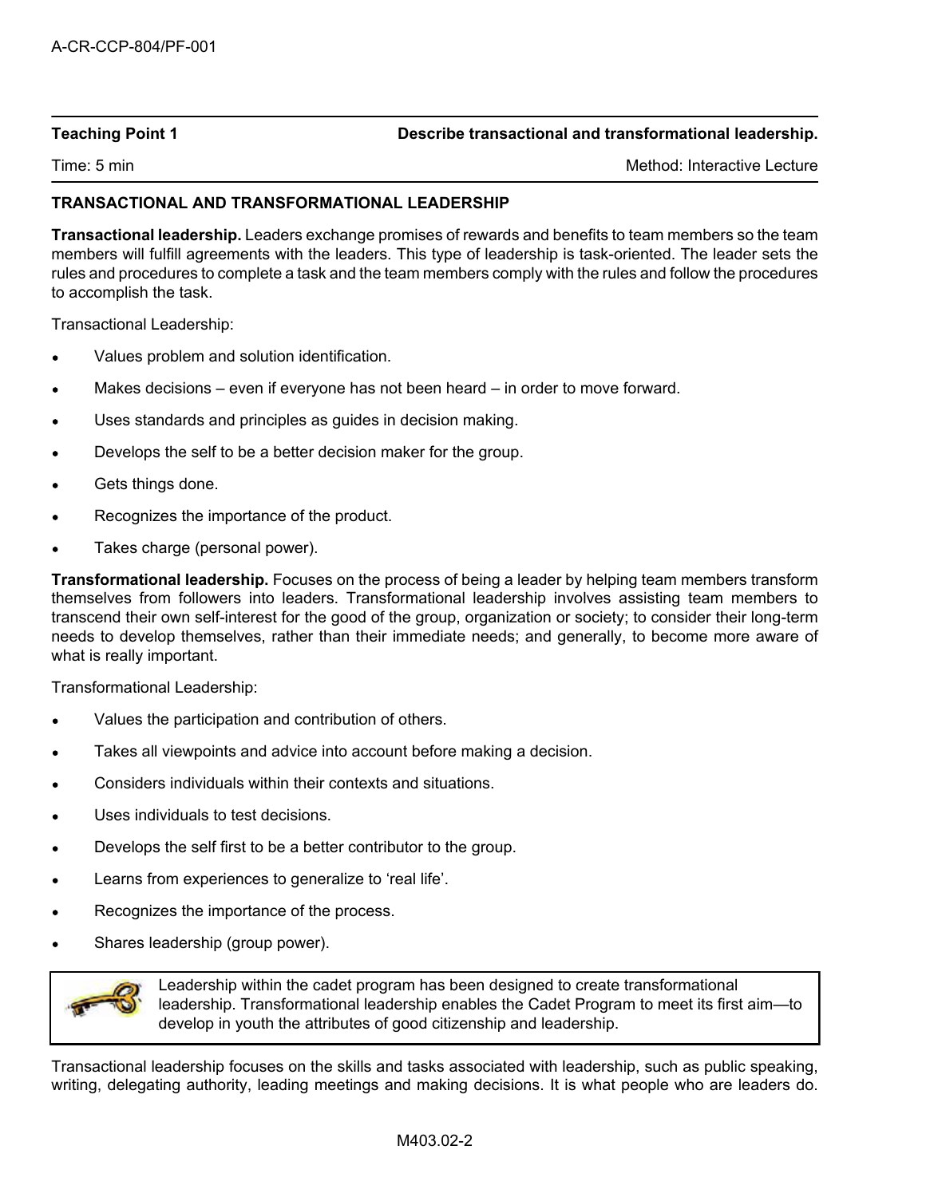| Teaching Point 1 | Describe transactional and transformational leadership. |
| --- | --- |
| Time: 5 min | Method: Interactive Lecture |

## TRANSACTIONAL AND TRANSFORMATIONAL LEADERSHIP

**Transactional leadership.** Leaders exchange promises of rewards and benefits to team members so the team members will fulfill agreements with the leaders. This type of leadership is task-oriented. The leader sets the rules and procedures to complete a task and the team members comply with the rules and follow the procedures to accomplish the task.

Transactional Leadership:

- Values problem and solution identification.
- Makes decisions – even if everyone has not been heard – in order to move forward.
- Uses standards and principles as guides in decision making.
- Develops the self to be a better decision maker for the group.
- Gets things done.
- Recognizes the importance of the product.
- Takes charge (personal power).

**Transformational leadership.** Focuses on the process of being a leader by helping team members transform themselves from followers into leaders. Transformational leadership involves assisting team members to transcend their own self-interest for the good of the group, organization or society; to consider their long-term needs to develop themselves, rather than their immediate needs; and generally, to become more aware of what is really important.

Transformational Leadership:

- Values the participation and contribution of others.
- Takes all viewpoints and advice into account before making a decision.
- Considers individuals within their contexts and situations.
- Uses individuals to test decisions.
- Develops the self first to be a better contributor to the group.
- Learns from experiences to generalize to 'real life'.
- Recognizes the importance of the process.
- Shares leadership (group power).

> Leadership within the cadet program has been designed to create transformational leadership. Transformational leadership enables the Cadet Program to meet its first aim—to develop in youth the attributes of good citizenship and leadership.

Transactional leadership focuses on the skills and tasks associated with leadership, such as public speaking, writing, delegating authority, leading meetings and making decisions. It is what people who are leaders do.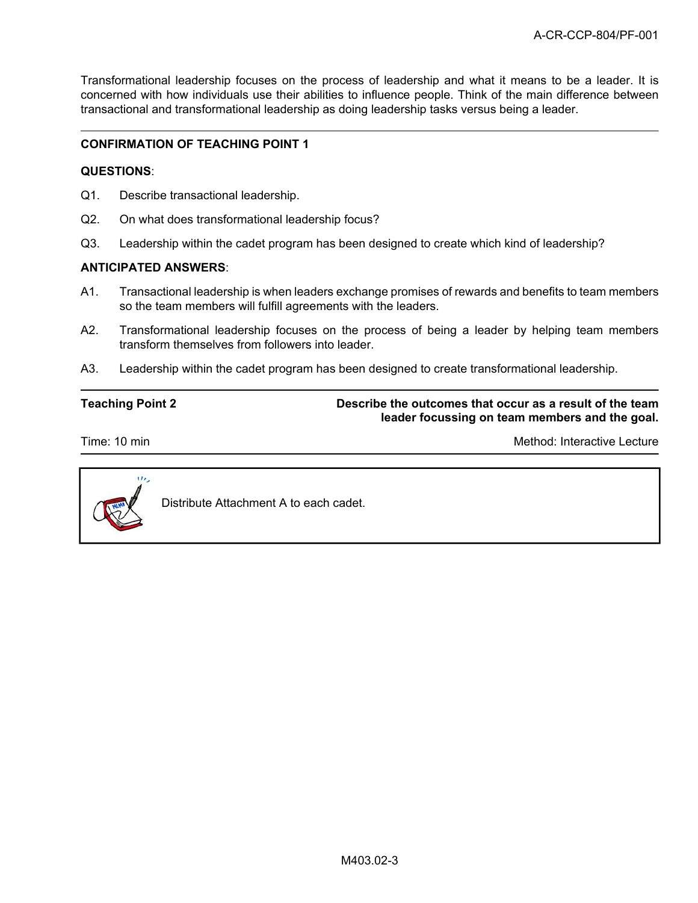Transformational leadership focuses on the process of leadership and what it means to be a leader. It is concerned with how individuals use their abilities to influence people. Think of the main difference between transactional and transformational leadership as doing leadership tasks versus being a leader.

---

**CONFIRMATION OF TEACHING POINT 1**

**QUESTIONS**:

Q1. Describe transactional leadership.

Q2. On what does transformational leadership focus?

Q3. Leadership within the cadet program has been designed to create which kind of leadership?

**ANTICIPATED ANSWERS**:

A1. Transactional leadership is when leaders exchange promises of rewards and benefits to team members so the team members will fulfill agreements with the leaders.

A2. Transformational leadership focuses on the process of being a leader by helping team members transform themselves from followers into leader.

A3. Leadership within the cadet program has been designed to create transformational leadership.

---

| Teaching Point 2 | Describe the outcomes that occur as a result of the team leader focussing on team members and the goal. |
|---|---|
| Time: 10 min | Method: Interactive Lecture |

---

Distribute Attachment A to each cadet.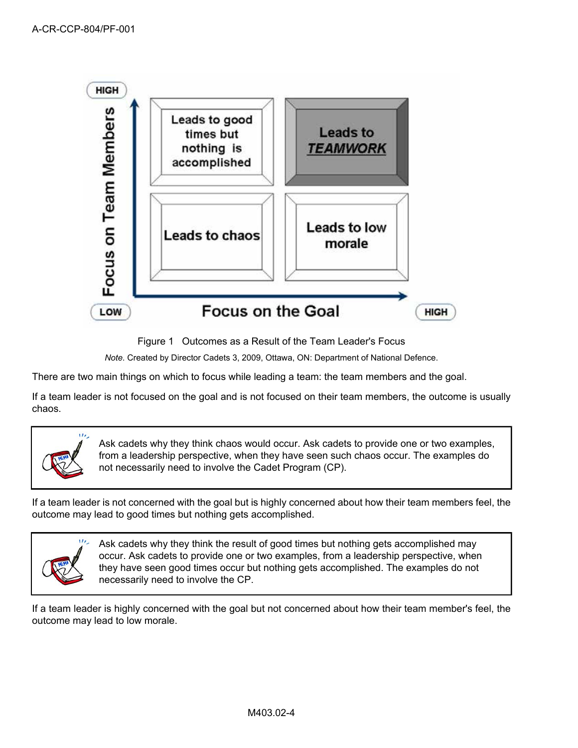Figure 1 Outcomes as a Result of the Team Leader's Focus

*Note*. Created by Director Cadets 3, 2009, Ottawa, ON: Department of National Defence.

There are two main things on which to focus while leading a team: the team members and the goal.

If a team leader is not focused on the goal and is not focused on their team members, the outcome is usually chaos.

> Ask cadets why they think chaos would occur. Ask cadets to provide one or two examples, from a leadership perspective, when they have seen such chaos occur. The examples do not necessarily need to involve the Cadet Program (CP).

If a team leader is not concerned with the goal but is highly concerned about how their team members feel, the outcome may lead to good times but nothing gets accomplished.

> Ask cadets why they think the result of good times but nothing gets accomplished may occur. Ask cadets to provide one or two examples, from a leadership perspective, when they have seen good times occur but nothing gets accomplished. The examples do not necessarily need to involve the CP.

If a team leader is highly concerned with the goal but not concerned about how their team member's feel, the outcome may lead to low morale.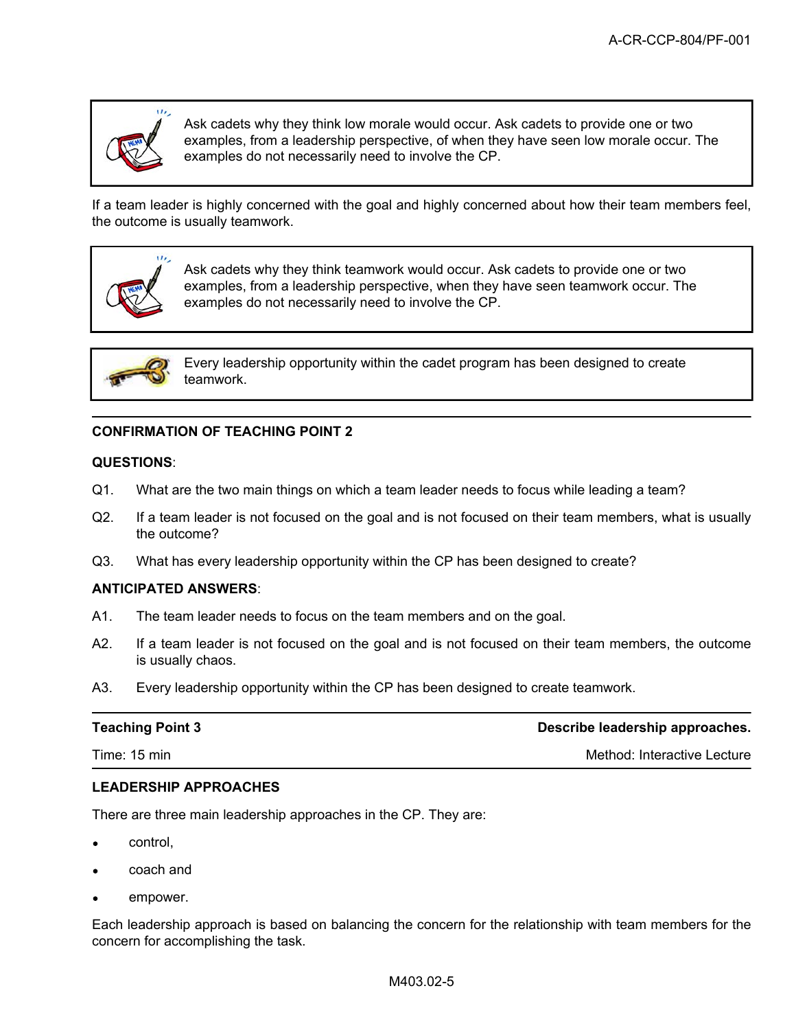> Ask cadets why they think low morale would occur. Ask cadets to provide one or two examples, from a leadership perspective, of when they have seen low morale occur. The examples do not necessarily need to involve the CP.

If a team leader is highly concerned with the goal and highly concerned about how their team members feel, the outcome is usually teamwork.

> Ask cadets why they think teamwork would occur. Ask cadets to provide one or two examples, from a leadership perspective, when they have seen teamwork occur. The examples do not necessarily need to involve the CP.

> Every leadership opportunity within the cadet program has been designed to create teamwork.

---

**CONFIRMATION OF TEACHING POINT 2**

**QUESTIONS**:

Q1. What are the two main things on which a team leader needs to focus while leading a team?

Q2. If a team leader is not focused on the goal and is not focused on their team members, what is usually the outcome?

Q3. What has every leadership opportunity within the CP has been designed to create?

**ANTICIPATED ANSWERS**:

A1. The team leader needs to focus on the team members and on the goal.

A2. If a team leader is not focused on the goal and is not focused on their team members, the outcome is usually chaos.

A3. Every leadership opportunity within the CP has been designed to create teamwork.

---

| **Teaching Point 3** | **Describe leadership approaches.** |
|---|---|
| Time: 15 min | Method: Interactive Lecture |

**LEADERSHIP APPROACHES**

There are three main leadership approaches in the CP. They are:

- control,
- coach and
- empower.

Each leadership approach is based on balancing the concern for the relationship with team members for the concern for accomplishing the task.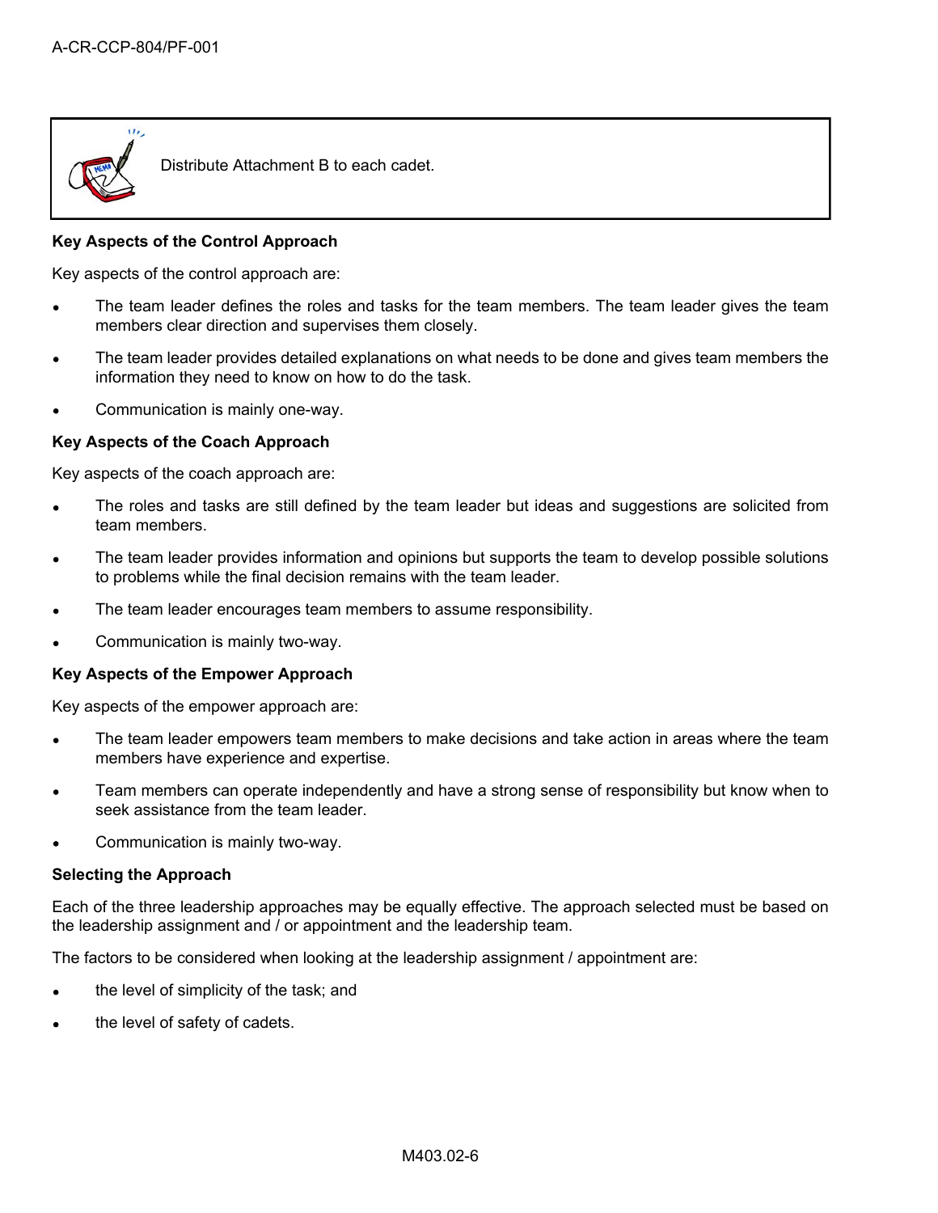Distribute Attachment B to each cadet.

**Key Aspects of the Control Approach**

Key aspects of the control approach are:

- The team leader defines the roles and tasks for the team members. The team leader gives the team members clear direction and supervises them closely.
- The team leader provides detailed explanations on what needs to be done and gives team members the information they need to know on how to do the task.
- Communication is mainly one-way.

**Key Aspects of the Coach Approach**

Key aspects of the coach approach are:

- The roles and tasks are still defined by the team leader but ideas and suggestions are solicited from team members.
- The team leader provides information and opinions but supports the team to develop possible solutions to problems while the final decision remains with the team leader.
- The team leader encourages team members to assume responsibility.
- Communication is mainly two-way.

**Key Aspects of the Empower Approach**

Key aspects of the empower approach are:

- The team leader empowers team members to make decisions and take action in areas where the team members have experience and expertise.
- Team members can operate independently and have a strong sense of responsibility but know when to seek assistance from the team leader.
- Communication is mainly two-way.

**Selecting the Approach**

Each of the three leadership approaches may be equally effective. The approach selected must be based on the leadership assignment and / or appointment and the leadership team.

The factors to be considered when looking at the leadership assignment / appointment are:

- the level of simplicity of the task; and
- the level of safety of cadets.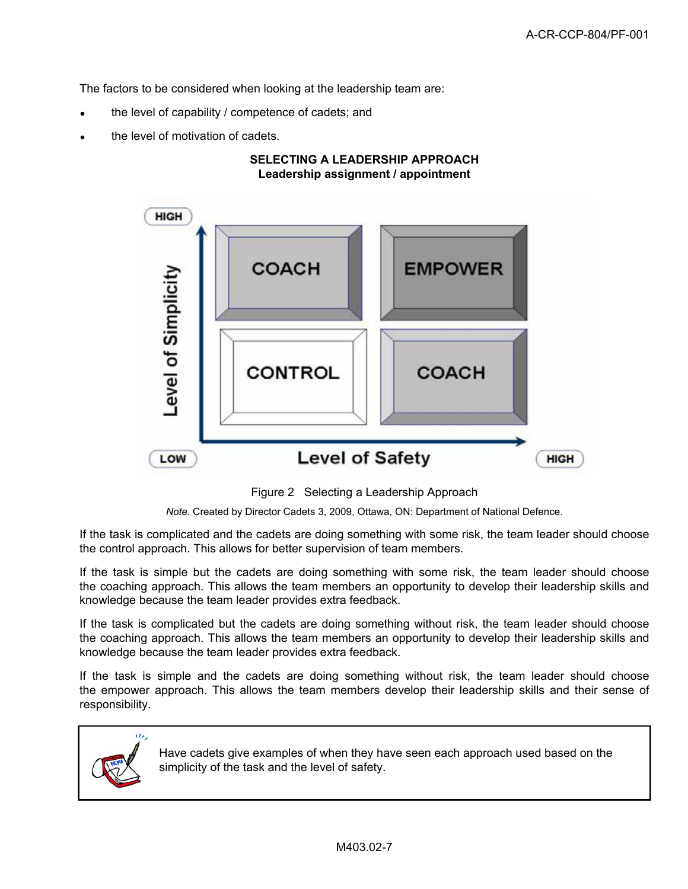The factors to be considered when looking at the leadership team are:

- the level of capability / competence of cadets; and
- the level of motivation of cadets.

**SELECTING A LEADERSHIP APPROACH**
**Leadership assignment / appointment**

| Level of Simplicity / Level of Safety | LOW Safety | HIGH Safety |
|---|---|---|
| HIGH Simplicity | COACH | EMPOWER |
| LOW Simplicity | CONTROL | COACH |

Figure 2 Selecting a Leadership Approach

*Note*. Created by Director Cadets 3, 2009, Ottawa, ON: Department of National Defence.

If the task is complicated and the cadets are doing something with some risk, the team leader should choose the control approach. This allows for better supervision of team members.

If the task is simple but the cadets are doing something with some risk, the team leader should choose the coaching approach. This allows the team members an opportunity to develop their leadership skills and knowledge because the team leader provides extra feedback.

If the task is complicated but the cadets are doing something without risk, the team leader should choose the coaching approach. This allows the team members an opportunity to develop their leadership skills and knowledge because the team leader provides extra feedback.

If the task is simple and the cadets are doing something without risk, the team leader should choose the empower approach. This allows the team members develop their leadership skills and their sense of responsibility.

> Have cadets give examples of when they have seen each approach used based on the simplicity of the task and the level of safety.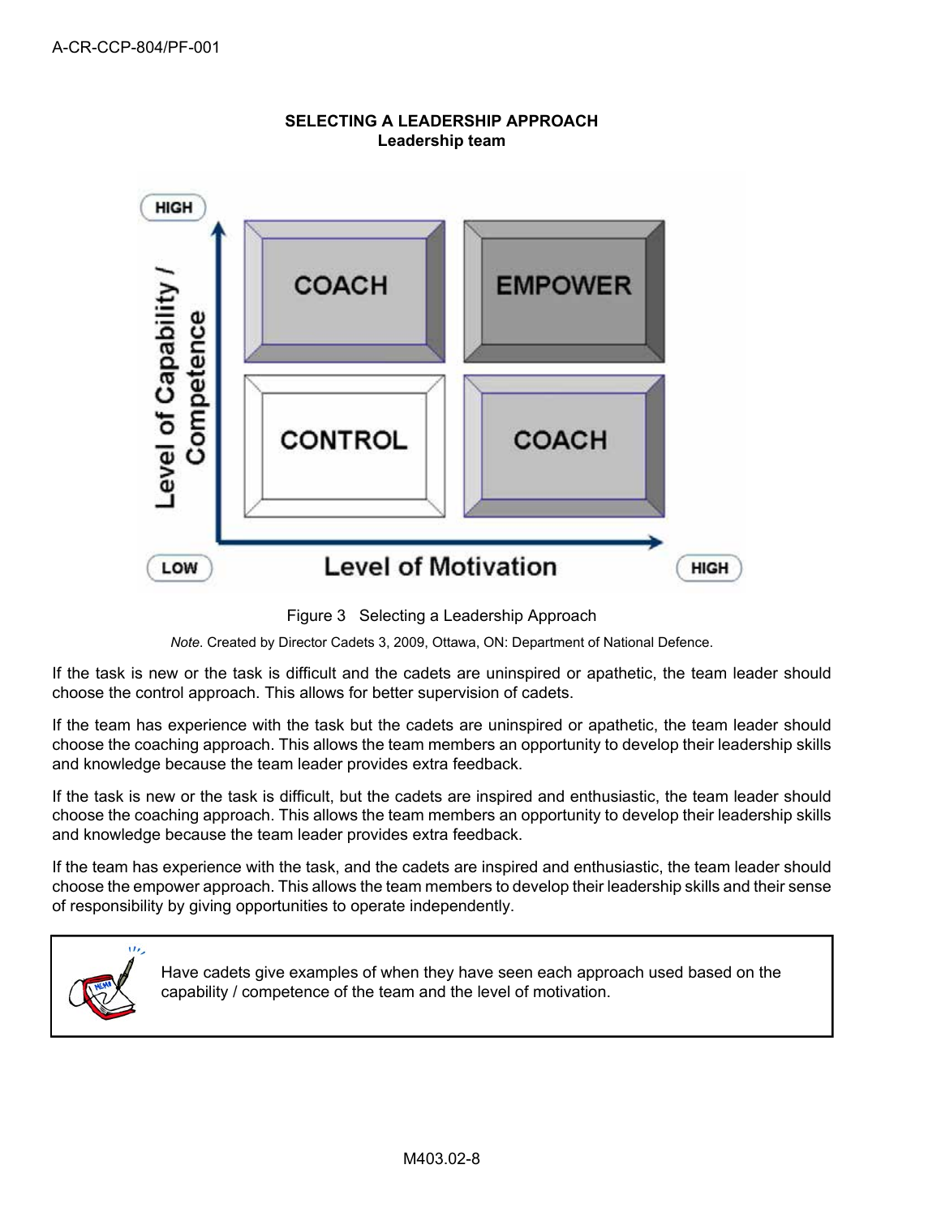**SELECTING A LEADERSHIP APPROACH**
**Leadership team**

| Level of Capability / Competence | LOW Level of Motivation | HIGH Level of Motivation |
| --- | --- | --- |
| HIGH | COACH | EMPOWER |
| LOW | CONTROL | COACH |

Figure 3 Selecting a Leadership Approach

*Note.* Created by Director Cadets 3, 2009, Ottawa, ON: Department of National Defence.

If the task is new or the task is difficult and the cadets are uninspired or apathetic, the team leader should choose the control approach. This allows for better supervision of cadets.

If the team has experience with the task but the cadets are uninspired or apathetic, the team leader should choose the coaching approach. This allows the team members an opportunity to develop their leadership skills and knowledge because the team leader provides extra feedback.

If the task is new or the task is difficult, but the cadets are inspired and enthusiastic, the team leader should choose the coaching approach. This allows the team members an opportunity to develop their leadership skills and knowledge because the team leader provides extra feedback.

If the team has experience with the task, and the cadets are inspired and enthusiastic, the team leader should choose the empower approach. This allows the team members to develop their leadership skills and their sense of responsibility by giving opportunities to operate independently.

> Have cadets give examples of when they have seen each approach used based on the capability / competence of the team and the level of motivation.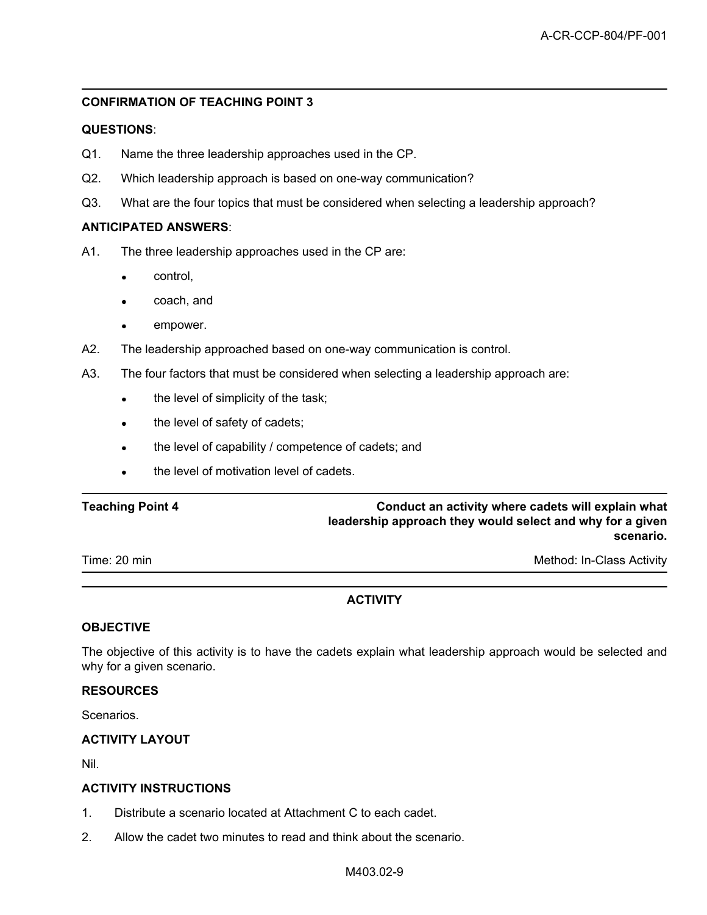**CONFIRMATION OF TEACHING POINT 3**

**QUESTIONS**:

Q1. Name the three leadership approaches used in the CP.

Q2. Which leadership approach is based on one-way communication?

Q3. What are the four topics that must be considered when selecting a leadership approach?

**ANTICIPATED ANSWERS**:

A1. The three leadership approaches used in the CP are:

- control,
- coach, and
- empower.

A2. The leadership approached based on one-way communication is control.

A3. The four factors that must be considered when selecting a leadership approach are:

- the level of simplicity of the task;
- the level of safety of cadets;
- the level of capability / competence of cadets; and
- the level of motivation level of cadets.

| Teaching Point 4 | Conduct an activity where cadets will explain what leadership approach they would select and why for a given scenario. |
|---|---|
| Time: 20 min | Method: In-Class Activity |

**ACTIVITY**

**OBJECTIVE**

The objective of this activity is to have the cadets explain what leadership approach would be selected and why for a given scenario.

**RESOURCES**

Scenarios.

**ACTIVITY LAYOUT**

Nil.

**ACTIVITY INSTRUCTIONS**

1. Distribute a scenario located at Attachment C to each cadet.
2. Allow the cadet two minutes to read and think about the scenario.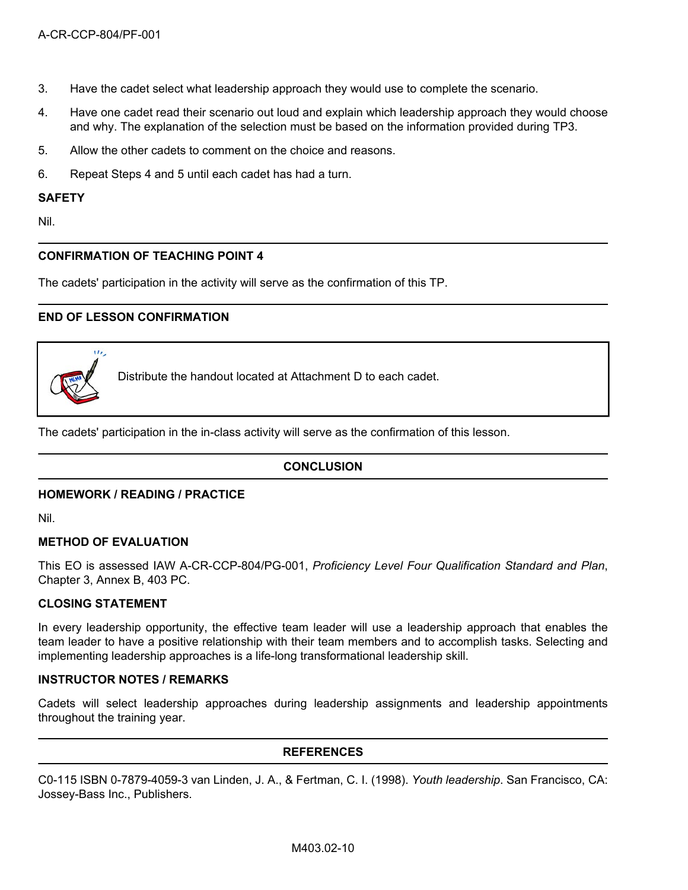3. Have the cadet select what leadership approach they would use to complete the scenario.
4. Have one cadet read their scenario out loud and explain which leadership approach they would choose and why. The explanation of the selection must be based on the information provided during TP3.
5. Allow the other cadets to comment on the choice and reasons.
6. Repeat Steps 4 and 5 until each cadet has had a turn.

**SAFETY**

Nil.

---

**CONFIRMATION OF TEACHING POINT 4**

The cadets' participation in the activity will serve as the confirmation of this TP.

---

**END OF LESSON CONFIRMATION**

> Distribute the handout located at Attachment D to each cadet.

The cadets' participation in the in-class activity will serve as the confirmation of this lesson.

---

## CONCLUSION

---

**HOMEWORK / READING / PRACTICE**

Nil.

**METHOD OF EVALUATION**

This EO is assessed IAW A-CR-CCP-804/PG-001, *Proficiency Level Four Qualification Standard and Plan*, Chapter 3, Annex B, 403 PC.

**CLOSING STATEMENT**

In every leadership opportunity, the effective team leader will use a leadership approach that enables the team leader to have a positive relationship with their team members and to accomplish tasks. Selecting and implementing leadership approaches is a life-long transformational leadership skill.

**INSTRUCTOR NOTES / REMARKS**

Cadets will select leadership approaches during leadership assignments and leadership appointments throughout the training year.

---

## REFERENCES

---

C0-115 ISBN 0-7879-4059-3 van Linden, J. A., & Fertman, C. I. (1998). *Youth leadership*. San Francisco, CA: Jossey-Bass Inc., Publishers.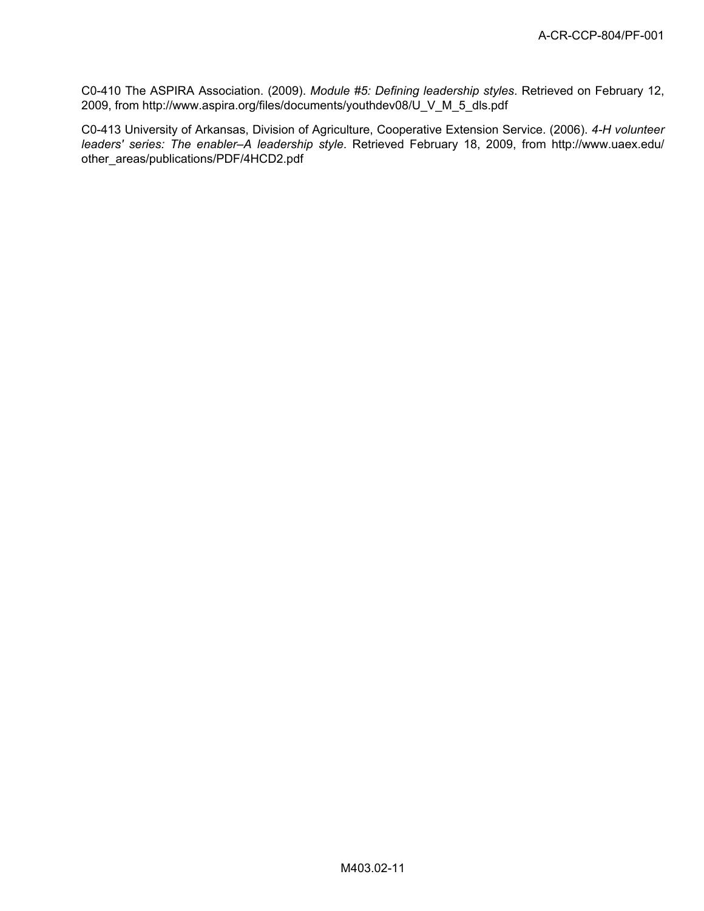C0-410 The ASPIRA Association. (2009). *Module #5: Defining leadership styles*. Retrieved on February 12, 2009, from http://www.aspira.org/files/documents/youthdev08/U_V_M_5_dls.pdf

C0-413 University of Arkansas, Division of Agriculture, Cooperative Extension Service. (2006). *4-H volunteer leaders' series: The enabler–A leadership style*. Retrieved February 18, 2009, from http://www.uaex.edu/other_areas/publications/PDF/4HCD2.pdf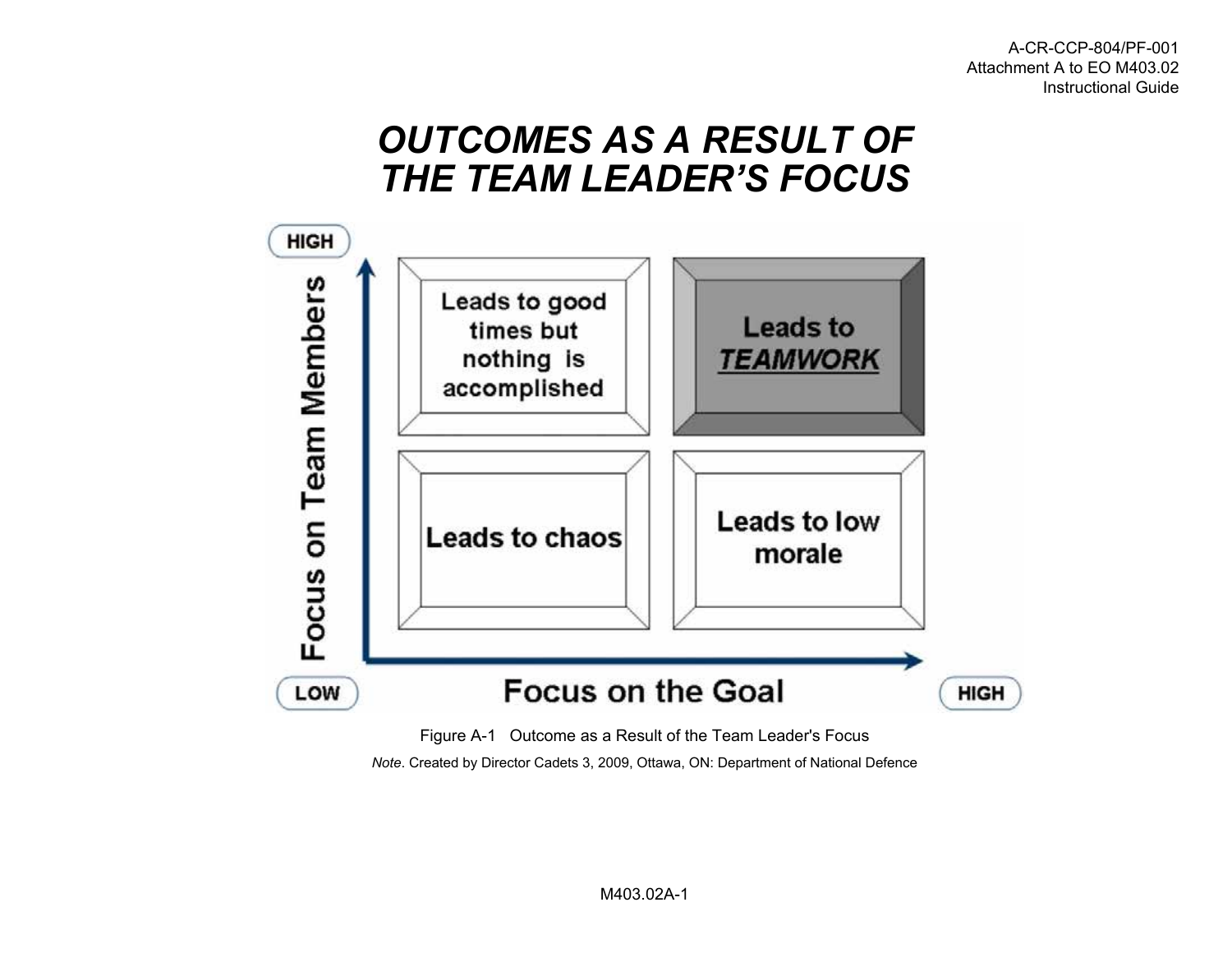# OUTCOMES AS A RESULT OF THE TEAM LEADER'S FOCUS

| Focus on Team Members / Focus on the Goal | LOW | HIGH |
|---|---|---|
| HIGH | Leads to good times but nothing is accomplished | Leads to ***TEAMWORK*** |
| LOW | Leads to chaos | Leads to low morale |

Figure A-1 Outcome as a Result of the Team Leader's Focus

*Note*. Created by Director Cadets 3, 2009, Ottawa, ON: Department of National Defence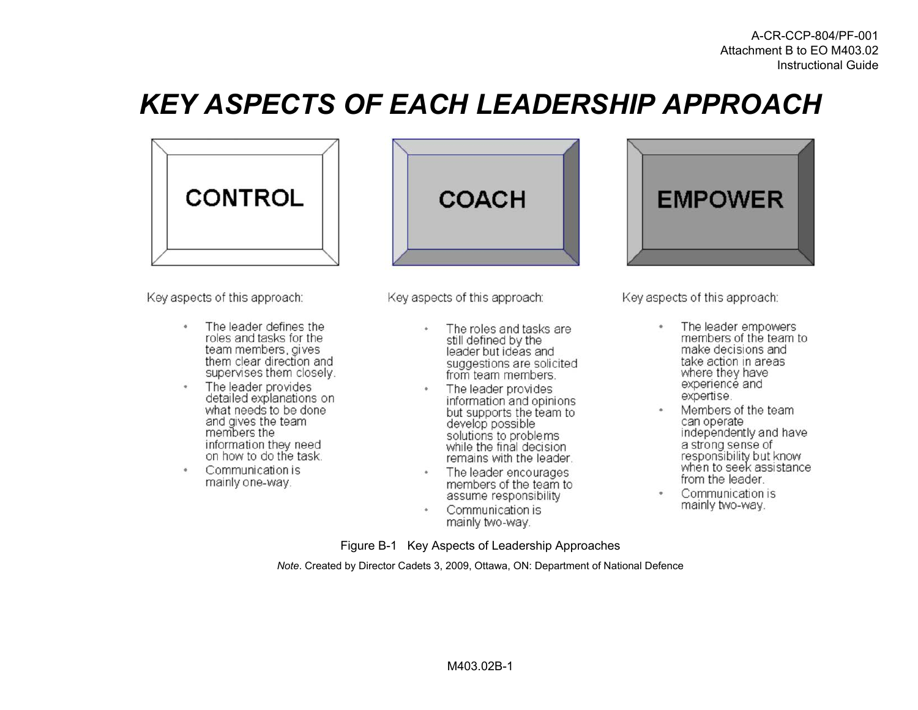# KEY ASPECTS OF EACH LEADERSHIP APPROACH

## CONTROL

Key aspects of this approach:

- The leader defines the roles and tasks for the team members, gives them clear direction and supervises them closely.
- The leader provides detailed explanations on what needs to be done and gives the team members the information they need on how to do the task.
- Communication is mainly one-way.

## COACH

Key aspects of this approach:

- The roles and tasks are still defined by the leader but ideas and suggestions are solicited from team members.
- The leader provides information and opinions but supports the team to develop possible solutions to problems while the final decision remains with the leader.
- The leader encourages members of the team to assume responsibility
- Communication is mainly two-way.

## EMPOWER

Key aspects of this approach:

- The leader empowers members of the team to make decisions and take action in areas where they have experience and expertise.
- Members of the team can operate independently and have a strong sense of responsibility but know when to seek assistance from the leader.
- Communication is mainly two-way.

Figure B-1 Key Aspects of Leadership Approaches

*Note*. Created by Director Cadets 3, 2009, Ottawa, ON: Department of National Defence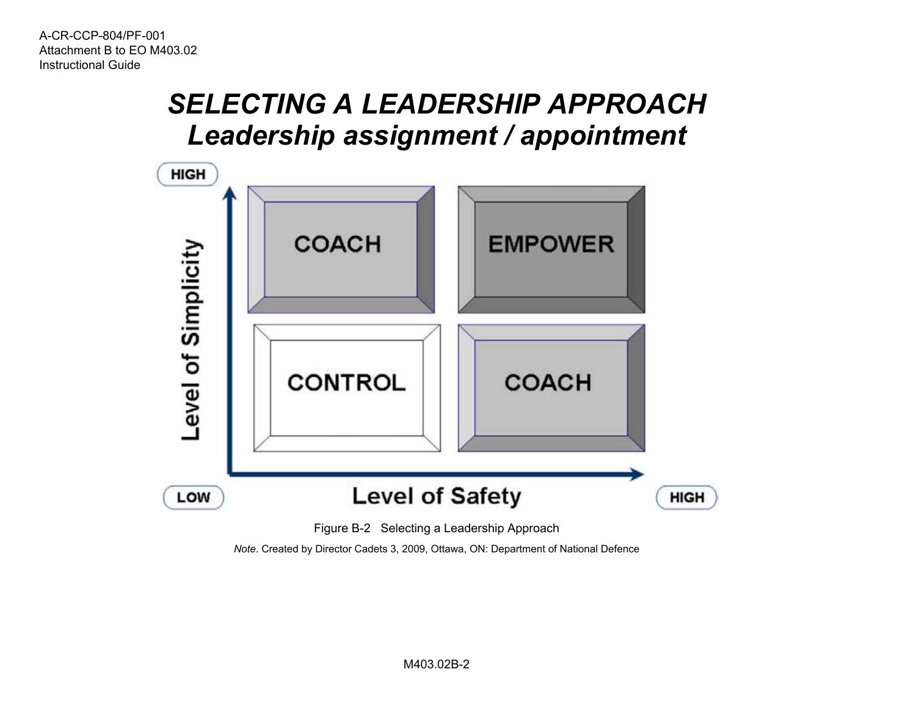# *SELECTING A LEADERSHIP APPROACH*
## *Leadership assignment / appointment*

| Level of Simplicity ↑ / Level of Safety → | LOW Safety | HIGH Safety |
|---|---|---|
| HIGH Simplicity | COACH | EMPOWER |
| LOW Simplicity | CONTROL | COACH |

Figure B-2 Selecting a Leadership Approach

*Note*. Created by Director Cadets 3, 2009, Ottawa, ON: Department of National Defence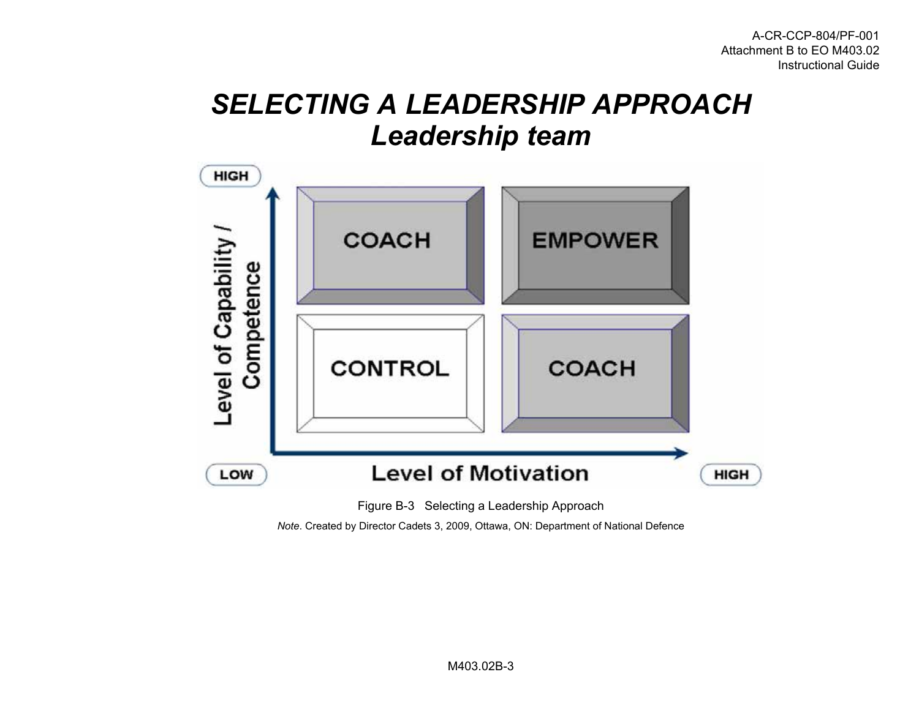# *SELECTING A LEADERSHIP APPROACH*
## *Leadership team*

| Level of Capability / Competence | Low Motivation | High Motivation |
| --- | --- | --- |
| HIGH | COACH | EMPOWER |
| LOW | CONTROL | COACH |

Level of Motivation: LOW → HIGH

Figure B-3 Selecting a Leadership Approach

*Note*. Created by Director Cadets 3, 2009, Ottawa, ON: Department of National Defence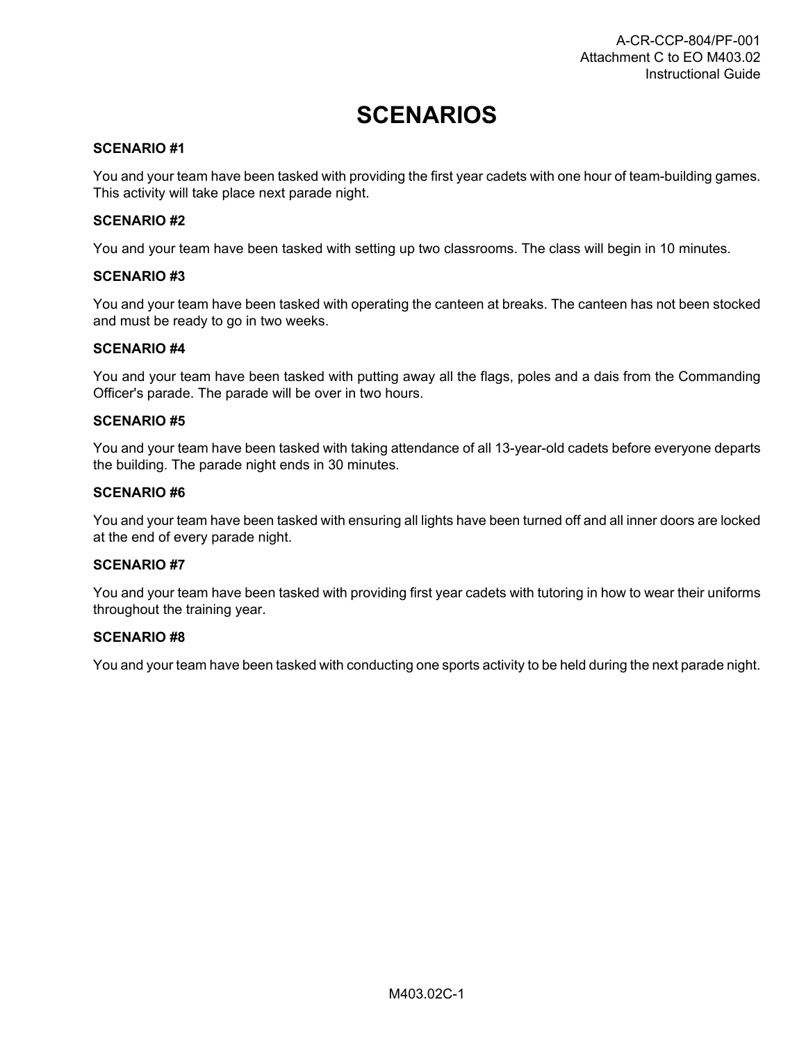# SCENARIOS

**SCENARIO #1**

You and your team have been tasked with providing the first year cadets with one hour of team-building games. This activity will take place next parade night.

**SCENARIO #2**

You and your team have been tasked with setting up two classrooms. The class will begin in 10 minutes.

**SCENARIO #3**

You and your team have been tasked with operating the canteen at breaks. The canteen has not been stocked and must be ready to go in two weeks.

**SCENARIO #4**

You and your team have been tasked with putting away all the flags, poles and a dais from the Commanding Officer's parade. The parade will be over in two hours.

**SCENARIO #5**

You and your team have been tasked with taking attendance of all 13-year-old cadets before everyone departs the building. The parade night ends in 30 minutes.

**SCENARIO #6**

You and your team have been tasked with ensuring all lights have been turned off and all inner doors are locked at the end of every parade night.

**SCENARIO #7**

You and your team have been tasked with providing first year cadets with tutoring in how to wear their uniforms throughout the training year.

**SCENARIO #8**

You and your team have been tasked with conducting one sports activity to be held during the next parade night.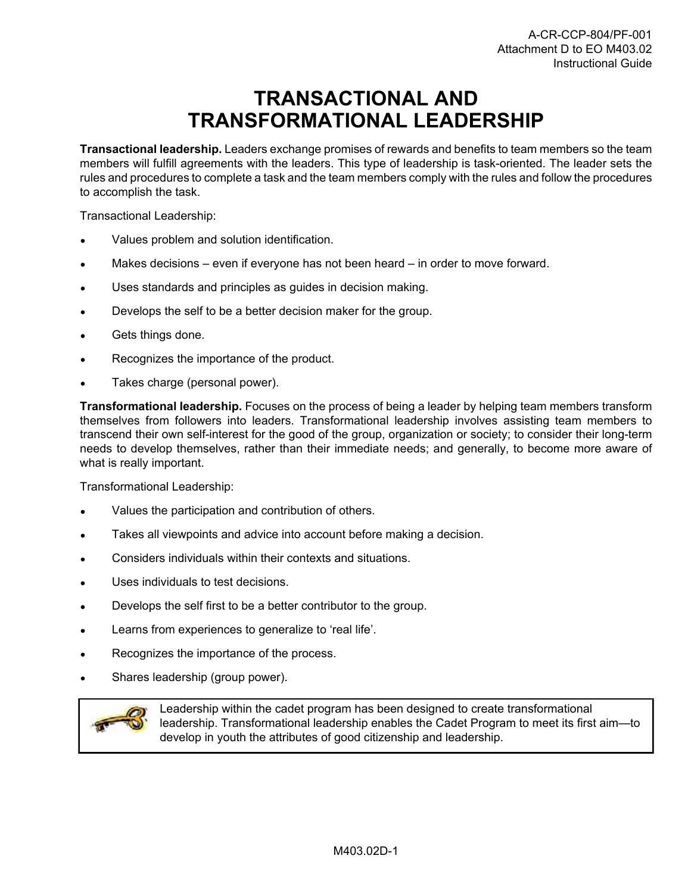# TRANSACTIONAL AND TRANSFORMATIONAL LEADERSHIP

**Transactional leadership.** Leaders exchange promises of rewards and benefits to team members so the team members will fulfill agreements with the leaders. This type of leadership is task-oriented. The leader sets the rules and procedures to complete a task and the team members comply with the rules and follow the procedures to accomplish the task.

Transactional Leadership:

- Values problem and solution identification.
- Makes decisions – even if everyone has not been heard – in order to move forward.
- Uses standards and principles as guides in decision making.
- Develops the self to be a better decision maker for the group.
- Gets things done.
- Recognizes the importance of the product.
- Takes charge (personal power).

**Transformational leadership.** Focuses on the process of being a leader by helping team members transform themselves from followers into leaders. Transformational leadership involves assisting team members to transcend their own self-interest for the good of the group, organization or society; to consider their long-term needs to develop themselves, rather than their immediate needs; and generally, to become more aware of what is really important.

Transformational Leadership:

- Values the participation and contribution of others.
- Takes all viewpoints and advice into account before making a decision.
- Considers individuals within their contexts and situations.
- Uses individuals to test decisions.
- Develops the self first to be a better contributor to the group.
- Learns from experiences to generalize to 'real life'.
- Recognizes the importance of the process.
- Shares leadership (group power).

> Leadership within the cadet program has been designed to create transformational leadership. Transformational leadership enables the Cadet Program to meet its first aim—to develop in youth the attributes of good citizenship and leadership.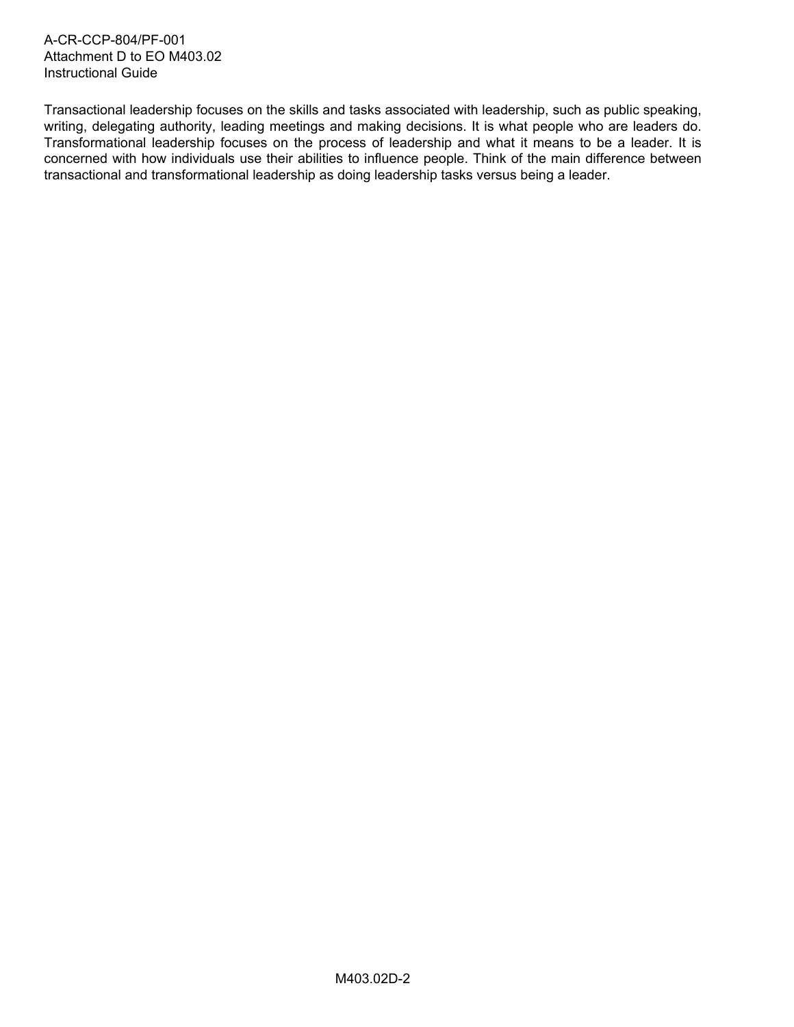Transactional leadership focuses on the skills and tasks associated with leadership, such as public speaking, writing, delegating authority, leading meetings and making decisions. It is what people who are leaders do. Transformational leadership focuses on the process of leadership and what it means to be a leader. It is concerned with how individuals use their abilities to influence people. Think of the main difference between transactional and transformational leadership as doing leadership tasks versus being a leader.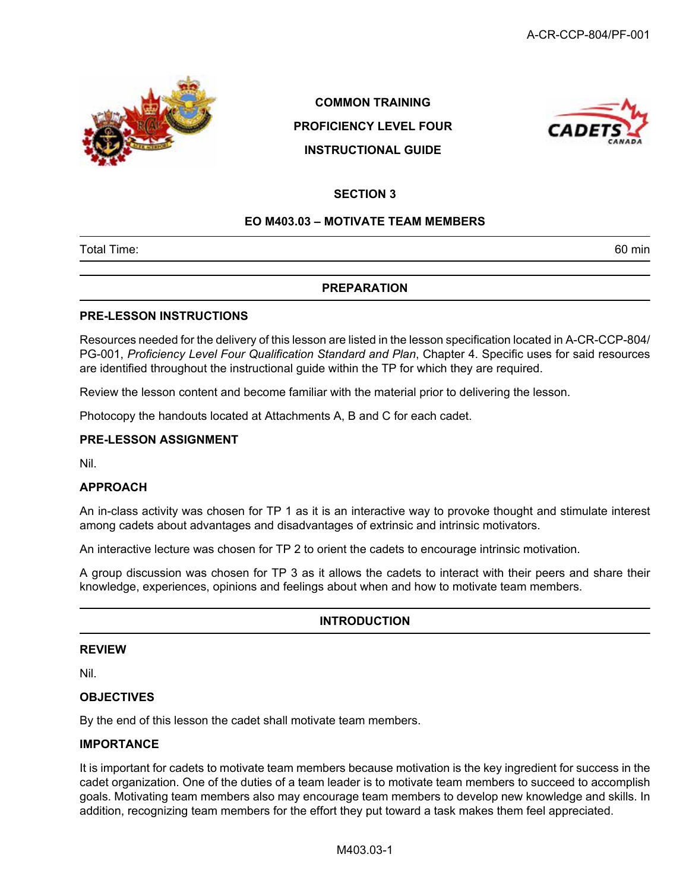COMMON TRAINING

PROFICIENCY LEVEL FOUR

INSTRUCTIONAL GUIDE

## SECTION 3

## EO M403.03 – MOTIVATE TEAM MEMBERS

Total Time: 60 min

## PREPARATION

### PRE-LESSON INSTRUCTIONS

Resources needed for the delivery of this lesson are listed in the lesson specification located in A-CR-CCP-804/PG-001, *Proficiency Level Four Qualification Standard and Plan*, Chapter 4. Specific uses for said resources are identified throughout the instructional guide within the TP for which they are required.

Review the lesson content and become familiar with the material prior to delivering the lesson.

Photocopy the handouts located at Attachments A, B and C for each cadet.

### PRE-LESSON ASSIGNMENT

Nil.

### APPROACH

An in-class activity was chosen for TP 1 as it is an interactive way to provoke thought and stimulate interest among cadets about advantages and disadvantages of extrinsic and intrinsic motivators.

An interactive lecture was chosen for TP 2 to orient the cadets to encourage intrinsic motivation.

A group discussion was chosen for TP 3 as it allows the cadets to interact with their peers and share their knowledge, experiences, opinions and feelings about when and how to motivate team members.

## INTRODUCTION

### REVIEW

Nil.

### OBJECTIVES

By the end of this lesson the cadet shall motivate team members.

### IMPORTANCE

It is important for cadets to motivate team members because motivation is the key ingredient for success in the cadet organization. One of the duties of a team leader is to motivate team members to succeed to accomplish goals. Motivating team members also may encourage team members to develop new knowledge and skills. In addition, recognizing team members for the effort they put toward a task makes them feel appreciated.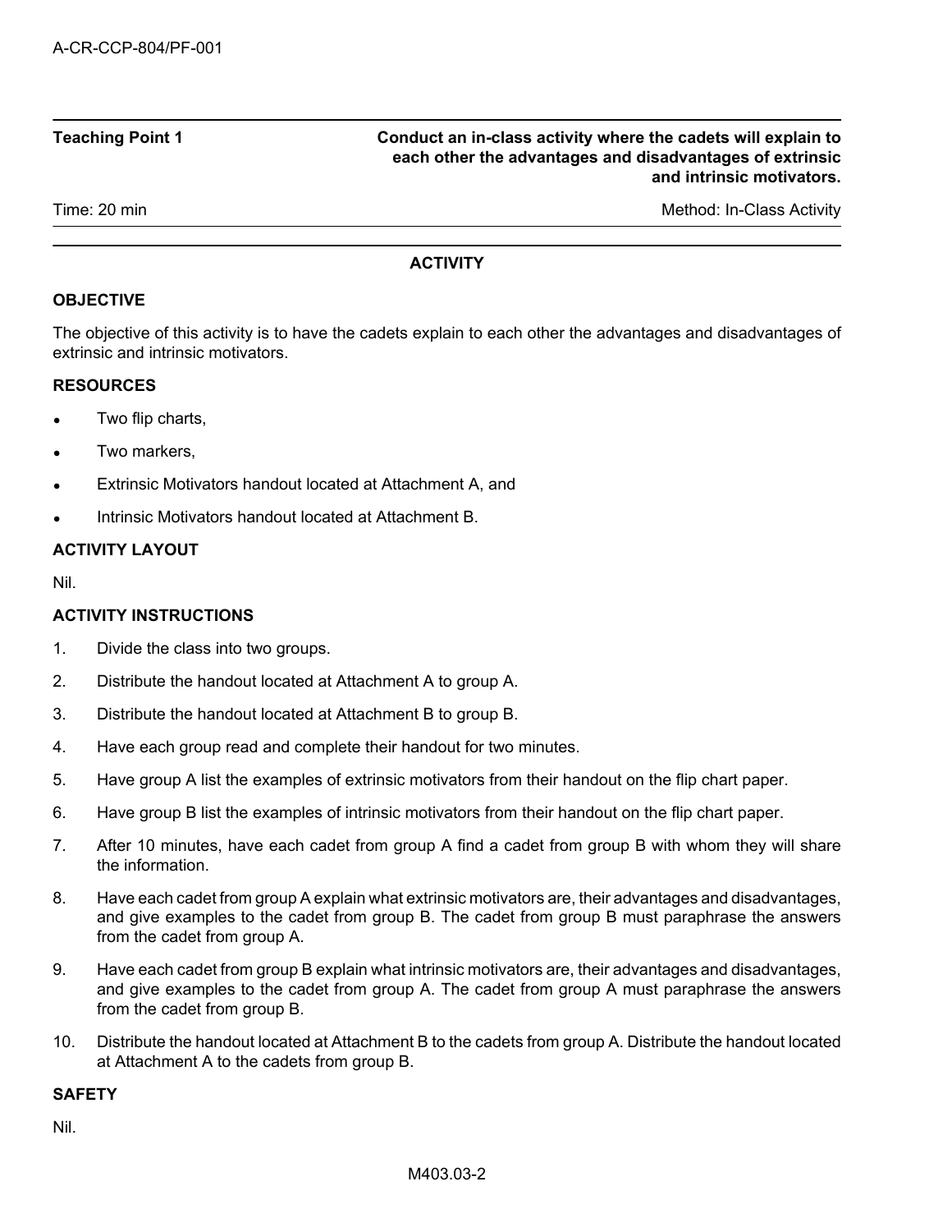| Teaching Point 1 | Conduct an in-class activity where the cadets will explain to each other the advantages and disadvantages of extrinsic and intrinsic motivators. |
| --- | --- |
| Time: 20 min | Method: In-Class Activity |

## ACTIVITY

### OBJECTIVE

The objective of this activity is to have the cadets explain to each other the advantages and disadvantages of extrinsic and intrinsic motivators.

### RESOURCES

- Two flip charts,
- Two markers,
- Extrinsic Motivators handout located at Attachment A, and
- Intrinsic Motivators handout located at Attachment B.

### ACTIVITY LAYOUT

Nil.

### ACTIVITY INSTRUCTIONS

1. Divide the class into two groups.
2. Distribute the handout located at Attachment A to group A.
3. Distribute the handout located at Attachment B to group B.
4. Have each group read and complete their handout for two minutes.
5. Have group A list the examples of extrinsic motivators from their handout on the flip chart paper.
6. Have group B list the examples of intrinsic motivators from their handout on the flip chart paper.
7. After 10 minutes, have each cadet from group A find a cadet from group B with whom they will share the information.
8. Have each cadet from group A explain what extrinsic motivators are, their advantages and disadvantages, and give examples to the cadet from group B. The cadet from group B must paraphrase the answers from the cadet from group A.
9. Have each cadet from group B explain what intrinsic motivators are, their advantages and disadvantages, and give examples to the cadet from group A. The cadet from group A must paraphrase the answers from the cadet from group B.
10. Distribute the handout located at Attachment B to the cadets from group A. Distribute the handout located at Attachment A to the cadets from group B.

### SAFETY

Nil.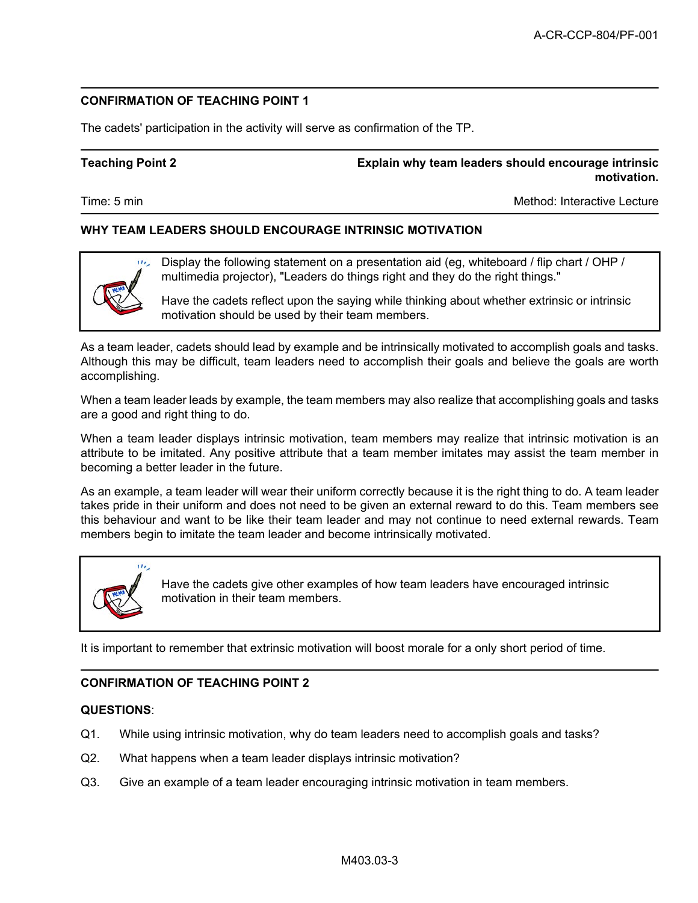**CONFIRMATION OF TEACHING POINT 1**

The cadets' participation in the activity will serve as confirmation of the TP.

| **Teaching Point 2** | **Explain why team leaders should encourage intrinsic motivation.** |
|---|---|
| Time: 5 min | Method: Interactive Lecture |

**WHY TEAM LEADERS SHOULD ENCOURAGE INTRINSIC MOTIVATION**

> Display the following statement on a presentation aid (eg, whiteboard / flip chart / OHP / multimedia projector), "Leaders do things right and they do the right things."
>
> Have the cadets reflect upon the saying while thinking about whether extrinsic or intrinsic motivation should be used by their team members.

As a team leader, cadets should lead by example and be intrinsically motivated to accomplish goals and tasks. Although this may be difficult, team leaders need to accomplish their goals and believe the goals are worth accomplishing.

When a team leader leads by example, the team members may also realize that accomplishing goals and tasks are a good and right thing to do.

When a team leader displays intrinsic motivation, team members may realize that intrinsic motivation is an attribute to be imitated. Any positive attribute that a team member imitates may assist the team member in becoming a better leader in the future.

As an example, a team leader will wear their uniform correctly because it is the right thing to do. A team leader takes pride in their uniform and does not need to be given an external reward to do this. Team members see this behaviour and want to be like their team leader and may not continue to need external rewards. Team members begin to imitate the team leader and become intrinsically motivated.

> Have the cadets give other examples of how team leaders have encouraged intrinsic motivation in their team members.

It is important to remember that extrinsic motivation will boost morale for a only short period of time.

**CONFIRMATION OF TEACHING POINT 2**

**QUESTIONS**:

Q1. While using intrinsic motivation, why do team leaders need to accomplish goals and tasks?

Q2. What happens when a team leader displays intrinsic motivation?

Q3. Give an example of a team leader encouraging intrinsic motivation in team members.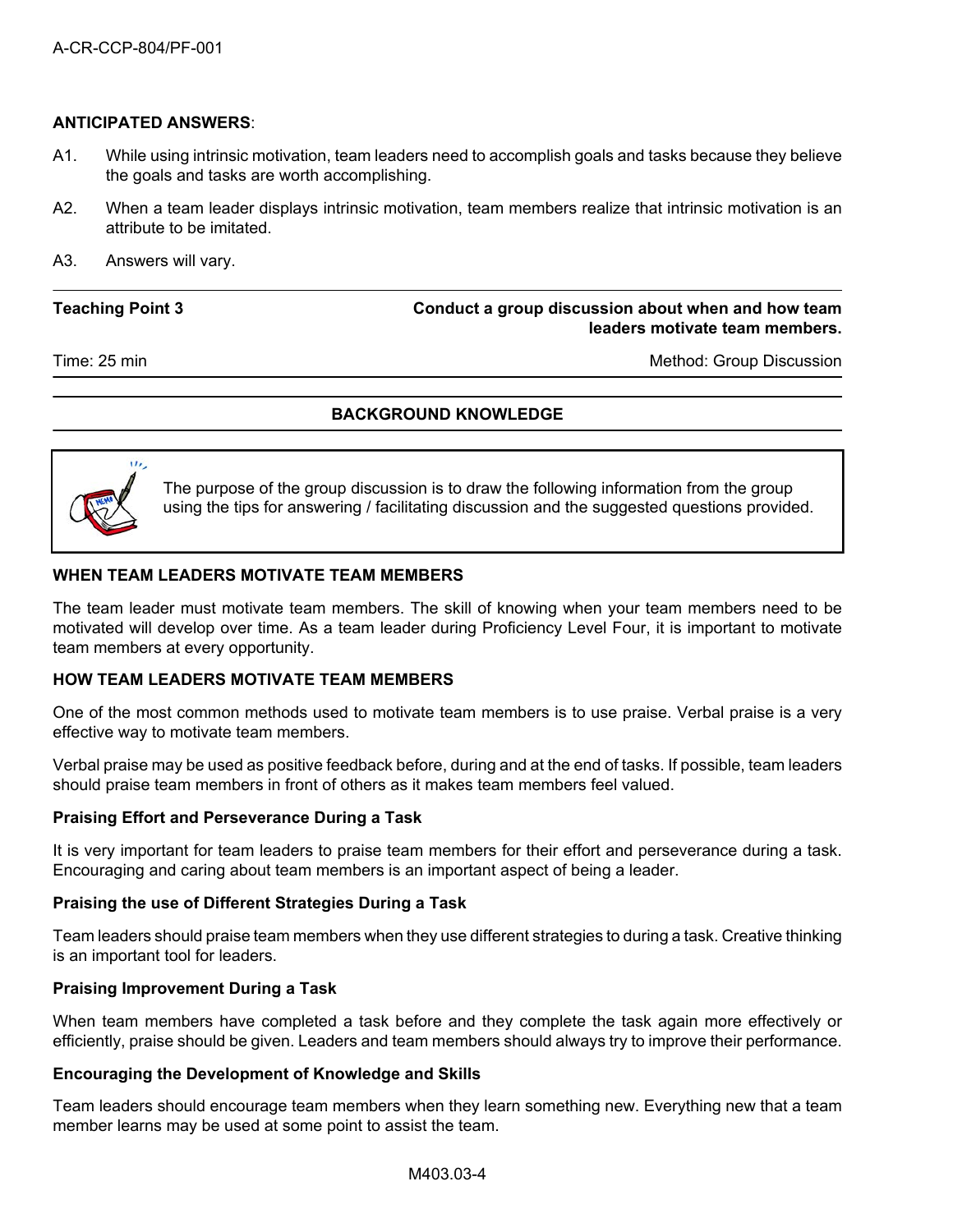**ANTICIPATED ANSWERS**:

A1. While using intrinsic motivation, team leaders need to accomplish goals and tasks because they believe the goals and tasks are worth accomplishing.

A2. When a team leader displays intrinsic motivation, team members realize that intrinsic motivation is an attribute to be imitated.

A3. Answers will vary.

---

| **Teaching Point 3** | **Conduct a group discussion about when and how team leaders motivate team members.** |
|---|---|
| Time: 25 min | Method: Group Discussion |

---

**BACKGROUND KNOWLEDGE**

---

> The purpose of the group discussion is to draw the following information from the group using the tips for answering / facilitating discussion and the suggested questions provided.

**WHEN TEAM LEADERS MOTIVATE TEAM MEMBERS**

The team leader must motivate team members. The skill of knowing when your team members need to be motivated will develop over time. As a team leader during Proficiency Level Four, it is important to motivate team members at every opportunity.

**HOW TEAM LEADERS MOTIVATE TEAM MEMBERS**

One of the most common methods used to motivate team members is to use praise. Verbal praise is a very effective way to motivate team members.

Verbal praise may be used as positive feedback before, during and at the end of tasks. If possible, team leaders should praise team members in front of others as it makes team members feel valued.

**Praising Effort and Perseverance During a Task**

It is very important for team leaders to praise team members for their effort and perseverance during a task. Encouraging and caring about team members is an important aspect of being a leader.

**Praising the use of Different Strategies During a Task**

Team leaders should praise team members when they use different strategies to during a task. Creative thinking is an important tool for leaders.

**Praising Improvement During a Task**

When team members have completed a task before and they complete the task again more effectively or efficiently, praise should be given. Leaders and team members should always try to improve their performance.

**Encouraging the Development of Knowledge and Skills**

Team leaders should encourage team members when they learn something new. Everything new that a team member learns may be used at some point to assist the team.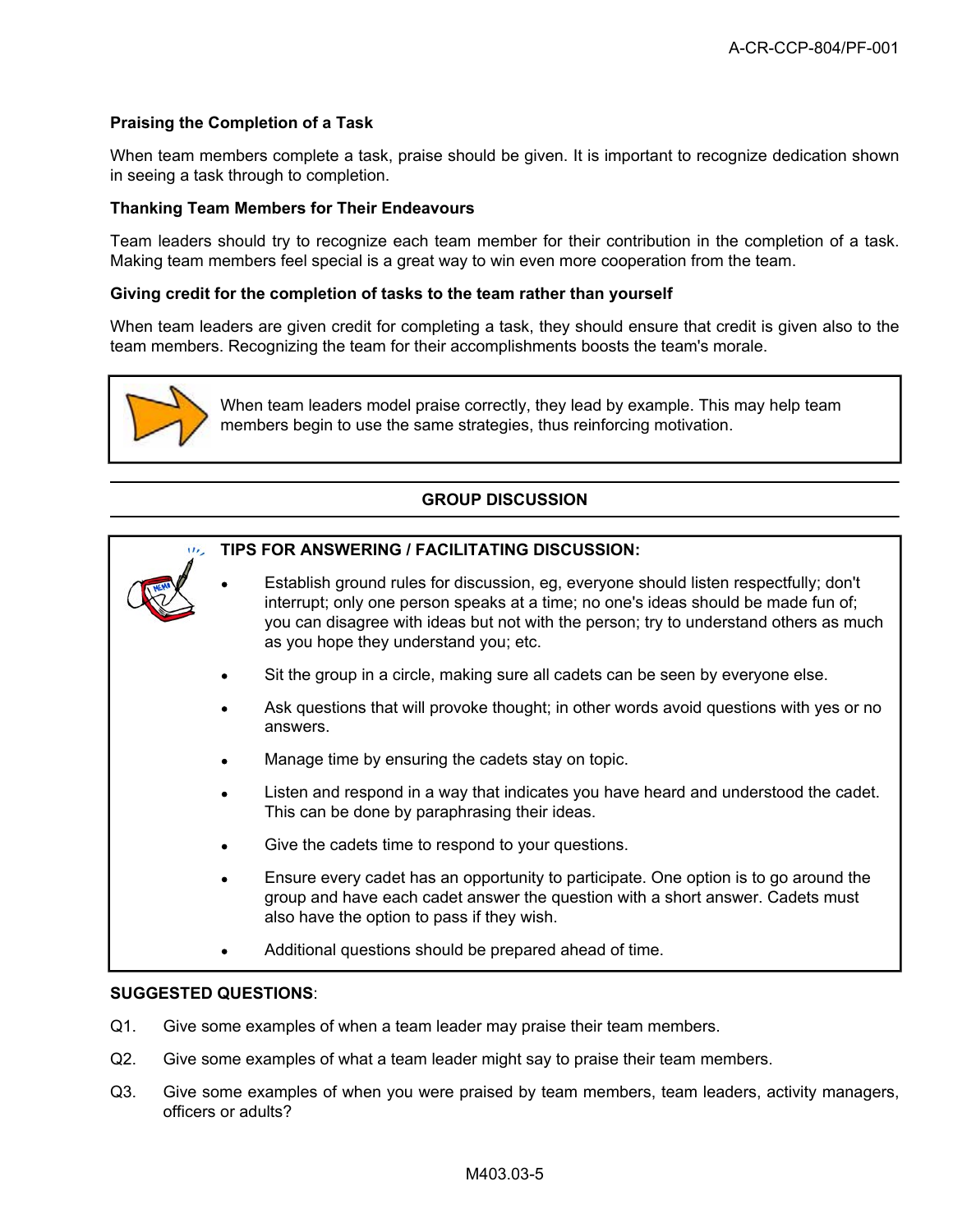**Praising the Completion of a Task**

When team members complete a task, praise should be given. It is important to recognize dedication shown in seeing a task through to completion.

**Thanking Team Members for Their Endeavours**

Team leaders should try to recognize each team member for their contribution in the completion of a task. Making team members feel special is a great way to win even more cooperation from the team.

**Giving credit for the completion of tasks to the team rather than yourself**

When team leaders are given credit for completing a task, they should ensure that credit is given also to the team members. Recognizing the team for their accomplishments boosts the team's morale.

> When team leaders model praise correctly, they lead by example. This may help team members begin to use the same strategies, thus reinforcing motivation.

---

**GROUP DISCUSSION**

---

> **TIPS FOR ANSWERING / FACILITATING DISCUSSION:**
>
> - Establish ground rules for discussion, eg, everyone should listen respectfully; don't interrupt; only one person speaks at a time; no one's ideas should be made fun of; you can disagree with ideas but not with the person; try to understand others as much as you hope they understand you; etc.
> - Sit the group in a circle, making sure all cadets can be seen by everyone else.
> - Ask questions that will provoke thought; in other words avoid questions with yes or no answers.
> - Manage time by ensuring the cadets stay on topic.
> - Listen and respond in a way that indicates you have heard and understood the cadet. This can be done by paraphrasing their ideas.
> - Give the cadets time to respond to your questions.
> - Ensure every cadet has an opportunity to participate. One option is to go around the group and have each cadet answer the question with a short answer. Cadets must also have the option to pass if they wish.
> - Additional questions should be prepared ahead of time.

**SUGGESTED QUESTIONS**:

Q1. Give some examples of when a team leader may praise their team members.

Q2. Give some examples of what a team leader might say to praise their team members.

Q3. Give some examples of when you were praised by team members, team leaders, activity managers, officers or adults?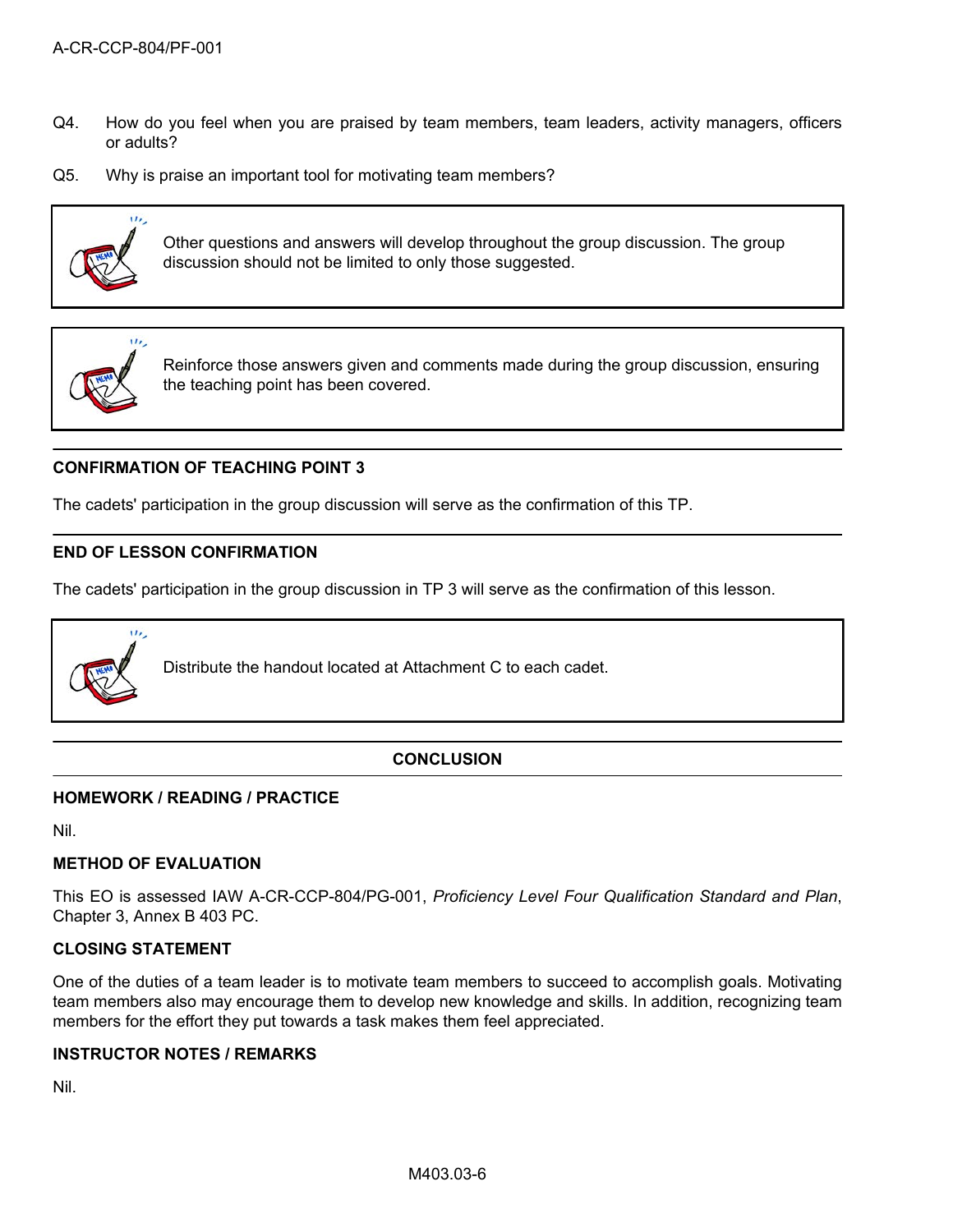Q4. How do you feel when you are praised by team members, team leaders, activity managers, officers or adults?

Q5. Why is praise an important tool for motivating team members?

> Other questions and answers will develop throughout the group discussion. The group discussion should not be limited to only those suggested.

> Reinforce those answers given and comments made during the group discussion, ensuring the teaching point has been covered.

**CONFIRMATION OF TEACHING POINT 3**

The cadets' participation in the group discussion will serve as the confirmation of this TP.

**END OF LESSON CONFIRMATION**

The cadets' participation in the group discussion in TP 3 will serve as the confirmation of this lesson.

> Distribute the handout located at Attachment C to each cadet.

## CONCLUSION

**HOMEWORK / READING / PRACTICE**

Nil.

**METHOD OF EVALUATION**

This EO is assessed IAW A-CR-CCP-804/PG-001, *Proficiency Level Four Qualification Standard and Plan*, Chapter 3, Annex B 403 PC.

**CLOSING STATEMENT**

One of the duties of a team leader is to motivate team members to succeed to accomplish goals. Motivating team members also may encourage them to develop new knowledge and skills. In addition, recognizing team members for the effort they put towards a task makes them feel appreciated.

**INSTRUCTOR NOTES / REMARKS**

Nil.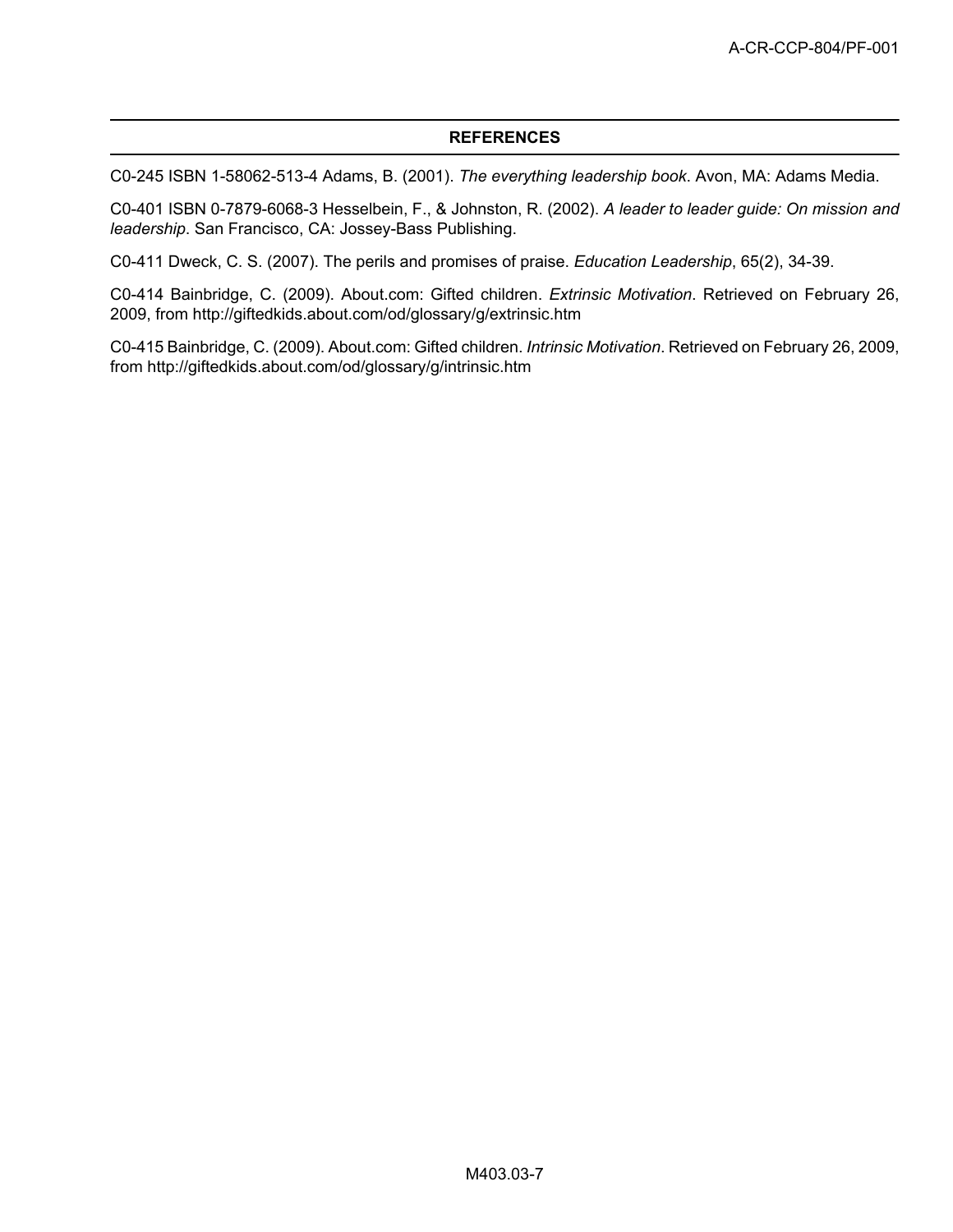## REFERENCES

C0-245 ISBN 1-58062-513-4 Adams, B. (2001). *The everything leadership book*. Avon, MA: Adams Media.

C0-401 ISBN 0-7879-6068-3 Hesselbein, F., & Johnston, R. (2002). *A leader to leader guide: On mission and leadership*. San Francisco, CA: Jossey-Bass Publishing.

C0-411 Dweck, C. S. (2007). The perils and promises of praise. *Education Leadership*, 65(2), 34-39.

C0-414 Bainbridge, C. (2009). About.com: Gifted children. *Extrinsic Motivation*. Retrieved on February 26, 2009, from http://giftedkids.about.com/od/glossary/g/extrinsic.htm

C0-415 Bainbridge, C. (2009). About.com: Gifted children. *Intrinsic Motivation*. Retrieved on February 26, 2009, from http://giftedkids.about.com/od/glossary/g/intrinsic.htm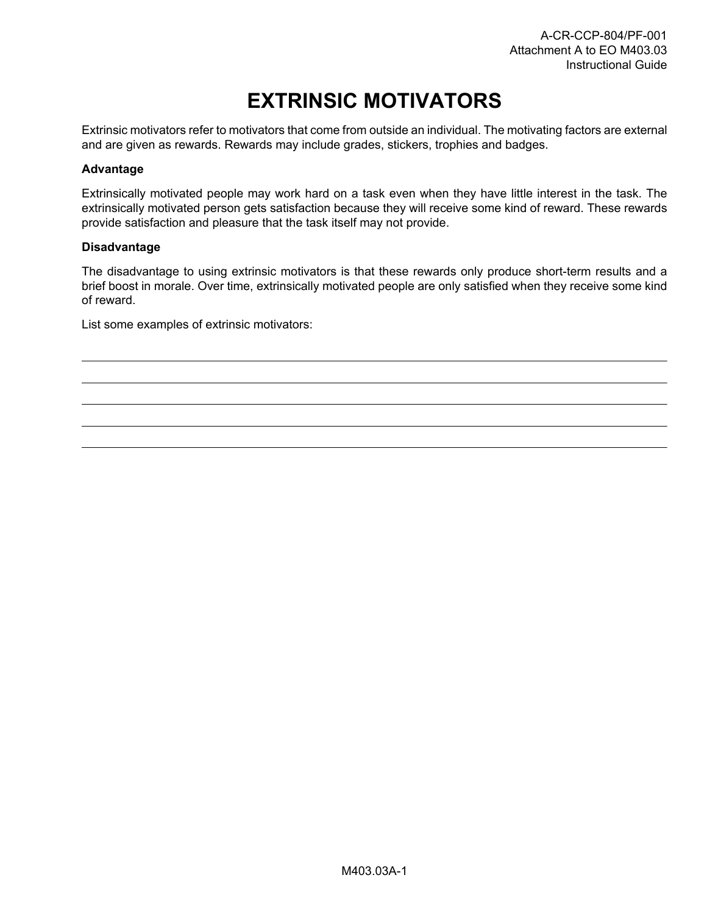# EXTRINSIC MOTIVATORS

Extrinsic motivators refer to motivators that come from outside an individual. The motivating factors are external and are given as rewards. Rewards may include grades, stickers, trophies and badges.

**Advantage**

Extrinsically motivated people may work hard on a task even when they have little interest in the task. The extrinsically motivated person gets satisfaction because they will receive some kind of reward. These rewards provide satisfaction and pleasure that the task itself may not provide.

**Disadvantage**

The disadvantage to using extrinsic motivators is that these rewards only produce short-term results and a brief boost in morale. Over time, extrinsically motivated people are only satisfied when they receive some kind of reward.

List some examples of extrinsic motivators:

_______________________________________________

_______________________________________________

_______________________________________________

_______________________________________________

_______________________________________________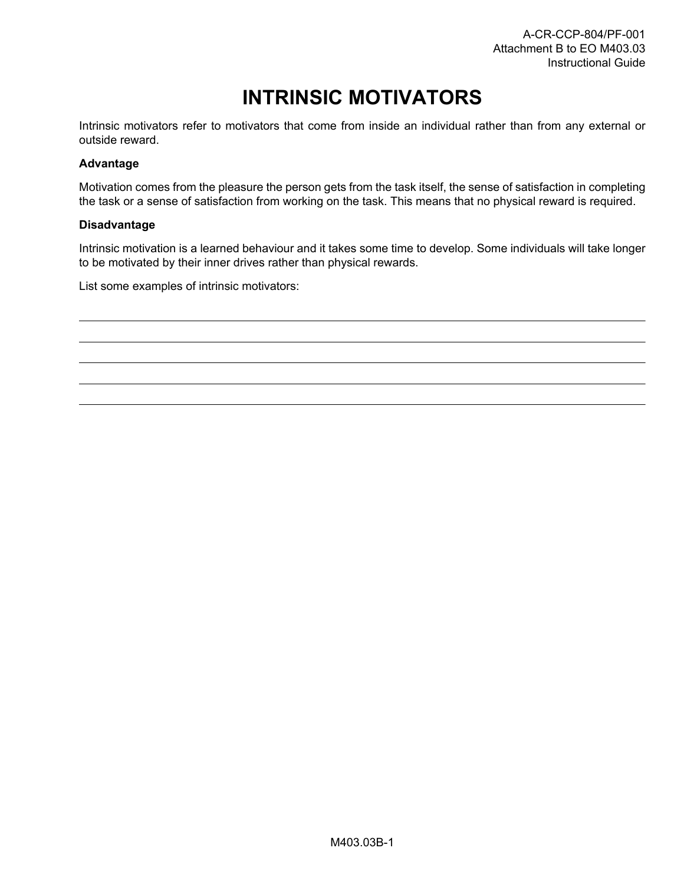# INTRINSIC MOTIVATORS

Intrinsic motivators refer to motivators that come from inside an individual rather than from any external or outside reward.

**Advantage**

Motivation comes from the pleasure the person gets from the task itself, the sense of satisfaction in completing the task or a sense of satisfaction from working on the task. This means that no physical reward is required.

**Disadvantage**

Intrinsic motivation is a learned behaviour and it takes some time to develop. Some individuals will take longer to be motivated by their inner drives rather than physical rewards.

List some examples of intrinsic motivators:

\_\_\_\_\_\_\_\_\_\_\_\_\_\_\_\_\_\_\_\_\_\_\_\_\_\_\_\_\_\_\_\_\_\_\_\_\_\_\_\_\_\_\_\_\_\_\_\_\_\_\_\_\_\_\_\_\_\_\_\_\_\_\_\_\_\_\_\_\_\_\_\_\_\_\_\_\_\_

\_\_\_\_\_\_\_\_\_\_\_\_\_\_\_\_\_\_\_\_\_\_\_\_\_\_\_\_\_\_\_\_\_\_\_\_\_\_\_\_\_\_\_\_\_\_\_\_\_\_\_\_\_\_\_\_\_\_\_\_\_\_\_\_\_\_\_\_\_\_\_\_\_\_\_\_\_\_

\_\_\_\_\_\_\_\_\_\_\_\_\_\_\_\_\_\_\_\_\_\_\_\_\_\_\_\_\_\_\_\_\_\_\_\_\_\_\_\_\_\_\_\_\_\_\_\_\_\_\_\_\_\_\_\_\_\_\_\_\_\_\_\_\_\_\_\_\_\_\_\_\_\_\_\_\_\_

\_\_\_\_\_\_\_\_\_\_\_\_\_\_\_\_\_\_\_\_\_\_\_\_\_\_\_\_\_\_\_\_\_\_\_\_\_\_\_\_\_\_\_\_\_\_\_\_\_\_\_\_\_\_\_\_\_\_\_\_\_\_\_\_\_\_\_\_\_\_\_\_\_\_\_\_\_\_

\_\_\_\_\_\_\_\_\_\_\_\_\_\_\_\_\_\_\_\_\_\_\_\_\_\_\_\_\_\_\_\_\_\_\_\_\_\_\_\_\_\_\_\_\_\_\_\_\_\_\_\_\_\_\_\_\_\_\_\_\_\_\_\_\_\_\_\_\_\_\_\_\_\_\_\_\_\_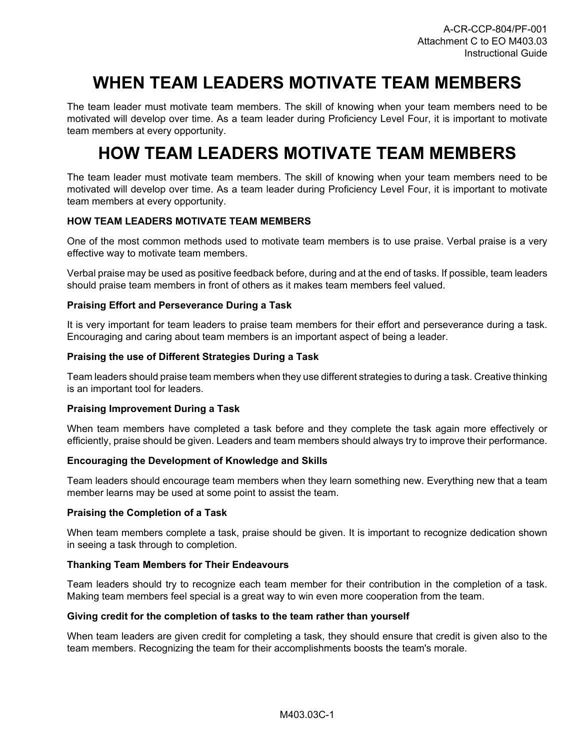# WHEN TEAM LEADERS MOTIVATE TEAM MEMBERS

The team leader must motivate team members. The skill of knowing when your team members need to be motivated will develop over time. As a team leader during Proficiency Level Four, it is important to motivate team members at every opportunity.

# HOW TEAM LEADERS MOTIVATE TEAM MEMBERS

The team leader must motivate team members. The skill of knowing when your team members need to be motivated will develop over time. As a team leader during Proficiency Level Four, it is important to motivate team members at every opportunity.

## HOW TEAM LEADERS MOTIVATE TEAM MEMBERS

One of the most common methods used to motivate team members is to use praise. Verbal praise is a very effective way to motivate team members.

Verbal praise may be used as positive feedback before, during and at the end of tasks. If possible, team leaders should praise team members in front of others as it makes team members feel valued.

### Praising Effort and Perseverance During a Task

It is very important for team leaders to praise team members for their effort and perseverance during a task. Encouraging and caring about team members is an important aspect of being a leader.

### Praising the use of Different Strategies During a Task

Team leaders should praise team members when they use different strategies to during a task. Creative thinking is an important tool for leaders.

### Praising Improvement During a Task

When team members have completed a task before and they complete the task again more effectively or efficiently, praise should be given. Leaders and team members should always try to improve their performance.

### Encouraging the Development of Knowledge and Skills

Team leaders should encourage team members when they learn something new. Everything new that a team member learns may be used at some point to assist the team.

### Praising the Completion of a Task

When team members complete a task, praise should be given. It is important to recognize dedication shown in seeing a task through to completion.

### Thanking Team Members for Their Endeavours

Team leaders should try to recognize each team member for their contribution in the completion of a task. Making team members feel special is a great way to win even more cooperation from the team.

### Giving credit for the completion of tasks to the team rather than yourself

When team leaders are given credit for completing a task, they should ensure that credit is given also to the team members. Recognizing the team for their accomplishments boosts the team's morale.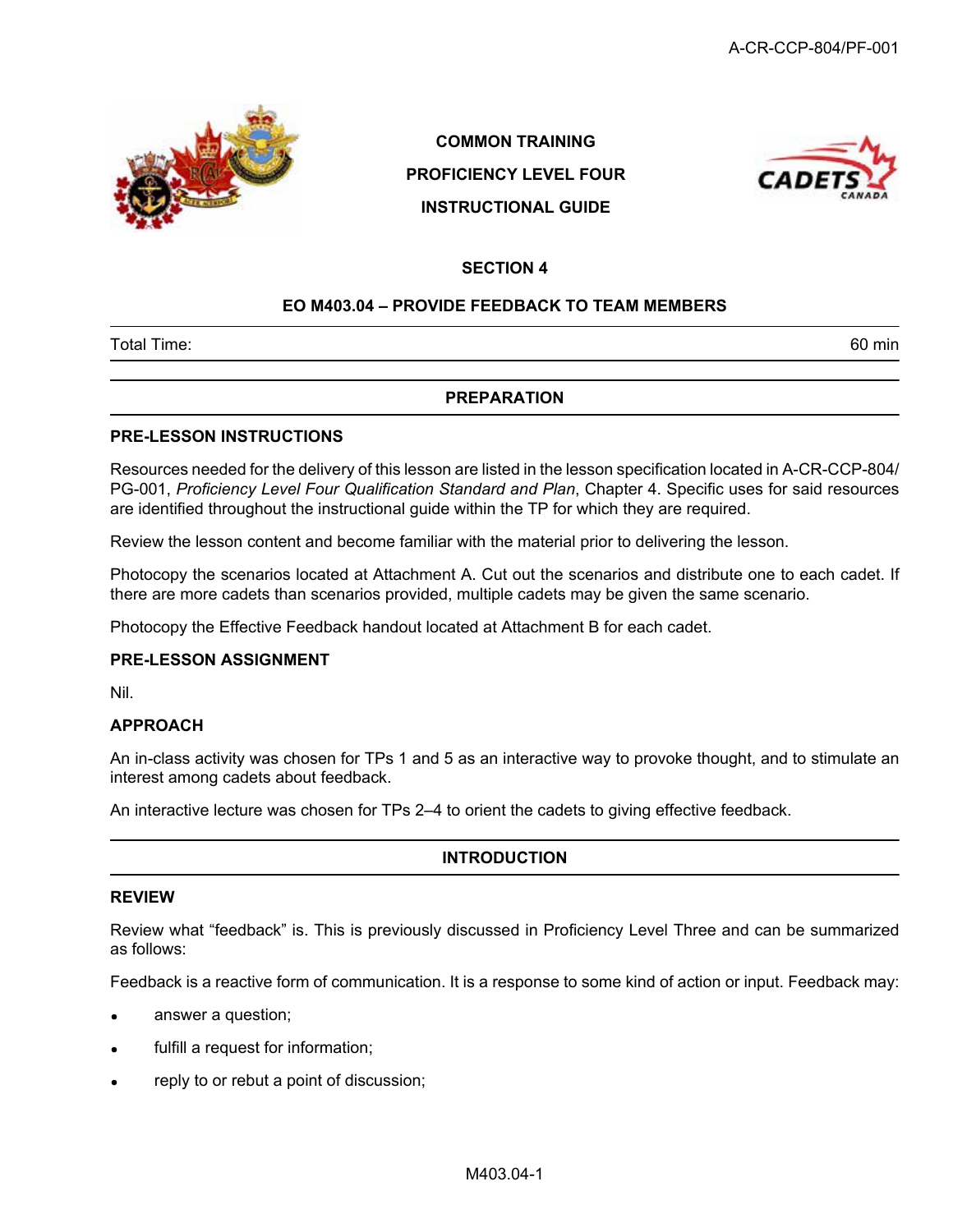COMMON TRAINING

PROFICIENCY LEVEL FOUR

INSTRUCTIONAL GUIDE

## SECTION 4

## EO M403.04 – PROVIDE FEEDBACK TO TEAM MEMBERS

| Total Time: | 60 min |
|---|---|

## PREPARATION

### PRE-LESSON INSTRUCTIONS

Resources needed for the delivery of this lesson are listed in the lesson specification located in A-CR-CCP-804/PG-001, *Proficiency Level Four Qualification Standard and Plan*, Chapter 4. Specific uses for said resources are identified throughout the instructional guide within the TP for which they are required.

Review the lesson content and become familiar with the material prior to delivering the lesson.

Photocopy the scenarios located at Attachment A. Cut out the scenarios and distribute one to each cadet. If there are more cadets than scenarios provided, multiple cadets may be given the same scenario.

Photocopy the Effective Feedback handout located at Attachment B for each cadet.

### PRE-LESSON ASSIGNMENT

Nil.

### APPROACH

An in-class activity was chosen for TPs 1 and 5 as an interactive way to provoke thought, and to stimulate an interest among cadets about feedback.

An interactive lecture was chosen for TPs 2–4 to orient the cadets to giving effective feedback.

## INTRODUCTION

### REVIEW

Review what "feedback" is. This is previously discussed in Proficiency Level Three and can be summarized as follows:

Feedback is a reactive form of communication. It is a response to some kind of action or input. Feedback may:

- answer a question;
- fulfill a request for information;
- reply to or rebut a point of discussion;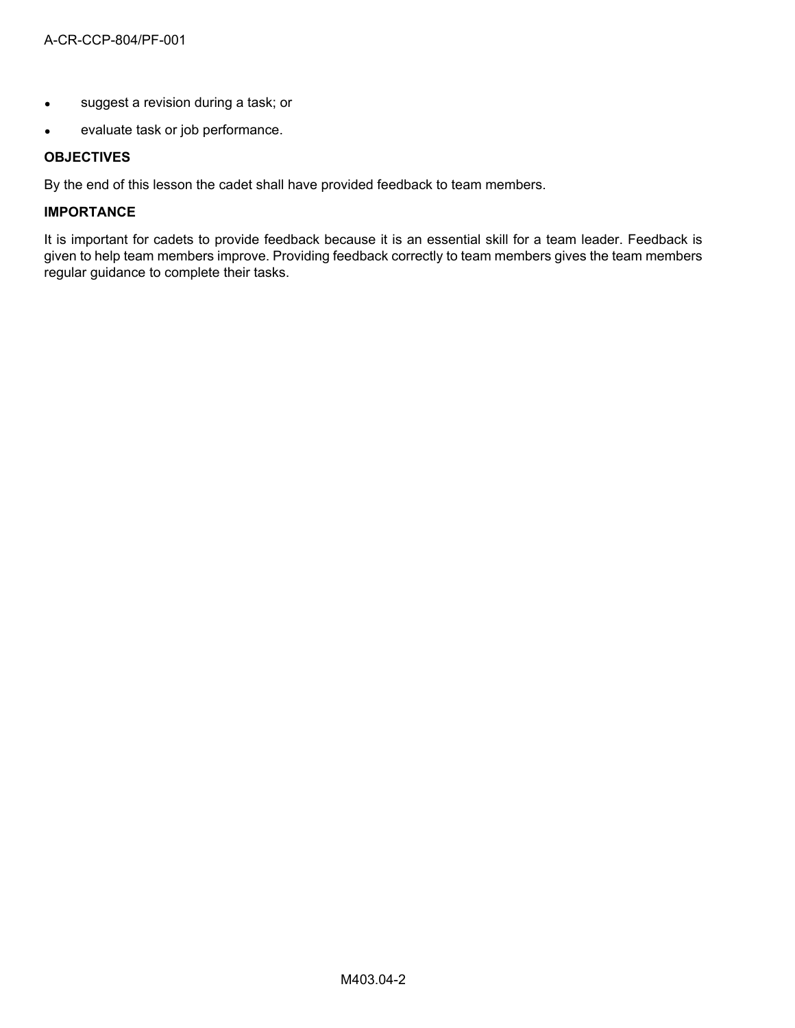- suggest a revision during a task; or
- evaluate task or job performance.

**OBJECTIVES**

By the end of this lesson the cadet shall have provided feedback to team members.

**IMPORTANCE**

It is important for cadets to provide feedback because it is an essential skill for a team leader. Feedback is given to help team members improve. Providing feedback correctly to team members gives the team members regular guidance to complete their tasks.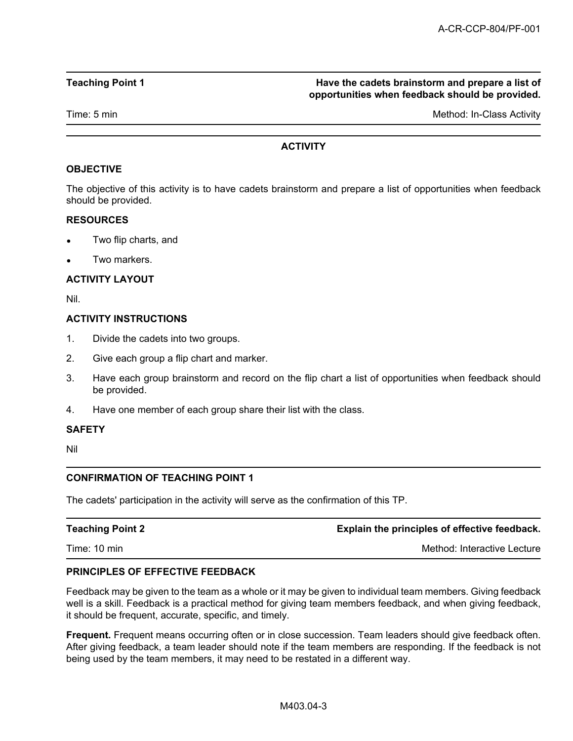**Teaching Point 1** **Have the cadets brainstorm and prepare a list of opportunities when feedback should be provided.**

Time: 5 min Method: In-Class Activity

---

### ACTIVITY

**OBJECTIVE**

The objective of this activity is to have cadets brainstorm and prepare a list of opportunities when feedback should be provided.

**RESOURCES**

- Two flip charts, and
- Two markers.

**ACTIVITY LAYOUT**

Nil.

**ACTIVITY INSTRUCTIONS**

1. Divide the cadets into two groups.
2. Give each group a flip chart and marker.
3. Have each group brainstorm and record on the flip chart a list of opportunities when feedback should be provided.
4. Have one member of each group share their list with the class.

**SAFETY**

Nil

---

**CONFIRMATION OF TEACHING POINT 1**

The cadets' participation in the activity will serve as the confirmation of this TP.

---

**Teaching Point 2** **Explain the principles of effective feedback.**

Time: 10 min Method: Interactive Lecture

---

**PRINCIPLES OF EFFECTIVE FEEDBACK**

Feedback may be given to the team as a whole or it may be given to individual team members. Giving feedback well is a skill. Feedback is a practical method for giving team members feedback, and when giving feedback, it should be frequent, accurate, specific, and timely.

**Frequent.** Frequent means occurring often or in close succession. Team leaders should give feedback often. After giving feedback, a team leader should note if the team members are responding. If the feedback is not being used by the team members, it may need to be restated in a different way.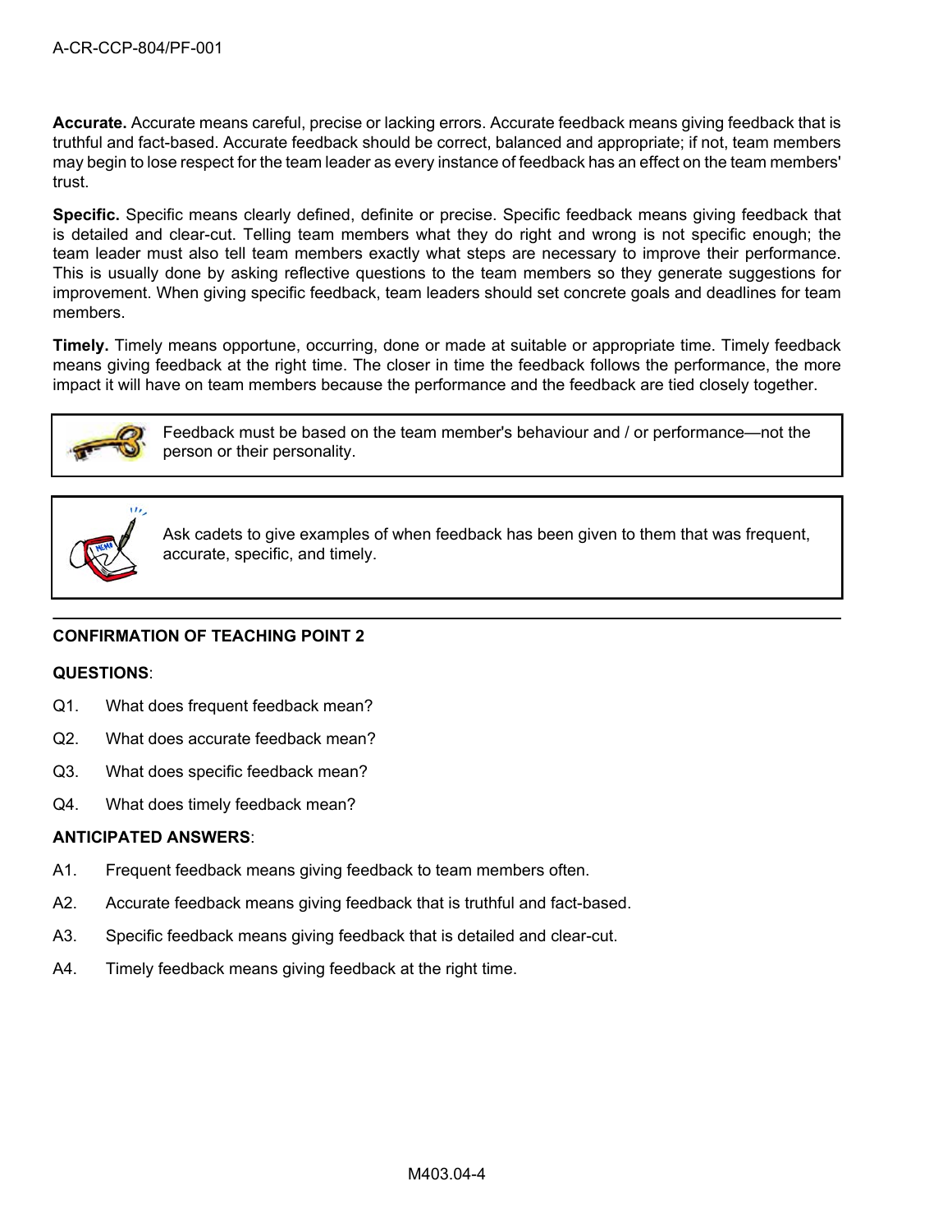**Accurate.** Accurate means careful, precise or lacking errors. Accurate feedback means giving feedback that is truthful and fact-based. Accurate feedback should be correct, balanced and appropriate; if not, team members may begin to lose respect for the team leader as every instance of feedback has an effect on the team members' trust.

**Specific.** Specific means clearly defined, definite or precise. Specific feedback means giving feedback that is detailed and clear-cut. Telling team members what they do right and wrong is not specific enough; the team leader must also tell team members exactly what steps are necessary to improve their performance. This is usually done by asking reflective questions to the team members so they generate suggestions for improvement. When giving specific feedback, team leaders should set concrete goals and deadlines for team members.

**Timely.** Timely means opportune, occurring, done or made at suitable or appropriate time. Timely feedback means giving feedback at the right time. The closer in time the feedback follows the performance, the more impact it will have on team members because the performance and the feedback are tied closely together.

> Feedback must be based on the team member's behaviour and / or performance—not the person or their personality.

> Ask cadets to give examples of when feedback has been given to them that was frequent, accurate, specific, and timely.

---

**CONFIRMATION OF TEACHING POINT 2**

**QUESTIONS**:

Q1. What does frequent feedback mean?

Q2. What does accurate feedback mean?

Q3. What does specific feedback mean?

Q4. What does timely feedback mean?

**ANTICIPATED ANSWERS**:

A1. Frequent feedback means giving feedback to team members often.

A2. Accurate feedback means giving feedback that is truthful and fact-based.

A3. Specific feedback means giving feedback that is detailed and clear-cut.

A4. Timely feedback means giving feedback at the right time.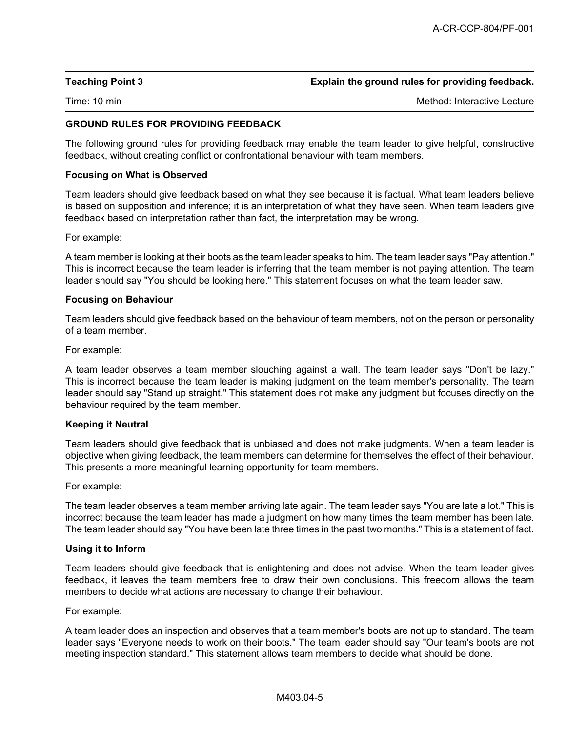| **Teaching Point 3** | **Explain the ground rules for providing feedback.** |
|---|---|
| Time: 10 min | Method: Interactive Lecture |

**GROUND RULES FOR PROVIDING FEEDBACK**

The following ground rules for providing feedback may enable the team leader to give helpful, constructive feedback, without creating conflict or confrontational behaviour with team members.

**Focusing on What is Observed**

Team leaders should give feedback based on what they see because it is factual. What team leaders believe is based on supposition and inference; it is an interpretation of what they have seen. When team leaders give feedback based on interpretation rather than fact, the interpretation may be wrong.

For example:

A team member is looking at their boots as the team leader speaks to him. The team leader says "Pay attention." This is incorrect because the team leader is inferring that the team member is not paying attention. The team leader should say "You should be looking here." This statement focuses on what the team leader saw.

**Focusing on Behaviour**

Team leaders should give feedback based on the behaviour of team members, not on the person or personality of a team member.

For example:

A team leader observes a team member slouching against a wall. The team leader says "Don't be lazy." This is incorrect because the team leader is making judgment on the team member's personality. The team leader should say "Stand up straight." This statement does not make any judgment but focuses directly on the behaviour required by the team member.

**Keeping it Neutral**

Team leaders should give feedback that is unbiased and does not make judgments. When a team leader is objective when giving feedback, the team members can determine for themselves the effect of their behaviour. This presents a more meaningful learning opportunity for team members.

For example:

The team leader observes a team member arriving late again. The team leader says "You are late a lot." This is incorrect because the team leader has made a judgment on how many times the team member has been late. The team leader should say "You have been late three times in the past two months." This is a statement of fact.

**Using it to Inform**

Team leaders should give feedback that is enlightening and does not advise. When the team leader gives feedback, it leaves the team members free to draw their own conclusions. This freedom allows the team members to decide what actions are necessary to change their behaviour.

For example:

A team leader does an inspection and observes that a team member's boots are not up to standard. The team leader says "Everyone needs to work on their boots." The team leader should say "Our team's boots are not meeting inspection standard." This statement allows team members to decide what should be done.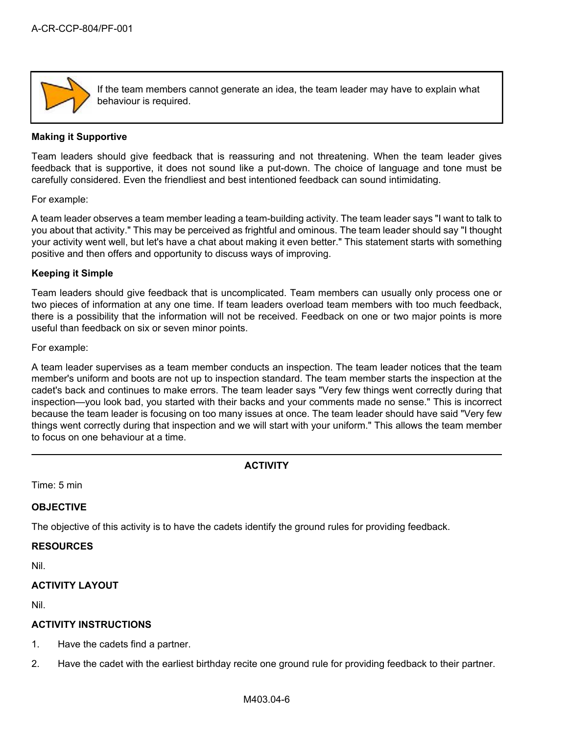> If the team members cannot generate an idea, the team leader may have to explain what behaviour is required.

**Making it Supportive**

Team leaders should give feedback that is reassuring and not threatening. When the team leader gives feedback that is supportive, it does not sound like a put-down. The choice of language and tone must be carefully considered. Even the friendliest and best intentioned feedback can sound intimidating.

For example:

A team leader observes a team member leading a team-building activity. The team leader says "I want to talk to you about that activity." This may be perceived as frightful and ominous. The team leader should say "I thought your activity went well, but let's have a chat about making it even better." This statement starts with something positive and then offers and opportunity to discuss ways of improving.

**Keeping it Simple**

Team leaders should give feedback that is uncomplicated. Team members can usually only process one or two pieces of information at any one time. If team leaders overload team members with too much feedback, there is a possibility that the information will not be received. Feedback on one or two major points is more useful than feedback on six or seven minor points.

For example:

A team leader supervises as a team member conducts an inspection. The team leader notices that the team member's uniform and boots are not up to inspection standard. The team member starts the inspection at the cadet's back and continues to make errors. The team leader says "Very few things went correctly during that inspection—you look bad, you started with their backs and your comments made no sense." This is incorrect because the team leader is focusing on too many issues at once. The team leader should have said "Very few things went correctly during that inspection and we will start with your uniform." This allows the team member to focus on one behaviour at a time.

---

**ACTIVITY**

Time: 5 min

**OBJECTIVE**

The objective of this activity is to have the cadets identify the ground rules for providing feedback.

**RESOURCES**

Nil.

**ACTIVITY LAYOUT**

Nil.

**ACTIVITY INSTRUCTIONS**

1. Have the cadets find a partner.
2. Have the cadet with the earliest birthday recite one ground rule for providing feedback to their partner.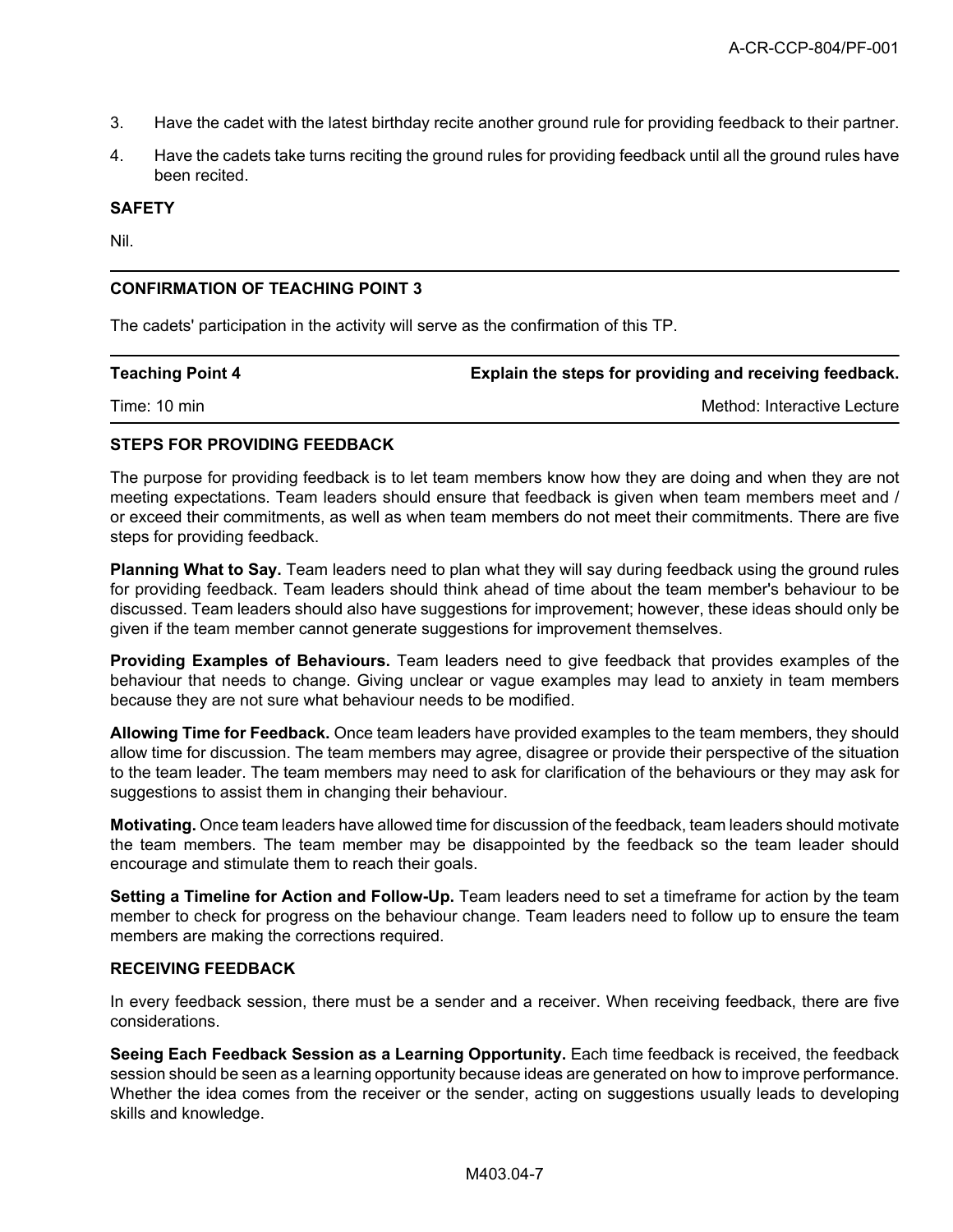3. Have the cadet with the latest birthday recite another ground rule for providing feedback to their partner.

4. Have the cadets take turns reciting the ground rules for providing feedback until all the ground rules have been recited.

**SAFETY**

Nil.

---

**CONFIRMATION OF TEACHING POINT 3**

The cadets' participation in the activity will serve as the confirmation of this TP.

---

| **Teaching Point 4** | **Explain the steps for providing and receiving feedback.** |
|---|---|
| Time: 10 min | Method: Interactive Lecture |

**STEPS FOR PROVIDING FEEDBACK**

The purpose for providing feedback is to let team members know how they are doing and when they are not meeting expectations. Team leaders should ensure that feedback is given when team members meet and / or exceed their commitments, as well as when team members do not meet their commitments. There are five steps for providing feedback.

**Planning What to Say.** Team leaders need to plan what they will say during feedback using the ground rules for providing feedback. Team leaders should think ahead of time about the team member's behaviour to be discussed. Team leaders should also have suggestions for improvement; however, these ideas should only be given if the team member cannot generate suggestions for improvement themselves.

**Providing Examples of Behaviours.** Team leaders need to give feedback that provides examples of the behaviour that needs to change. Giving unclear or vague examples may lead to anxiety in team members because they are not sure what behaviour needs to be modified.

**Allowing Time for Feedback.** Once team leaders have provided examples to the team members, they should allow time for discussion. The team members may agree, disagree or provide their perspective of the situation to the team leader. The team members may need to ask for clarification of the behaviours or they may ask for suggestions to assist them in changing their behaviour.

**Motivating.** Once team leaders have allowed time for discussion of the feedback, team leaders should motivate the team members. The team member may be disappointed by the feedback so the team leader should encourage and stimulate them to reach their goals.

**Setting a Timeline for Action and Follow-Up.** Team leaders need to set a timeframe for action by the team member to check for progress on the behaviour change. Team leaders need to follow up to ensure the team members are making the corrections required.

**RECEIVING FEEDBACK**

In every feedback session, there must be a sender and a receiver. When receiving feedback, there are five considerations.

**Seeing Each Feedback Session as a Learning Opportunity.** Each time feedback is received, the feedback session should be seen as a learning opportunity because ideas are generated on how to improve performance. Whether the idea comes from the receiver or the sender, acting on suggestions usually leads to developing skills and knowledge.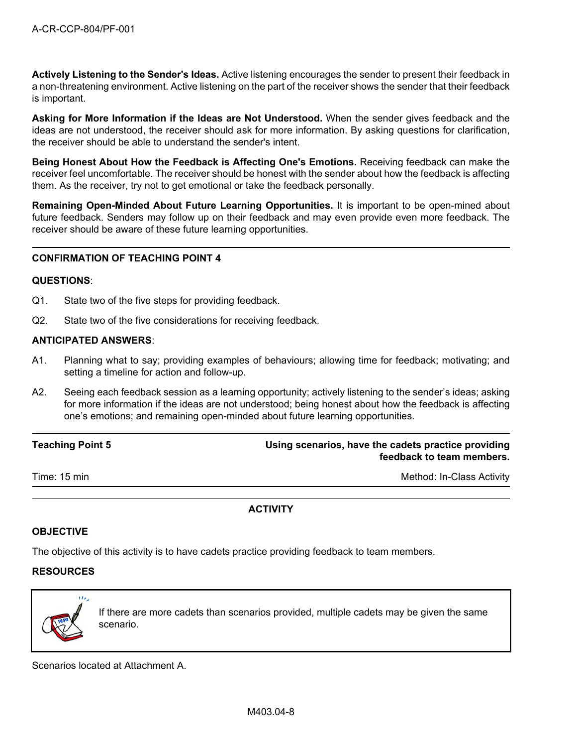**Actively Listening to the Sender's Ideas.** Active listening encourages the sender to present their feedback in a non-threatening environment. Active listening on the part of the receiver shows the sender that their feedback is important.

**Asking for More Information if the Ideas are Not Understood.** When the sender gives feedback and the ideas are not understood, the receiver should ask for more information. By asking questions for clarification, the receiver should be able to understand the sender's intent.

**Being Honest About How the Feedback is Affecting One's Emotions.** Receiving feedback can make the receiver feel uncomfortable. The receiver should be honest with the sender about how the feedback is affecting them. As the receiver, try not to get emotional or take the feedback personally.

**Remaining Open-Minded About Future Learning Opportunities.** It is important to be open-mined about future feedback. Senders may follow up on their feedback and may even provide even more feedback. The receiver should be aware of these future learning opportunities.

---

**CONFIRMATION OF TEACHING POINT 4**

**QUESTIONS**:

Q1. State two of the five steps for providing feedback.

Q2. State two of the five considerations for receiving feedback.

**ANTICIPATED ANSWERS**:

A1. Planning what to say; providing examples of behaviours; allowing time for feedback; motivating; and setting a timeline for action and follow-up.

A2. Seeing each feedback session as a learning opportunity; actively listening to the sender's ideas; asking for more information if the ideas are not understood; being honest about how the feedback is affecting one's emotions; and remaining open-minded about future learning opportunities.

---

| **Teaching Point 5** | **Using scenarios, have the cadets practice providing feedback to team members.** |
|---|---|
| Time: 15 min | Method: In-Class Activity |

---

**ACTIVITY**

**OBJECTIVE**

The objective of this activity is to have cadets practice providing feedback to team members.

**RESOURCES**

> If there are more cadets than scenarios provided, multiple cadets may be given the same scenario.

Scenarios located at Attachment A.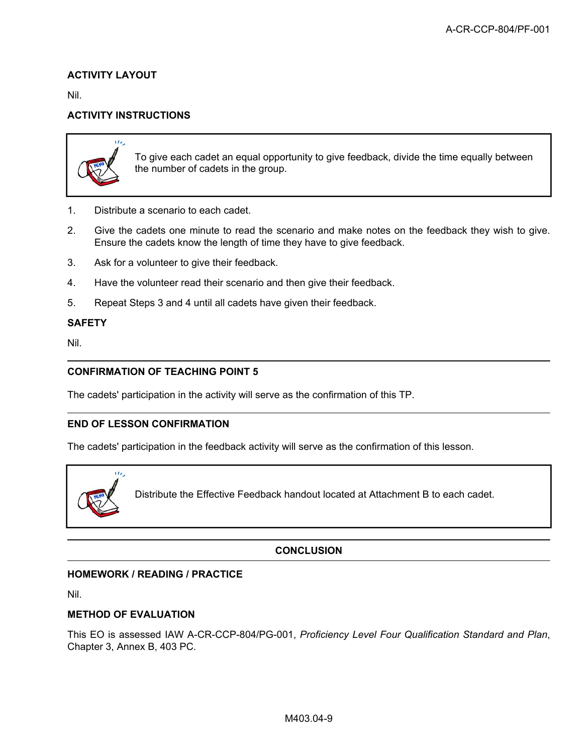**ACTIVITY LAYOUT**

Nil.

**ACTIVITY INSTRUCTIONS**

> To give each cadet an equal opportunity to give feedback, divide the time equally between the number of cadets in the group.

1. Distribute a scenario to each cadet.
2. Give the cadets one minute to read the scenario and make notes on the feedback they wish to give. Ensure the cadets know the length of time they have to give feedback.
3. Ask for a volunteer to give their feedback.
4. Have the volunteer read their scenario and then give their feedback.
5. Repeat Steps 3 and 4 until all cadets have given their feedback.

**SAFETY**

Nil.

---

**CONFIRMATION OF TEACHING POINT 5**

The cadets' participation in the activity will serve as the confirmation of this TP.

---

**END OF LESSON CONFIRMATION**

The cadets' participation in the feedback activity will serve as the confirmation of this lesson.

> Distribute the Effective Feedback handout located at Attachment B to each cadet.

---

## CONCLUSION

**HOMEWORK / READING / PRACTICE**

Nil.

**METHOD OF EVALUATION**

This EO is assessed IAW A-CR-CCP-804/PG-001, *Proficiency Level Four Qualification Standard and Plan*, Chapter 3, Annex B, 403 PC.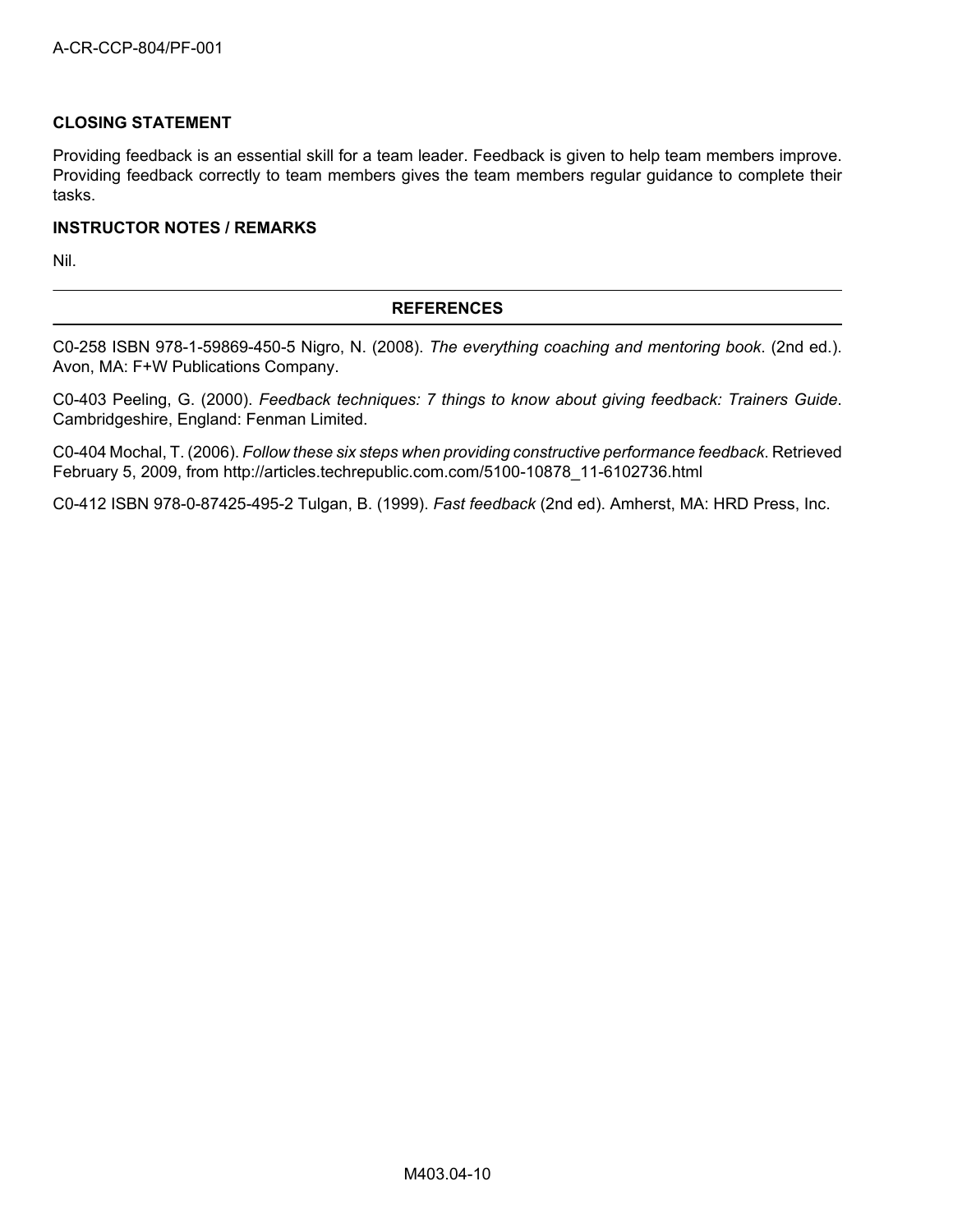**CLOSING STATEMENT**

Providing feedback is an essential skill for a team leader. Feedback is given to help team members improve. Providing feedback correctly to team members gives the team members regular guidance to complete their tasks.

**INSTRUCTOR NOTES / REMARKS**

Nil.

---

## REFERENCES

---

C0-258 ISBN 978-1-59869-450-5 Nigro, N. (2008). *The everything coaching and mentoring book*. (2nd ed.). Avon, MA: F+W Publications Company.

C0-403 Peeling, G. (2000). *Feedback techniques: 7 things to know about giving feedback: Trainers Guide*. Cambridgeshire, England: Fenman Limited.

C0-404 Mochal, T. (2006). *Follow these six steps when providing constructive performance feedback*. Retrieved February 5, 2009, from http://articles.techrepublic.com.com/5100-10878_11-6102736.html

C0-412 ISBN 978-0-87425-495-2 Tulgan, B. (1999). *Fast feedback* (2nd ed). Amherst, MA: HRD Press, Inc.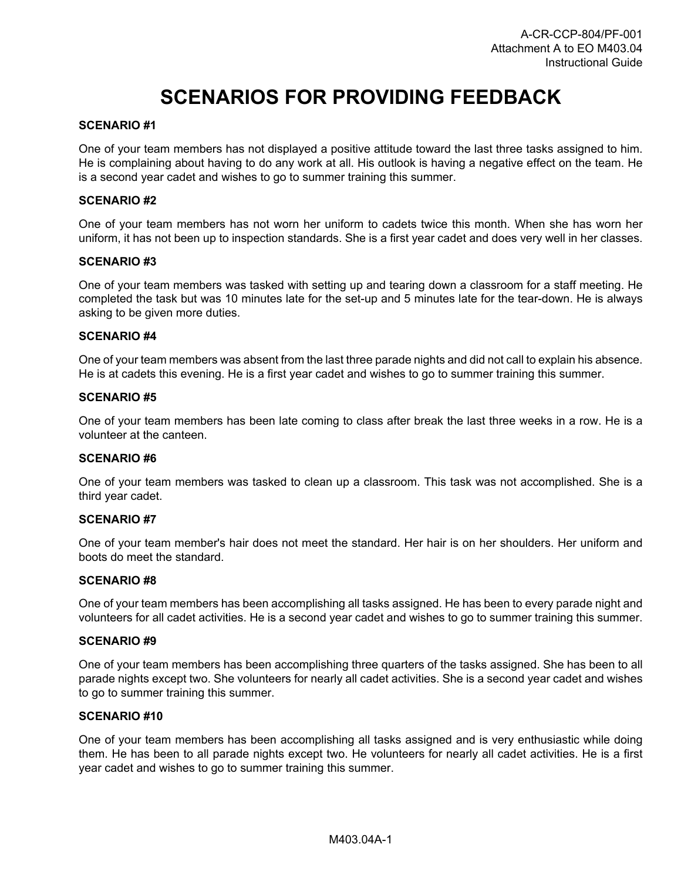# SCENARIOS FOR PROVIDING FEEDBACK

**SCENARIO #1**

One of your team members has not displayed a positive attitude toward the last three tasks assigned to him. He is complaining about having to do any work at all. His outlook is having a negative effect on the team. He is a second year cadet and wishes to go to summer training this summer.

**SCENARIO #2**

One of your team members has not worn her uniform to cadets twice this month. When she has worn her uniform, it has not been up to inspection standards. She is a first year cadet and does very well in her classes.

**SCENARIO #3**

One of your team members was tasked with setting up and tearing down a classroom for a staff meeting. He completed the task but was 10 minutes late for the set-up and 5 minutes late for the tear-down. He is always asking to be given more duties.

**SCENARIO #4**

One of your team members was absent from the last three parade nights and did not call to explain his absence. He is at cadets this evening. He is a first year cadet and wishes to go to summer training this summer.

**SCENARIO #5**

One of your team members has been late coming to class after break the last three weeks in a row. He is a volunteer at the canteen.

**SCENARIO #6**

One of your team members was tasked to clean up a classroom. This task was not accomplished. She is a third year cadet.

**SCENARIO #7**

One of your team member's hair does not meet the standard. Her hair is on her shoulders. Her uniform and boots do meet the standard.

**SCENARIO #8**

One of your team members has been accomplishing all tasks assigned. He has been to every parade night and volunteers for all cadet activities. He is a second year cadet and wishes to go to summer training this summer.

**SCENARIO #9**

One of your team members has been accomplishing three quarters of the tasks assigned. She has been to all parade nights except two. She volunteers for nearly all cadet activities. She is a second year cadet and wishes to go to summer training this summer.

**SCENARIO #10**

One of your team members has been accomplishing all tasks assigned and is very enthusiastic while doing them. He has been to all parade nights except two. He volunteers for nearly all cadet activities. He is a first year cadet and wishes to go to summer training this summer.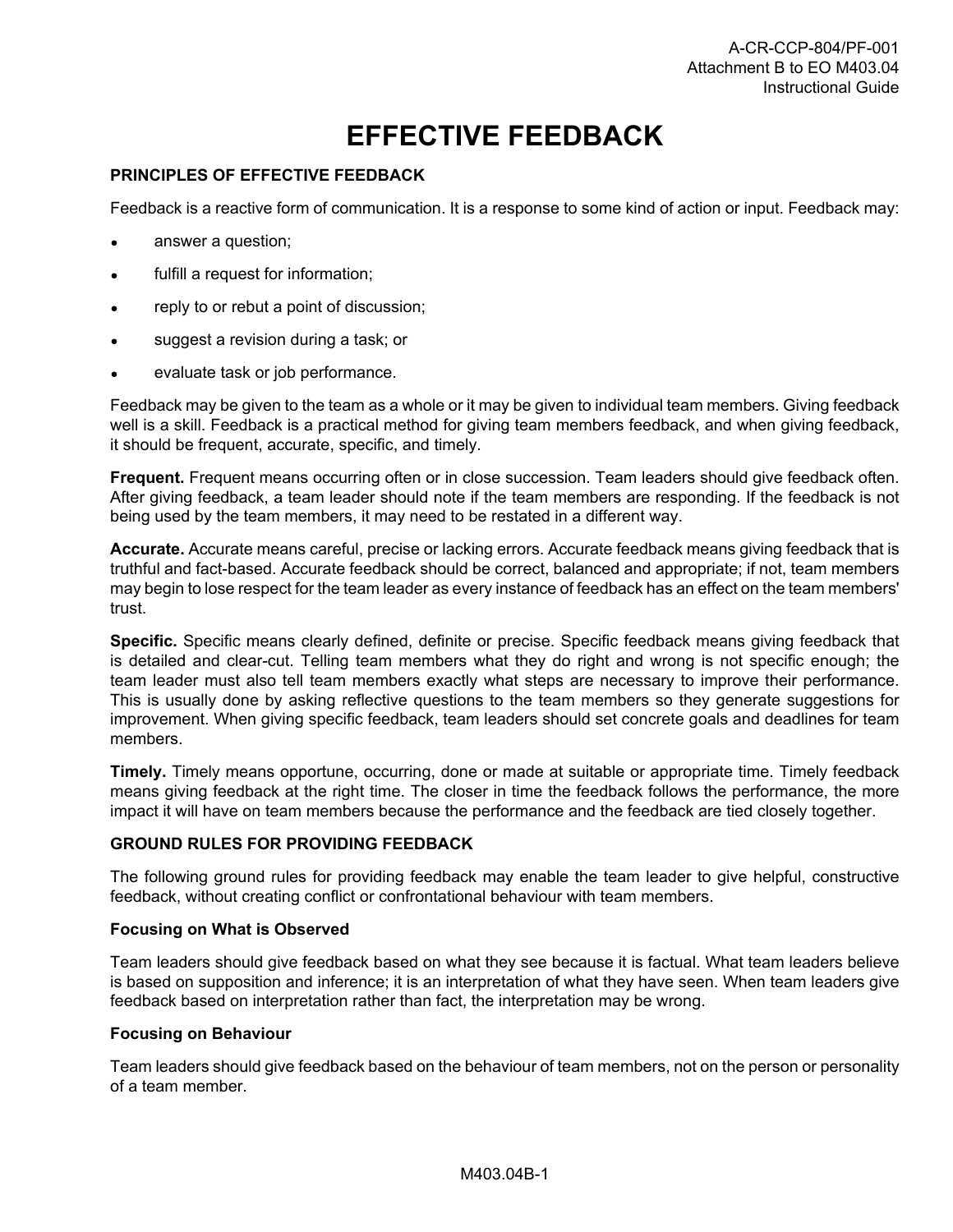# EFFECTIVE FEEDBACK

## PRINCIPLES OF EFFECTIVE FEEDBACK

Feedback is a reactive form of communication. It is a response to some kind of action or input. Feedback may:

- answer a question;
- fulfill a request for information;
- reply to or rebut a point of discussion;
- suggest a revision during a task; or
- evaluate task or job performance.

Feedback may be given to the team as a whole or it may be given to individual team members. Giving feedback well is a skill. Feedback is a practical method for giving team members feedback, and when giving feedback, it should be frequent, accurate, specific, and timely.

**Frequent.** Frequent means occurring often or in close succession. Team leaders should give feedback often. After giving feedback, a team leader should note if the team members are responding. If the feedback is not being used by the team members, it may need to be restated in a different way.

**Accurate.** Accurate means careful, precise or lacking errors. Accurate feedback means giving feedback that is truthful and fact-based. Accurate feedback should be correct, balanced and appropriate; if not, team members may begin to lose respect for the team leader as every instance of feedback has an effect on the team members' trust.

**Specific.** Specific means clearly defined, definite or precise. Specific feedback means giving feedback that is detailed and clear-cut. Telling team members what they do right and wrong is not specific enough; the team leader must also tell team members exactly what steps are necessary to improve their performance. This is usually done by asking reflective questions to the team members so they generate suggestions for improvement. When giving specific feedback, team leaders should set concrete goals and deadlines for team members.

**Timely.** Timely means opportune, occurring, done or made at suitable or appropriate time. Timely feedback means giving feedback at the right time. The closer in time the feedback follows the performance, the more impact it will have on team members because the performance and the feedback are tied closely together.

## GROUND RULES FOR PROVIDING FEEDBACK

The following ground rules for providing feedback may enable the team leader to give helpful, constructive feedback, without creating conflict or confrontational behaviour with team members.

### Focusing on What is Observed

Team leaders should give feedback based on what they see because it is factual. What team leaders believe is based on supposition and inference; it is an interpretation of what they have seen. When team leaders give feedback based on interpretation rather than fact, the interpretation may be wrong.

### Focusing on Behaviour

Team leaders should give feedback based on the behaviour of team members, not on the person or personality of a team member.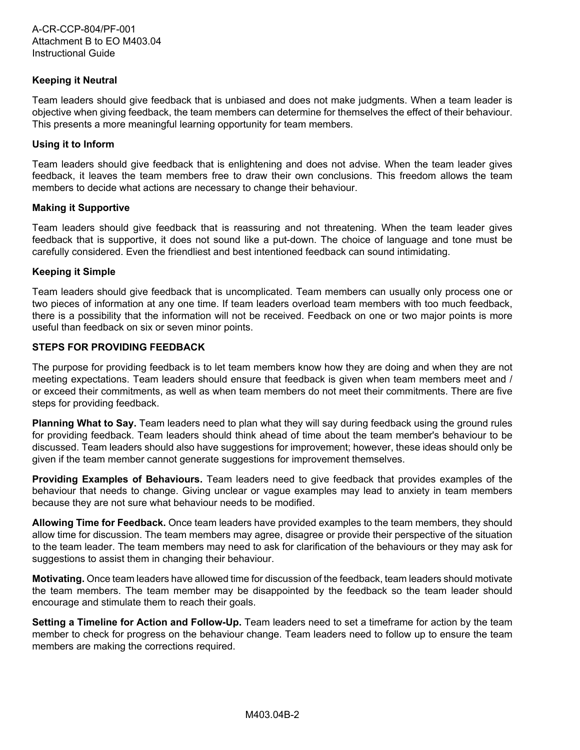### Keeping it Neutral

Team leaders should give feedback that is unbiased and does not make judgments. When a team leader is objective when giving feedback, the team members can determine for themselves the effect of their behaviour. This presents a more meaningful learning opportunity for team members.

### Using it to Inform

Team leaders should give feedback that is enlightening and does not advise. When the team leader gives feedback, it leaves the team members free to draw their own conclusions. This freedom allows the team members to decide what actions are necessary to change their behaviour.

### Making it Supportive

Team leaders should give feedback that is reassuring and not threatening. When the team leader gives feedback that is supportive, it does not sound like a put-down. The choice of language and tone must be carefully considered. Even the friendliest and best intentioned feedback can sound intimidating.

### Keeping it Simple

Team leaders should give feedback that is uncomplicated. Team members can usually only process one or two pieces of information at any one time. If team leaders overload team members with too much feedback, there is a possibility that the information will not be received. Feedback on one or two major points is more useful than feedback on six or seven minor points.

## STEPS FOR PROVIDING FEEDBACK

The purpose for providing feedback is to let team members know how they are doing and when they are not meeting expectations. Team leaders should ensure that feedback is given when team members meet and / or exceed their commitments, as well as when team members do not meet their commitments. There are five steps for providing feedback.

**Planning What to Say.** Team leaders need to plan what they will say during feedback using the ground rules for providing feedback. Team leaders should think ahead of time about the team member's behaviour to be discussed. Team leaders should also have suggestions for improvement; however, these ideas should only be given if the team member cannot generate suggestions for improvement themselves.

**Providing Examples of Behaviours.** Team leaders need to give feedback that provides examples of the behaviour that needs to change. Giving unclear or vague examples may lead to anxiety in team members because they are not sure what behaviour needs to be modified.

**Allowing Time for Feedback.** Once team leaders have provided examples to the team members, they should allow time for discussion. The team members may agree, disagree or provide their perspective of the situation to the team leader. The team members may need to ask for clarification of the behaviours or they may ask for suggestions to assist them in changing their behaviour.

**Motivating.** Once team leaders have allowed time for discussion of the feedback, team leaders should motivate the team members. The team member may be disappointed by the feedback so the team leader should encourage and stimulate them to reach their goals.

**Setting a Timeline for Action and Follow-Up.** Team leaders need to set a timeframe for action by the team member to check for progress on the behaviour change. Team leaders need to follow up to ensure the team members are making the corrections required.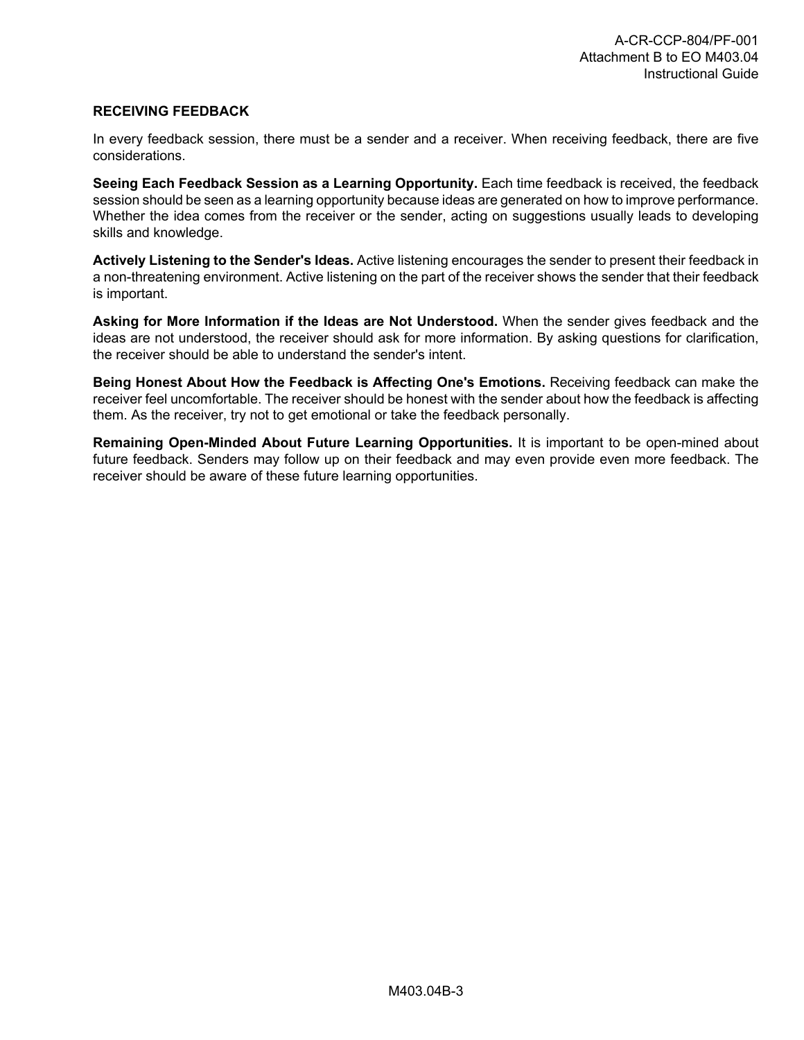## RECEIVING FEEDBACK

In every feedback session, there must be a sender and a receiver. When receiving feedback, there are five considerations.

**Seeing Each Feedback Session as a Learning Opportunity.** Each time feedback is received, the feedback session should be seen as a learning opportunity because ideas are generated on how to improve performance. Whether the idea comes from the receiver or the sender, acting on suggestions usually leads to developing skills and knowledge.

**Actively Listening to the Sender's Ideas.** Active listening encourages the sender to present their feedback in a non-threatening environment. Active listening on the part of the receiver shows the sender that their feedback is important.

**Asking for More Information if the Ideas are Not Understood.** When the sender gives feedback and the ideas are not understood, the receiver should ask for more information. By asking questions for clarification, the receiver should be able to understand the sender's intent.

**Being Honest About How the Feedback is Affecting One's Emotions.** Receiving feedback can make the receiver feel uncomfortable. The receiver should be honest with the sender about how the feedback is affecting them. As the receiver, try not to get emotional or take the feedback personally.

**Remaining Open-Minded About Future Learning Opportunities.** It is important to be open-mined about future feedback. Senders may follow up on their feedback and may even provide even more feedback. The receiver should be aware of these future learning opportunities.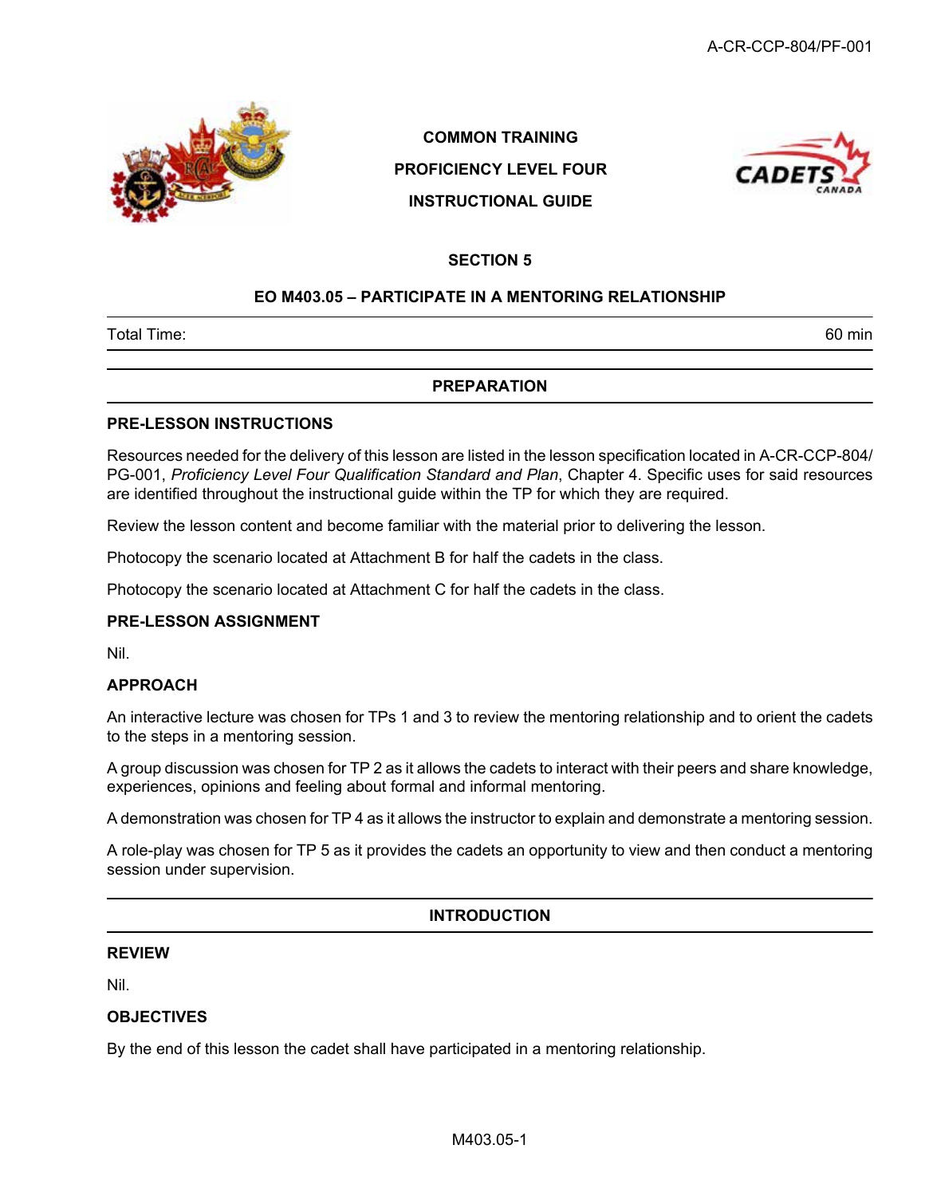**COMMON TRAINING**

**PROFICIENCY LEVEL FOUR**

**INSTRUCTIONAL GUIDE**

**SECTION 5**

**EO M403.05 – PARTICIPATE IN A MENTORING RELATIONSHIP**

| Total Time: | 60 min |
|---|---|

## PREPARATION

### PRE-LESSON INSTRUCTIONS

Resources needed for the delivery of this lesson are listed in the lesson specification located in A-CR-CCP-804/PG-001, *Proficiency Level Four Qualification Standard and Plan*, Chapter 4. Specific uses for said resources are identified throughout the instructional guide within the TP for which they are required.

Review the lesson content and become familiar with the material prior to delivering the lesson.

Photocopy the scenario located at Attachment B for half the cadets in the class.

Photocopy the scenario located at Attachment C for half the cadets in the class.

### PRE-LESSON ASSIGNMENT

Nil.

### APPROACH

An interactive lecture was chosen for TPs 1 and 3 to review the mentoring relationship and to orient the cadets to the steps in a mentoring session.

A group discussion was chosen for TP 2 as it allows the cadets to interact with their peers and share knowledge, experiences, opinions and feeling about formal and informal mentoring.

A demonstration was chosen for TP 4 as it allows the instructor to explain and demonstrate a mentoring session.

A role-play was chosen for TP 5 as it provides the cadets an opportunity to view and then conduct a mentoring session under supervision.

## INTRODUCTION

### REVIEW

Nil.

### OBJECTIVES

By the end of this lesson the cadet shall have participated in a mentoring relationship.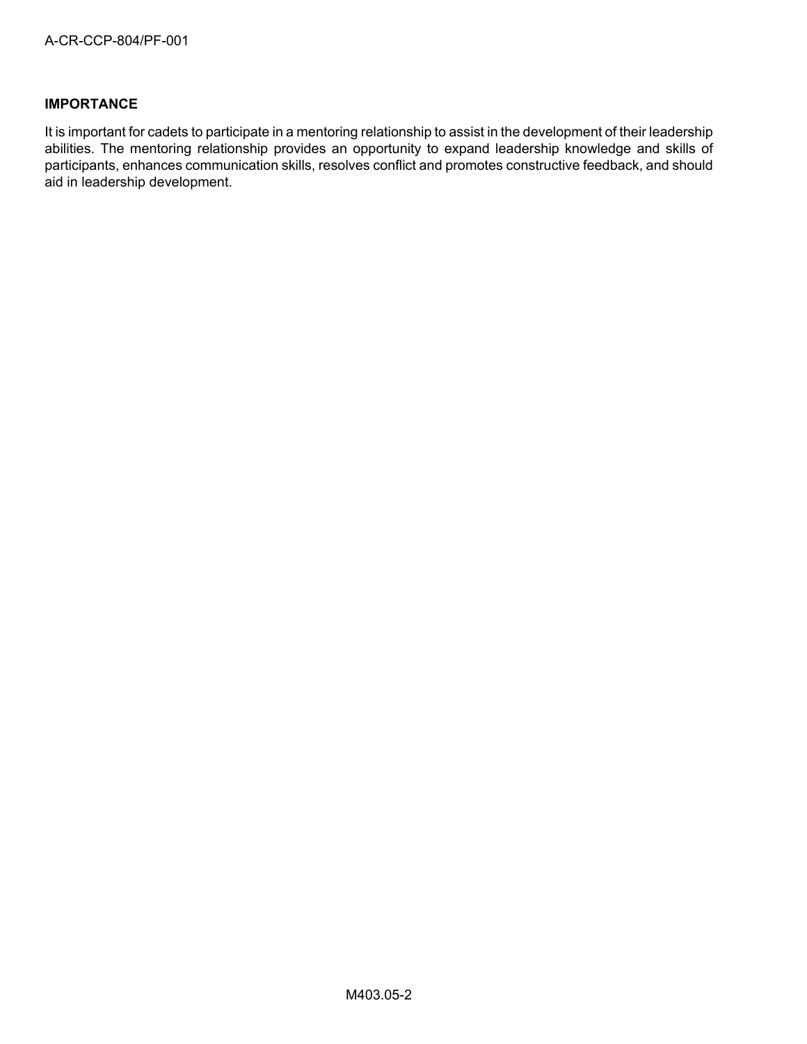**IMPORTANCE**

It is important for cadets to participate in a mentoring relationship to assist in the development of their leadership abilities. The mentoring relationship provides an opportunity to expand leadership knowledge and skills of participants, enhances communication skills, resolves conflict and promotes constructive feedback, and should aid in leadership development.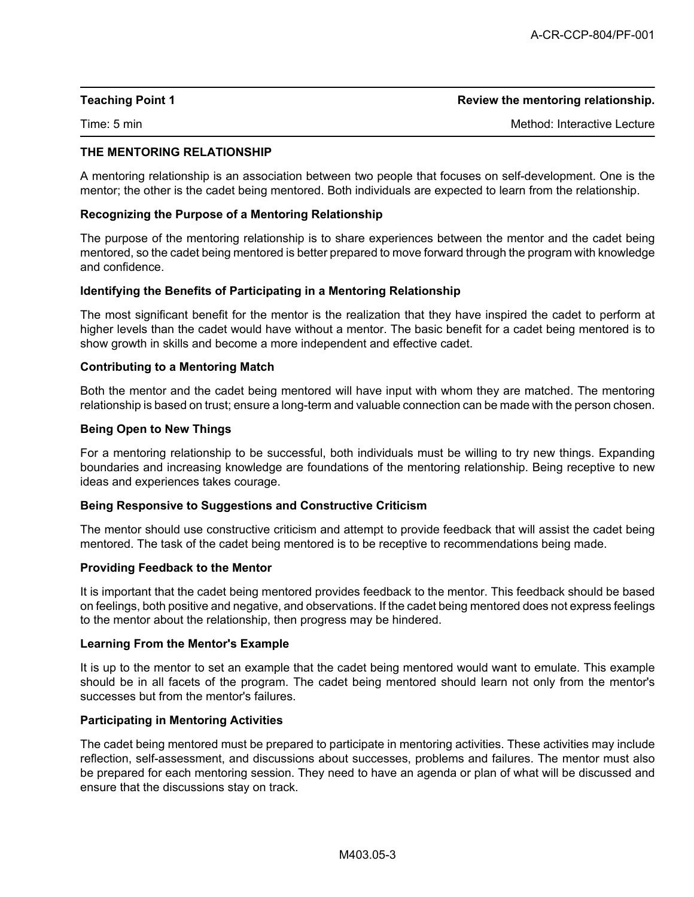| **Teaching Point 1** | **Review the mentoring relationship.** |
| --- | --- |
| Time: 5 min | Method: Interactive Lecture |

**THE MENTORING RELATIONSHIP**

A mentoring relationship is an association between two people that focuses on self-development. One is the mentor; the other is the cadet being mentored. Both individuals are expected to learn from the relationship.

**Recognizing the Purpose of a Mentoring Relationship**

The purpose of the mentoring relationship is to share experiences between the mentor and the cadet being mentored, so the cadet being mentored is better prepared to move forward through the program with knowledge and confidence.

**Identifying the Benefits of Participating in a Mentoring Relationship**

The most significant benefit for the mentor is the realization that they have inspired the cadet to perform at higher levels than the cadet would have without a mentor. The basic benefit for a cadet being mentored is to show growth in skills and become a more independent and effective cadet.

**Contributing to a Mentoring Match**

Both the mentor and the cadet being mentored will have input with whom they are matched. The mentoring relationship is based on trust; ensure a long-term and valuable connection can be made with the person chosen.

**Being Open to New Things**

For a mentoring relationship to be successful, both individuals must be willing to try new things. Expanding boundaries and increasing knowledge are foundations of the mentoring relationship. Being receptive to new ideas and experiences takes courage.

**Being Responsive to Suggestions and Constructive Criticism**

The mentor should use constructive criticism and attempt to provide feedback that will assist the cadet being mentored. The task of the cadet being mentored is to be receptive to recommendations being made.

**Providing Feedback to the Mentor**

It is important that the cadet being mentored provides feedback to the mentor. This feedback should be based on feelings, both positive and negative, and observations. If the cadet being mentored does not express feelings to the mentor about the relationship, then progress may be hindered.

**Learning From the Mentor's Example**

It is up to the mentor to set an example that the cadet being mentored would want to emulate. This example should be in all facets of the program. The cadet being mentored should learn not only from the mentor's successes but from the mentor's failures.

**Participating in Mentoring Activities**

The cadet being mentored must be prepared to participate in mentoring activities. These activities may include reflection, self-assessment, and discussions about successes, problems and failures. The mentor must also be prepared for each mentoring session. They need to have an agenda or plan of what will be discussed and ensure that the discussions stay on track.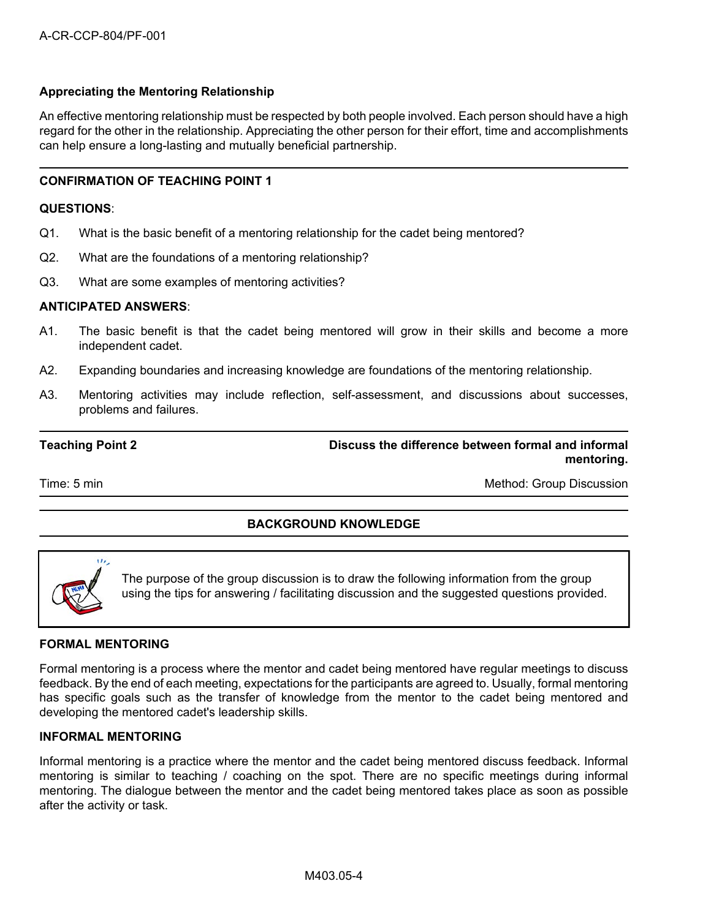**Appreciating the Mentoring Relationship**

An effective mentoring relationship must be respected by both people involved. Each person should have a high regard for the other in the relationship. Appreciating the other person for their effort, time and accomplishments can help ensure a long-lasting and mutually beneficial partnership.

---

**CONFIRMATION OF TEACHING POINT 1**

**QUESTIONS**:

Q1. What is the basic benefit of a mentoring relationship for the cadet being mentored?

Q2. What are the foundations of a mentoring relationship?

Q3. What are some examples of mentoring activities?

**ANTICIPATED ANSWERS**:

A1. The basic benefit is that the cadet being mentored will grow in their skills and become a more independent cadet.

A2. Expanding boundaries and increasing knowledge are foundations of the mentoring relationship.

A3. Mentoring activities may include reflection, self-assessment, and discussions about successes, problems and failures.

---

| Teaching Point 2 | Discuss the difference between formal and informal mentoring. |
|---|---|
| Time: 5 min | Method: Group Discussion |

---

**BACKGROUND KNOWLEDGE**

> The purpose of the group discussion is to draw the following information from the group using the tips for answering / facilitating discussion and the suggested questions provided.

**FORMAL MENTORING**

Formal mentoring is a process where the mentor and cadet being mentored have regular meetings to discuss feedback. By the end of each meeting, expectations for the participants are agreed to. Usually, formal mentoring has specific goals such as the transfer of knowledge from the mentor to the cadet being mentored and developing the mentored cadet's leadership skills.

**INFORMAL MENTORING**

Informal mentoring is a practice where the mentor and the cadet being mentored discuss feedback. Informal mentoring is similar to teaching / coaching on the spot. There are no specific meetings during informal mentoring. The dialogue between the mentor and the cadet being mentored takes place as soon as possible after the activity or task.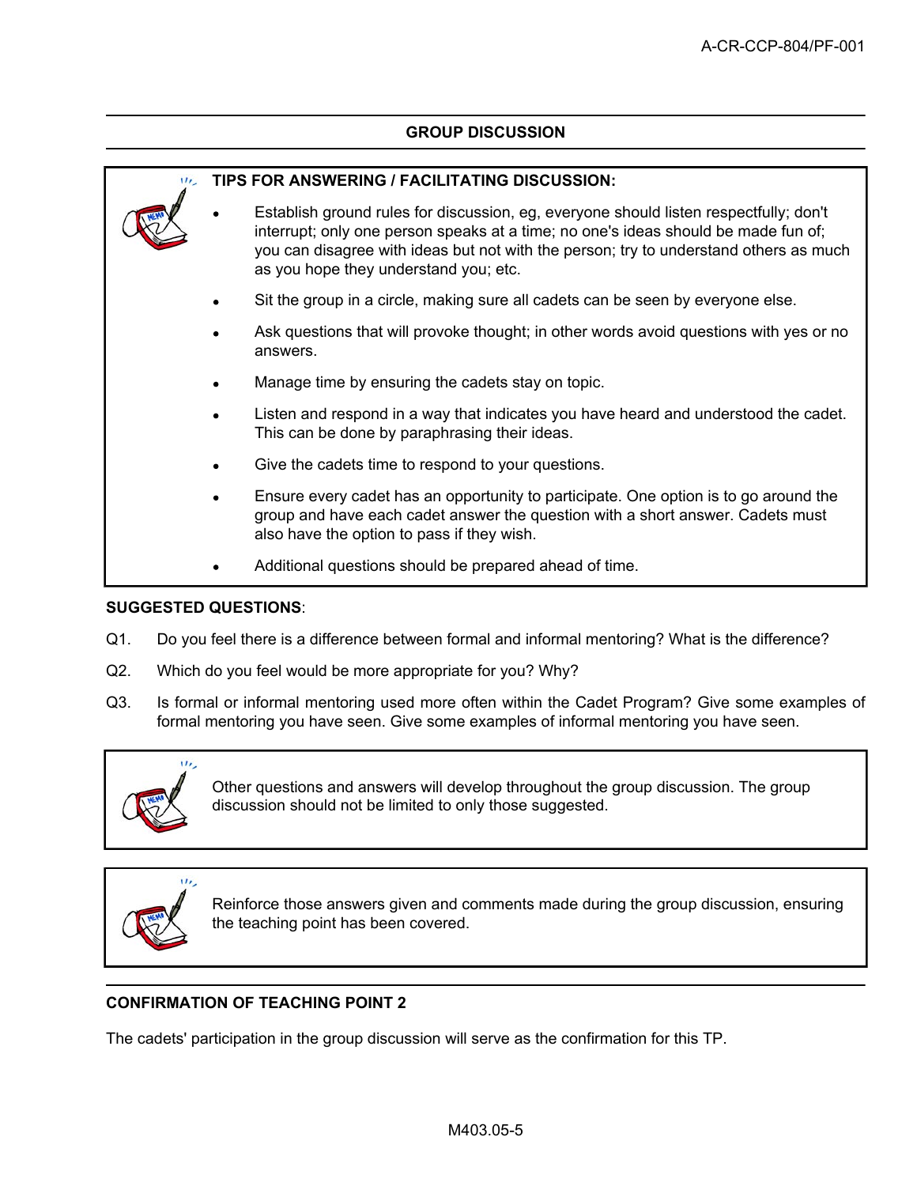## GROUP DISCUSSION

**TIPS FOR ANSWERING / FACILITATING DISCUSSION:**

- Establish ground rules for discussion, eg, everyone should listen respectfully; don't interrupt; only one person speaks at a time; no one's ideas should be made fun of; you can disagree with ideas but not with the person; try to understand others as much as you hope they understand you; etc.
- Sit the group in a circle, making sure all cadets can be seen by everyone else.
- Ask questions that will provoke thought; in other words avoid questions with yes or no answers.
- Manage time by ensuring the cadets stay on topic.
- Listen and respond in a way that indicates you have heard and understood the cadet. This can be done by paraphrasing their ideas.
- Give the cadets time to respond to your questions.
- Ensure every cadet has an opportunity to participate. One option is to go around the group and have each cadet answer the question with a short answer. Cadets must also have the option to pass if they wish.
- Additional questions should be prepared ahead of time.

**SUGGESTED QUESTIONS**:

Q1. Do you feel there is a difference between formal and informal mentoring? What is the difference?

Q2. Which do you feel would be more appropriate for you? Why?

Q3. Is formal or informal mentoring used more often within the Cadet Program? Give some examples of formal mentoring you have seen. Give some examples of informal mentoring you have seen.

Other questions and answers will develop throughout the group discussion. The group discussion should not be limited to only those suggested.

Reinforce those answers given and comments made during the group discussion, ensuring the teaching point has been covered.

## CONFIRMATION OF TEACHING POINT 2

The cadets' participation in the group discussion will serve as the confirmation for this TP.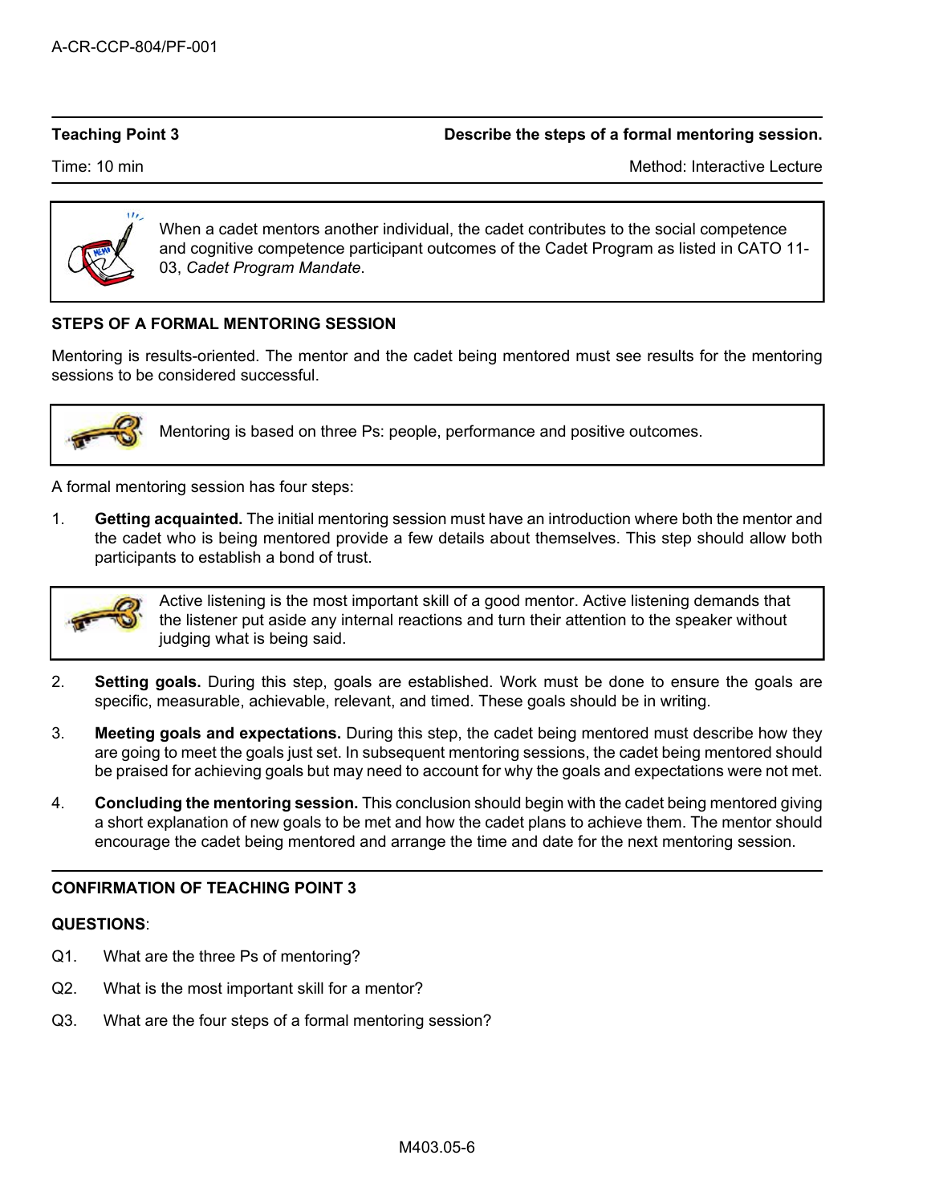| **Teaching Point 3** | **Describe the steps of a formal mentoring session.** |
| --- | --- |
| Time: 10 min | Method: Interactive Lecture |

> When a cadet mentors another individual, the cadet contributes to the social competence and cognitive competence participant outcomes of the Cadet Program as listed in CATO 11-03, *Cadet Program Mandate*.

**STEPS OF A FORMAL MENTORING SESSION**

Mentoring is results-oriented. The mentor and the cadet being mentored must see results for the mentoring sessions to be considered successful.

> Mentoring is based on three Ps: people, performance and positive outcomes.

A formal mentoring session has four steps:

1. **Getting acquainted.** The initial mentoring session must have an introduction where both the mentor and the cadet who is being mentored provide a few details about themselves. This step should allow both participants to establish a bond of trust.

> Active listening is the most important skill of a good mentor. Active listening demands that the listener put aside any internal reactions and turn their attention to the speaker without judging what is being said.

2. **Setting goals.** During this step, goals are established. Work must be done to ensure the goals are specific, measurable, achievable, relevant, and timed. These goals should be in writing.

3. **Meeting goals and expectations.** During this step, the cadet being mentored must describe how they are going to meet the goals just set. In subsequent mentoring sessions, the cadet being mentored should be praised for achieving goals but may need to account for why the goals and expectations were not met.

4. **Concluding the mentoring session.** This conclusion should begin with the cadet being mentored giving a short explanation of new goals to be met and how the cadet plans to achieve them. The mentor should encourage the cadet being mentored and arrange the time and date for the next mentoring session.

**CONFIRMATION OF TEACHING POINT 3**

**QUESTIONS**:

Q1. What are the three Ps of mentoring?

Q2. What is the most important skill for a mentor?

Q3. What are the four steps of a formal mentoring session?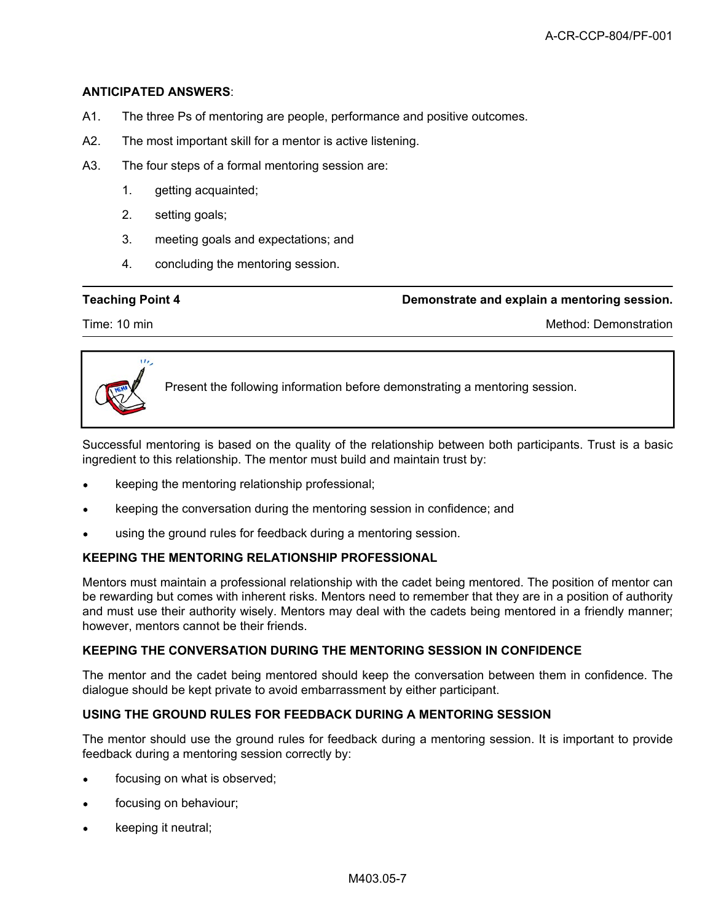**ANTICIPATED ANSWERS**:

A1. The three Ps of mentoring are people, performance and positive outcomes.

A2. The most important skill for a mentor is active listening.

A3. The four steps of a formal mentoring session are:

1. getting acquainted;
2. setting goals;
3. meeting goals and expectations; and
4. concluding the mentoring session.

---

| **Teaching Point 4** | **Demonstrate and explain a mentoring session.** |
|---|---|
| Time: 10 min | Method: Demonstration |

> Present the following information before demonstrating a mentoring session.

Successful mentoring is based on the quality of the relationship between both participants. Trust is a basic ingredient to this relationship. The mentor must build and maintain trust by:

- keeping the mentoring relationship professional;
- keeping the conversation during the mentoring session in confidence; and
- using the ground rules for feedback during a mentoring session.

### KEEPING THE MENTORING RELATIONSHIP PROFESSIONAL

Mentors must maintain a professional relationship with the cadet being mentored. The position of mentor can be rewarding but comes with inherent risks. Mentors need to remember that they are in a position of authority and must use their authority wisely. Mentors may deal with the cadets being mentored in a friendly manner; however, mentors cannot be their friends.

### KEEPING THE CONVERSATION DURING THE MENTORING SESSION IN CONFIDENCE

The mentor and the cadet being mentored should keep the conversation between them in confidence. The dialogue should be kept private to avoid embarrassment by either participant.

### USING THE GROUND RULES FOR FEEDBACK DURING A MENTORING SESSION

The mentor should use the ground rules for feedback during a mentoring session. It is important to provide feedback during a mentoring session correctly by:

- focusing on what is observed;
- focusing on behaviour;
- keeping it neutral;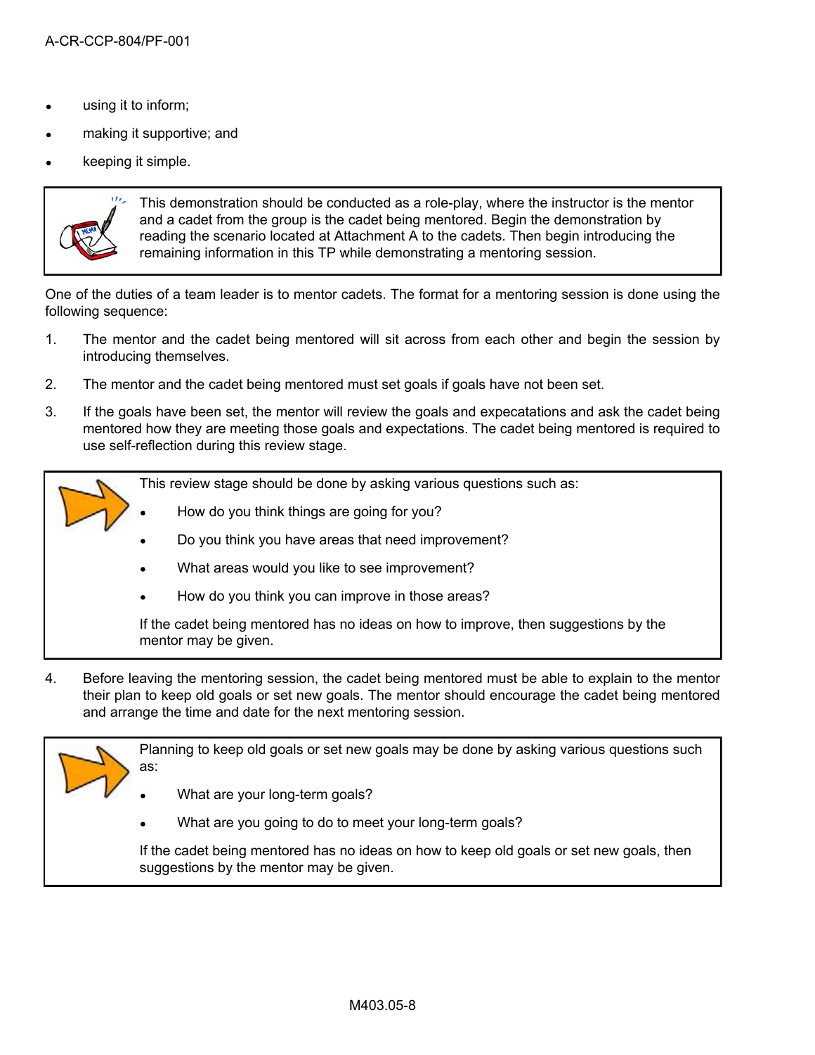- using it to inform;
- making it supportive; and
- keeping it simple.

> This demonstration should be conducted as a role-play, where the instructor is the mentor and a cadet from the group is the cadet being mentored. Begin the demonstration by reading the scenario located at Attachment A to the cadets. Then begin introducing the remaining information in this TP while demonstrating a mentoring session.

One of the duties of a team leader is to mentor cadets. The format for a mentoring session is done using the following sequence:

1. The mentor and the cadet being mentored will sit across from each other and begin the session by introducing themselves.
2. The mentor and the cadet being mentored must set goals if goals have not been set.
3. If the goals have been set, the mentor will review the goals and expecatations and ask the cadet being mentored how they are meeting those goals and expectations. The cadet being mentored is required to use self-reflection during this review stage.

> This review stage should be done by asking various questions such as:
>
> - How do you think things are going for you?
> - Do you think you have areas that need improvement?
> - What areas would you like to see improvement?
> - How do you think you can improve in those areas?
>
> If the cadet being mentored has no ideas on how to improve, then suggestions by the mentor may be given.

4. Before leaving the mentoring session, the cadet being mentored must be able to explain to the mentor their plan to keep old goals or set new goals. The mentor should encourage the cadet being mentored and arrange the time and date for the next mentoring session.

> Planning to keep old goals or set new goals may be done by asking various questions such as:
>
> - What are your long-term goals?
> - What are you going to do to meet your long-term goals?
>
> If the cadet being mentored has no ideas on how to keep old goals or set new goals, then suggestions by the mentor may be given.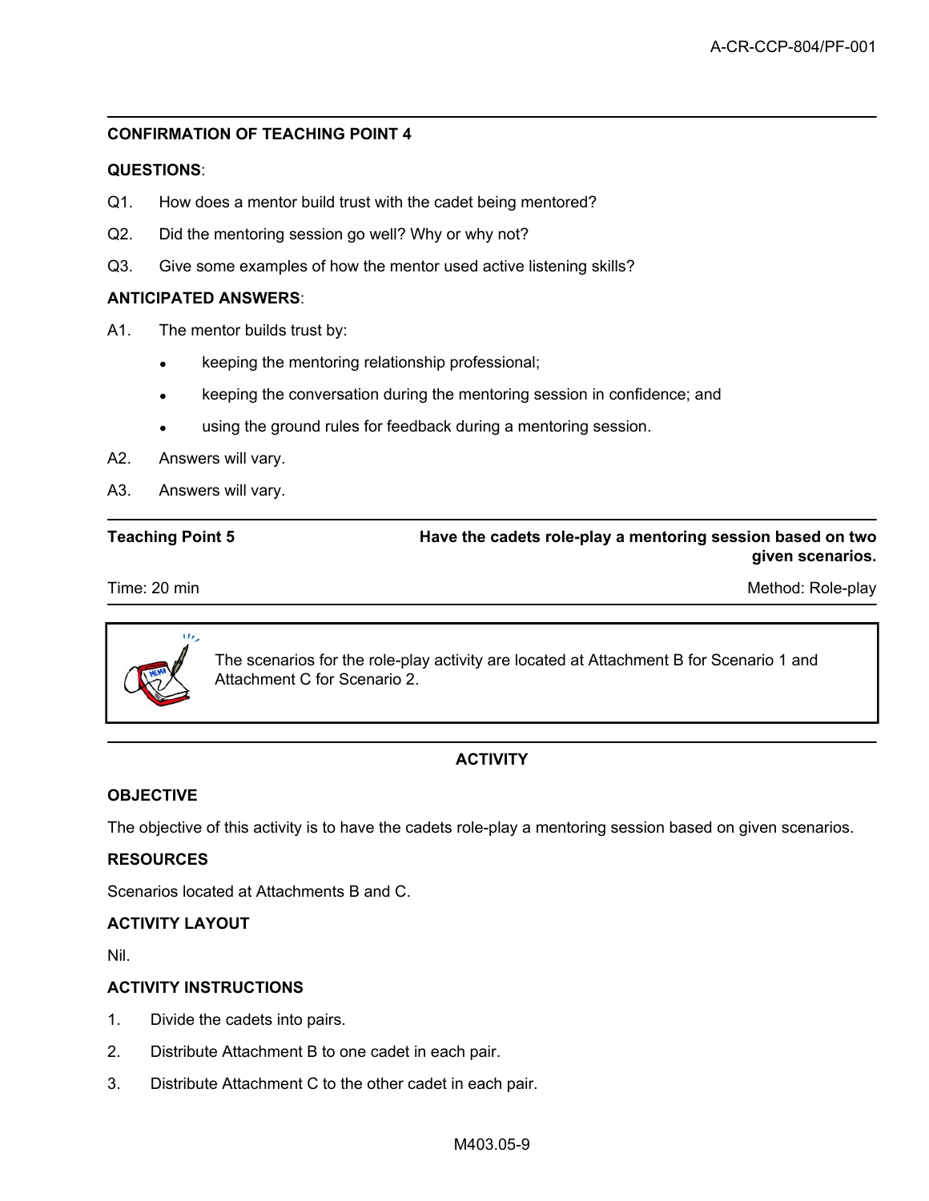**CONFIRMATION OF TEACHING POINT 4**

**QUESTIONS**:

Q1. How does a mentor build trust with the cadet being mentored?

Q2. Did the mentoring session go well? Why or why not?

Q3. Give some examples of how the mentor used active listening skills?

**ANTICIPATED ANSWERS**:

A1. The mentor builds trust by:

- keeping the mentoring relationship professional;
- keeping the conversation during the mentoring session in confidence; and
- using the ground rules for feedback during a mentoring session.

A2. Answers will vary.

A3. Answers will vary.

| **Teaching Point 5** | **Have the cadets role-play a mentoring session based on two given scenarios.** |
|---|---|
| Time: 20 min | Method: Role-play |

> The scenarios for the role-play activity are located at Attachment B for Scenario 1 and Attachment C for Scenario 2.

## ACTIVITY

**OBJECTIVE**

The objective of this activity is to have the cadets role-play a mentoring session based on given scenarios.

**RESOURCES**

Scenarios located at Attachments B and C.

**ACTIVITY LAYOUT**

Nil.

**ACTIVITY INSTRUCTIONS**

1. Divide the cadets into pairs.
2. Distribute Attachment B to one cadet in each pair.
3. Distribute Attachment C to the other cadet in each pair.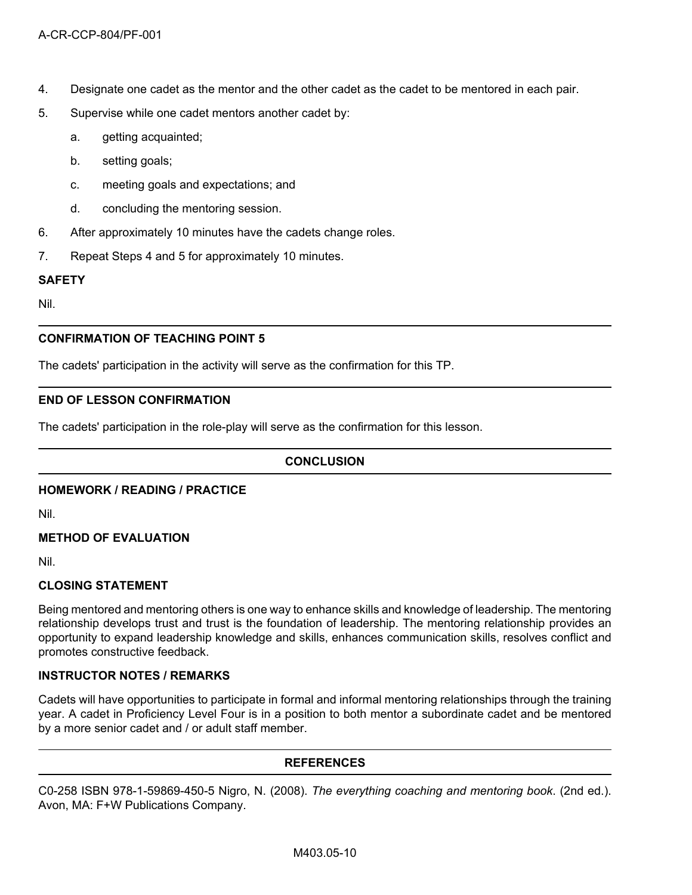4. Designate one cadet as the mentor and the other cadet as the cadet to be mentored in each pair.
5. Supervise while one cadet mentors another cadet by:
   a. getting acquainted;
   b. setting goals;
   c. meeting goals and expectations; and
   d. concluding the mentoring session.
6. After approximately 10 minutes have the cadets change roles.
7. Repeat Steps 4 and 5 for approximately 10 minutes.

**SAFETY**

Nil.

---

**CONFIRMATION OF TEACHING POINT 5**

The cadets' participation in the activity will serve as the confirmation for this TP.

---

**END OF LESSON CONFIRMATION**

The cadets' participation in the role-play will serve as the confirmation for this lesson.

---

**CONCLUSION**

---

**HOMEWORK / READING / PRACTICE**

Nil.

**METHOD OF EVALUATION**

Nil.

**CLOSING STATEMENT**

Being mentored and mentoring others is one way to enhance skills and knowledge of leadership. The mentoring relationship develops trust and trust is the foundation of leadership. The mentoring relationship provides an opportunity to expand leadership knowledge and skills, enhances communication skills, resolves conflict and promotes constructive feedback.

**INSTRUCTOR NOTES / REMARKS**

Cadets will have opportunities to participate in formal and informal mentoring relationships through the training year. A cadet in Proficiency Level Four is in a position to both mentor a subordinate cadet and be mentored by a more senior cadet and / or adult staff member.

---

**REFERENCES**

---

C0-258 ISBN 978-1-59869-450-5 Nigro, N. (2008). *The everything coaching and mentoring book.* (2nd ed.). Avon, MA: F+W Publications Company.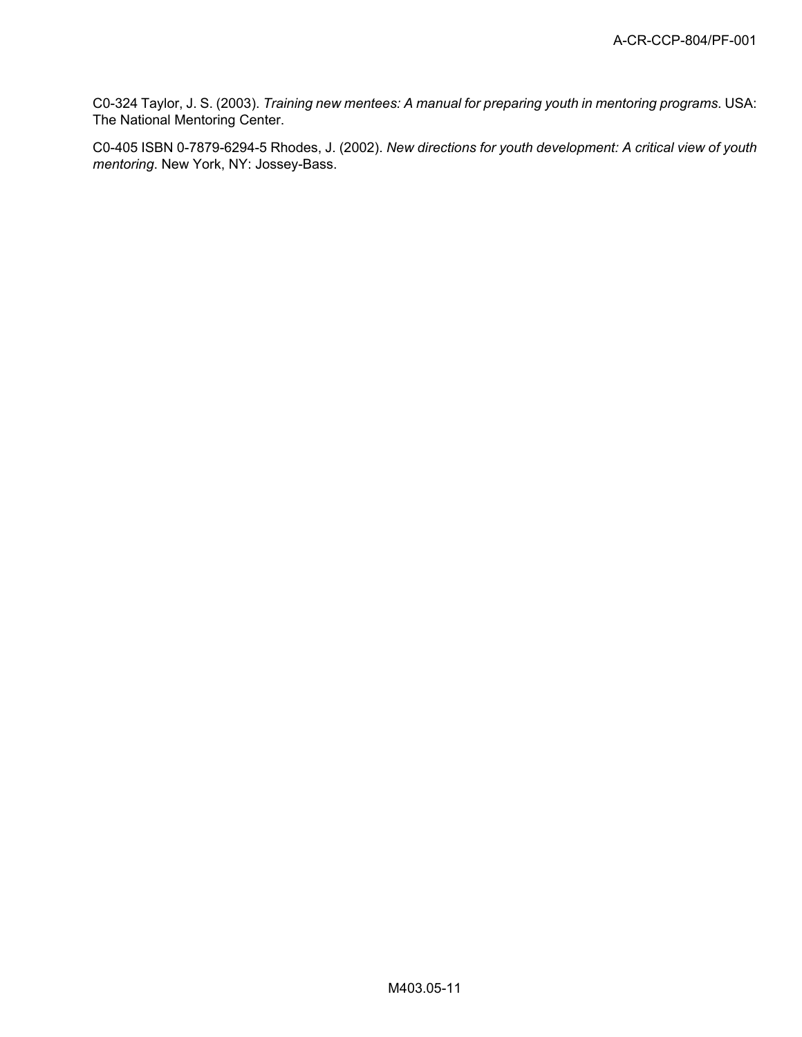C0-324 Taylor, J. S. (2003). *Training new mentees: A manual for preparing youth in mentoring programs*. USA: The National Mentoring Center.

C0-405 ISBN 0-7879-6294-5 Rhodes, J. (2002). *New directions for youth development: A critical view of youth mentoring*. New York, NY: Jossey-Bass.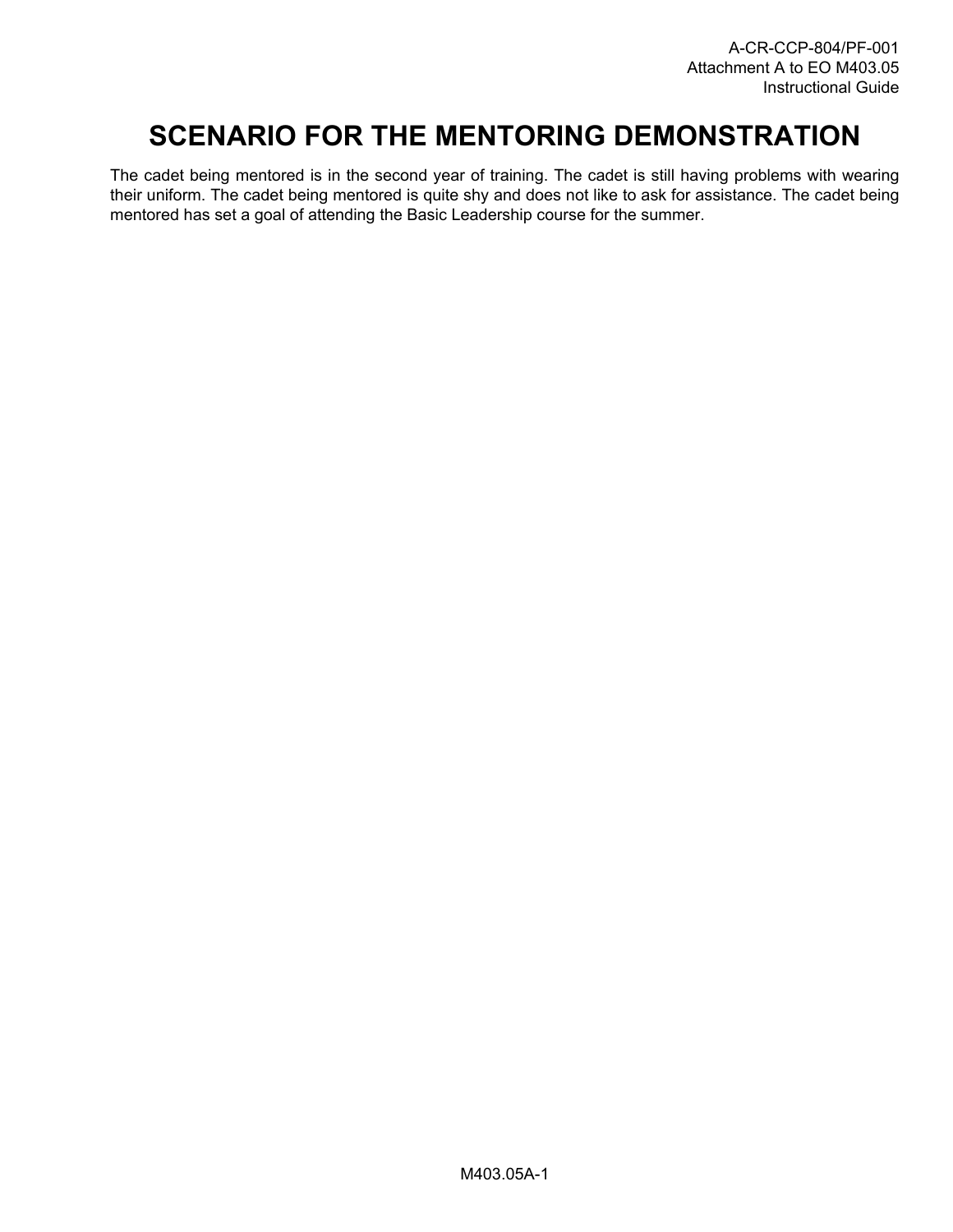# SCENARIO FOR THE MENTORING DEMONSTRATION

The cadet being mentored is in the second year of training. The cadet is still having problems with wearing their uniform. The cadet being mentored is quite shy and does not like to ask for assistance. The cadet being mentored has set a goal of attending the Basic Leadership course for the summer.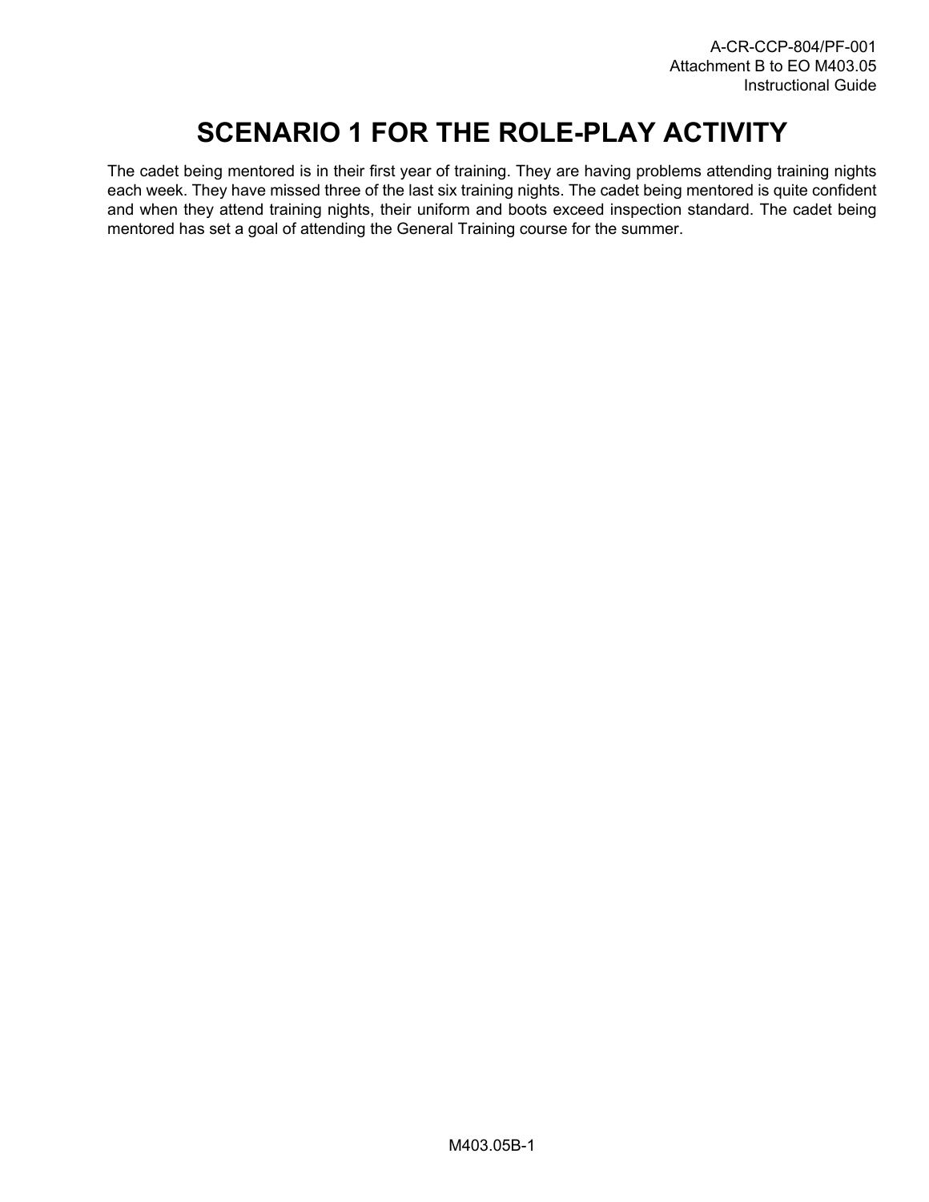# SCENARIO 1 FOR THE ROLE-PLAY ACTIVITY

The cadet being mentored is in their first year of training. They are having problems attending training nights each week. They have missed three of the last six training nights. The cadet being mentored is quite confident and when they attend training nights, their uniform and boots exceed inspection standard. The cadet being mentored has set a goal of attending the General Training course for the summer.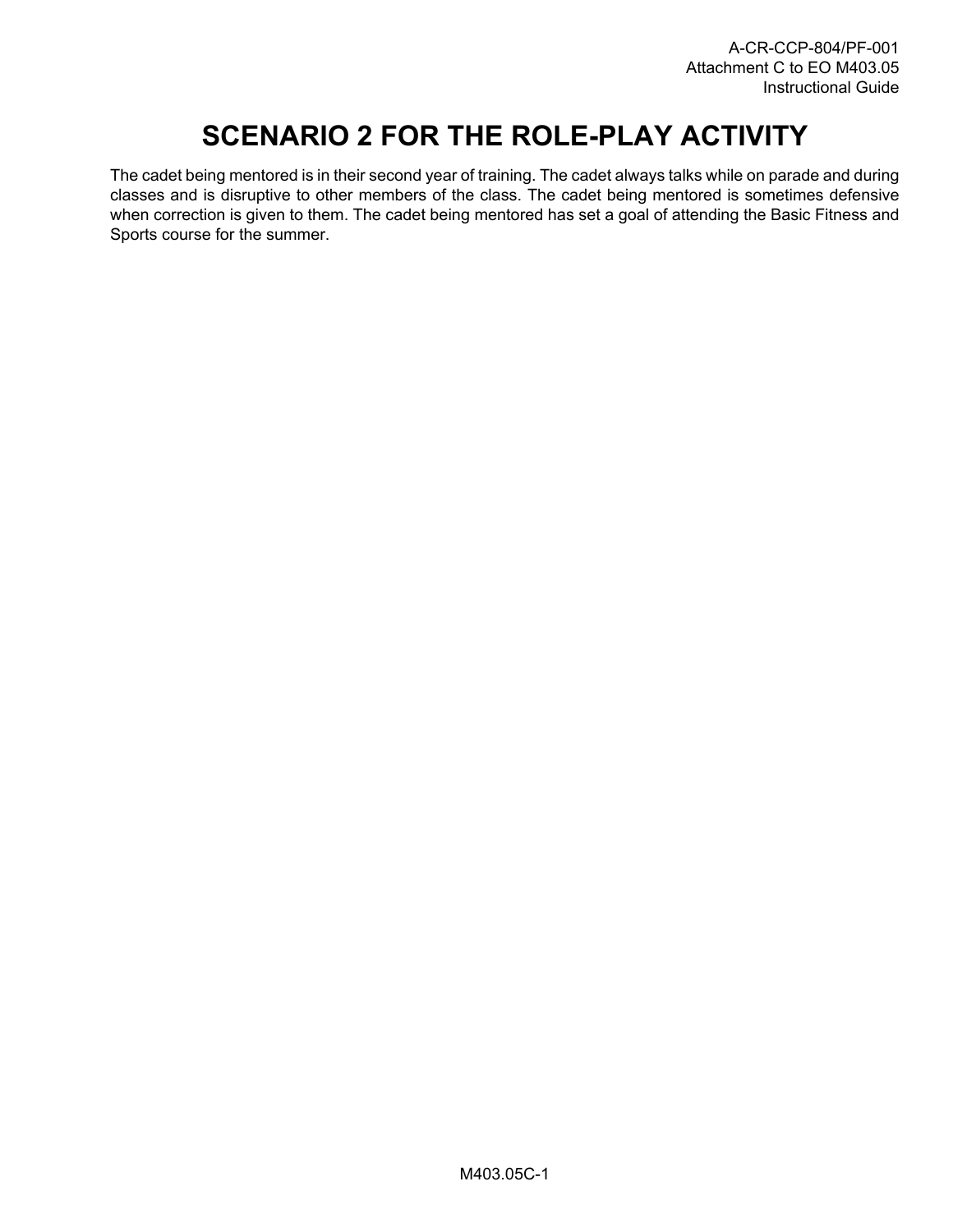# SCENARIO 2 FOR THE ROLE-PLAY ACTIVITY

The cadet being mentored is in their second year of training. The cadet always talks while on parade and during classes and is disruptive to other members of the class. The cadet being mentored is sometimes defensive when correction is given to them. The cadet being mentored has set a goal of attending the Basic Fitness and Sports course for the summer.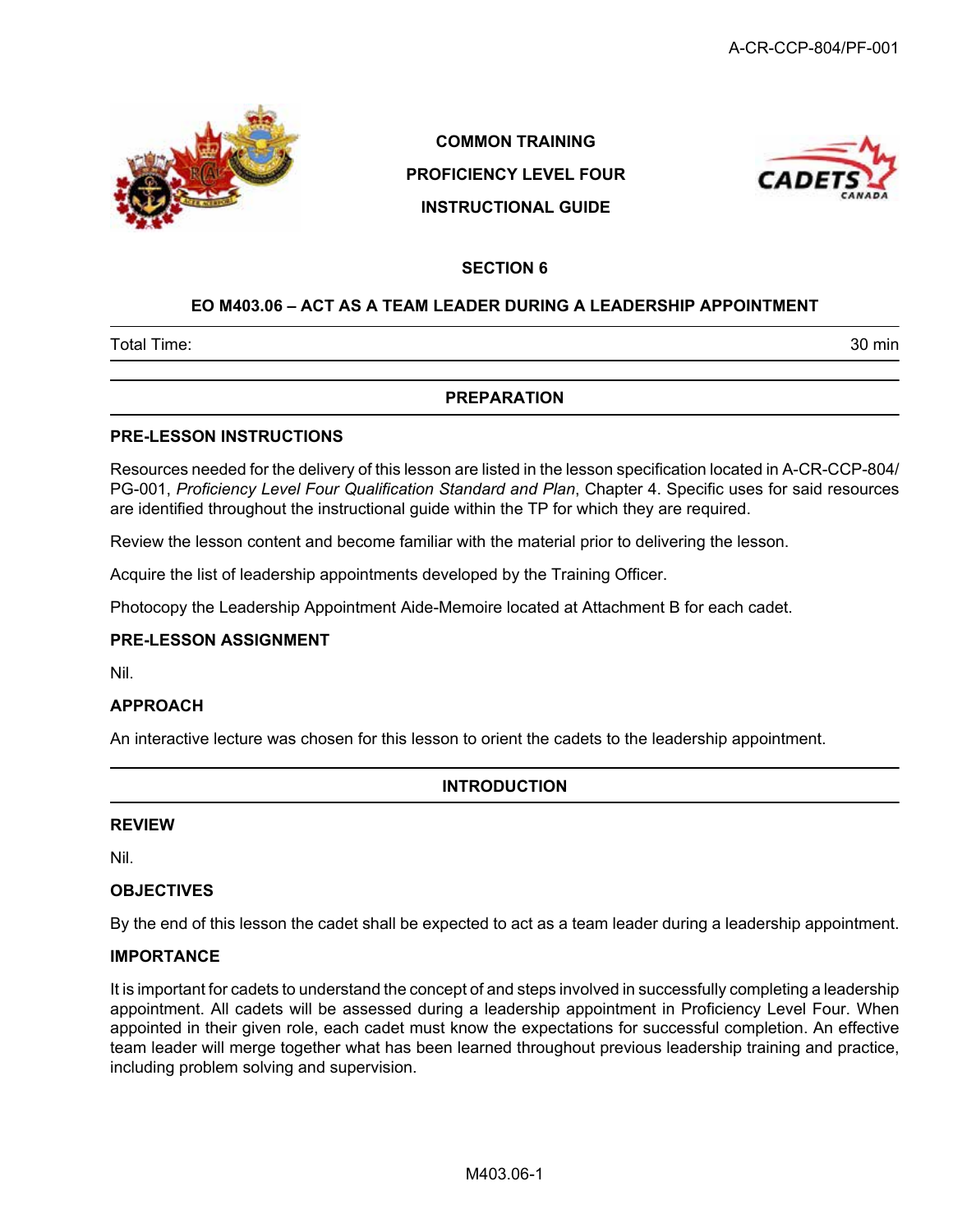**COMMON TRAINING**

**PROFICIENCY LEVEL FOUR**

**INSTRUCTIONAL GUIDE**

## SECTION 6

## EO M403.06 – ACT AS A TEAM LEADER DURING A LEADERSHIP APPOINTMENT

| Total Time: | 30 min |
|---|---|

## PREPARATION

### PRE-LESSON INSTRUCTIONS

Resources needed for the delivery of this lesson are listed in the lesson specification located in A-CR-CCP-804/PG-001, *Proficiency Level Four Qualification Standard and Plan*, Chapter 4. Specific uses for said resources are identified throughout the instructional guide within the TP for which they are required.

Review the lesson content and become familiar with the material prior to delivering the lesson.

Acquire the list of leadership appointments developed by the Training Officer.

Photocopy the Leadership Appointment Aide-Memoire located at Attachment B for each cadet.

### PRE-LESSON ASSIGNMENT

Nil.

### APPROACH

An interactive lecture was chosen for this lesson to orient the cadets to the leadership appointment.

## INTRODUCTION

### REVIEW

Nil.

### OBJECTIVES

By the end of this lesson the cadet shall be expected to act as a team leader during a leadership appointment.

### IMPORTANCE

It is important for cadets to understand the concept of and steps involved in successfully completing a leadership appointment. All cadets will be assessed during a leadership appointment in Proficiency Level Four. When appointed in their given role, each cadet must know the expectations for successful completion. An effective team leader will merge together what has been learned throughout previous leadership training and practice, including problem solving and supervision.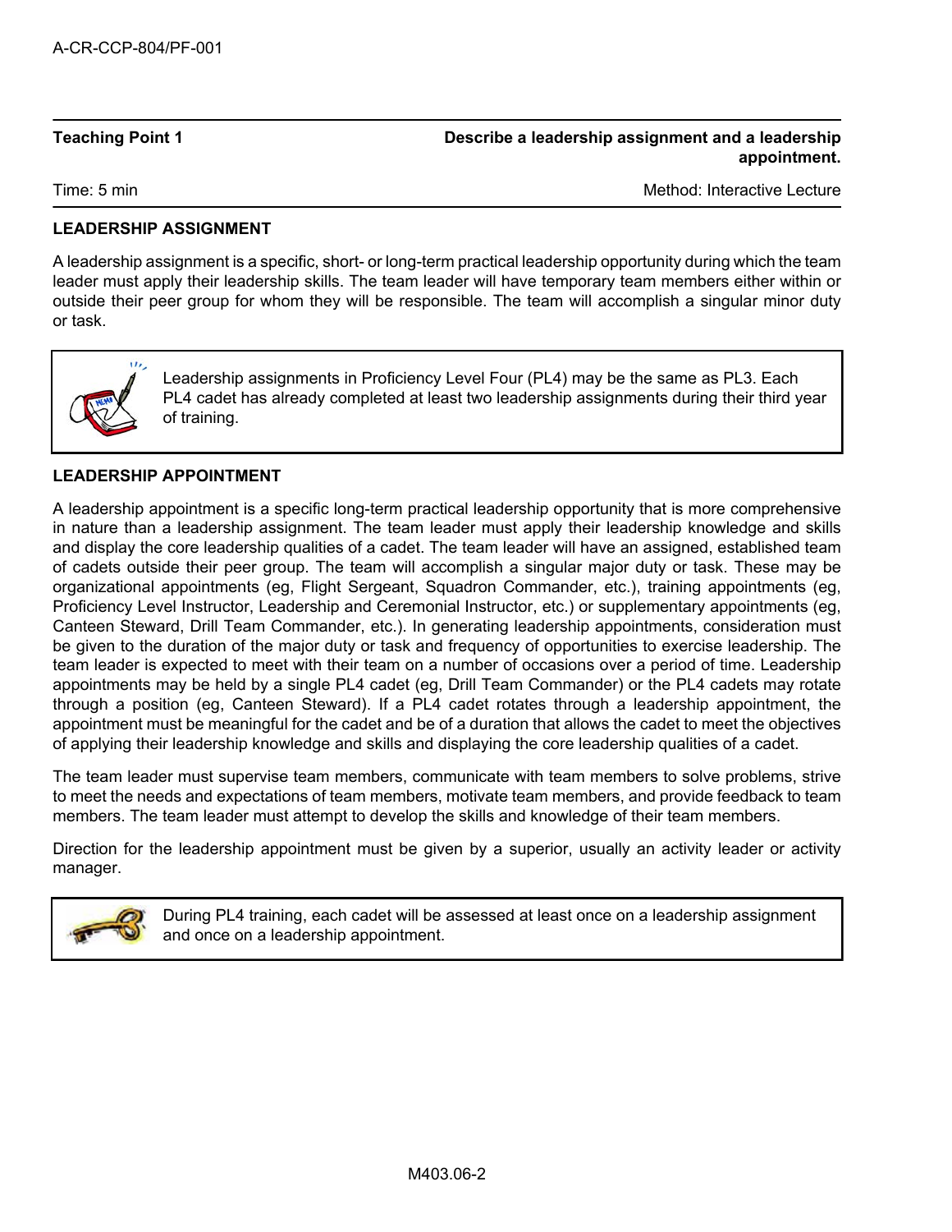| Teaching Point 1 | Describe a leadership assignment and a leadership appointment. |
| --- | --- |
| Time: 5 min | Method: Interactive Lecture |

**LEADERSHIP ASSIGNMENT**

A leadership assignment is a specific, short- or long-term practical leadership opportunity during which the team leader must apply their leadership skills. The team leader will have temporary team members either within or outside their peer group for whom they will be responsible. The team will accomplish a singular minor duty or task.

> Leadership assignments in Proficiency Level Four (PL4) may be the same as PL3. Each PL4 cadet has already completed at least two leadership assignments during their third year of training.

**LEADERSHIP APPOINTMENT**

A leadership appointment is a specific long-term practical leadership opportunity that is more comprehensive in nature than a leadership assignment. The team leader must apply their leadership knowledge and skills and display the core leadership qualities of a cadet. The team leader will have an assigned, established team of cadets outside their peer group. The team will accomplish a singular major duty or task. These may be organizational appointments (eg, Flight Sergeant, Squadron Commander, etc.), training appointments (eg, Proficiency Level Instructor, Leadership and Ceremonial Instructor, etc.) or supplementary appointments (eg, Canteen Steward, Drill Team Commander, etc.). In generating leadership appointments, consideration must be given to the duration of the major duty or task and frequency of opportunities to exercise leadership. The team leader is expected to meet with their team on a number of occasions over a period of time. Leadership appointments may be held by a single PL4 cadet (eg, Drill Team Commander) or the PL4 cadets may rotate through a position (eg, Canteen Steward). If a PL4 cadet rotates through a leadership appointment, the appointment must be meaningful for the cadet and be of a duration that allows the cadet to meet the objectives of applying their leadership knowledge and skills and displaying the core leadership qualities of a cadet.

The team leader must supervise team members, communicate with team members to solve problems, strive to meet the needs and expectations of team members, motivate team members, and provide feedback to team members. The team leader must attempt to develop the skills and knowledge of their team members.

Direction for the leadership appointment must be given by a superior, usually an activity leader or activity manager.

> During PL4 training, each cadet will be assessed at least once on a leadership assignment and once on a leadership appointment.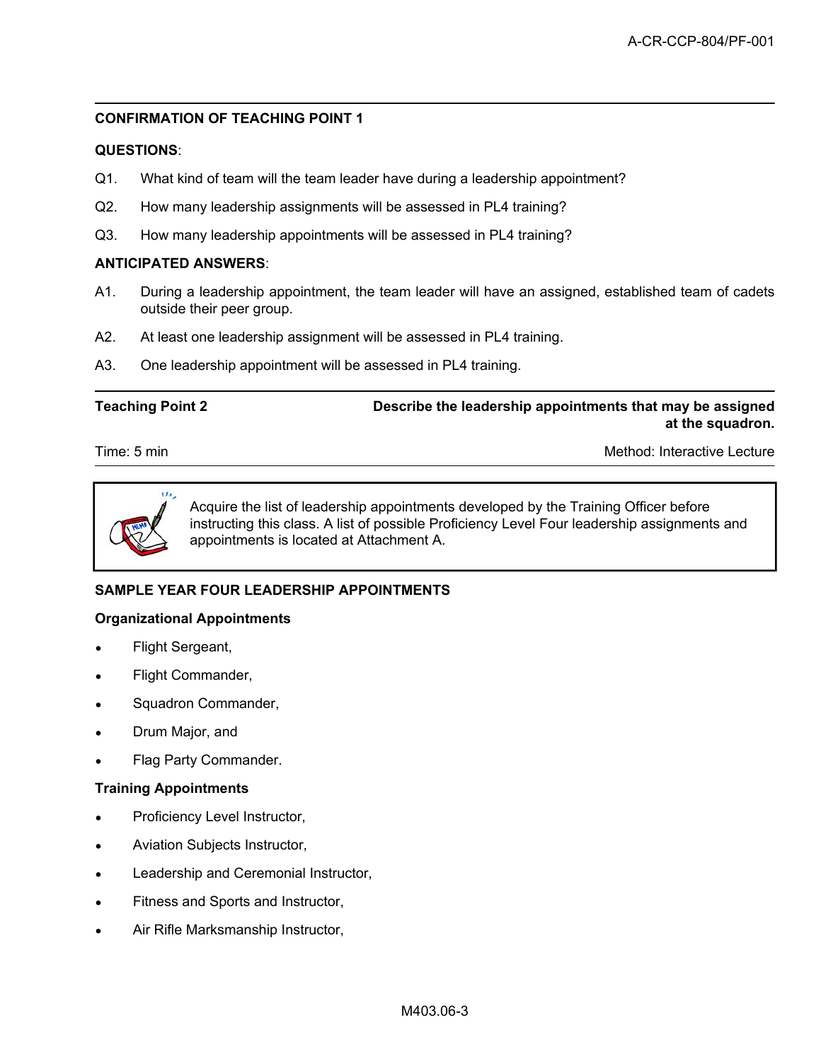**CONFIRMATION OF TEACHING POINT 1**

**QUESTIONS**:

Q1. What kind of team will the team leader have during a leadership appointment?

Q2. How many leadership assignments will be assessed in PL4 training?

Q3. How many leadership appointments will be assessed in PL4 training?

**ANTICIPATED ANSWERS**:

A1. During a leadership appointment, the team leader will have an assigned, established team of cadets outside their peer group.

A2. At least one leadership assignment will be assessed in PL4 training.

A3. One leadership appointment will be assessed in PL4 training.

---

| **Teaching Point 2** | **Describe the leadership appointments that may be assigned at the squadron.** |
|---|---|
| Time: 5 min | Method: Interactive Lecture |

> Acquire the list of leadership appointments developed by the Training Officer before instructing this class. A list of possible Proficiency Level Four leadership assignments and appointments is located at Attachment A.

**SAMPLE YEAR FOUR LEADERSHIP APPOINTMENTS**

**Organizational Appointments**

- Flight Sergeant,
- Flight Commander,
- Squadron Commander,
- Drum Major, and
- Flag Party Commander.

**Training Appointments**

- Proficiency Level Instructor,
- Aviation Subjects Instructor,
- Leadership and Ceremonial Instructor,
- Fitness and Sports and Instructor,
- Air Rifle Marksmanship Instructor,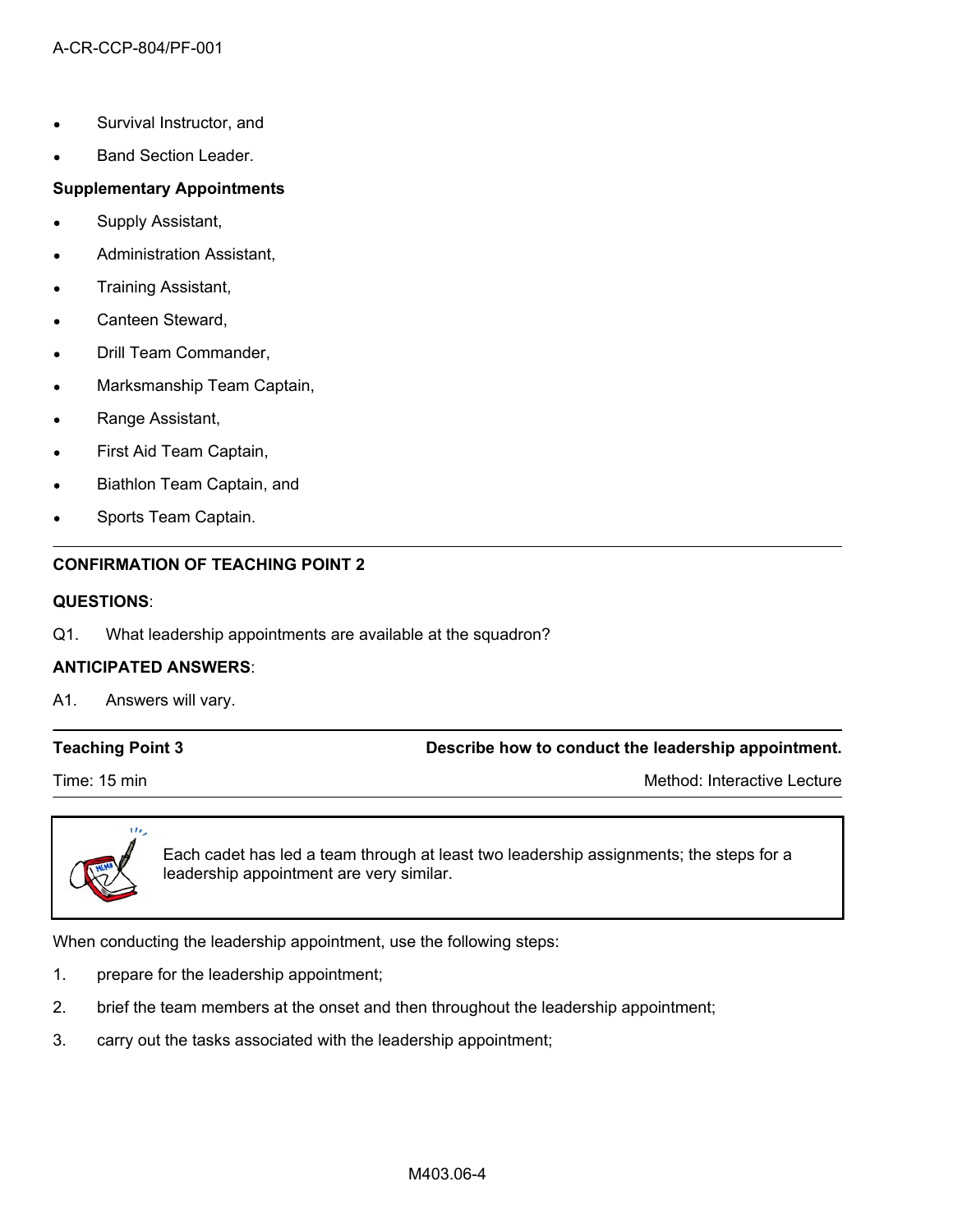- Survival Instructor, and
- Band Section Leader.

**Supplementary Appointments**

- Supply Assistant,
- Administration Assistant,
- Training Assistant,
- Canteen Steward,
- Drill Team Commander,
- Marksmanship Team Captain,
- Range Assistant,
- First Aid Team Captain,
- Biathlon Team Captain, and
- Sports Team Captain.

---

**CONFIRMATION OF TEACHING POINT 2**

**QUESTIONS**:

Q1. What leadership appointments are available at the squadron?

**ANTICIPATED ANSWERS**:

A1. Answers will vary.

---

| **Teaching Point 3** | **Describe how to conduct the leadership appointment.** |
|---|---|
| Time: 15 min | Method: Interactive Lecture |

> Each cadet has led a team through at least two leadership assignments; the steps for a leadership appointment are very similar.

When conducting the leadership appointment, use the following steps:

1. prepare for the leadership appointment;
2. brief the team members at the onset and then throughout the leadership appointment;
3. carry out the tasks associated with the leadership appointment;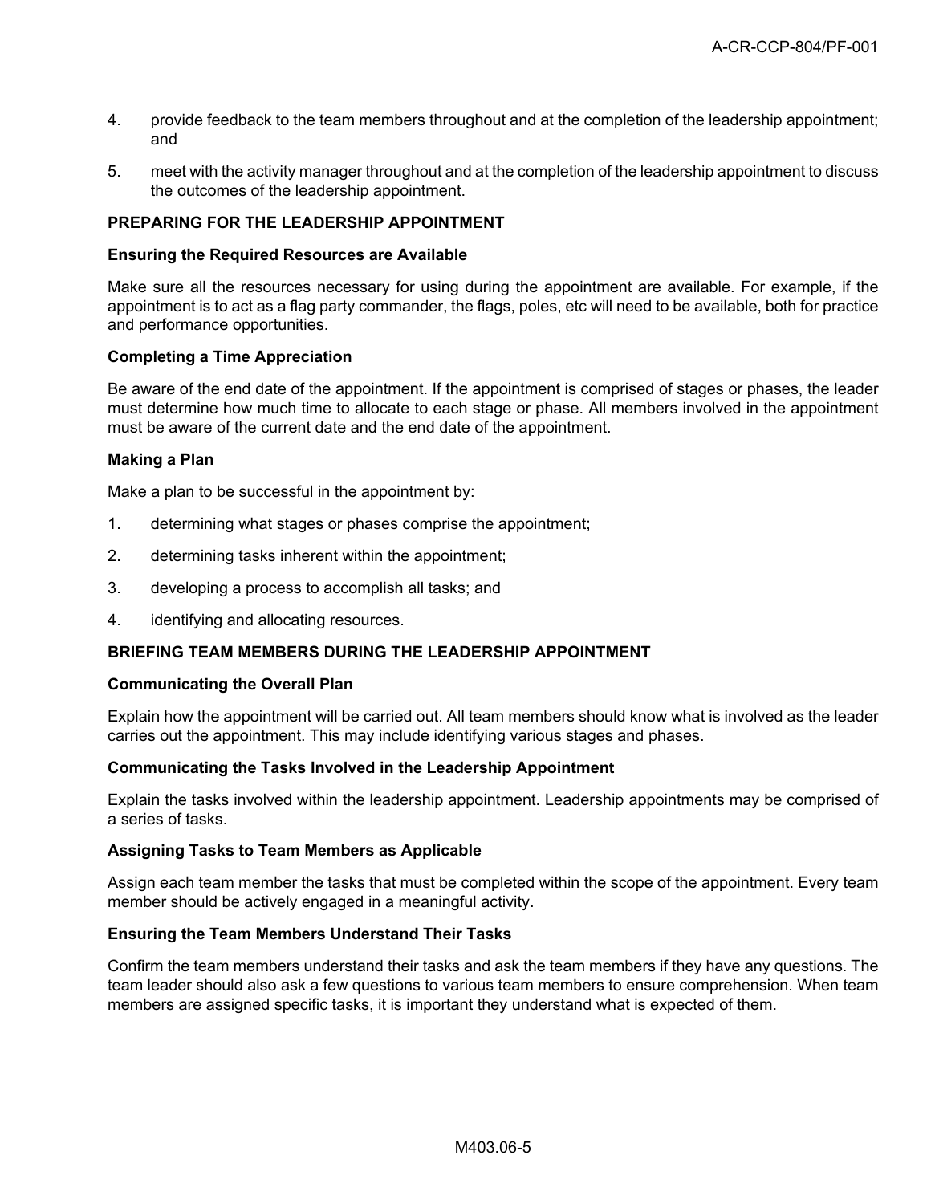4. provide feedback to the team members throughout and at the completion of the leadership appointment; and
5. meet with the activity manager throughout and at the completion of the leadership appointment to discuss the outcomes of the leadership appointment.

**PREPARING FOR THE LEADERSHIP APPOINTMENT**

**Ensuring the Required Resources are Available**

Make sure all the resources necessary for using during the appointment are available. For example, if the appointment is to act as a flag party commander, the flags, poles, etc will need to be available, both for practice and performance opportunities.

**Completing a Time Appreciation**

Be aware of the end date of the appointment. If the appointment is comprised of stages or phases, the leader must determine how much time to allocate to each stage or phase. All members involved in the appointment must be aware of the current date and the end date of the appointment.

**Making a Plan**

Make a plan to be successful in the appointment by:

1. determining what stages or phases comprise the appointment;
2. determining tasks inherent within the appointment;
3. developing a process to accomplish all tasks; and
4. identifying and allocating resources.

**BRIEFING TEAM MEMBERS DURING THE LEADERSHIP APPOINTMENT**

**Communicating the Overall Plan**

Explain how the appointment will be carried out. All team members should know what is involved as the leader carries out the appointment. This may include identifying various stages and phases.

**Communicating the Tasks Involved in the Leadership Appointment**

Explain the tasks involved within the leadership appointment. Leadership appointments may be comprised of a series of tasks.

**Assigning Tasks to Team Members as Applicable**

Assign each team member the tasks that must be completed within the scope of the appointment. Every team member should be actively engaged in a meaningful activity.

**Ensuring the Team Members Understand Their Tasks**

Confirm the team members understand their tasks and ask the team members if they have any questions. The team leader should also ask a few questions to various team members to ensure comprehension. When team members are assigned specific tasks, it is important they understand what is expected of them.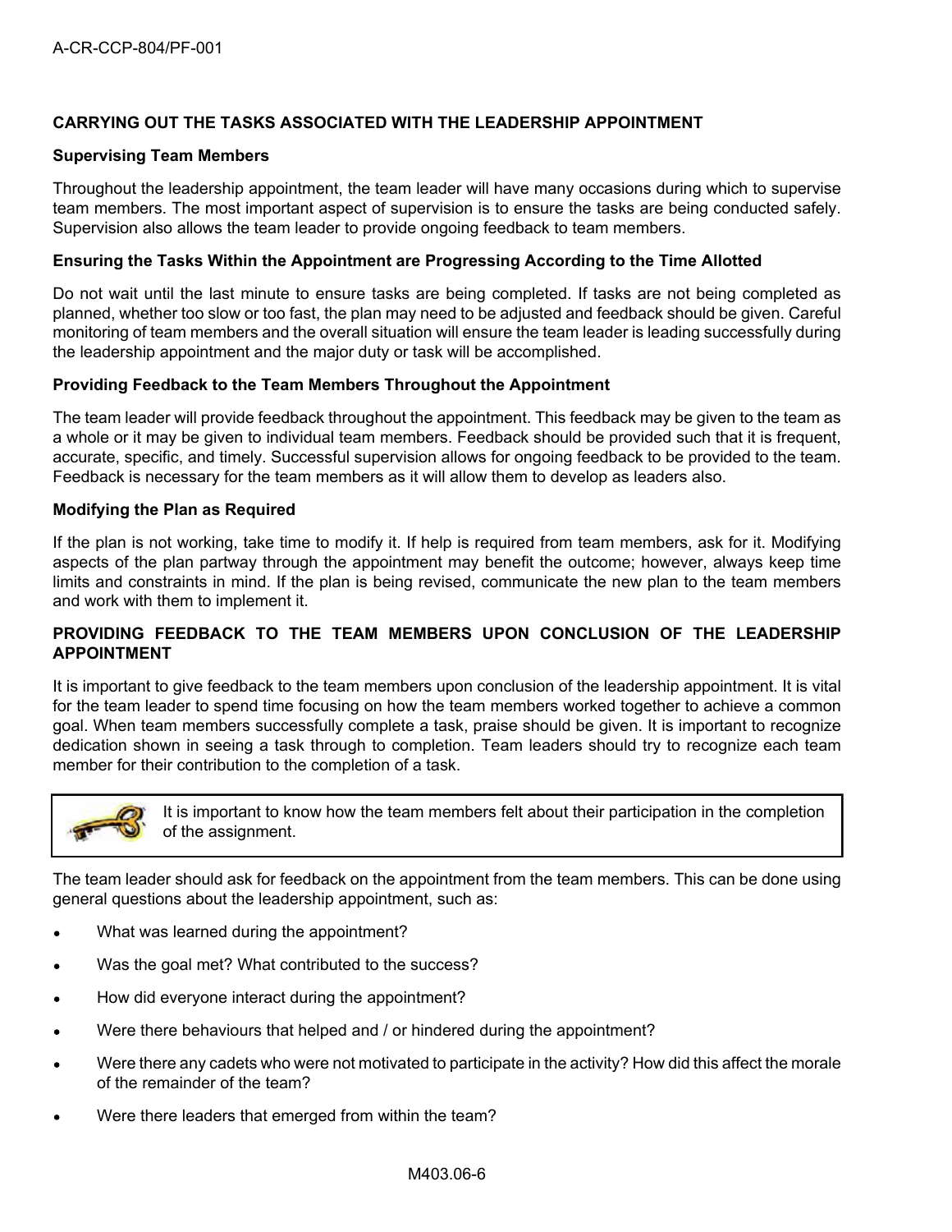## CARRYING OUT THE TASKS ASSOCIATED WITH THE LEADERSHIP APPOINTMENT

### Supervising Team Members

Throughout the leadership appointment, the team leader will have many occasions during which to supervise team members. The most important aspect of supervision is to ensure the tasks are being conducted safely. Supervision also allows the team leader to provide ongoing feedback to team members.

### Ensuring the Tasks Within the Appointment are Progressing According to the Time Allotted

Do not wait until the last minute to ensure tasks are being completed. If tasks are not being completed as planned, whether too slow or too fast, the plan may need to be adjusted and feedback should be given. Careful monitoring of team members and the overall situation will ensure the team leader is leading successfully during the leadership appointment and the major duty or task will be accomplished.

### Providing Feedback to the Team Members Throughout the Appointment

The team leader will provide feedback throughout the appointment. This feedback may be given to the team as a whole or it may be given to individual team members. Feedback should be provided such that it is frequent, accurate, specific, and timely. Successful supervision allows for ongoing feedback to be provided to the team. Feedback is necessary for the team members as it will allow them to develop as leaders also.

### Modifying the Plan as Required

If the plan is not working, take time to modify it. If help is required from team members, ask for it. Modifying aspects of the plan partway through the appointment may benefit the outcome; however, always keep time limits and constraints in mind. If the plan is being revised, communicate the new plan to the team members and work with them to implement it.

## PROVIDING FEEDBACK TO THE TEAM MEMBERS UPON CONCLUSION OF THE LEADERSHIP APPOINTMENT

It is important to give feedback to the team members upon conclusion of the leadership appointment. It is vital for the team leader to spend time focusing on how the team members worked together to achieve a common goal. When team members successfully complete a task, praise should be given. It is important to recognize dedication shown in seeing a task through to completion. Team leaders should try to recognize each team member for their contribution to the completion of a task.

> It is important to know how the team members felt about their participation in the completion of the assignment.

The team leader should ask for feedback on the appointment from the team members. This can be done using general questions about the leadership appointment, such as:

- What was learned during the appointment?
- Was the goal met? What contributed to the success?
- How did everyone interact during the appointment?
- Were there behaviours that helped and / or hindered during the appointment?
- Were there any cadets who were not motivated to participate in the activity? How did this affect the morale of the remainder of the team?
- Were there leaders that emerged from within the team?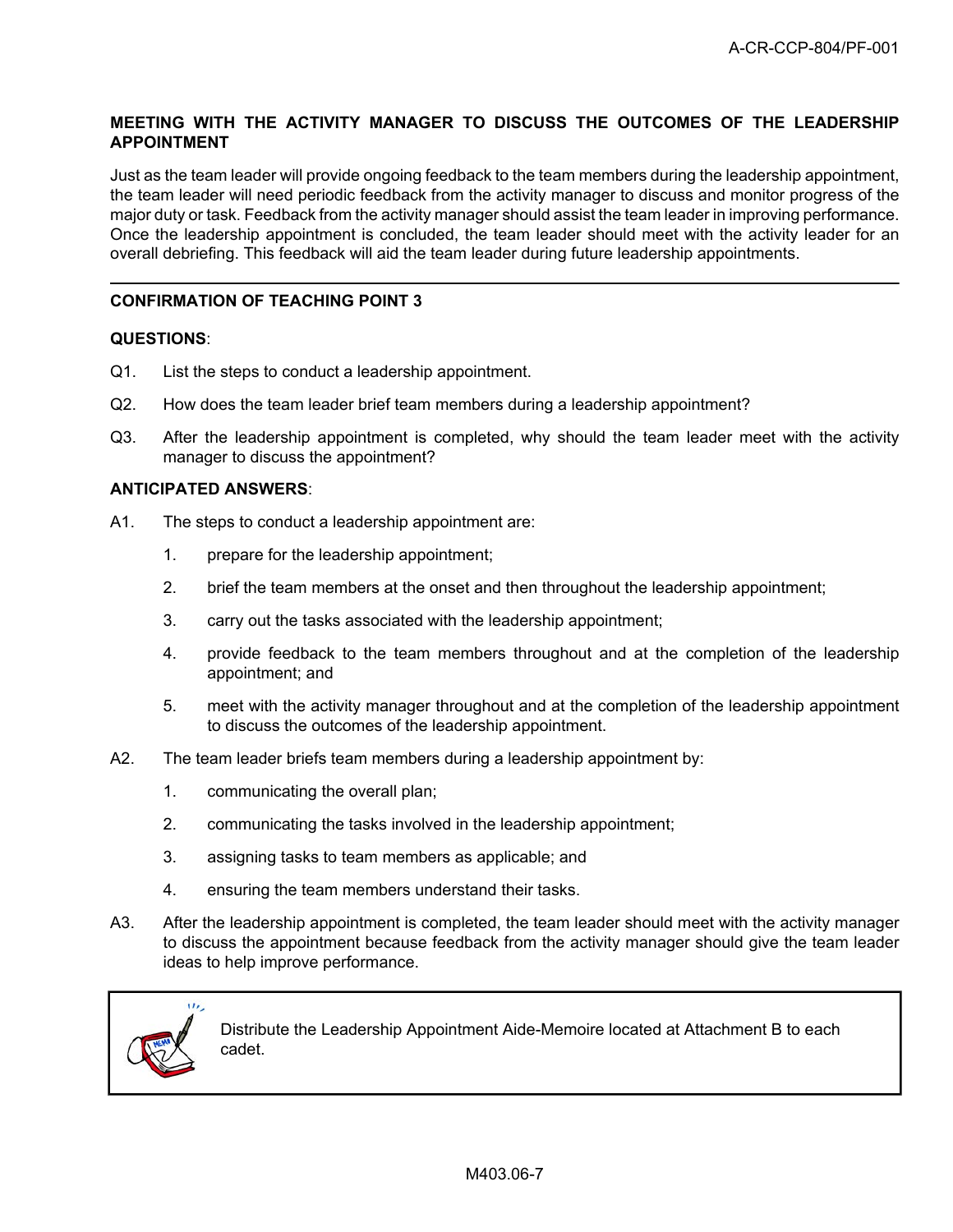**MEETING WITH THE ACTIVITY MANAGER TO DISCUSS THE OUTCOMES OF THE LEADERSHIP APPOINTMENT**

Just as the team leader will provide ongoing feedback to the team members during the leadership appointment, the team leader will need periodic feedback from the activity manager to discuss and monitor progress of the major duty or task. Feedback from the activity manager should assist the team leader in improving performance. Once the leadership appointment is concluded, the team leader should meet with the activity leader for an overall debriefing. This feedback will aid the team leader during future leadership appointments.

---

**CONFIRMATION OF TEACHING POINT 3**

**QUESTIONS**:

Q1. List the steps to conduct a leadership appointment.

Q2. How does the team leader brief team members during a leadership appointment?

Q3. After the leadership appointment is completed, why should the team leader meet with the activity manager to discuss the appointment?

**ANTICIPATED ANSWERS**:

A1. The steps to conduct a leadership appointment are:

1. prepare for the leadership appointment;
2. brief the team members at the onset and then throughout the leadership appointment;
3. carry out the tasks associated with the leadership appointment;
4. provide feedback to the team members throughout and at the completion of the leadership appointment; and
5. meet with the activity manager throughout and at the completion of the leadership appointment to discuss the outcomes of the leadership appointment.

A2. The team leader briefs team members during a leadership appointment by:

1. communicating the overall plan;
2. communicating the tasks involved in the leadership appointment;
3. assigning tasks to team members as applicable; and
4. ensuring the team members understand their tasks.

A3. After the leadership appointment is completed, the team leader should meet with the activity manager to discuss the appointment because feedback from the activity manager should give the team leader ideas to help improve performance.

> Distribute the Leadership Appointment Aide-Memoire located at Attachment B to each cadet.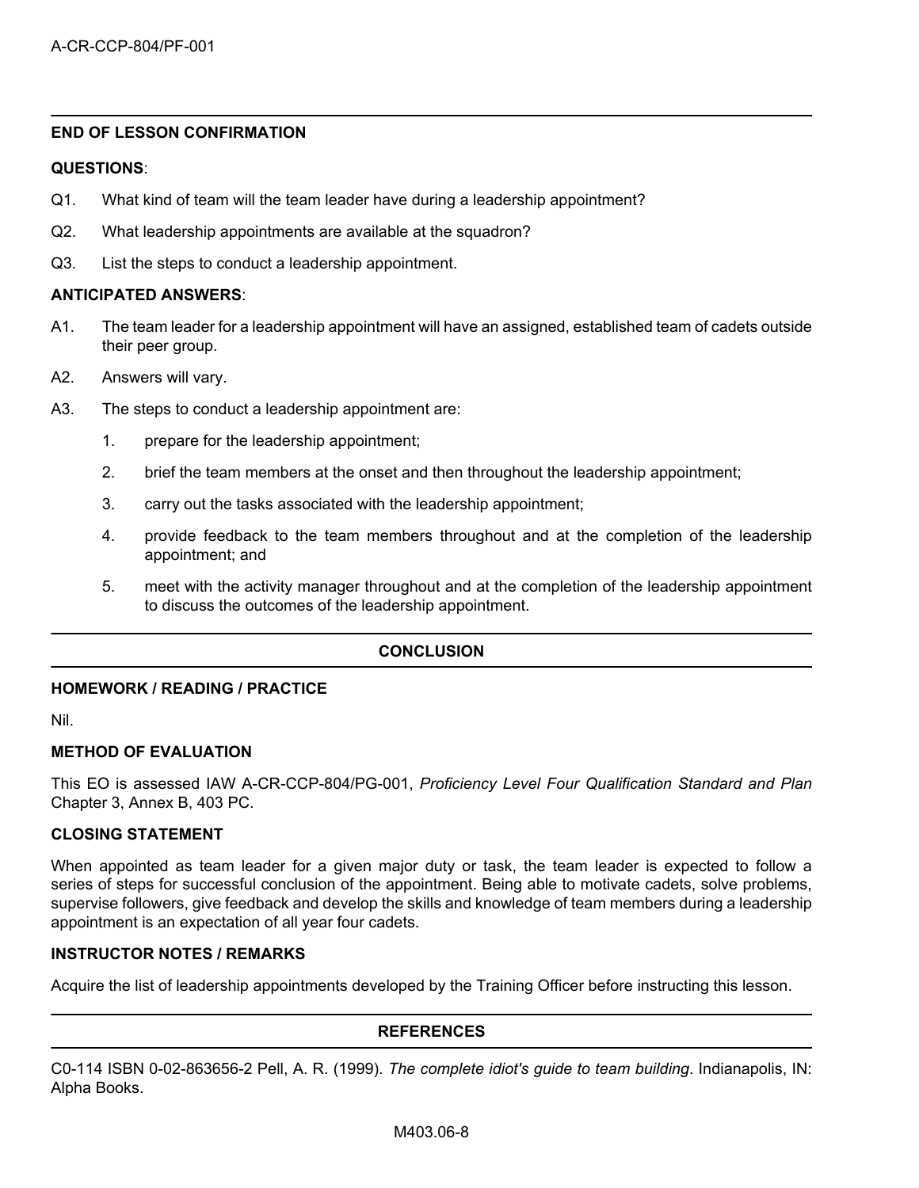## END OF LESSON CONFIRMATION

**QUESTIONS**:

Q1. What kind of team will the team leader have during a leadership appointment?

Q2. What leadership appointments are available at the squadron?

Q3. List the steps to conduct a leadership appointment.

**ANTICIPATED ANSWERS**:

A1. The team leader for a leadership appointment will have an assigned, established team of cadets outside their peer group.

A2. Answers will vary.

A3. The steps to conduct a leadership appointment are:

1. prepare for the leadership appointment;
2. brief the team members at the onset and then throughout the leadership appointment;
3. carry out the tasks associated with the leadership appointment;
4. provide feedback to the team members throughout and at the completion of the leadership appointment; and
5. meet with the activity manager throughout and at the completion of the leadership appointment to discuss the outcomes of the leadership appointment.

## CONCLUSION

### HOMEWORK / READING / PRACTICE

Nil.

### METHOD OF EVALUATION

This EO is assessed IAW A-CR-CCP-804/PG-001, *Proficiency Level Four Qualification Standard and Plan* Chapter 3, Annex B, 403 PC.

### CLOSING STATEMENT

When appointed as team leader for a given major duty or task, the team leader is expected to follow a series of steps for successful conclusion of the appointment. Being able to motivate cadets, solve problems, supervise followers, give feedback and develop the skills and knowledge of team members during a leadership appointment is an expectation of all year four cadets.

### INSTRUCTOR NOTES / REMARKS

Acquire the list of leadership appointments developed by the Training Officer before instructing this lesson.

## REFERENCES

C0-114 ISBN 0-02-863656-2 Pell, A. R. (1999). *The complete idiot's guide to team building*. Indianapolis, IN: Alpha Books.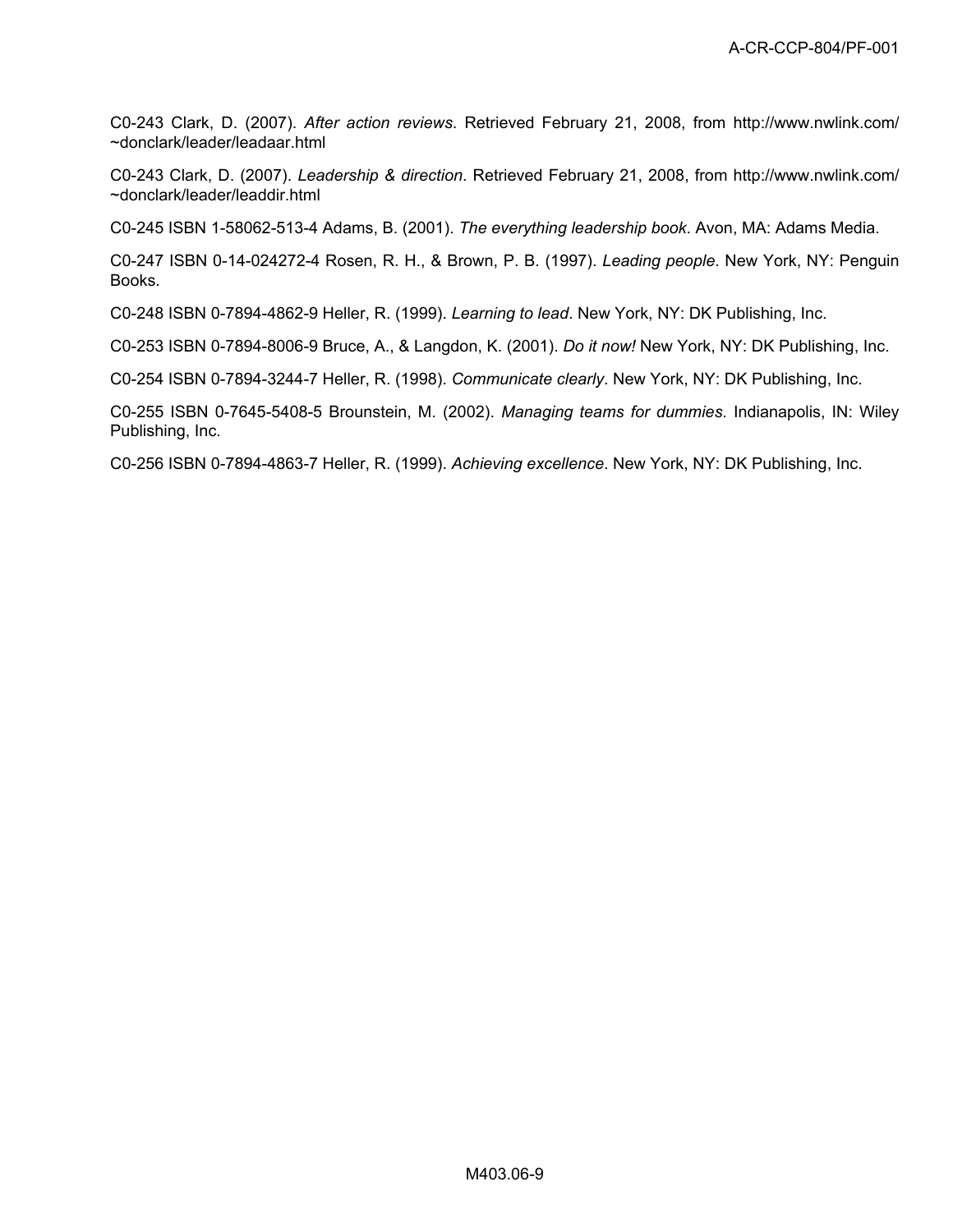C0-243 Clark, D. (2007). *After action reviews*. Retrieved February 21, 2008, from http://www.nwlink.com/~donclark/leader/leadaar.html

C0-243 Clark, D. (2007). *Leadership & direction*. Retrieved February 21, 2008, from http://www.nwlink.com/~donclark/leader/leaddir.html

C0-245 ISBN 1-58062-513-4 Adams, B. (2001). *The everything leadership book*. Avon, MA: Adams Media.

C0-247 ISBN 0-14-024272-4 Rosen, R. H., & Brown, P. B. (1997). *Leading people*. New York, NY: Penguin Books.

C0-248 ISBN 0-7894-4862-9 Heller, R. (1999). *Learning to lead*. New York, NY: DK Publishing, Inc.

C0-253 ISBN 0-7894-8006-9 Bruce, A., & Langdon, K. (2001). *Do it now!* New York, NY: DK Publishing, Inc.

C0-254 ISBN 0-7894-3244-7 Heller, R. (1998). *Communicate clearly*. New York, NY: DK Publishing, Inc.

C0-255 ISBN 0-7645-5408-5 Brounstein, M. (2002). *Managing teams for dummies*. Indianapolis, IN: Wiley Publishing, Inc.

C0-256 ISBN 0-7894-4863-7 Heller, R. (1999). *Achieving excellence*. New York, NY: DK Publishing, Inc.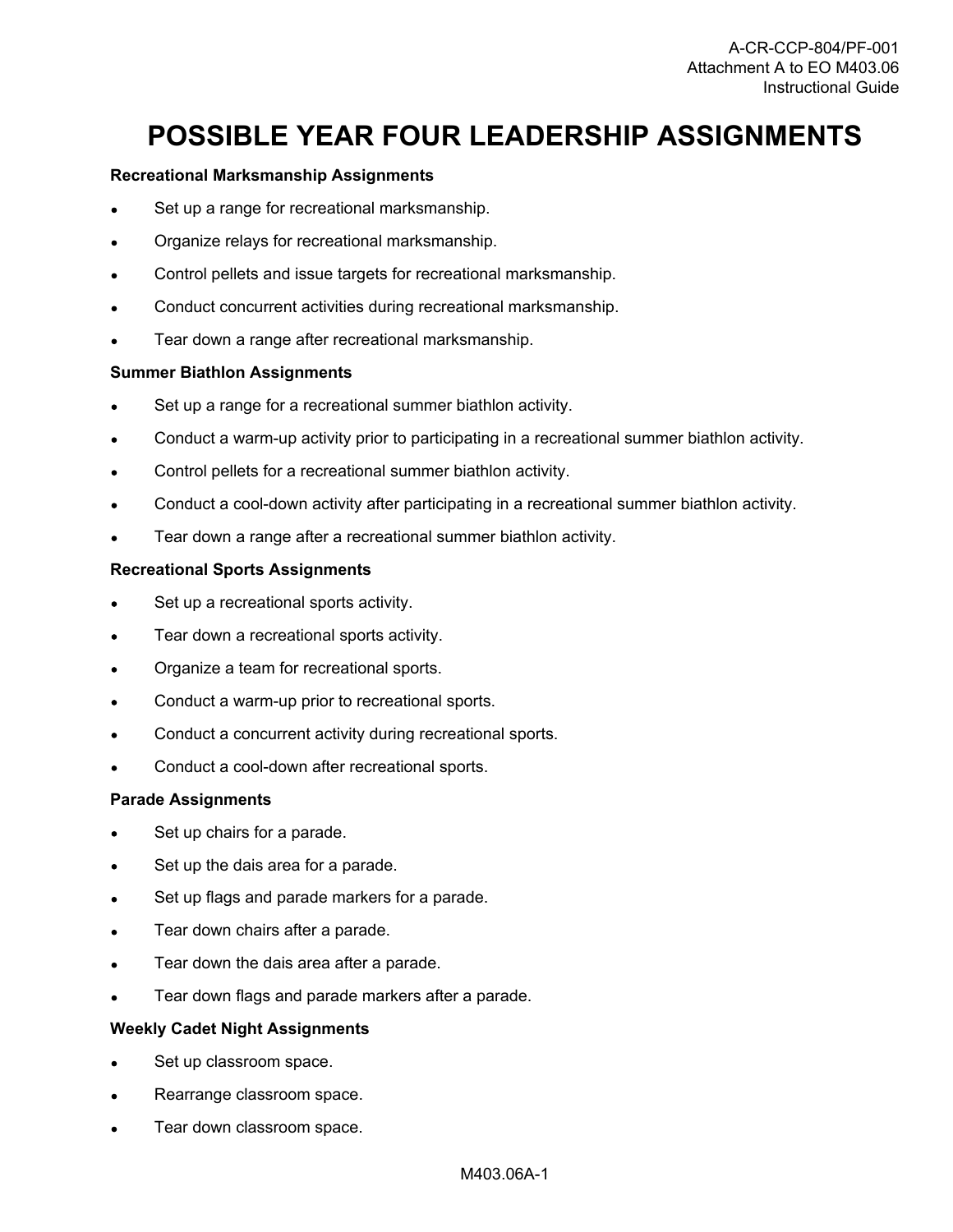# POSSIBLE YEAR FOUR LEADERSHIP ASSIGNMENTS

**Recreational Marksmanship Assignments**

- Set up a range for recreational marksmanship.
- Organize relays for recreational marksmanship.
- Control pellets and issue targets for recreational marksmanship.
- Conduct concurrent activities during recreational marksmanship.
- Tear down a range after recreational marksmanship.

**Summer Biathlon Assignments**

- Set up a range for a recreational summer biathlon activity.
- Conduct a warm-up activity prior to participating in a recreational summer biathlon activity.
- Control pellets for a recreational summer biathlon activity.
- Conduct a cool-down activity after participating in a recreational summer biathlon activity.
- Tear down a range after a recreational summer biathlon activity.

**Recreational Sports Assignments**

- Set up a recreational sports activity.
- Tear down a recreational sports activity.
- Organize a team for recreational sports.
- Conduct a warm-up prior to recreational sports.
- Conduct a concurrent activity during recreational sports.
- Conduct a cool-down after recreational sports.

**Parade Assignments**

- Set up chairs for a parade.
- Set up the dais area for a parade.
- Set up flags and parade markers for a parade.
- Tear down chairs after a parade.
- Tear down the dais area after a parade.
- Tear down flags and parade markers after a parade.

**Weekly Cadet Night Assignments**

- Set up classroom space.
- Rearrange classroom space.
- Tear down classroom space.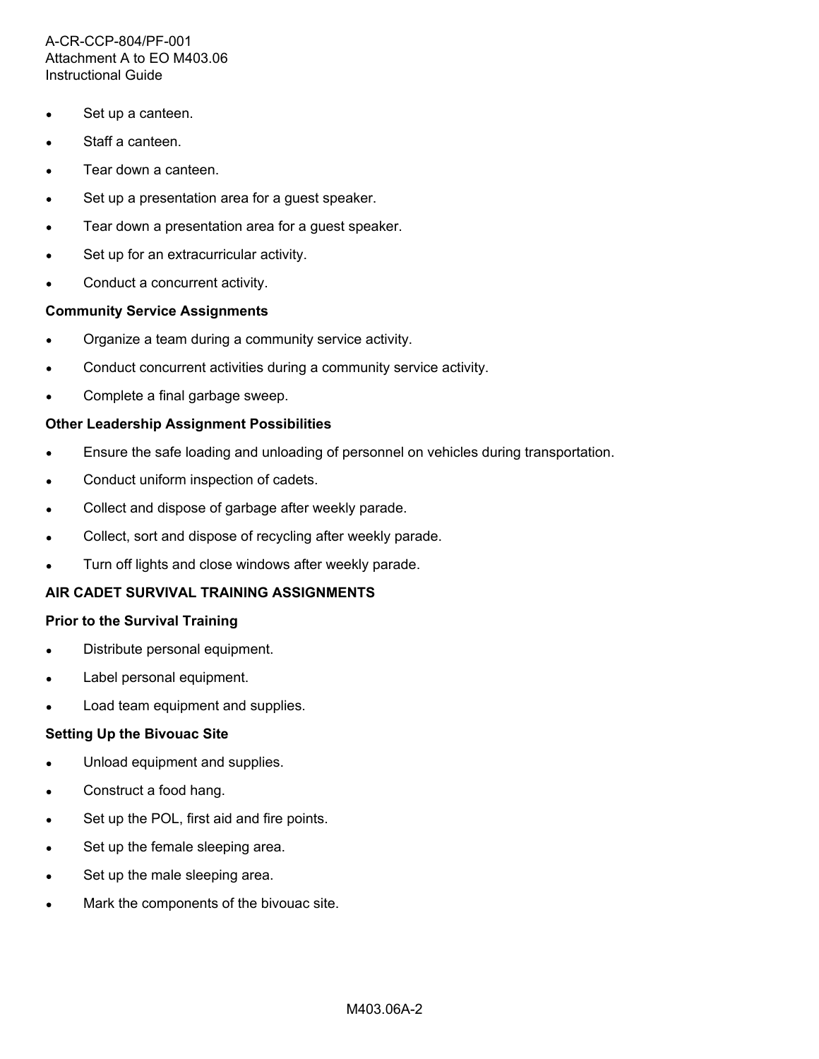- Set up a canteen.
- Staff a canteen.
- Tear down a canteen.
- Set up a presentation area for a guest speaker.
- Tear down a presentation area for a guest speaker.
- Set up for an extracurricular activity.
- Conduct a concurrent activity.

**Community Service Assignments**

- Organize a team during a community service activity.
- Conduct concurrent activities during a community service activity.
- Complete a final garbage sweep.

**Other Leadership Assignment Possibilities**

- Ensure the safe loading and unloading of personnel on vehicles during transportation.
- Conduct uniform inspection of cadets.
- Collect and dispose of garbage after weekly parade.
- Collect, sort and dispose of recycling after weekly parade.
- Turn off lights and close windows after weekly parade.

**AIR CADET SURVIVAL TRAINING ASSIGNMENTS**

**Prior to the Survival Training**

- Distribute personal equipment.
- Label personal equipment.
- Load team equipment and supplies.

**Setting Up the Bivouac Site**

- Unload equipment and supplies.
- Construct a food hang.
- Set up the POL, first aid and fire points.
- Set up the female sleeping area.
- Set up the male sleeping area.
- Mark the components of the bivouac site.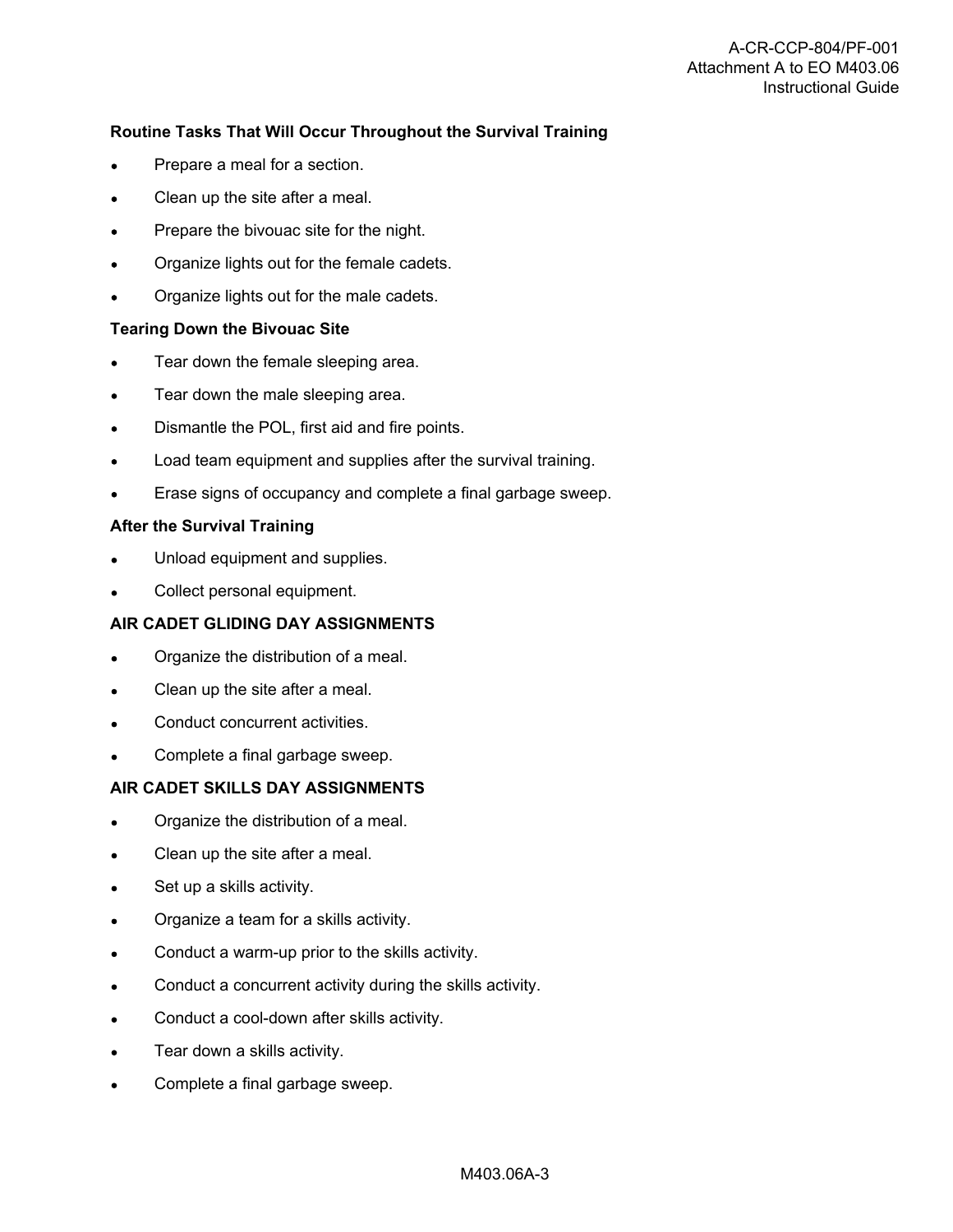**Routine Tasks That Will Occur Throughout the Survival Training**

- Prepare a meal for a section.
- Clean up the site after a meal.
- Prepare the bivouac site for the night.
- Organize lights out for the female cadets.
- Organize lights out for the male cadets.

**Tearing Down the Bivouac Site**

- Tear down the female sleeping area.
- Tear down the male sleeping area.
- Dismantle the POL, first aid and fire points.
- Load team equipment and supplies after the survival training.
- Erase signs of occupancy and complete a final garbage sweep.

**After the Survival Training**

- Unload equipment and supplies.
- Collect personal equipment.

**AIR CADET GLIDING DAY ASSIGNMENTS**

- Organize the distribution of a meal.
- Clean up the site after a meal.
- Conduct concurrent activities.
- Complete a final garbage sweep.

**AIR CADET SKILLS DAY ASSIGNMENTS**

- Organize the distribution of a meal.
- Clean up the site after a meal.
- Set up a skills activity.
- Organize a team for a skills activity.
- Conduct a warm-up prior to the skills activity.
- Conduct a concurrent activity during the skills activity.
- Conduct a cool-down after skills activity.
- Tear down a skills activity.
- Complete a final garbage sweep.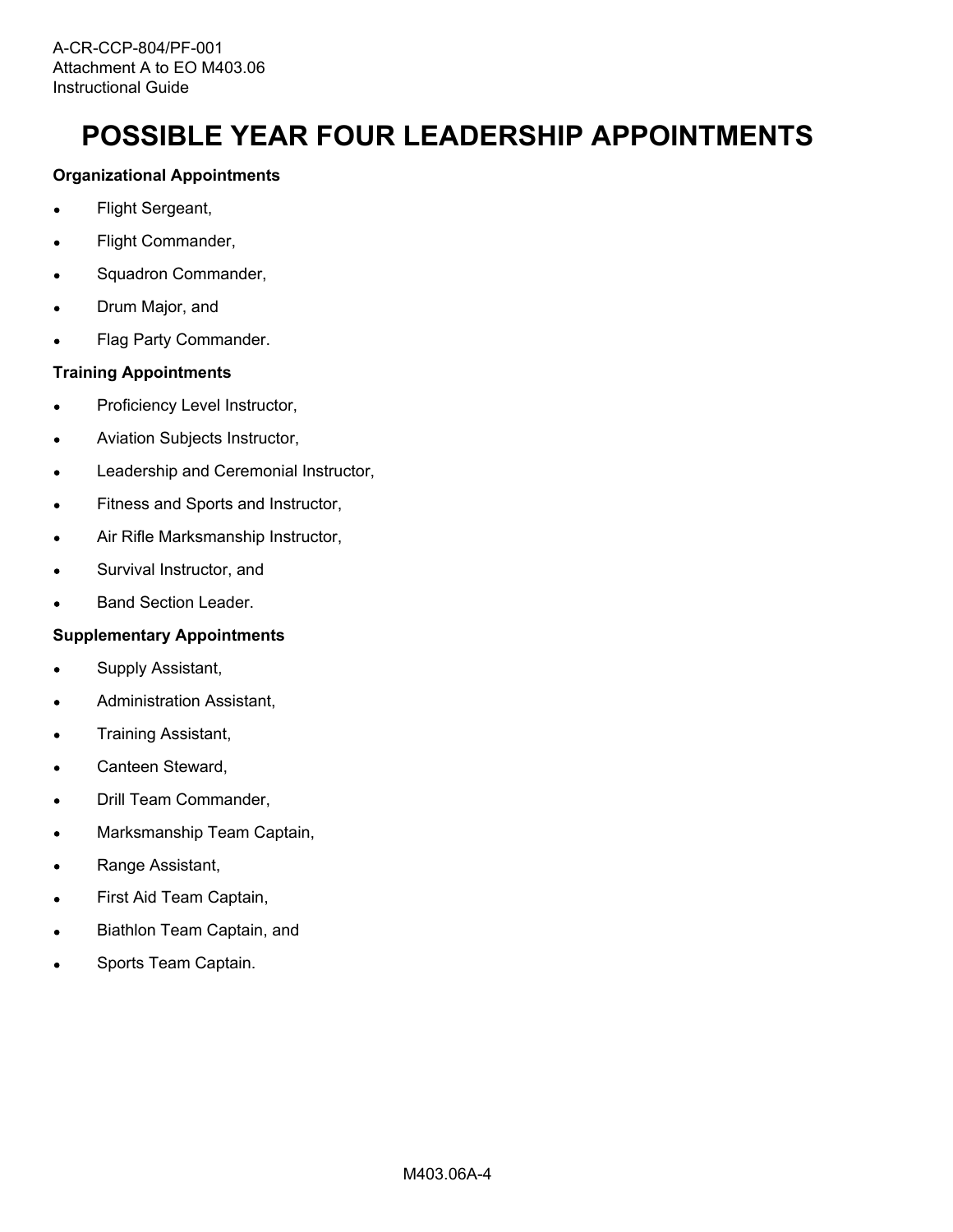# POSSIBLE YEAR FOUR LEADERSHIP APPOINTMENTS

**Organizational Appointments**

- Flight Sergeant,
- Flight Commander,
- Squadron Commander,
- Drum Major, and
- Flag Party Commander.

**Training Appointments**

- Proficiency Level Instructor,
- Aviation Subjects Instructor,
- Leadership and Ceremonial Instructor,
- Fitness and Sports and Instructor,
- Air Rifle Marksmanship Instructor,
- Survival Instructor, and
- Band Section Leader.

**Supplementary Appointments**

- Supply Assistant,
- Administration Assistant,
- Training Assistant,
- Canteen Steward,
- Drill Team Commander,
- Marksmanship Team Captain,
- Range Assistant,
- First Aid Team Captain,
- Biathlon Team Captain, and
- Sports Team Captain.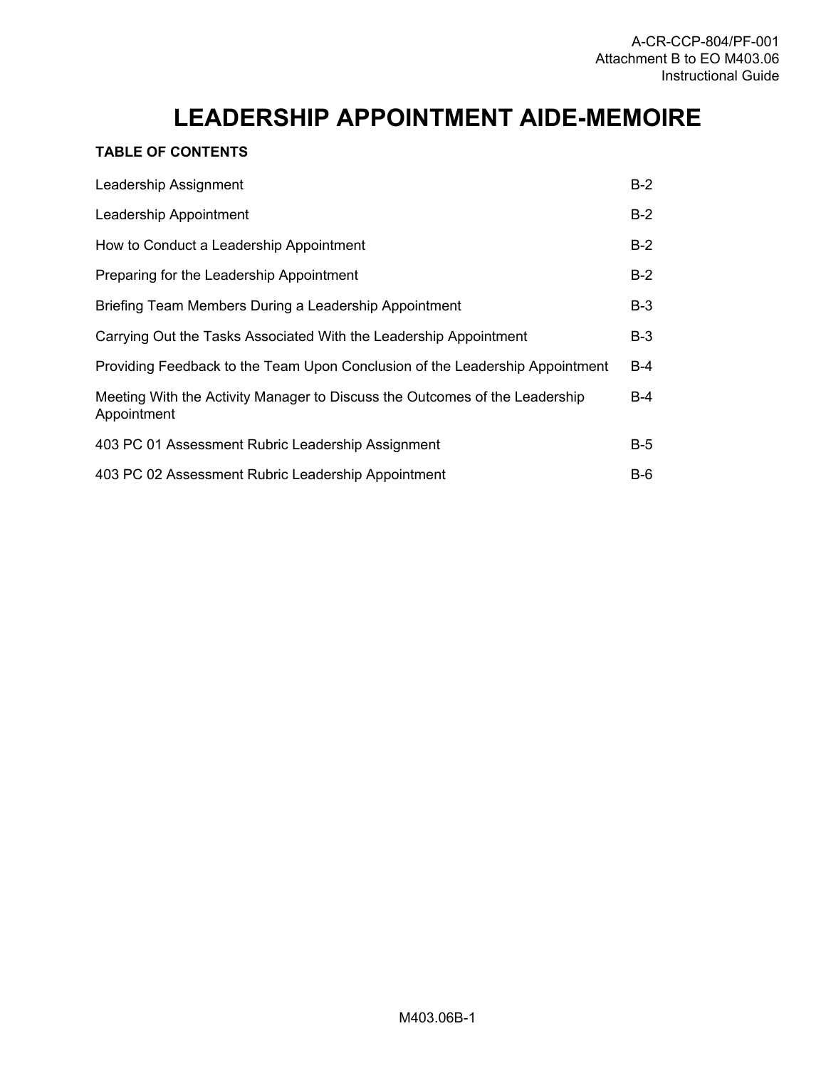# LEADERSHIP APPOINTMENT AIDE-MEMOIRE

**TABLE OF CONTENTS**

| | |
|---|---|
| Leadership Assignment | B-2 |
| Leadership Appointment | B-2 |
| How to Conduct a Leadership Appointment | B-2 |
| Preparing for the Leadership Appointment | B-2 |
| Briefing Team Members During a Leadership Appointment | B-3 |
| Carrying Out the Tasks Associated With the Leadership Appointment | B-3 |
| Providing Feedback to the Team Upon Conclusion of the Leadership Appointment | B-4 |
| Meeting With the Activity Manager to Discuss the Outcomes of the Leadership Appointment | B-4 |
| 403 PC 01 Assessment Rubric Leadership Assignment | B-5 |
| 403 PC 02 Assessment Rubric Leadership Appointment | B-6 |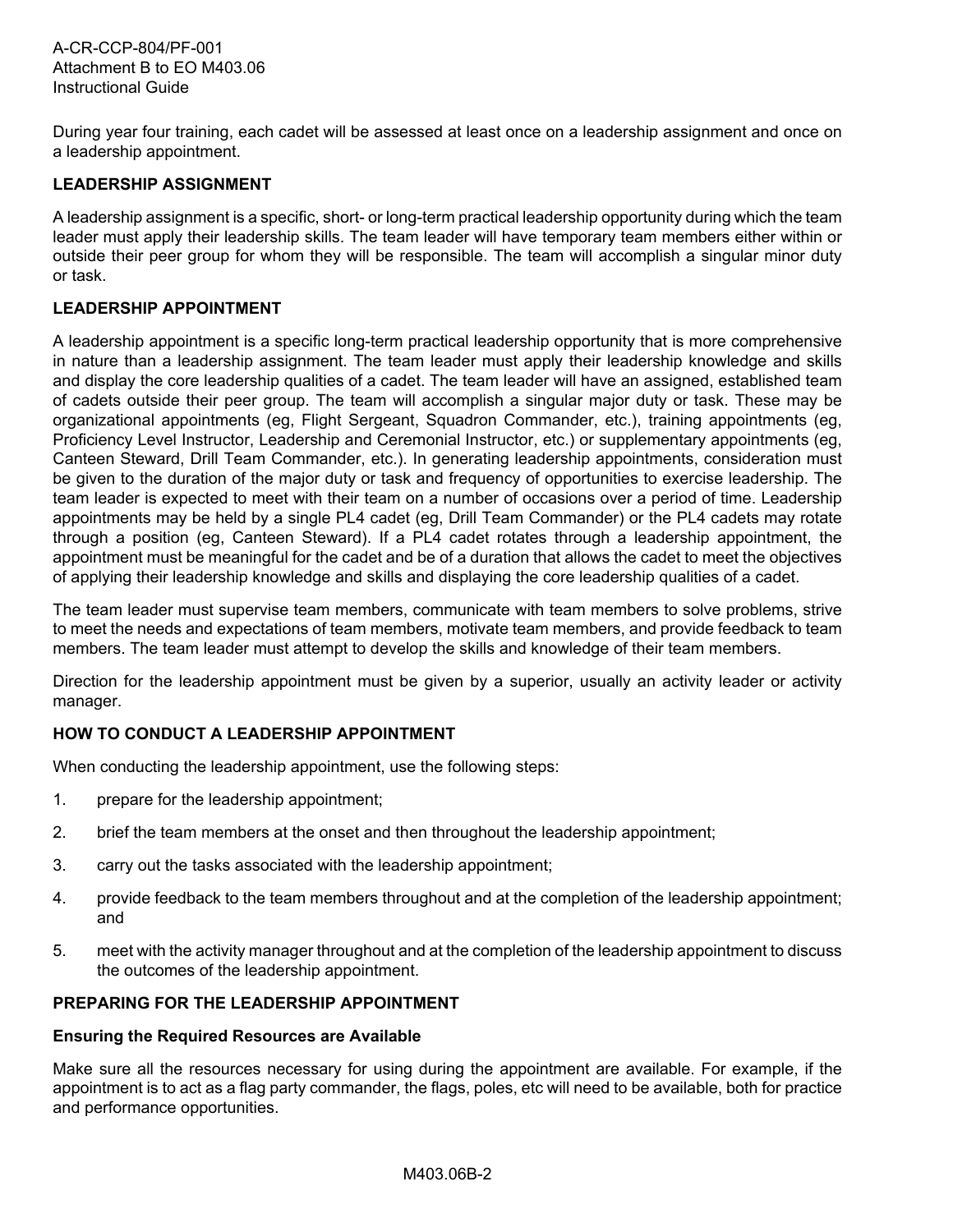During year four training, each cadet will be assessed at least once on a leadership assignment and once on a leadership appointment.

## LEADERSHIP ASSIGNMENT

A leadership assignment is a specific, short- or long-term practical leadership opportunity during which the team leader must apply their leadership skills. The team leader will have temporary team members either within or outside their peer group for whom they will be responsible. The team will accomplish a singular minor duty or task.

## LEADERSHIP APPOINTMENT

A leadership appointment is a specific long-term practical leadership opportunity that is more comprehensive in nature than a leadership assignment. The team leader must apply their leadership knowledge and skills and display the core leadership qualities of a cadet. The team leader will have an assigned, established team of cadets outside their peer group. The team will accomplish a singular major duty or task. These may be organizational appointments (eg, Flight Sergeant, Squadron Commander, etc.), training appointments (eg, Proficiency Level Instructor, Leadership and Ceremonial Instructor, etc.) or supplementary appointments (eg, Canteen Steward, Drill Team Commander, etc.). In generating leadership appointments, consideration must be given to the duration of the major duty or task and frequency of opportunities to exercise leadership. The team leader is expected to meet with their team on a number of occasions over a period of time. Leadership appointments may be held by a single PL4 cadet (eg, Drill Team Commander) or the PL4 cadets may rotate through a position (eg, Canteen Steward). If a PL4 cadet rotates through a leadership appointment, the appointment must be meaningful for the cadet and be of a duration that allows the cadet to meet the objectives of applying their leadership knowledge and skills and displaying the core leadership qualities of a cadet.

The team leader must supervise team members, communicate with team members to solve problems, strive to meet the needs and expectations of team members, motivate team members, and provide feedback to team members. The team leader must attempt to develop the skills and knowledge of their team members.

Direction for the leadership appointment must be given by a superior, usually an activity leader or activity manager.

## HOW TO CONDUCT A LEADERSHIP APPOINTMENT

When conducting the leadership appointment, use the following steps:

1. prepare for the leadership appointment;
2. brief the team members at the onset and then throughout the leadership appointment;
3. carry out the tasks associated with the leadership appointment;
4. provide feedback to the team members throughout and at the completion of the leadership appointment; and
5. meet with the activity manager throughout and at the completion of the leadership appointment to discuss the outcomes of the leadership appointment.

## PREPARING FOR THE LEADERSHIP APPOINTMENT

### Ensuring the Required Resources are Available

Make sure all the resources necessary for using during the appointment are available. For example, if the appointment is to act as a flag party commander, the flags, poles, etc will need to be available, both for practice and performance opportunities.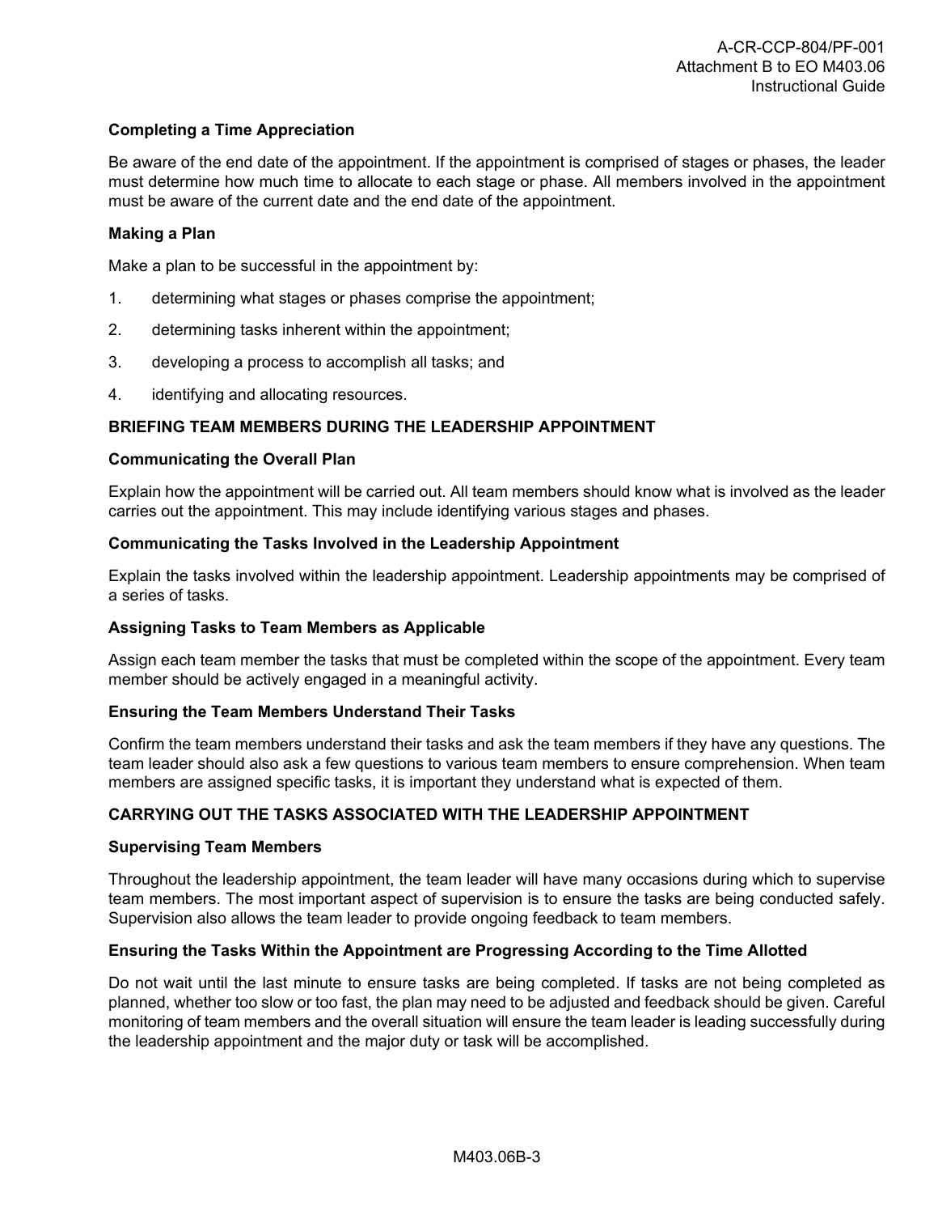**Completing a Time Appreciation**

Be aware of the end date of the appointment. If the appointment is comprised of stages or phases, the leader must determine how much time to allocate to each stage or phase. All members involved in the appointment must be aware of the current date and the end date of the appointment.

**Making a Plan**

Make a plan to be successful in the appointment by:

1. determining what stages or phases comprise the appointment;
2. determining tasks inherent within the appointment;
3. developing a process to accomplish all tasks; and
4. identifying and allocating resources.

**BRIEFING TEAM MEMBERS DURING THE LEADERSHIP APPOINTMENT**

**Communicating the Overall Plan**

Explain how the appointment will be carried out. All team members should know what is involved as the leader carries out the appointment. This may include identifying various stages and phases.

**Communicating the Tasks Involved in the Leadership Appointment**

Explain the tasks involved within the leadership appointment. Leadership appointments may be comprised of a series of tasks.

**Assigning Tasks to Team Members as Applicable**

Assign each team member the tasks that must be completed within the scope of the appointment. Every team member should be actively engaged in a meaningful activity.

**Ensuring the Team Members Understand Their Tasks**

Confirm the team members understand their tasks and ask the team members if they have any questions. The team leader should also ask a few questions to various team members to ensure comprehension. When team members are assigned specific tasks, it is important they understand what is expected of them.

**CARRYING OUT THE TASKS ASSOCIATED WITH THE LEADERSHIP APPOINTMENT**

**Supervising Team Members**

Throughout the leadership appointment, the team leader will have many occasions during which to supervise team members. The most important aspect of supervision is to ensure the tasks are being conducted safely. Supervision also allows the team leader to provide ongoing feedback to team members.

**Ensuring the Tasks Within the Appointment are Progressing According to the Time Allotted**

Do not wait until the last minute to ensure tasks are being completed. If tasks are not being completed as planned, whether too slow or too fast, the plan may need to be adjusted and feedback should be given. Careful monitoring of team members and the overall situation will ensure the team leader is leading successfully during the leadership appointment and the major duty or task will be accomplished.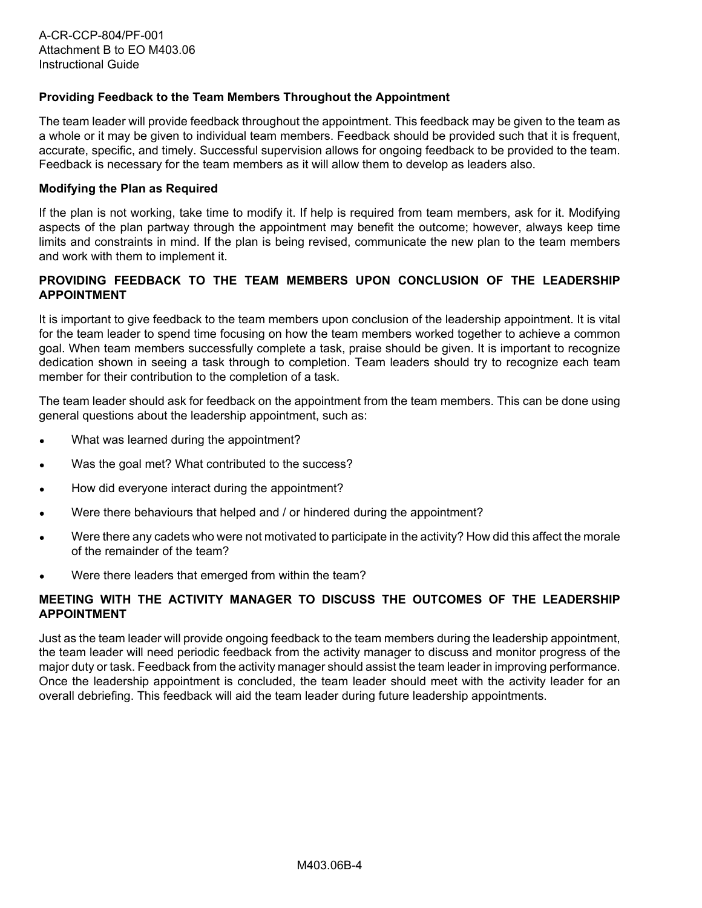### Providing Feedback to the Team Members Throughout the Appointment

The team leader will provide feedback throughout the appointment. This feedback may be given to the team as a whole or it may be given to individual team members. Feedback should be provided such that it is frequent, accurate, specific, and timely. Successful supervision allows for ongoing feedback to be provided to the team. Feedback is necessary for the team members as it will allow them to develop as leaders also.

### Modifying the Plan as Required

If the plan is not working, take time to modify it. If help is required from team members, ask for it. Modifying aspects of the plan partway through the appointment may benefit the outcome; however, always keep time limits and constraints in mind. If the plan is being revised, communicate the new plan to the team members and work with them to implement it.

## PROVIDING FEEDBACK TO THE TEAM MEMBERS UPON CONCLUSION OF THE LEADERSHIP APPOINTMENT

It is important to give feedback to the team members upon conclusion of the leadership appointment. It is vital for the team leader to spend time focusing on how the team members worked together to achieve a common goal. When team members successfully complete a task, praise should be given. It is important to recognize dedication shown in seeing a task through to completion. Team leaders should try to recognize each team member for their contribution to the completion of a task.

The team leader should ask for feedback on the appointment from the team members. This can be done using general questions about the leadership appointment, such as:

- What was learned during the appointment?
- Was the goal met? What contributed to the success?
- How did everyone interact during the appointment?
- Were there behaviours that helped and / or hindered during the appointment?
- Were there any cadets who were not motivated to participate in the activity? How did this affect the morale of the remainder of the team?
- Were there leaders that emerged from within the team?

## MEETING WITH THE ACTIVITY MANAGER TO DISCUSS THE OUTCOMES OF THE LEADERSHIP APPOINTMENT

Just as the team leader will provide ongoing feedback to the team members during the leadership appointment, the team leader will need periodic feedback from the activity manager to discuss and monitor progress of the major duty or task. Feedback from the activity manager should assist the team leader in improving performance. Once the leadership appointment is concluded, the team leader should meet with the activity leader for an overall debriefing. This feedback will aid the team leader during future leadership appointments.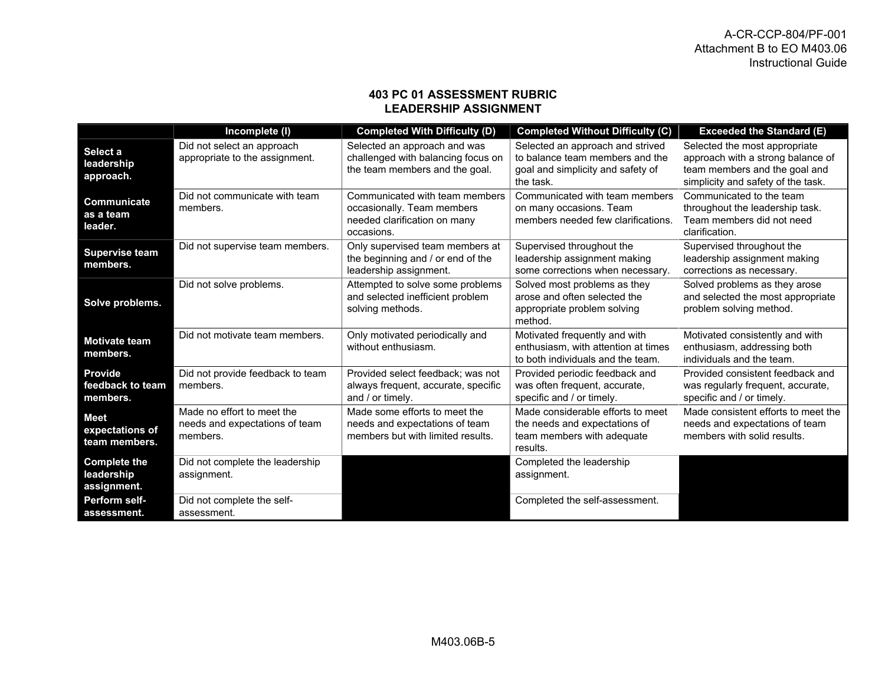## 403 PC 01 ASSESSMENT RUBRIC
## LEADERSHIP ASSIGNMENT

| | Incomplete (I) | Completed With Difficulty (D) | Completed Without Difficulty (C) | Exceeded the Standard (E) |
|---|---|---|---|---|
| **Select a leadership approach.** | Did not select an approach appropriate to the assignment. | Selected an approach and was challenged with balancing focus on the team members and the goal. | Selected an approach and strived to balance team members and the goal and simplicity and safety of the task. | Selected the most appropriate approach with a strong balance of team members and the goal and simplicity and safety of the task. |
| **Communicate as a team leader.** | Did not communicate with team members. | Communicated with team members occasionally. Team members needed clarification on many occasions. | Communicated with team members on many occasions. Team members needed few clarifications. | Communicated to the team throughout the leadership task. Team members did not need clarification. |
| **Supervise team members.** | Did not supervise team members. | Only supervised team members at the beginning and / or end of the leadership assignment. | Supervised throughout the leadership assignment making some corrections when necessary. | Supervised throughout the leadership assignment making corrections as necessary. |
| **Solve problems.** | Did not solve problems. | Attempted to solve some problems and selected inefficient problem solving methods. | Solved most problems as they arose and often selected the appropriate problem solving method. | Solved problems as they arose and selected the most appropriate problem solving method. |
| **Motivate team members.** | Did not motivate team members. | Only motivated periodically and without enthusiasm. | Motivated frequently and with enthusiasm, with attention at times to both individuals and the team. | Motivated consistently and with enthusiasm, addressing both individuals and the team. |
| **Provide feedback to team members.** | Did not provide feedback to team members. | Provided select feedback; was not always frequent, accurate, specific and / or timely. | Provided periodic feedback and was often frequent, accurate, specific and / or timely. | Provided consistent feedback and was regularly frequent, accurate, specific and / or timely. |
| **Meet expectations of team members.** | Made no effort to meet the needs and expectations of team members. | Made some efforts to meet the needs and expectations of team members but with limited results. | Made considerable efforts to meet the needs and expectations of team members with adequate results. | Made consistent efforts to meet the needs and expectations of team members with solid results. |
| **Complete the leadership assignment.** | Did not complete the leadership assignment. | | Completed the leadership assignment. | |
| **Perform self-assessment.** | Did not complete the self-assessment. | | Completed the self-assessment. | |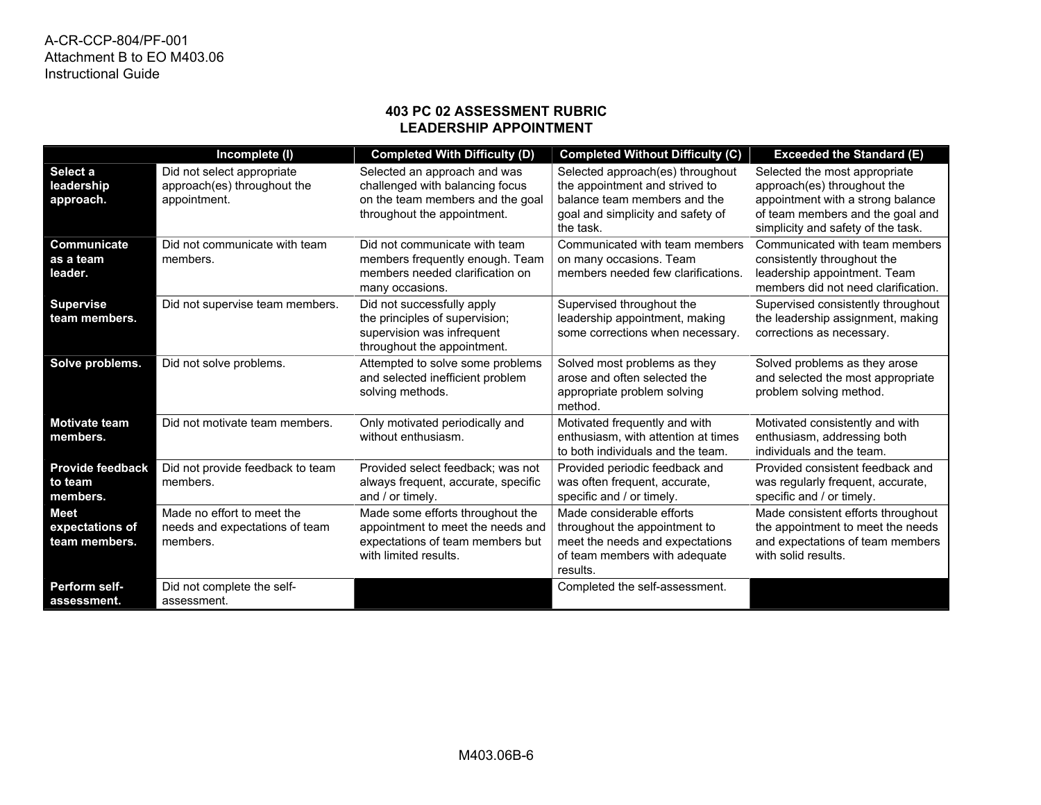A-CR-CCP-804/PF-001
Attachment B to EO M403.06
Instructional Guide

## 403 PC 02 ASSESSMENT RUBRIC
## LEADERSHIP APPOINTMENT

| | Incomplete (I) | Completed With Difficulty (D) | Completed Without Difficulty (C) | Exceeded the Standard (E) |
|---|---|---|---|---|
| **Select a leadership approach.** | Did not select appropriate approach(es) throughout the appointment. | Selected an approach and was challenged with balancing focus on the team members and the goal throughout the appointment. | Selected approach(es) throughout the appointment and strived to balance team members and the goal and simplicity and safety of the task. | Selected the most appropriate approach(es) throughout the appointment with a strong balance of team members and the goal and simplicity and safety of the task. |
| **Communicate as a team leader.** | Did not communicate with team members. | Did not communicate with team members frequently enough. Team members needed clarification on many occasions. | Communicated with team members on many occasions. Team members needed few clarifications. | Communicated with team members consistently throughout the leadership appointment. Team members did not need clarification. |
| **Supervise team members.** | Did not supervise team members. | Did not successfully apply the principles of supervision; supervision was infrequent throughout the appointment. | Supervised throughout the leadership appointment, making some corrections when necessary. | Supervised consistently throughout the leadership assignment, making corrections as necessary. |
| **Solve problems.** | Did not solve problems. | Attempted to solve some problems and selected inefficient problem solving methods. | Solved most problems as they arose and often selected the appropriate problem solving method. | Solved problems as they arose and selected the most appropriate problem solving method. |
| **Motivate team members.** | Did not motivate team members. | Only motivated periodically and without enthusiasm. | Motivated frequently and with enthusiasm, with attention at times to both individuals and the team. | Motivated consistently and with enthusiasm, addressing both individuals and the team. |
| **Provide feedback to team members.** | Did not provide feedback to team members. | Provided select feedback; was not always frequent, accurate, specific and / or timely. | Provided periodic feedback and was often frequent, accurate, specific and / or timely. | Provided consistent feedback and was regularly frequent, accurate, specific and / or timely. |
| **Meet expectations of team members.** | Made no effort to meet the needs and expectations of team members. | Made some efforts throughout the appointment to meet the needs and expectations of team members but with limited results. | Made considerable efforts throughout the appointment to meet the needs and expectations of team members with adequate results. | Made consistent efforts throughout the appointment to meet the needs and expectations of team members with solid results. |
| **Perform self-assessment.** | Did not complete the self-assessment. | | Completed the self-assessment. | |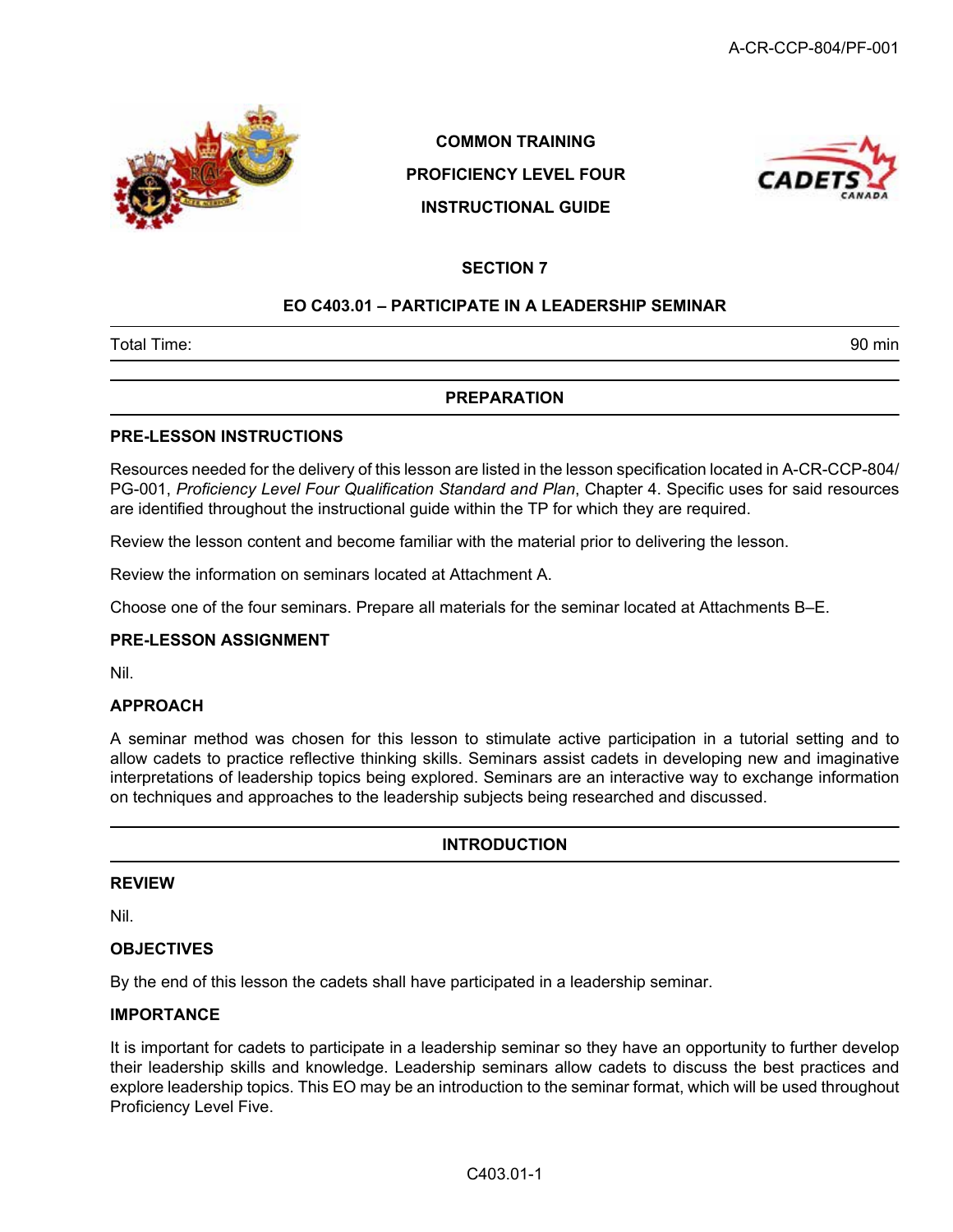**COMMON TRAINING**

**PROFICIENCY LEVEL FOUR**

**INSTRUCTIONAL GUIDE**

## SECTION 7

## EO C403.01 – PARTICIPATE IN A LEADERSHIP SEMINAR

| Total Time: | 90 min |
|---|---|

## PREPARATION

### PRE-LESSON INSTRUCTIONS

Resources needed for the delivery of this lesson are listed in the lesson specification located in A-CR-CCP-804/PG-001, *Proficiency Level Four Qualification Standard and Plan*, Chapter 4. Specific uses for said resources are identified throughout the instructional guide within the TP for which they are required.

Review the lesson content and become familiar with the material prior to delivering the lesson.

Review the information on seminars located at Attachment A.

Choose one of the four seminars. Prepare all materials for the seminar located at Attachments B–E.

### PRE-LESSON ASSIGNMENT

Nil.

### APPROACH

A seminar method was chosen for this lesson to stimulate active participation in a tutorial setting and to allow cadets to practice reflective thinking skills. Seminars assist cadets in developing new and imaginative interpretations of leadership topics being explored. Seminars are an interactive way to exchange information on techniques and approaches to the leadership subjects being researched and discussed.

## INTRODUCTION

### REVIEW

Nil.

### OBJECTIVES

By the end of this lesson the cadets shall have participated in a leadership seminar.

### IMPORTANCE

It is important for cadets to participate in a leadership seminar so they have an opportunity to further develop their leadership skills and knowledge. Leadership seminars allow cadets to discuss the best practices and explore leadership topics. This EO may be an introduction to the seminar format, which will be used throughout Proficiency Level Five.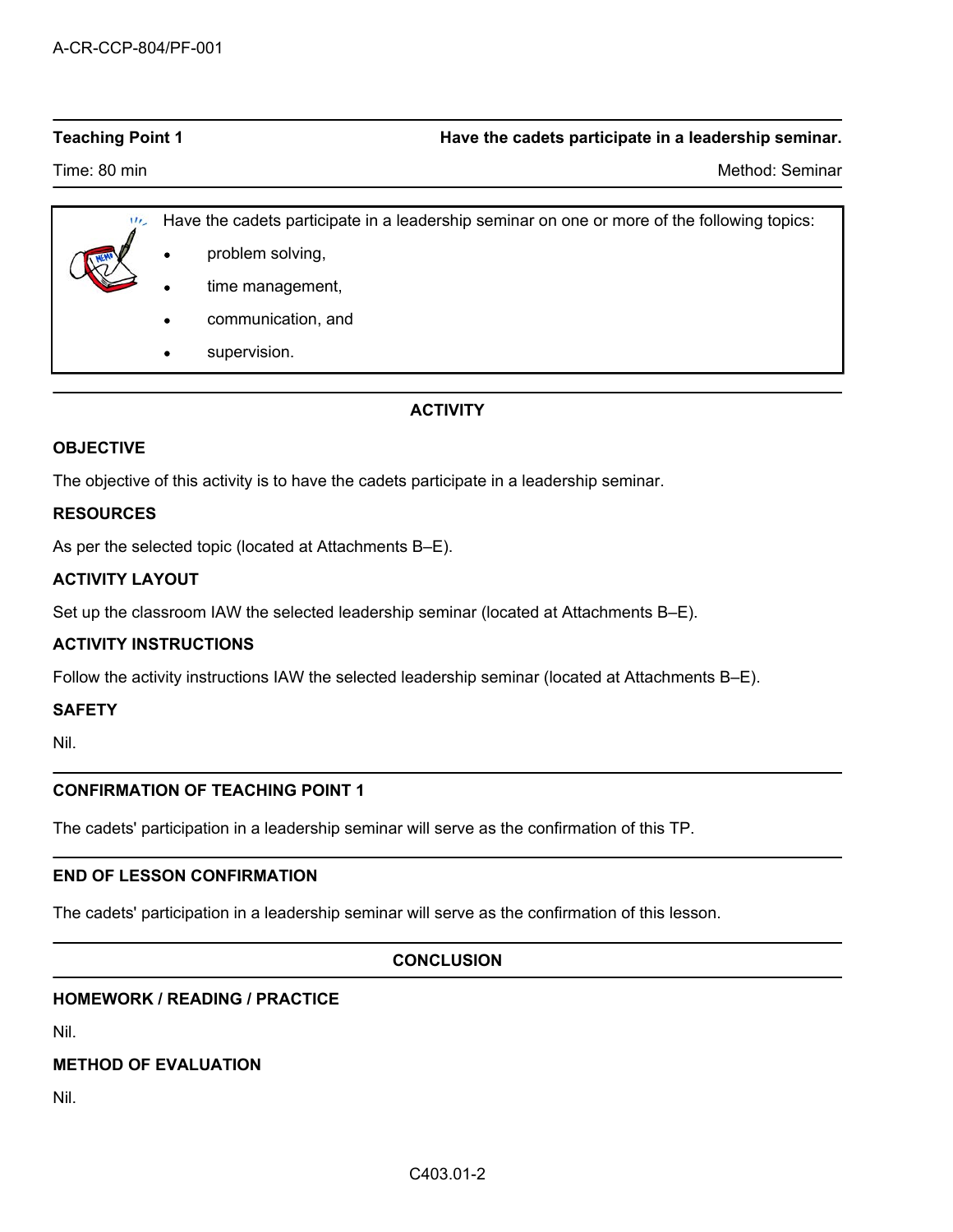**Teaching Point 1** — **Have the cadets participate in a leadership seminar.**

Time: 80 min — Method: Seminar

Have the cadets participate in a leadership seminar on one or more of the following topics:

- problem solving,
- time management,
- communication, and
- supervision.

## ACTIVITY

### OBJECTIVE

The objective of this activity is to have the cadets participate in a leadership seminar.

### RESOURCES

As per the selected topic (located at Attachments B–E).

### ACTIVITY LAYOUT

Set up the classroom IAW the selected leadership seminar (located at Attachments B–E).

### ACTIVITY INSTRUCTIONS

Follow the activity instructions IAW the selected leadership seminar (located at Attachments B–E).

### SAFETY

Nil.

### CONFIRMATION OF TEACHING POINT 1

The cadets' participation in a leadership seminar will serve as the confirmation of this TP.

### END OF LESSON CONFIRMATION

The cadets' participation in a leadership seminar will serve as the confirmation of this lesson.

## CONCLUSION

### HOMEWORK / READING / PRACTICE

Nil.

### METHOD OF EVALUATION

Nil.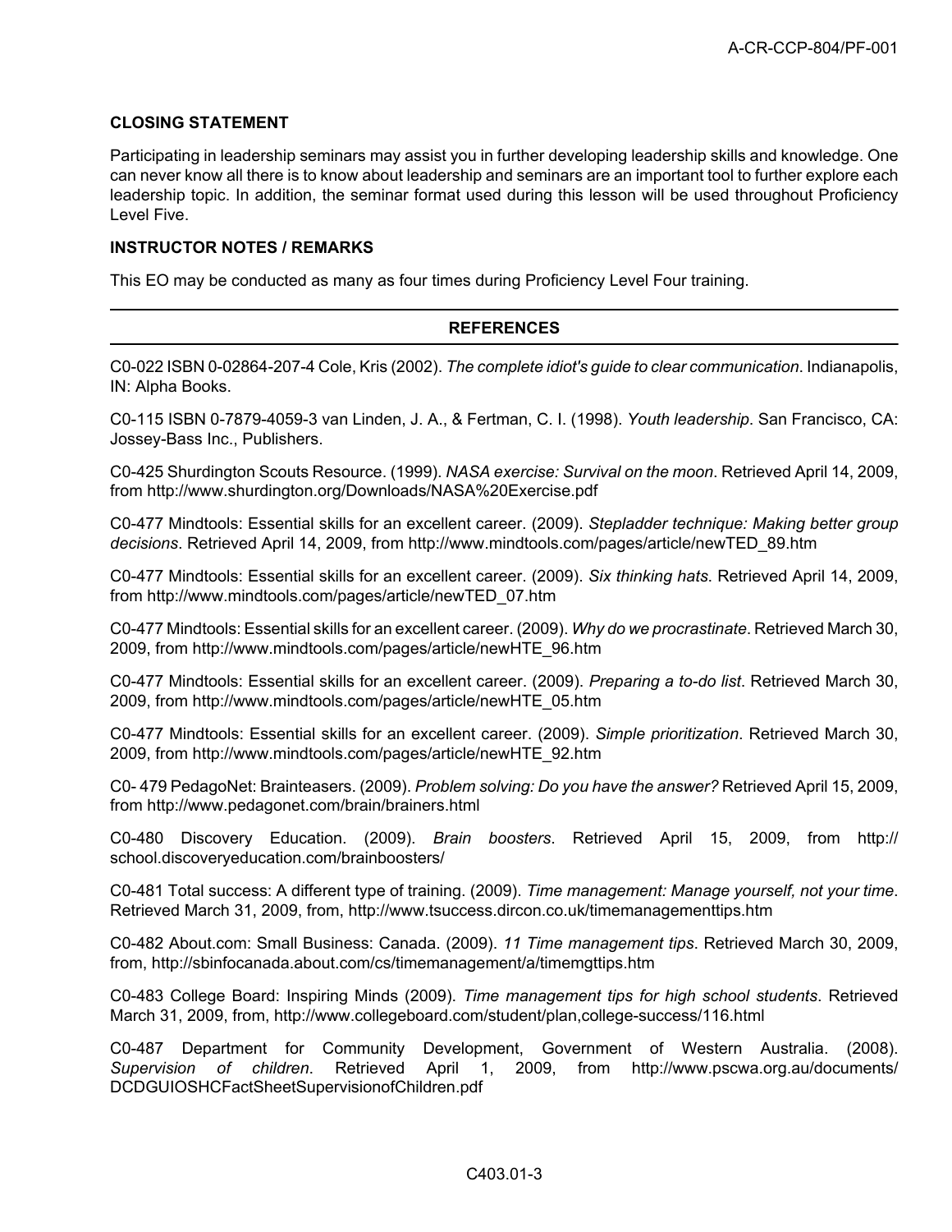### CLOSING STATEMENT

Participating in leadership seminars may assist you in further developing leadership skills and knowledge. One can never know all there is to know about leadership and seminars are an important tool to further explore each leadership topic. In addition, the seminar format used during this lesson will be used throughout Proficiency Level Five.

### INSTRUCTOR NOTES / REMARKS

This EO may be conducted as many as four times during Proficiency Level Four training.

## REFERENCES

C0-022 ISBN 0-02864-207-4 Cole, Kris (2002). *The complete idiot's guide to clear communication*. Indianapolis, IN: Alpha Books.

C0-115 ISBN 0-7879-4059-3 van Linden, J. A., & Fertman, C. I. (1998). *Youth leadership*. San Francisco, CA: Jossey-Bass Inc., Publishers.

C0-425 Shurdington Scouts Resource. (1999). *NASA exercise: Survival on the moon*. Retrieved April 14, 2009, from http://www.shurdington.org/Downloads/NASA%20Exercise.pdf

C0-477 Mindtools: Essential skills for an excellent career. (2009). *Stepladder technique: Making better group decisions*. Retrieved April 14, 2009, from http://www.mindtools.com/pages/article/newTED_89.htm

C0-477 Mindtools: Essential skills for an excellent career. (2009). *Six thinking hats*. Retrieved April 14, 2009, from http://www.mindtools.com/pages/article/newTED_07.htm

C0-477 Mindtools: Essential skills for an excellent career. (2009). *Why do we procrastinate*. Retrieved March 30, 2009, from http://www.mindtools.com/pages/article/newHTE_96.htm

C0-477 Mindtools: Essential skills for an excellent career. (2009). *Preparing a to-do list*. Retrieved March 30, 2009, from http://www.mindtools.com/pages/article/newHTE_05.htm

C0-477 Mindtools: Essential skills for an excellent career. (2009). *Simple prioritization*. Retrieved March 30, 2009, from http://www.mindtools.com/pages/article/newHTE_92.htm

C0- 479 PedagoNet: Brainteasers. (2009). *Problem solving: Do you have the answer?* Retrieved April 15, 2009, from http://www.pedagonet.com/brain/brainers.html

C0-480 Discovery Education. (2009). *Brain boosters*. Retrieved April 15, 2009, from http://school.discoveryeducation.com/brainboosters/

C0-481 Total success: A different type of training. (2009). *Time management: Manage yourself, not your time*. Retrieved March 31, 2009, from, http://www.tsuccess.dircon.co.uk/timemanagementtips.htm

C0-482 About.com: Small Business: Canada. (2009). *11 Time management tips*. Retrieved March 30, 2009, from, http://sbinfocanada.about.com/cs/timemanagement/a/timemgttips.htm

C0-483 College Board: Inspiring Minds (2009). *Time management tips for high school students*. Retrieved March 31, 2009, from, http://www.collegeboard.com/student/plan,college-success/116.html

C0-487 Department for Community Development, Government of Western Australia. (2008). *Supervision of children*. Retrieved April 1, 2009, from http://www.pscwa.org.au/documents/DCDGUIOSHCFactSheetSupervisionofChildren.pdf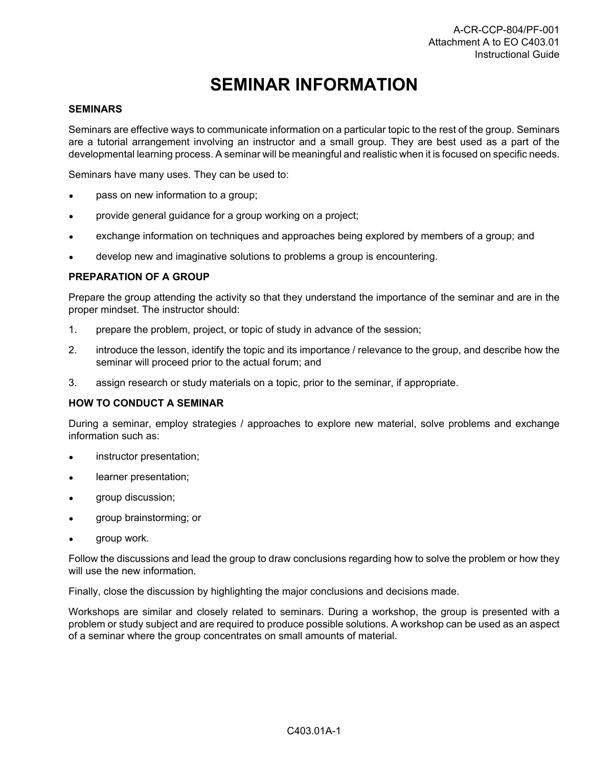# SEMINAR INFORMATION

### SEMINARS

Seminars are effective ways to communicate information on a particular topic to the rest of the group. Seminars are a tutorial arrangement involving an instructor and a small group. They are best used as a part of the developmental learning process. A seminar will be meaningful and realistic when it is focused on specific needs.

Seminars have many uses. They can be used to:

- pass on new information to a group;
- provide general guidance for a group working on a project;
- exchange information on techniques and approaches being explored by members of a group; and
- develop new and imaginative solutions to problems a group is encountering.

### PREPARATION OF A GROUP

Prepare the group attending the activity so that they understand the importance of the seminar and are in the proper mindset. The instructor should:

1. prepare the problem, project, or topic of study in advance of the session;
2. introduce the lesson, identify the topic and its importance / relevance to the group, and describe how the seminar will proceed prior to the actual forum; and
3. assign research or study materials on a topic, prior to the seminar, if appropriate.

### HOW TO CONDUCT A SEMINAR

During a seminar, employ strategies / approaches to explore new material, solve problems and exchange information such as:

- instructor presentation;
- learner presentation;
- group discussion;
- group brainstorming; or
- group work.

Follow the discussions and lead the group to draw conclusions regarding how to solve the problem or how they will use the new information.

Finally, close the discussion by highlighting the major conclusions and decisions made.

Workshops are similar and closely related to seminars. During a workshop, the group is presented with a problem or study subject and are required to produce possible solutions. A workshop can be used as an aspect of a seminar where the group concentrates on small amounts of material.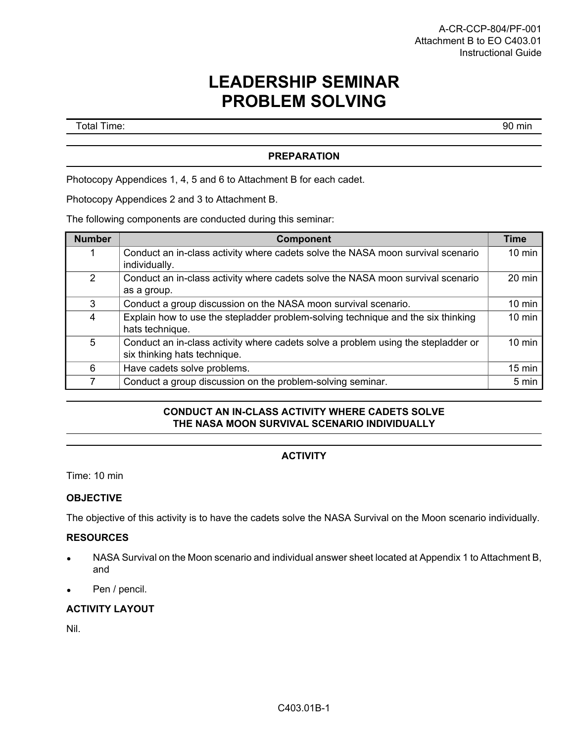# LEADERSHIP SEMINAR PROBLEM SOLVING

| Total Time: | 90 min |
|---|---|

## PREPARATION

Photocopy Appendices 1, 4, 5 and 6 to Attachment B for each cadet.

Photocopy Appendices 2 and 3 to Attachment B.

The following components are conducted during this seminar:

| Number | Component | Time |
|---|---|---|
| 1 | Conduct an in-class activity where cadets solve the NASA moon survival scenario individually. | 10 min |
| 2 | Conduct an in-class activity where cadets solve the NASA moon survival scenario as a group. | 20 min |
| 3 | Conduct a group discussion on the NASA moon survival scenario. | 10 min |
| 4 | Explain how to use the stepladder problem-solving technique and the six thinking hats technique. | 10 min |
| 5 | Conduct an in-class activity where cadets solve a problem using the stepladder or six thinking hats technique. | 10 min |
| 6 | Have cadets solve problems. | 15 min |
| 7 | Conduct a group discussion on the problem-solving seminar. | 5 min |

## CONDUCT AN IN-CLASS ACTIVITY WHERE CADETS SOLVE THE NASA MOON SURVIVAL SCENARIO INDIVIDUALLY

## ACTIVITY

Time: 10 min

### OBJECTIVE

The objective of this activity is to have the cadets solve the NASA Survival on the Moon scenario individually.

### RESOURCES

- NASA Survival on the Moon scenario and individual answer sheet located at Appendix 1 to Attachment B, and
- Pen / pencil.

### ACTIVITY LAYOUT

Nil.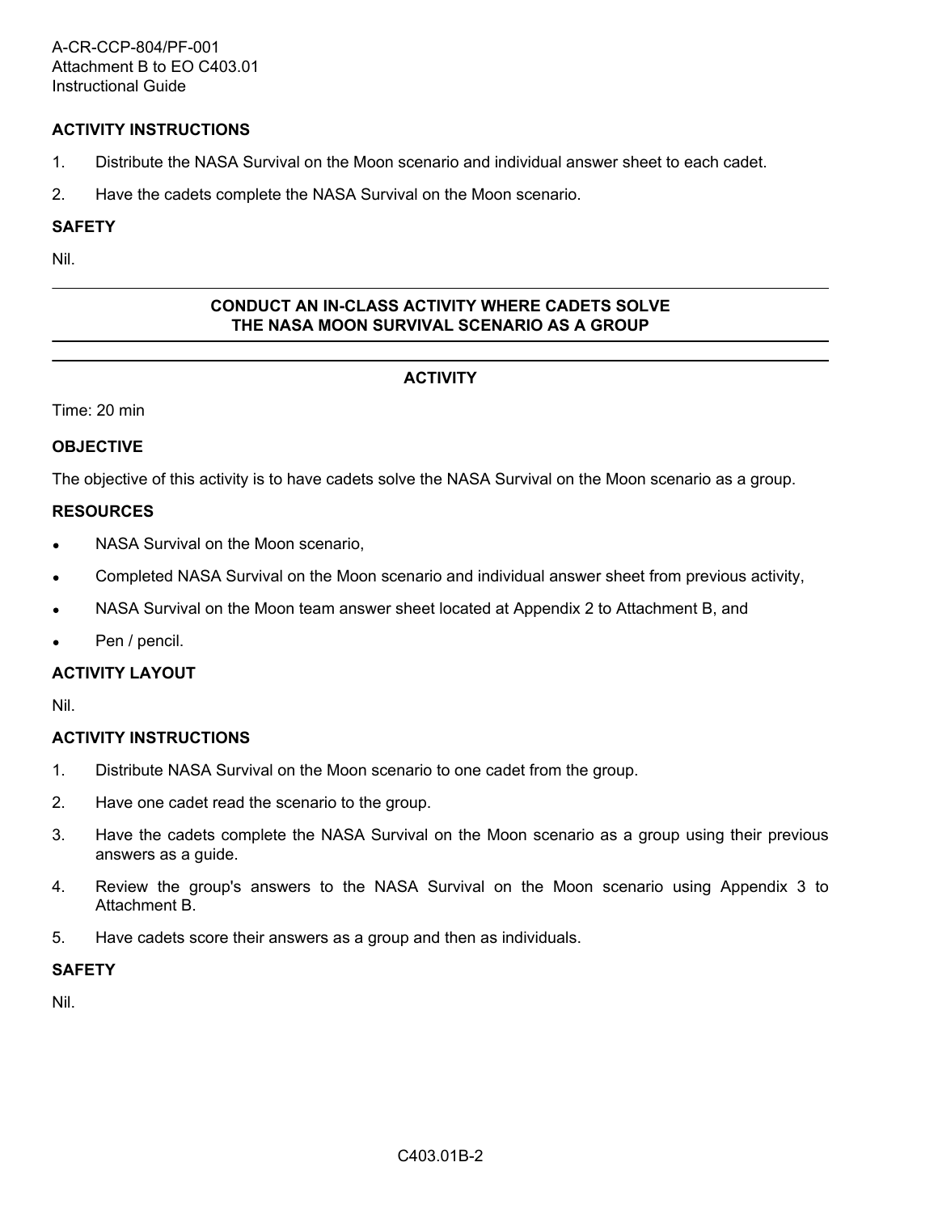### ACTIVITY INSTRUCTIONS

1. Distribute the NASA Survival on the Moon scenario and individual answer sheet to each cadet.
2. Have the cadets complete the NASA Survival on the Moon scenario.

### SAFETY

Nil.

---

## CONDUCT AN IN-CLASS ACTIVITY WHERE CADETS SOLVE THE NASA MOON SURVIVAL SCENARIO AS A GROUP

---

## ACTIVITY

Time: 20 min

### OBJECTIVE

The objective of this activity is to have cadets solve the NASA Survival on the Moon scenario as a group.

### RESOURCES

- NASA Survival on the Moon scenario,
- Completed NASA Survival on the Moon scenario and individual answer sheet from previous activity,
- NASA Survival on the Moon team answer sheet located at Appendix 2 to Attachment B, and
- Pen / pencil.

### ACTIVITY LAYOUT

Nil.

### ACTIVITY INSTRUCTIONS

1. Distribute NASA Survival on the Moon scenario to one cadet from the group.
2. Have one cadet read the scenario to the group.
3. Have the cadets complete the NASA Survival on the Moon scenario as a group using their previous answers as a guide.
4. Review the group's answers to the NASA Survival on the Moon scenario using Appendix 3 to Attachment B.
5. Have cadets score their answers as a group and then as individuals.

### SAFETY

Nil.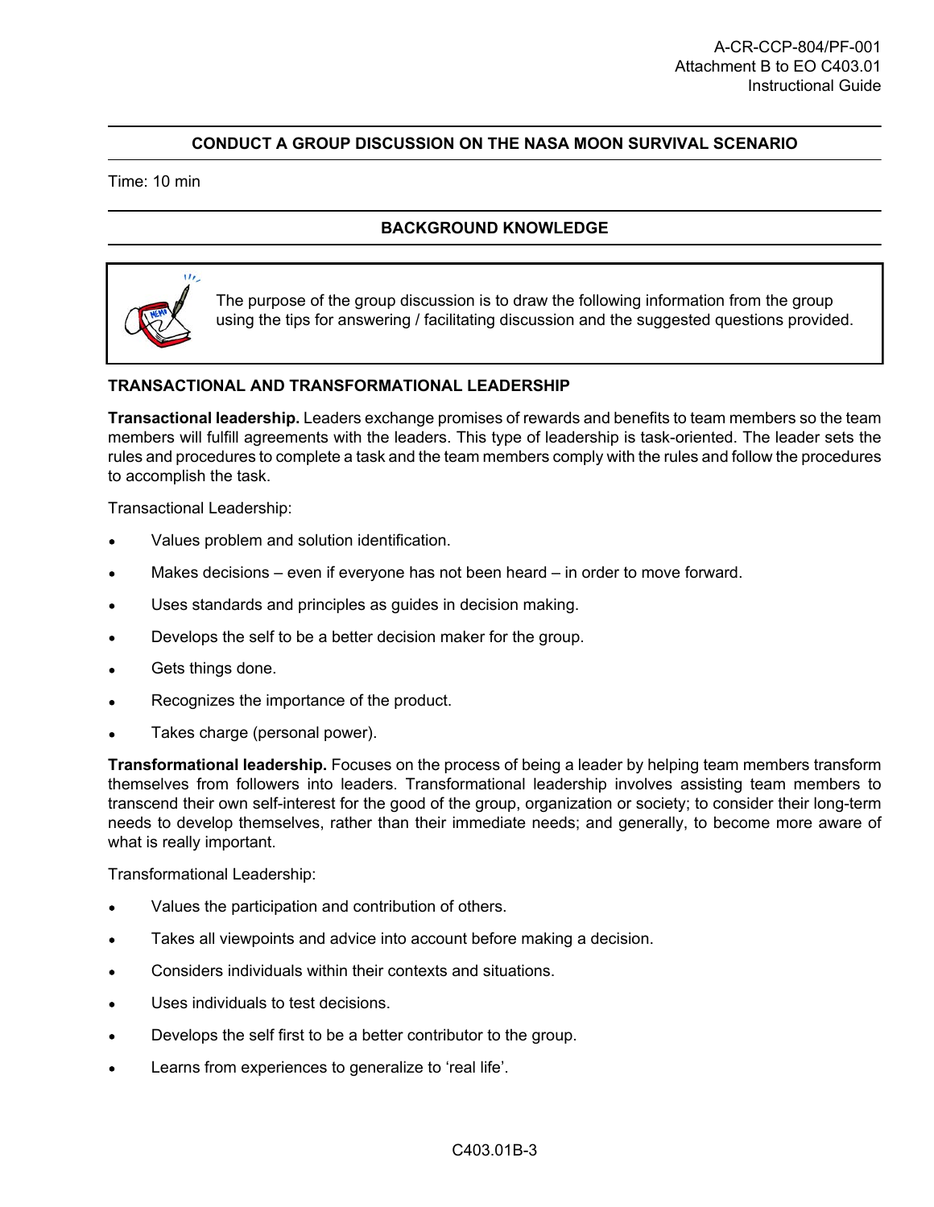## CONDUCT A GROUP DISCUSSION ON THE NASA MOON SURVIVAL SCENARIO

Time: 10 min

## BACKGROUND KNOWLEDGE

The purpose of the group discussion is to draw the following information from the group using the tips for answering / facilitating discussion and the suggested questions provided.

### TRANSACTIONAL AND TRANSFORMATIONAL LEADERSHIP

**Transactional leadership.** Leaders exchange promises of rewards and benefits to team members so the team members will fulfill agreements with the leaders. This type of leadership is task-oriented. The leader sets the rules and procedures to complete a task and the team members comply with the rules and follow the procedures to accomplish the task.

Transactional Leadership:

- Values problem and solution identification.
- Makes decisions – even if everyone has not been heard – in order to move forward.
- Uses standards and principles as guides in decision making.
- Develops the self to be a better decision maker for the group.
- Gets things done.
- Recognizes the importance of the product.
- Takes charge (personal power).

**Transformational leadership.** Focuses on the process of being a leader by helping team members transform themselves from followers into leaders. Transformational leadership involves assisting team members to transcend their own self-interest for the good of the group, organization or society; to consider their long-term needs to develop themselves, rather than their immediate needs; and generally, to become more aware of what is really important.

Transformational Leadership:

- Values the participation and contribution of others.
- Takes all viewpoints and advice into account before making a decision.
- Considers individuals within their contexts and situations.
- Uses individuals to test decisions.
- Develops the self first to be a better contributor to the group.
- Learns from experiences to generalize to 'real life'.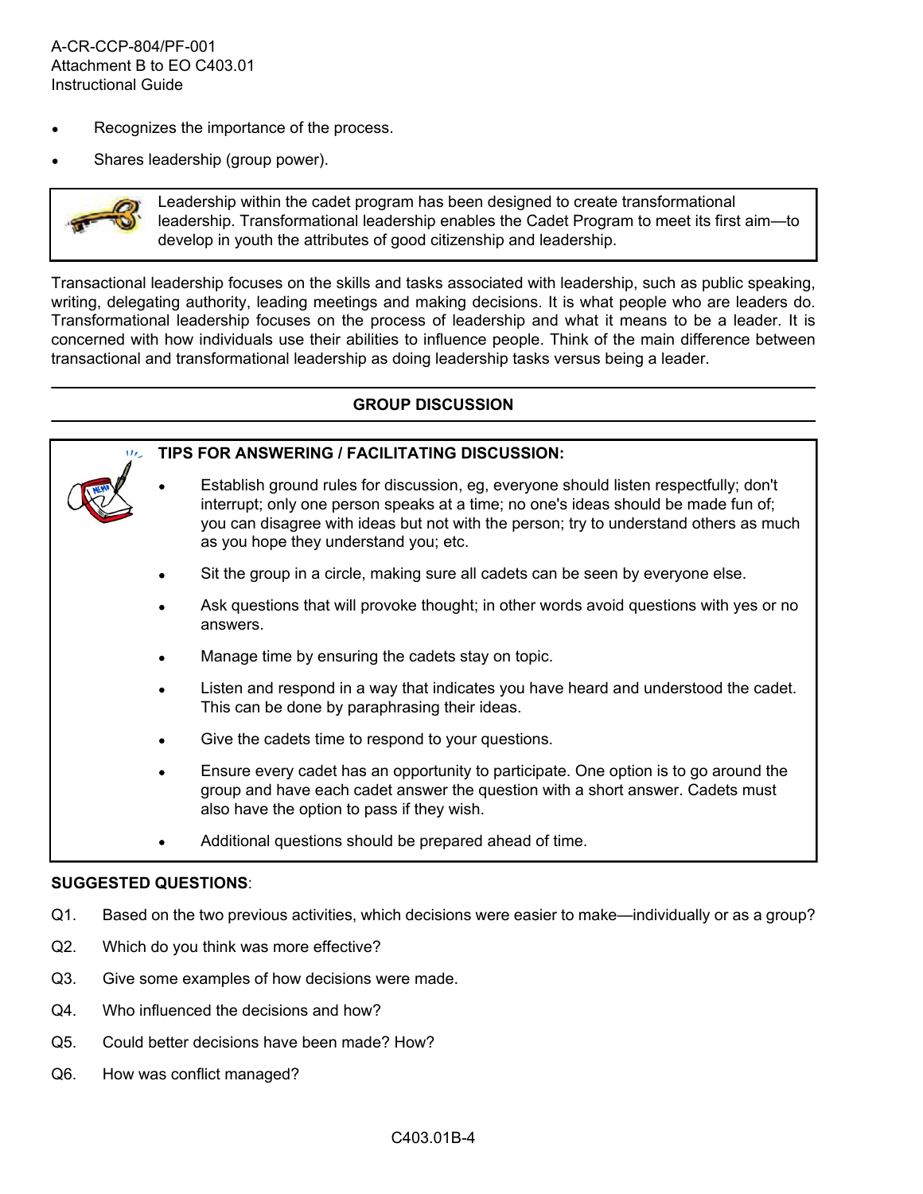- Recognizes the importance of the process.
- Shares leadership (group power).

> Leadership within the cadet program has been designed to create transformational leadership. Transformational leadership enables the Cadet Program to meet its first aim—to develop in youth the attributes of good citizenship and leadership.

Transactional leadership focuses on the skills and tasks associated with leadership, such as public speaking, writing, delegating authority, leading meetings and making decisions. It is what people who are leaders do. Transformational leadership focuses on the process of leadership and what it means to be a leader. It is concerned with how individuals use their abilities to influence people. Think of the main difference between transactional and transformational leadership as doing leadership tasks versus being a leader.

---

**GROUP DISCUSSION**

---

> **TIPS FOR ANSWERING / FACILITATING DISCUSSION:**
>
> - Establish ground rules for discussion, eg, everyone should listen respectfully; don't interrupt; only one person speaks at a time; no one's ideas should be made fun of; you can disagree with ideas but not with the person; try to understand others as much as you hope they understand you; etc.
> - Sit the group in a circle, making sure all cadets can be seen by everyone else.
> - Ask questions that will provoke thought; in other words avoid questions with yes or no answers.
> - Manage time by ensuring the cadets stay on topic.
> - Listen and respond in a way that indicates you have heard and understood the cadet. This can be done by paraphrasing their ideas.
> - Give the cadets time to respond to your questions.
> - Ensure every cadet has an opportunity to participate. One option is to go around the group and have each cadet answer the question with a short answer. Cadets must also have the option to pass if they wish.
> - Additional questions should be prepared ahead of time.

**SUGGESTED QUESTIONS**:

Q1. Based on the two previous activities, which decisions were easier to make—individually or as a group?

Q2. Which do you think was more effective?

Q3. Give some examples of how decisions were made.

Q4. Who influenced the decisions and how?

Q5. Could better decisions have been made? How?

Q6. How was conflict managed?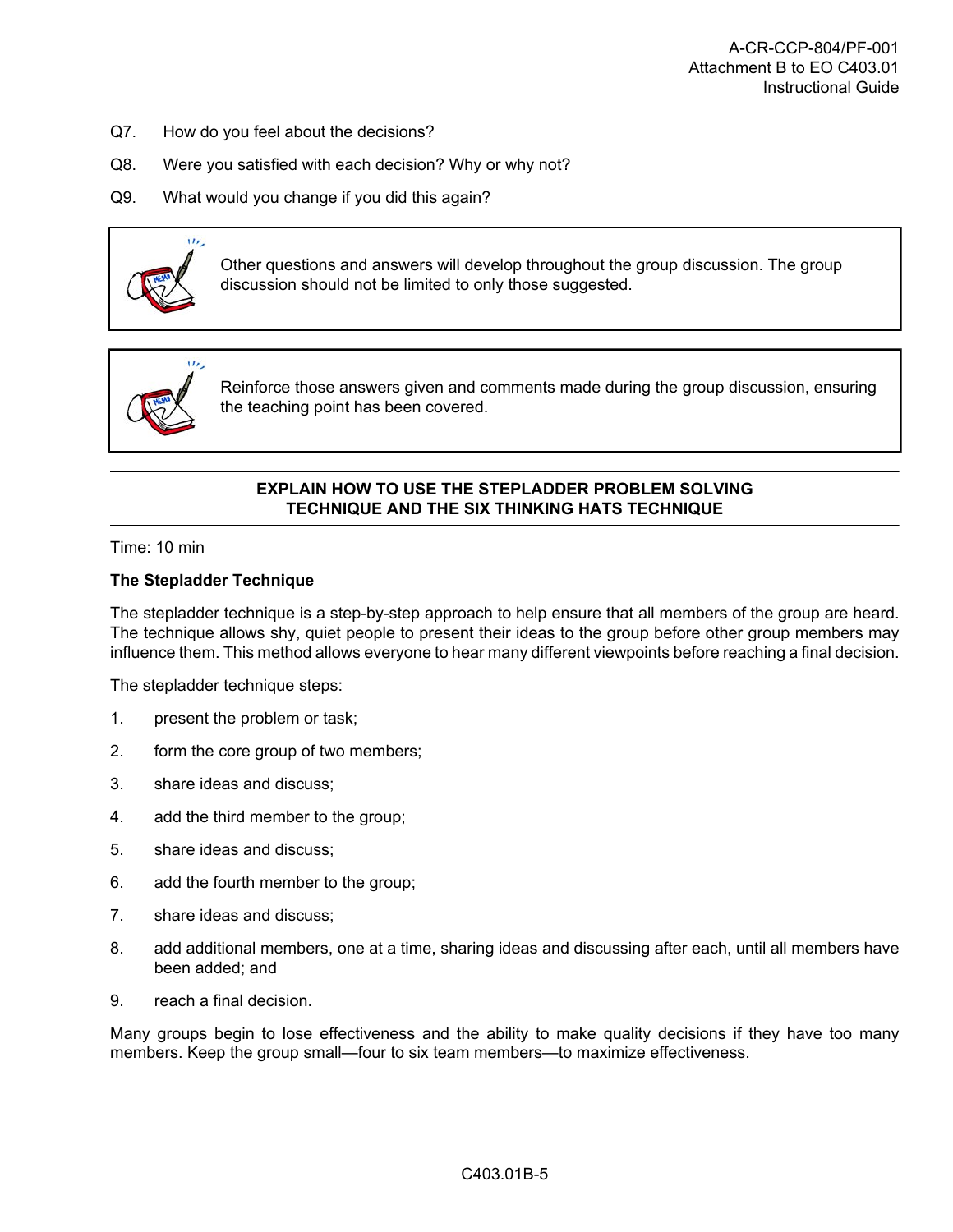Q7. How do you feel about the decisions?

Q8. Were you satisfied with each decision? Why or why not?

Q9. What would you change if you did this again?

> Other questions and answers will develop throughout the group discussion. The group discussion should not be limited to only those suggested.

> Reinforce those answers given and comments made during the group discussion, ensuring the teaching point has been covered.

---

**EXPLAIN HOW TO USE THE STEPLADDER PROBLEM SOLVING TECHNIQUE AND THE SIX THINKING HATS TECHNIQUE**

---

Time: 10 min

**The Stepladder Technique**

The stepladder technique is a step-by-step approach to help ensure that all members of the group are heard. The technique allows shy, quiet people to present their ideas to the group before other group members may influence them. This method allows everyone to hear many different viewpoints before reaching a final decision.

The stepladder technique steps:

1. present the problem or task;
2. form the core group of two members;
3. share ideas and discuss;
4. add the third member to the group;
5. share ideas and discuss;
6. add the fourth member to the group;
7. share ideas and discuss;
8. add additional members, one at a time, sharing ideas and discussing after each, until all members have been added; and
9. reach a final decision.

Many groups begin to lose effectiveness and the ability to make quality decisions if they have too many members. Keep the group small—four to six team members—to maximize effectiveness.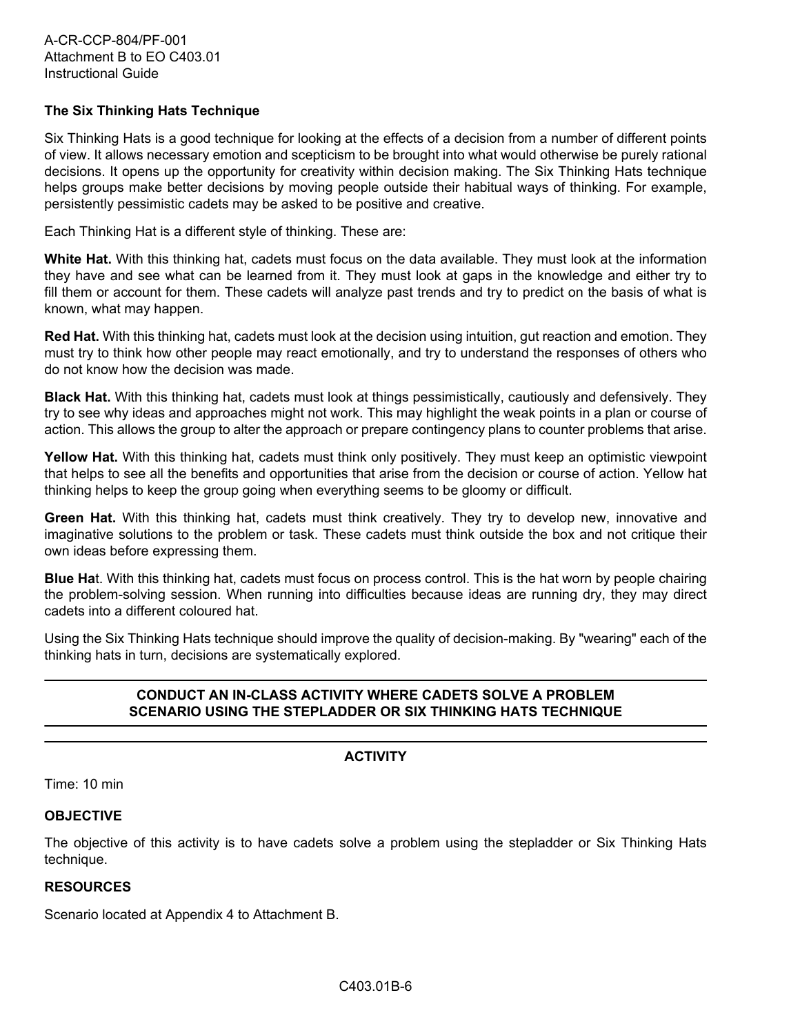**The Six Thinking Hats Technique**

Six Thinking Hats is a good technique for looking at the effects of a decision from a number of different points of view. It allows necessary emotion and scepticism to be brought into what would otherwise be purely rational decisions. It opens up the opportunity for creativity within decision making. The Six Thinking Hats technique helps groups make better decisions by moving people outside their habitual ways of thinking. For example, persistently pessimistic cadets may be asked to be positive and creative.

Each Thinking Hat is a different style of thinking. These are:

**White Hat.** With this thinking hat, cadets must focus on the data available. They must look at the information they have and see what can be learned from it. They must look at gaps in the knowledge and either try to fill them or account for them. These cadets will analyze past trends and try to predict on the basis of what is known, what may happen.

**Red Hat.** With this thinking hat, cadets must look at the decision using intuition, gut reaction and emotion. They must try to think how other people may react emotionally, and try to understand the responses of others who do not know how the decision was made.

**Black Hat.** With this thinking hat, cadets must look at things pessimistically, cautiously and defensively. They try to see why ideas and approaches might not work. This may highlight the weak points in a plan or course of action. This allows the group to alter the approach or prepare contingency plans to counter problems that arise.

**Yellow Hat.** With this thinking hat, cadets must think only positively. They must keep an optimistic viewpoint that helps to see all the benefits and opportunities that arise from the decision or course of action. Yellow hat thinking helps to keep the group going when everything seems to be gloomy or difficult.

**Green Hat.** With this thinking hat, cadets must think creatively. They try to develop new, innovative and imaginative solutions to the problem or task. These cadets must think outside the box and not critique their own ideas before expressing them.

**Blue Ha**t. With this thinking hat, cadets must focus on process control. This is the hat worn by people chairing the problem-solving session. When running into difficulties because ideas are running dry, they may direct cadets into a different coloured hat.

Using the Six Thinking Hats technique should improve the quality of decision-making. By "wearing" each of the thinking hats in turn, decisions are systematically explored.

---

**CONDUCT AN IN-CLASS ACTIVITY WHERE CADETS SOLVE A PROBLEM SCENARIO USING THE STEPLADDER OR SIX THINKING HATS TECHNIQUE**

---

**ACTIVITY**

---

Time: 10 min

**OBJECTIVE**

The objective of this activity is to have cadets solve a problem using the stepladder or Six Thinking Hats technique.

**RESOURCES**

Scenario located at Appendix 4 to Attachment B.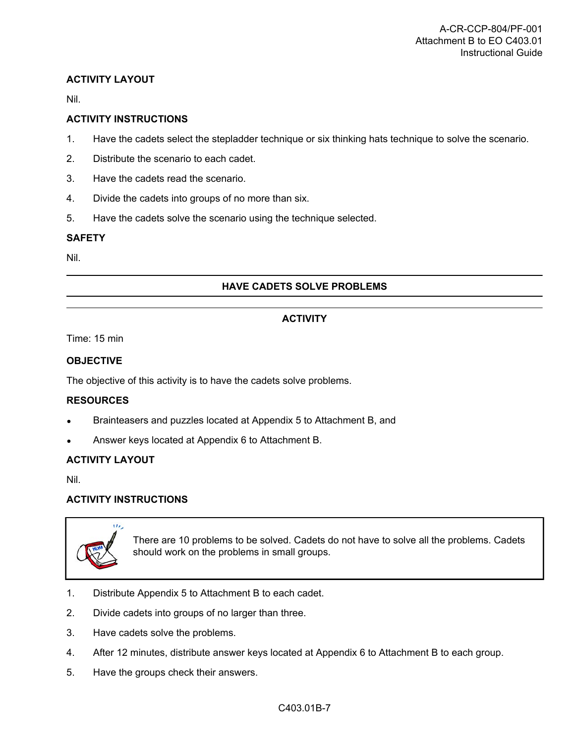**ACTIVITY LAYOUT**

Nil.

**ACTIVITY INSTRUCTIONS**

1. Have the cadets select the stepladder technique or six thinking hats technique to solve the scenario.
2. Distribute the scenario to each cadet.
3. Have the cadets read the scenario.
4. Divide the cadets into groups of no more than six.
5. Have the cadets solve the scenario using the technique selected.

**SAFETY**

Nil.

---

## HAVE CADETS SOLVE PROBLEMS

---

### ACTIVITY

Time: 15 min

**OBJECTIVE**

The objective of this activity is to have the cadets solve problems.

**RESOURCES**

- Brainteasers and puzzles located at Appendix 5 to Attachment B, and
- Answer keys located at Appendix 6 to Attachment B.

**ACTIVITY LAYOUT**

Nil.

**ACTIVITY INSTRUCTIONS**

> There are 10 problems to be solved. Cadets do not have to solve all the problems. Cadets should work on the problems in small groups.

1. Distribute Appendix 5 to Attachment B to each cadet.
2. Divide cadets into groups of no larger than three.
3. Have cadets solve the problems.
4. After 12 minutes, distribute answer keys located at Appendix 6 to Attachment B to each group.
5. Have the groups check their answers.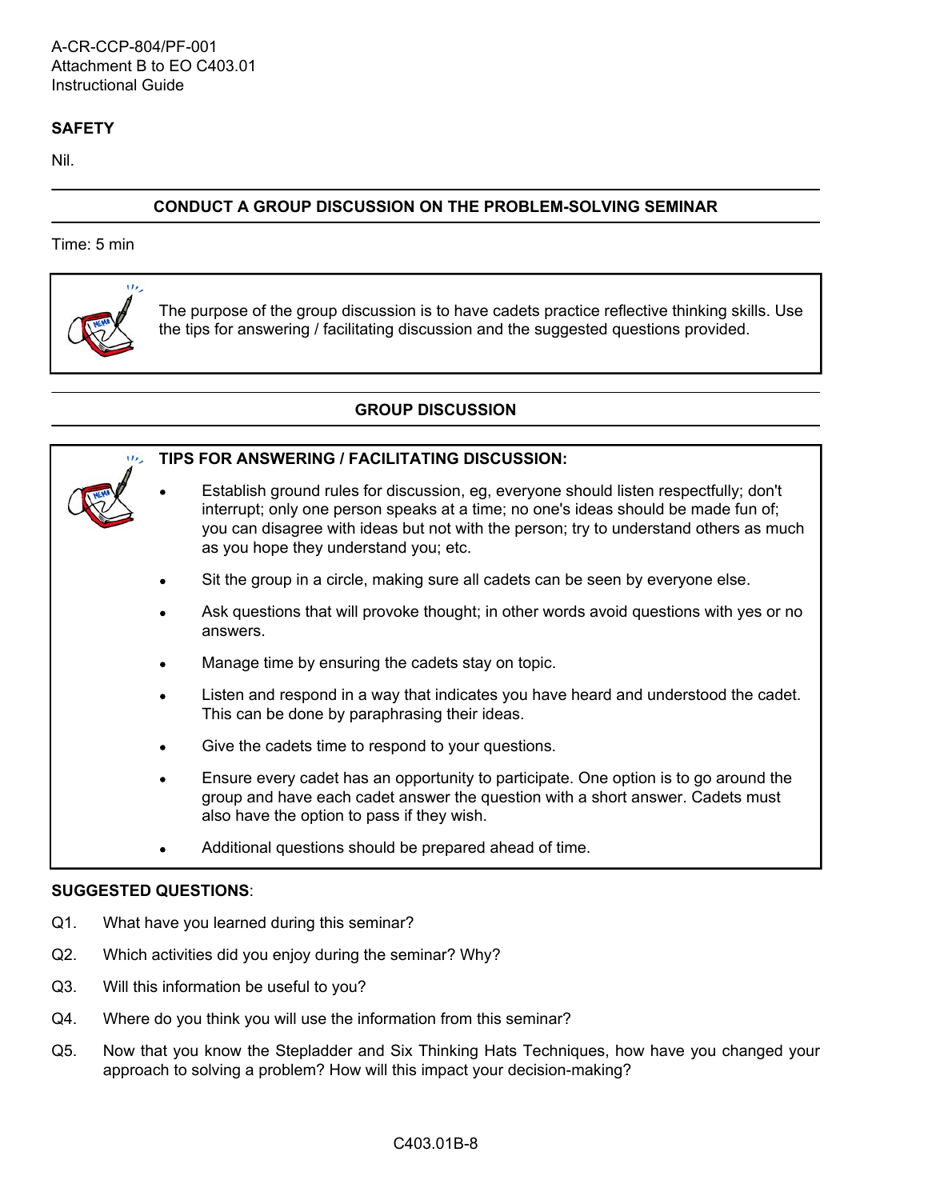**SAFETY**

Nil.

**CONDUCT A GROUP DISCUSSION ON THE PROBLEM-SOLVING SEMINAR**

Time: 5 min

The purpose of the group discussion is to have cadets practice reflective thinking skills. Use the tips for answering / facilitating discussion and the suggested questions provided.

**GROUP DISCUSSION**

**TIPS FOR ANSWERING / FACILITATING DISCUSSION:**

- Establish ground rules for discussion, eg, everyone should listen respectfully; don't interrupt; only one person speaks at a time; no one's ideas should be made fun of; you can disagree with ideas but not with the person; try to understand others as much as you hope they understand you; etc.
- Sit the group in a circle, making sure all cadets can be seen by everyone else.
- Ask questions that will provoke thought; in other words avoid questions with yes or no answers.
- Manage time by ensuring the cadets stay on topic.
- Listen and respond in a way that indicates you have heard and understood the cadet. This can be done by paraphrasing their ideas.
- Give the cadets time to respond to your questions.
- Ensure every cadet has an opportunity to participate. One option is to go around the group and have each cadet answer the question with a short answer. Cadets must also have the option to pass if they wish.
- Additional questions should be prepared ahead of time.

**SUGGESTED QUESTIONS**:

Q1. What have you learned during this seminar?

Q2. Which activities did you enjoy during the seminar? Why?

Q3. Will this information be useful to you?

Q4. Where do you think you will use the information from this seminar?

Q5. Now that you know the Stepladder and Six Thinking Hats Techniques, how have you changed your approach to solving a problem? How will this impact your decision-making?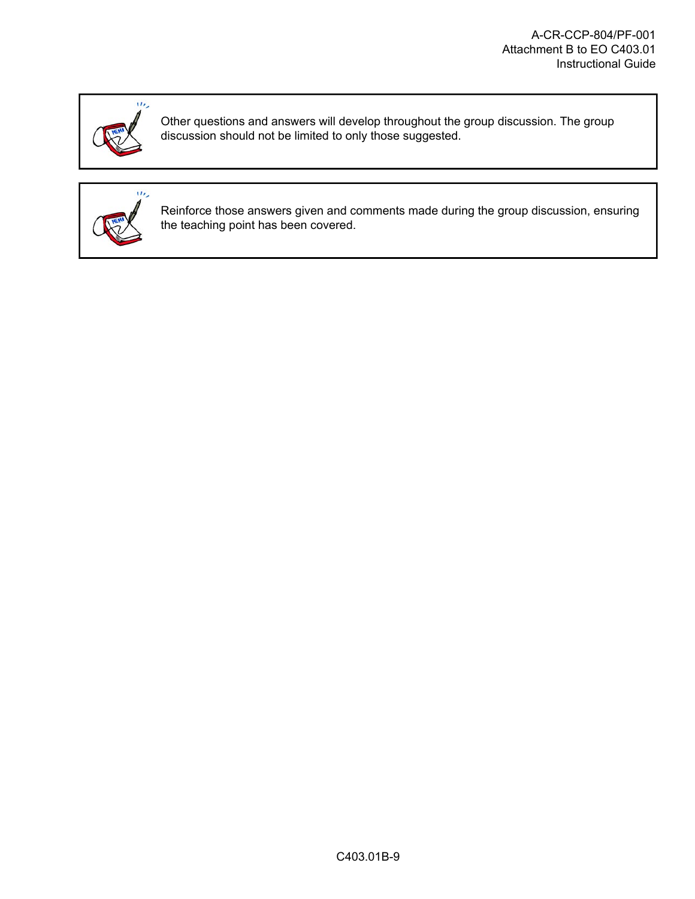Other questions and answers will develop throughout the group discussion. The group discussion should not be limited to only those suggested.

Reinforce those answers given and comments made during the group discussion, ensuring the teaching point has been covered.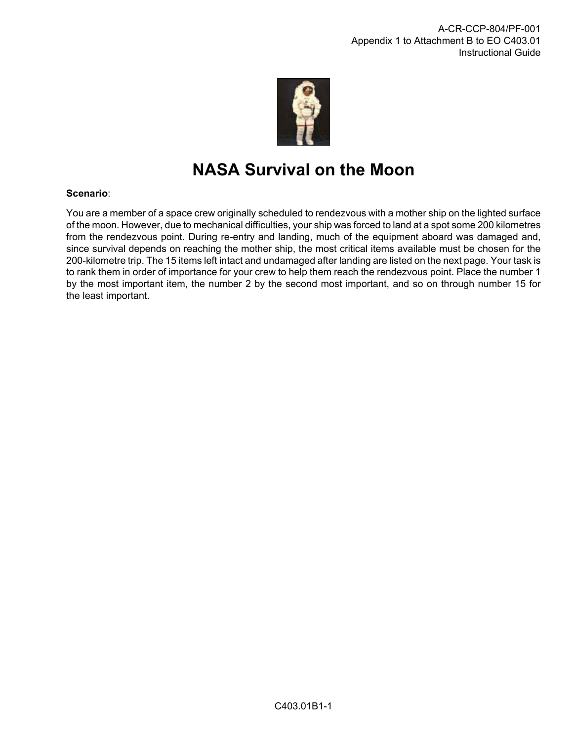# NASA Survival on the Moon

**Scenario**:

You are a member of a space crew originally scheduled to rendezvous with a mother ship on the lighted surface of the moon. However, due to mechanical difficulties, your ship was forced to land at a spot some 200 kilometres from the rendezvous point. During re-entry and landing, much of the equipment aboard was damaged and, since survival depends on reaching the mother ship, the most critical items available must be chosen for the 200-kilometre trip. The 15 items left intact and undamaged after landing are listed on the next page. Your task is to rank them in order of importance for your crew to help them reach the rendezvous point. Place the number 1 by the most important item, the number 2 by the second most important, and so on through number 15 for the least important.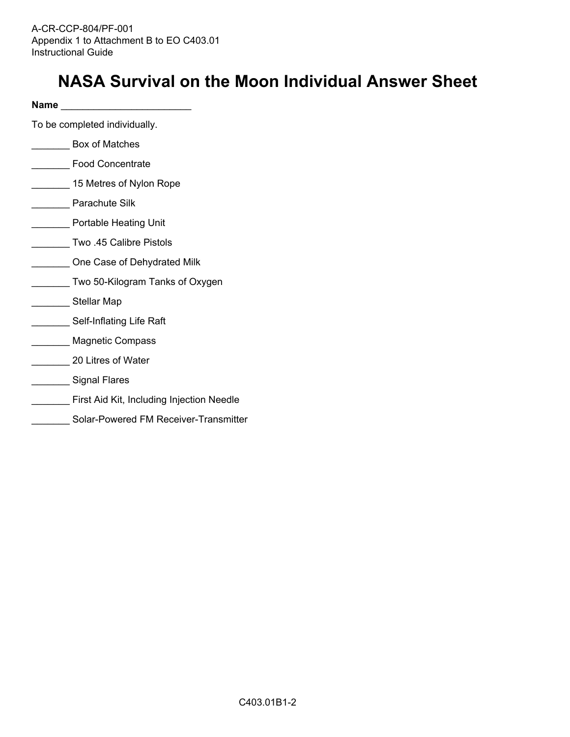# NASA Survival on the Moon Individual Answer Sheet

**Name** ________________________

To be completed individually.

_______ Box of Matches

_______ Food Concentrate

_______ 15 Metres of Nylon Rope

_______ Parachute Silk

_______ Portable Heating Unit

_______ Two .45 Calibre Pistols

_______ One Case of Dehydrated Milk

_______ Two 50-Kilogram Tanks of Oxygen

_______ Stellar Map

_______ Self-Inflating Life Raft

_______ Magnetic Compass

_______ 20 Litres of Water

_______ Signal Flares

_______ First Aid Kit, Including Injection Needle

_______ Solar-Powered FM Receiver-Transmitter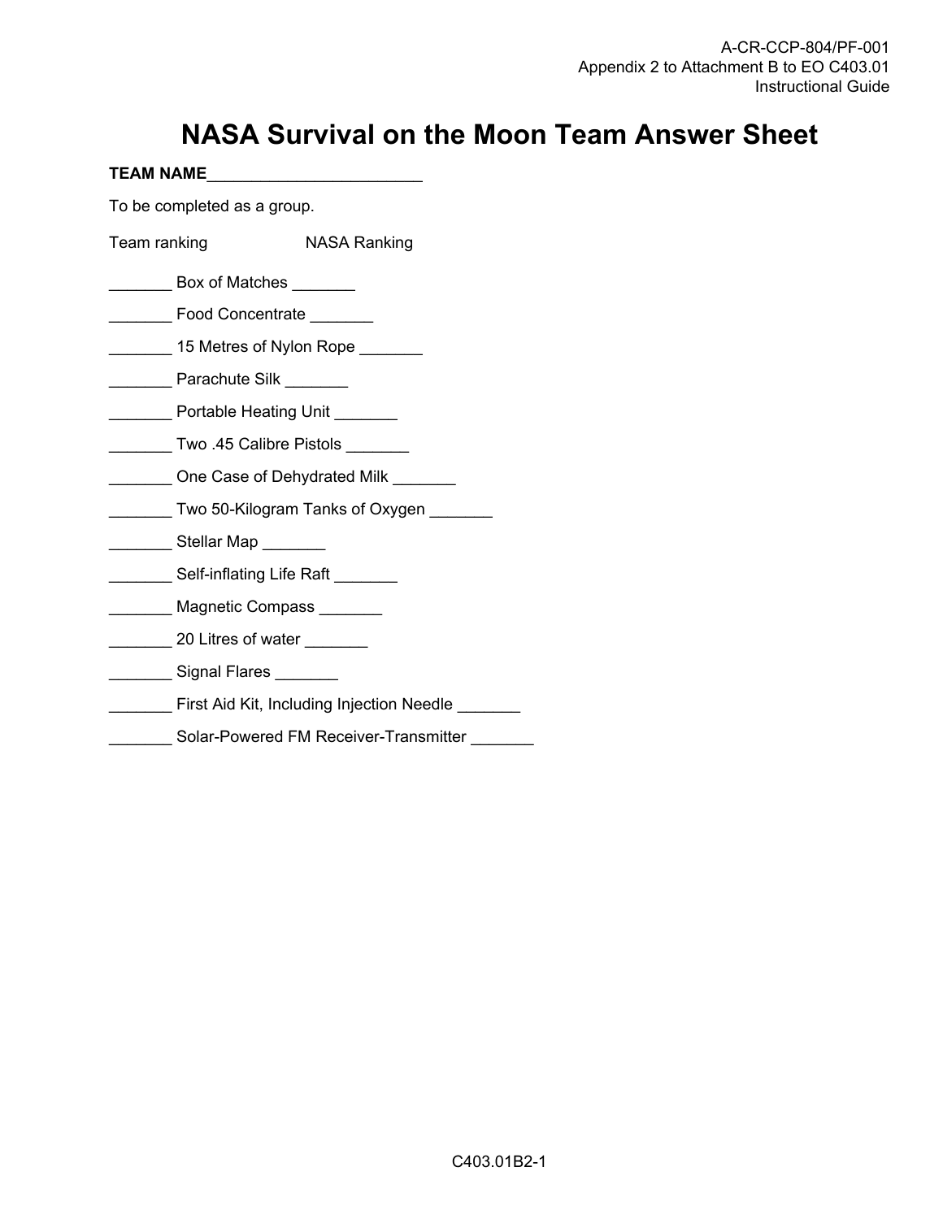# NASA Survival on the Moon Team Answer Sheet

**TEAM NAME**________________________

To be completed as a group.

Team ranking NASA Ranking

_______ Box of Matches _______

_______ Food Concentrate _______

_______ 15 Metres of Nylon Rope _______

_______ Parachute Silk _______

_______ Portable Heating Unit _______

_______ Two .45 Calibre Pistols _______

_______ One Case of Dehydrated Milk _______

_______ Two 50-Kilogram Tanks of Oxygen _______

_______ Stellar Map _______

_______ Self-inflating Life Raft _______

_______ Magnetic Compass _______

_______ 20 Litres of water _______

_______ Signal Flares _______

_______ First Aid Kit, Including Injection Needle _______

_______ Solar-Powered FM Receiver-Transmitter _______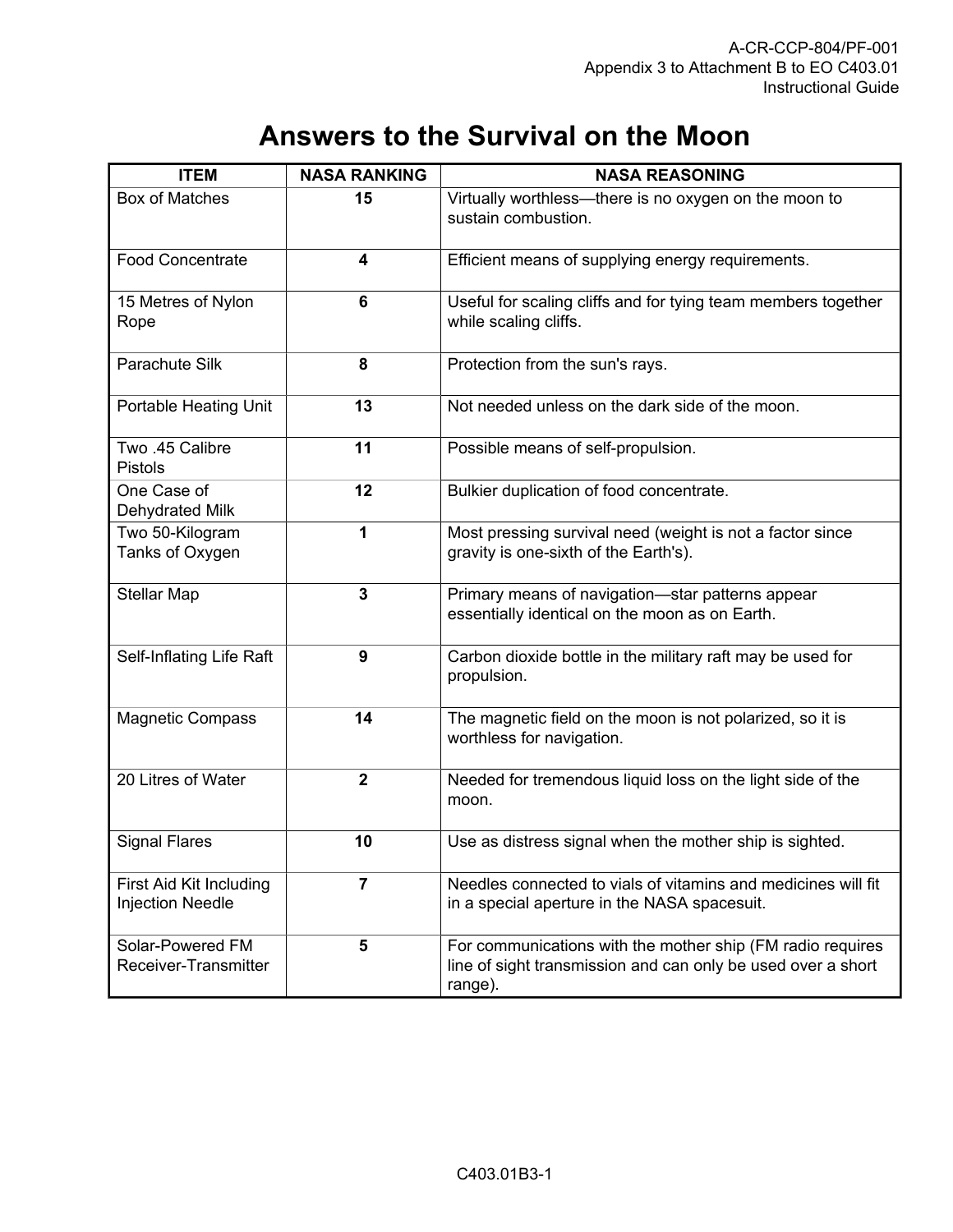# Answers to the Survival on the Moon

| ITEM | NASA RANKING | NASA REASONING |
|---|---|---|
| Box of Matches | **15** | Virtually worthless—there is no oxygen on the moon to sustain combustion. |
| Food Concentrate | **4** | Efficient means of supplying energy requirements. |
| 15 Metres of Nylon Rope | **6** | Useful for scaling cliffs and for tying team members together while scaling cliffs. |
| Parachute Silk | **8** | Protection from the sun's rays. |
| Portable Heating Unit | **13** | Not needed unless on the dark side of the moon. |
| Two .45 Calibre Pistols | **11** | Possible means of self-propulsion. |
| One Case of Dehydrated Milk | **12** | Bulkier duplication of food concentrate. |
| Two 50-Kilogram Tanks of Oxygen | **1** | Most pressing survival need (weight is not a factor since gravity is one-sixth of the Earth's). |
| Stellar Map | **3** | Primary means of navigation—star patterns appear essentially identical on the moon as on Earth. |
| Self-Inflating Life Raft | **9** | Carbon dioxide bottle in the military raft may be used for propulsion. |
| Magnetic Compass | **14** | The magnetic field on the moon is not polarized, so it is worthless for navigation. |
| 20 Litres of Water | **2** | Needed for tremendous liquid loss on the light side of the moon. |
| Signal Flares | **10** | Use as distress signal when the mother ship is sighted. |
| First Aid Kit Including Injection Needle | **7** | Needles connected to vials of vitamins and medicines will fit in a special aperture in the NASA spacesuit. |
| Solar-Powered FM Receiver-Transmitter | **5** | For communications with the mother ship (FM radio requires line of sight transmission and can only be used over a short range). |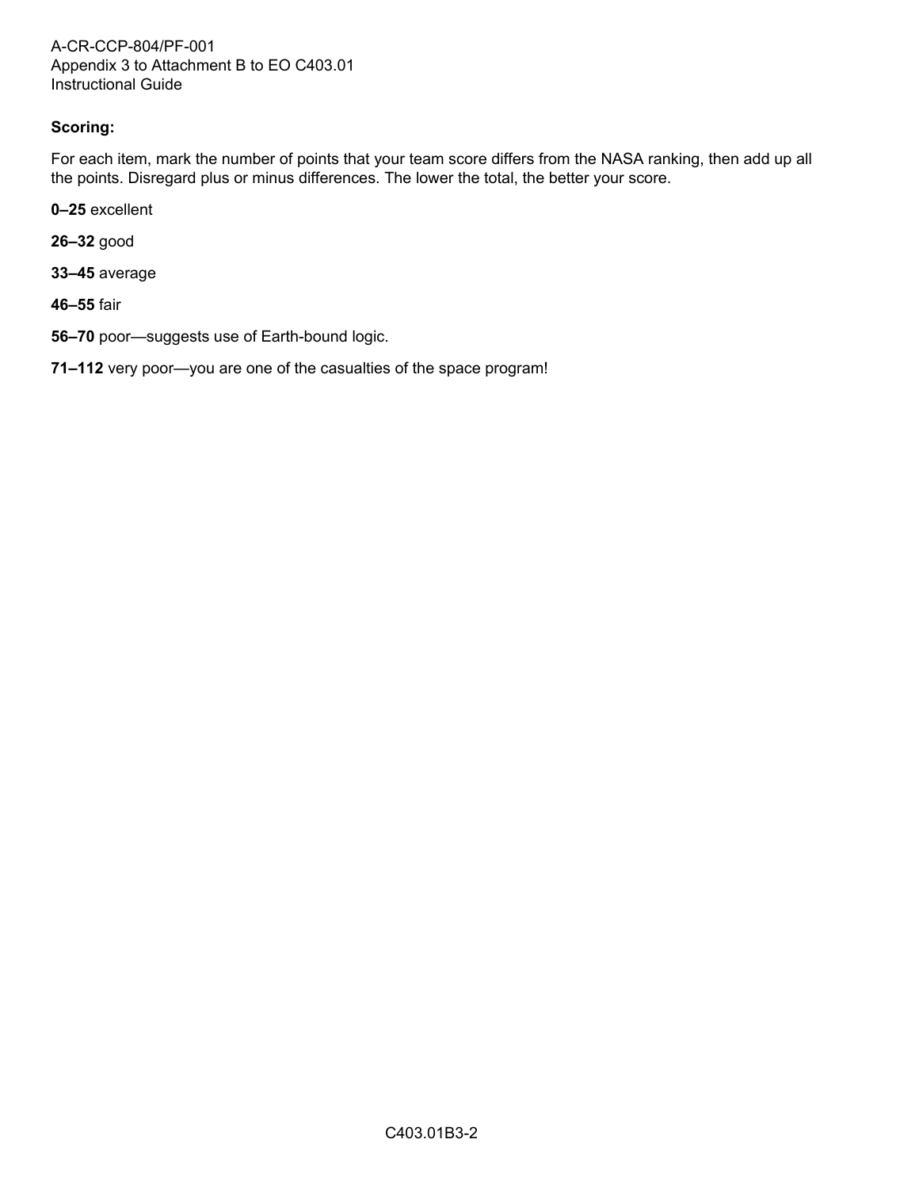**Scoring:**

For each item, mark the number of points that your team score differs from the NASA ranking, then add up all the points. Disregard plus or minus differences. The lower the total, the better your score.

**0–25** excellent

**26–32** good

**33–45** average

**46–55** fair

**56–70** poor—suggests use of Earth-bound logic.

**71–112** very poor—you are one of the casualties of the space program!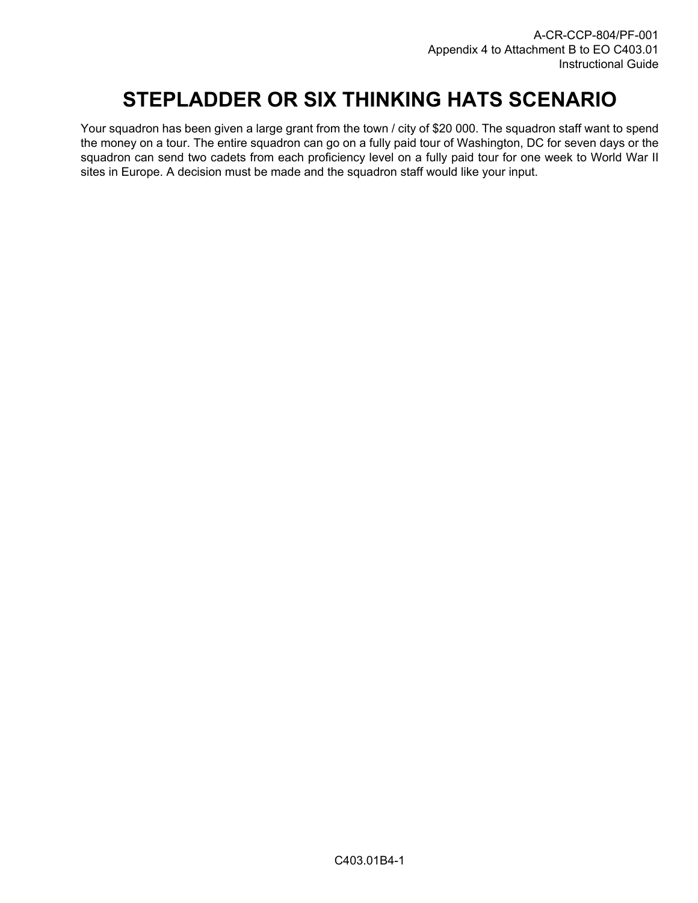# STEPLADDER OR SIX THINKING HATS SCENARIO

Your squadron has been given a large grant from the town / city of $20 000. The squadron staff want to spend the money on a tour. The entire squadron can go on a fully paid tour of Washington, DC for seven days or the squadron can send two cadets from each proficiency level on a fully paid tour for one week to World War II sites in Europe. A decision must be made and the squadron staff would like your input.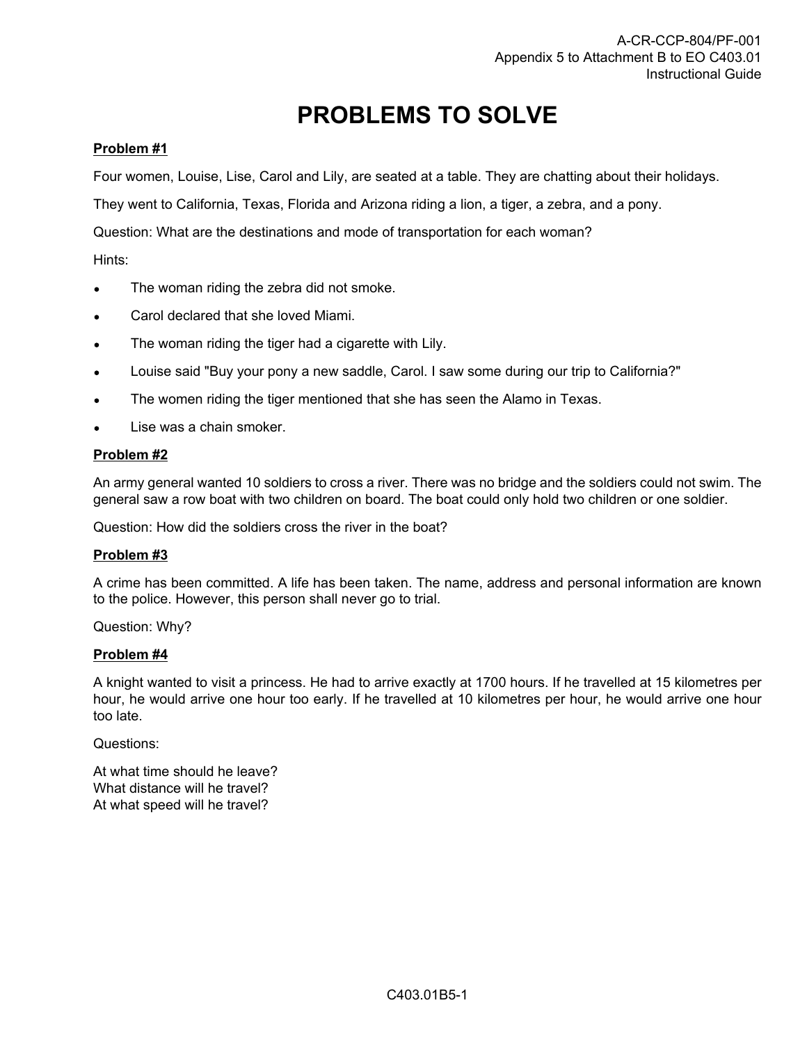# PROBLEMS TO SOLVE

**Problem #1**

Four women, Louise, Lise, Carol and Lily, are seated at a table. They are chatting about their holidays.

They went to California, Texas, Florida and Arizona riding a lion, a tiger, a zebra, and a pony.

Question: What are the destinations and mode of transportation for each woman?

Hints:

- The woman riding the zebra did not smoke.
- Carol declared that she loved Miami.
- The woman riding the tiger had a cigarette with Lily.
- Louise said "Buy your pony a new saddle, Carol. I saw some during our trip to California?"
- The women riding the tiger mentioned that she has seen the Alamo in Texas.
- Lise was a chain smoker.

**Problem #2**

An army general wanted 10 soldiers to cross a river. There was no bridge and the soldiers could not swim. The general saw a row boat with two children on board. The boat could only hold two children or one soldier.

Question: How did the soldiers cross the river in the boat?

**Problem #3**

A crime has been committed. A life has been taken. The name, address and personal information are known to the police. However, this person shall never go to trial.

Question: Why?

**Problem #4**

A knight wanted to visit a princess. He had to arrive exactly at 1700 hours. If he travelled at 15 kilometres per hour, he would arrive one hour too early. If he travelled at 10 kilometres per hour, he would arrive one hour too late.

Questions:

At what time should he leave?
What distance will he travel?
At what speed will he travel?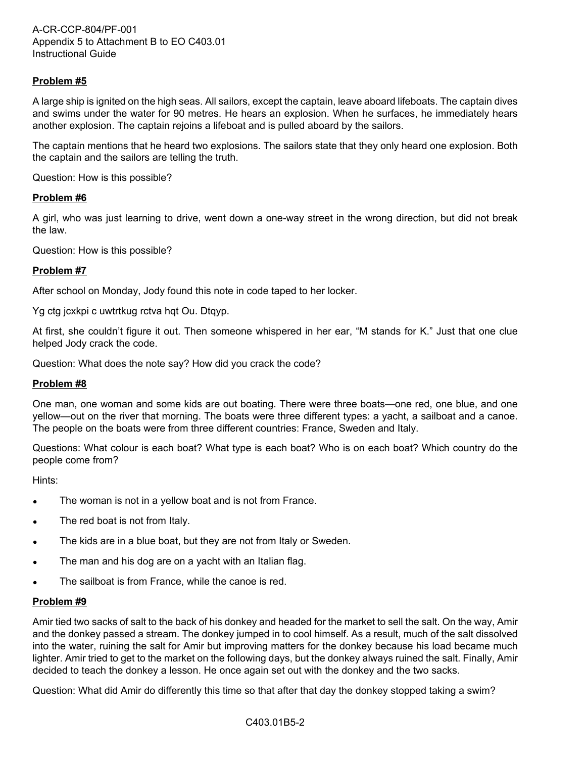**Problem #5**

A large ship is ignited on the high seas. All sailors, except the captain, leave aboard lifeboats. The captain dives and swims under the water for 90 metres. He hears an explosion. When he surfaces, he immediately hears another explosion. The captain rejoins a lifeboat and is pulled aboard by the sailors.

The captain mentions that he heard two explosions. The sailors state that they only heard one explosion. Both the captain and the sailors are telling the truth.

Question: How is this possible?

**Problem #6**

A girl, who was just learning to drive, went down a one-way street in the wrong direction, but did not break the law.

Question: How is this possible?

**Problem #7**

After school on Monday, Jody found this note in code taped to her locker.

Yg ctg jcxkpi c uwtrtkug rctva hqt Ou. Dtqyp.

At first, she couldn't figure it out. Then someone whispered in her ear, "M stands for K." Just that one clue helped Jody crack the code.

Question: What does the note say? How did you crack the code?

**Problem #8**

One man, one woman and some kids are out boating. There were three boats—one red, one blue, and one yellow—out on the river that morning. The boats were three different types: a yacht, a sailboat and a canoe. The people on the boats were from three different countries: France, Sweden and Italy.

Questions: What colour is each boat? What type is each boat? Who is on each boat? Which country do the people come from?

Hints:

- The woman is not in a yellow boat and is not from France.
- The red boat is not from Italy.
- The kids are in a blue boat, but they are not from Italy or Sweden.
- The man and his dog are on a yacht with an Italian flag.
- The sailboat is from France, while the canoe is red.

**Problem #9**

Amir tied two sacks of salt to the back of his donkey and headed for the market to sell the salt. On the way, Amir and the donkey passed a stream. The donkey jumped in to cool himself. As a result, much of the salt dissolved into the water, ruining the salt for Amir but improving matters for the donkey because his load became much lighter. Amir tried to get to the market on the following days, but the donkey always ruined the salt. Finally, Amir decided to teach the donkey a lesson. He once again set out with the donkey and the two sacks.

Question: What did Amir do differently this time so that after that day the donkey stopped taking a swim?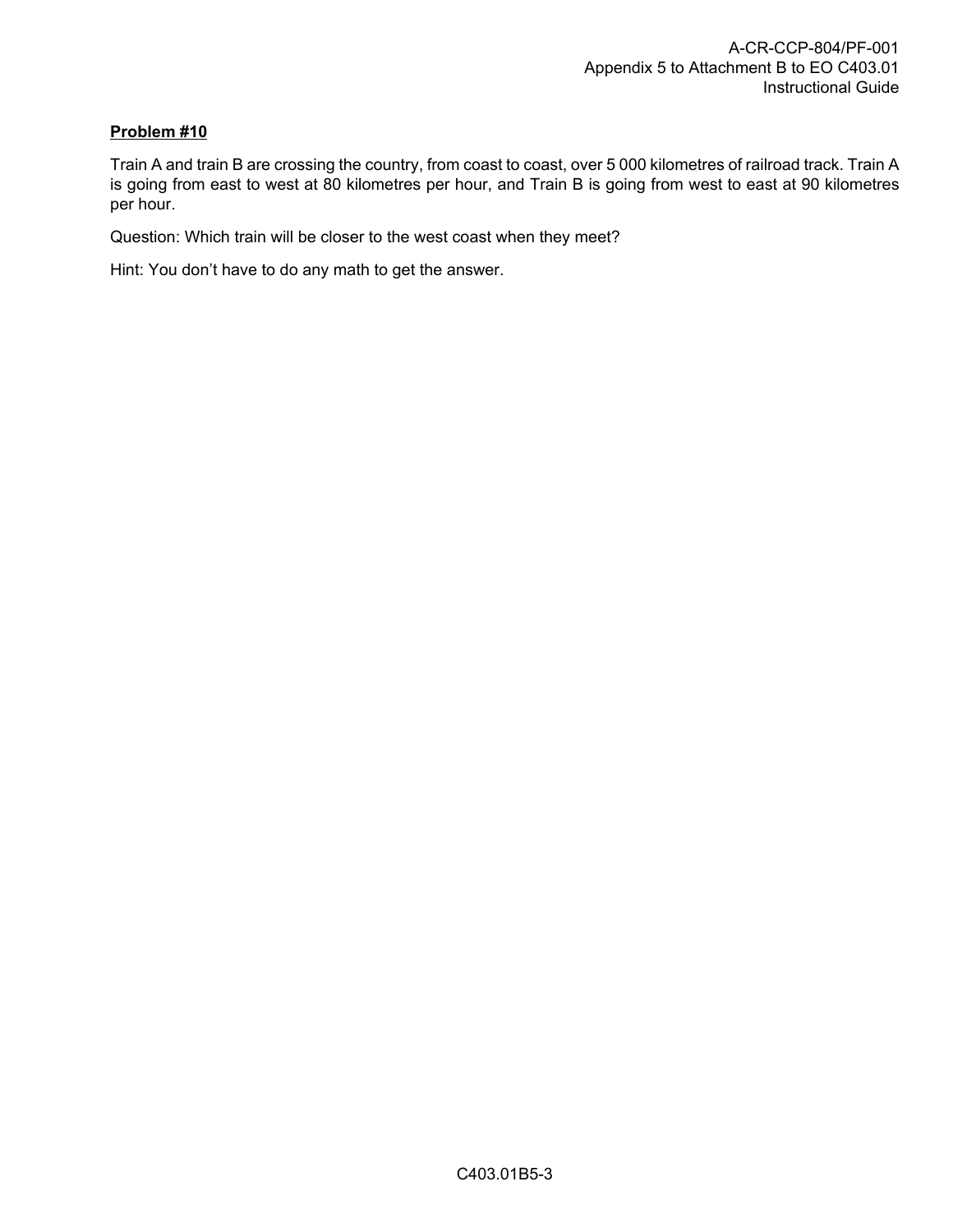**Problem #10**

Train A and train B are crossing the country, from coast to coast, over 5 000 kilometres of railroad track. Train A is going from east to west at 80 kilometres per hour, and Train B is going from west to east at 90 kilometres per hour.

Question: Which train will be closer to the west coast when they meet?

Hint: You don’t have to do any math to get the answer.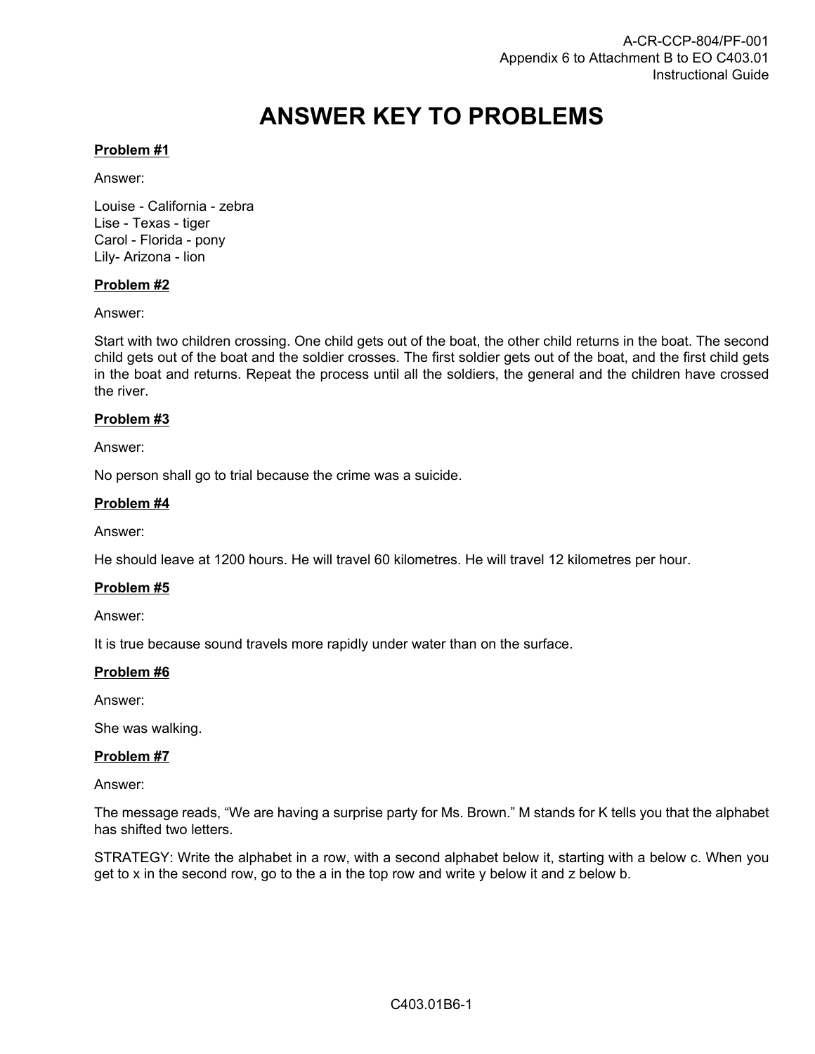# ANSWER KEY TO PROBLEMS

**Problem #1**

Answer:

Louise - California - zebra
Lise - Texas - tiger
Carol - Florida - pony
Lily- Arizona - lion

**Problem #2**

Answer:

Start with two children crossing. One child gets out of the boat, the other child returns in the boat. The second child gets out of the boat and the soldier crosses. The first soldier gets out of the boat, and the first child gets in the boat and returns. Repeat the process until all the soldiers, the general and the children have crossed the river.

**Problem #3**

Answer:

No person shall go to trial because the crime was a suicide.

**Problem #4**

Answer:

He should leave at 1200 hours. He will travel 60 kilometres. He will travel 12 kilometres per hour.

**Problem #5**

Answer:

It is true because sound travels more rapidly under water than on the surface.

**Problem #6**

Answer:

She was walking.

**Problem #7**

Answer:

The message reads, "We are having a surprise party for Ms. Brown." M stands for K tells you that the alphabet has shifted two letters.

STRATEGY: Write the alphabet in a row, with a second alphabet below it, starting with a below c. When you get to x in the second row, go to the a in the top row and write y below it and z below b.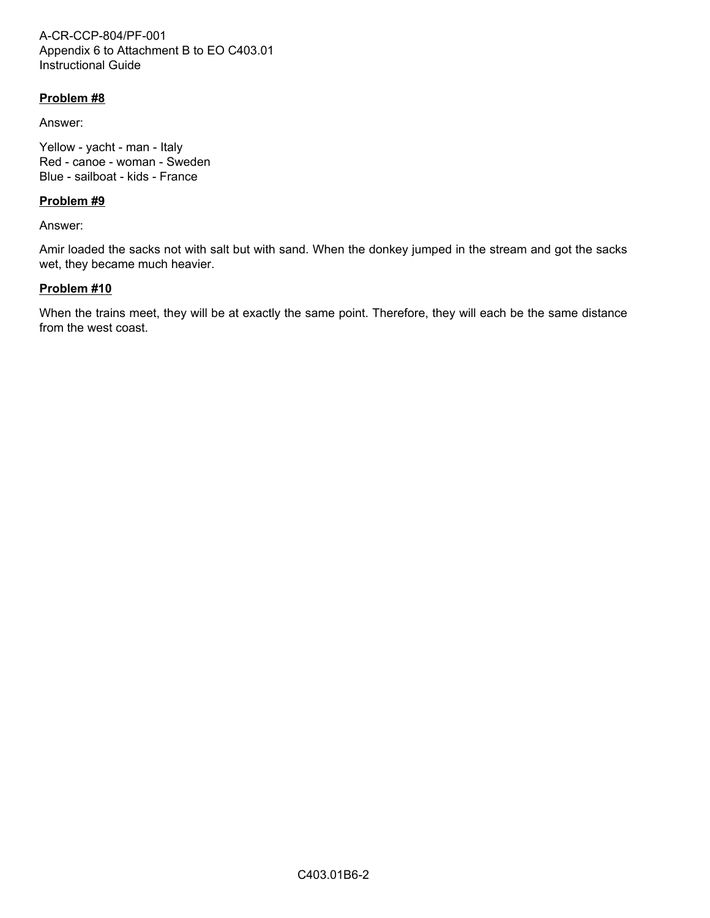**Problem #8**

Answer:

Yellow - yacht - man - Italy
Red - canoe - woman - Sweden
Blue - sailboat - kids - France

**Problem #9**

Answer:

Amir loaded the sacks not with salt but with sand. When the donkey jumped in the stream and got the sacks wet, they became much heavier.

**Problem #10**

When the trains meet, they will be at exactly the same point. Therefore, they will each be the same distance from the west coast.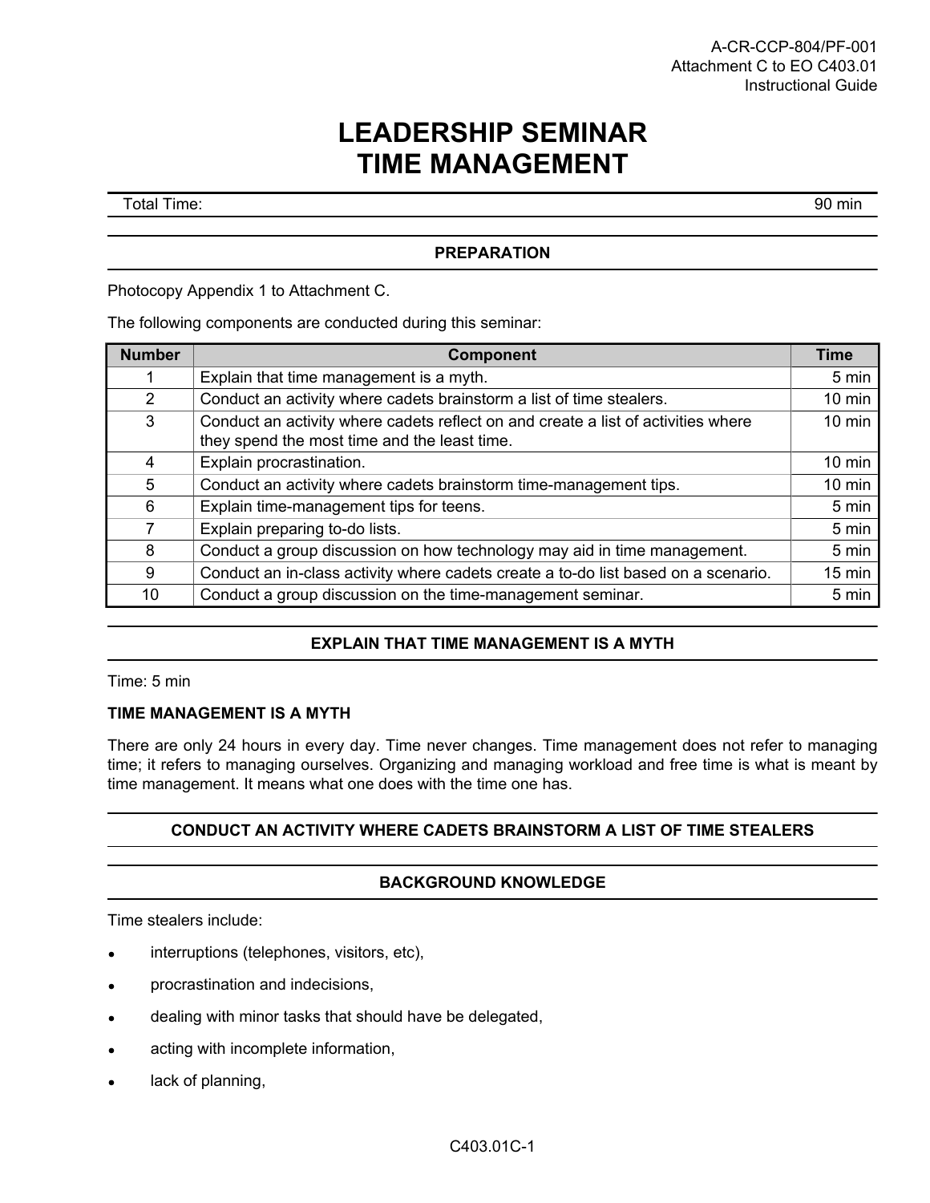# LEADERSHIP SEMINAR
# TIME MANAGEMENT

Total Time: 90 min

## PREPARATION

Photocopy Appendix 1 to Attachment C.

The following components are conducted during this seminar:

| Number | Component | Time |
|---|---|---|
| 1 | Explain that time management is a myth. | 5 min |
| 2 | Conduct an activity where cadets brainstorm a list of time stealers. | 10 min |
| 3 | Conduct an activity where cadets reflect on and create a list of activities where they spend the most time and the least time. | 10 min |
| 4 | Explain procrastination. | 10 min |
| 5 | Conduct an activity where cadets brainstorm time-management tips. | 10 min |
| 6 | Explain time-management tips for teens. | 5 min |
| 7 | Explain preparing to-do lists. | 5 min |
| 8 | Conduct a group discussion on how technology may aid in time management. | 5 min |
| 9 | Conduct an in-class activity where cadets create a to-do list based on a scenario. | 15 min |
| 10 | Conduct a group discussion on the time-management seminar. | 5 min |

## EXPLAIN THAT TIME MANAGEMENT IS A MYTH

Time: 5 min

**TIME MANAGEMENT IS A MYTH**

There are only 24 hours in every day. Time never changes. Time management does not refer to managing time; it refers to managing ourselves. Organizing and managing workload and free time is what is meant by time management. It means what one does with the time one has.

## CONDUCT AN ACTIVITY WHERE CADETS BRAINSTORM A LIST OF TIME STEALERS

## BACKGROUND KNOWLEDGE

Time stealers include:

- interruptions (telephones, visitors, etc),
- procrastination and indecisions,
- dealing with minor tasks that should have be delegated,
- acting with incomplete information,
- lack of planning,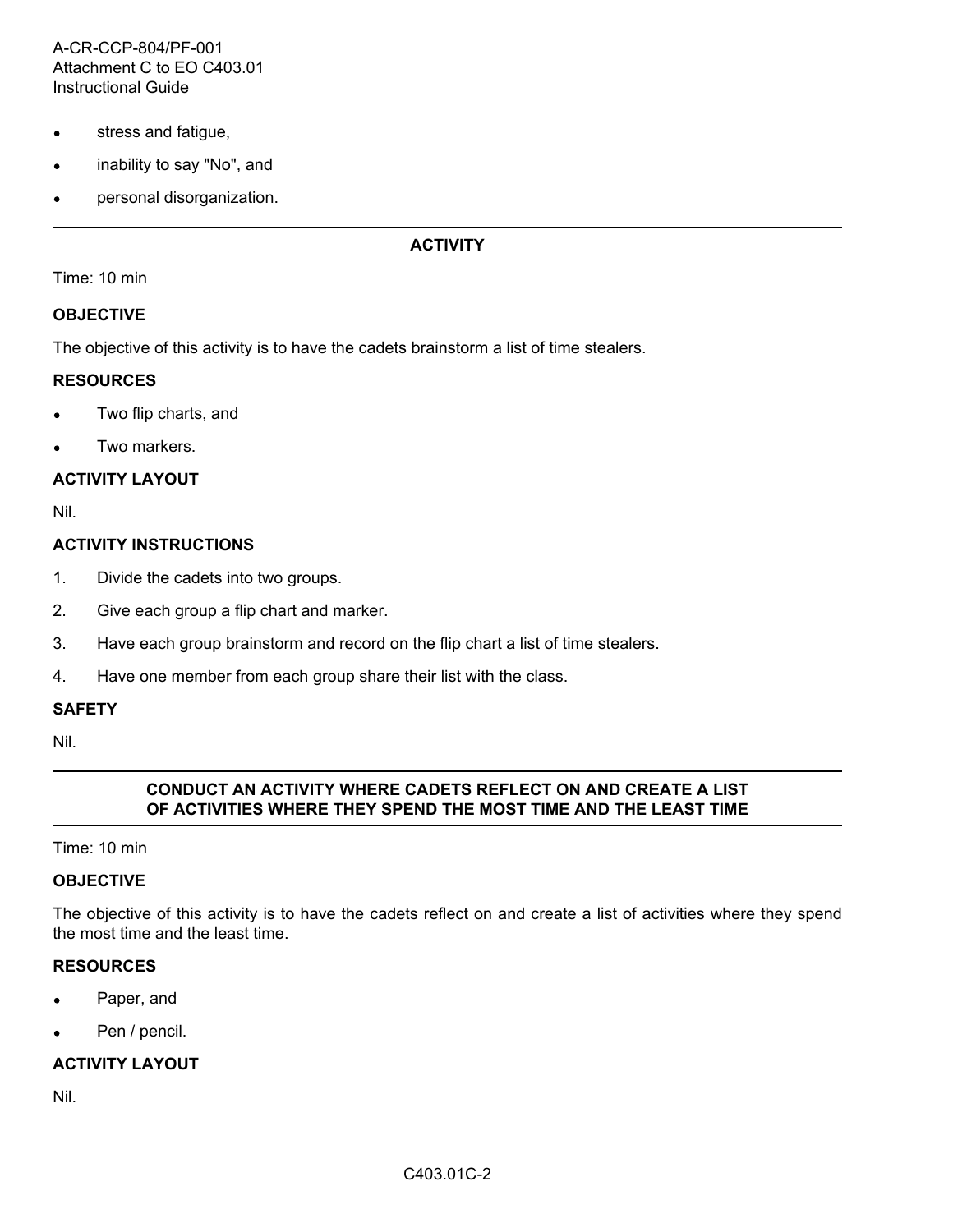- stress and fatigue,
- inability to say "No", and
- personal disorganization.

---

**ACTIVITY**

Time: 10 min

**OBJECTIVE**

The objective of this activity is to have the cadets brainstorm a list of time stealers.

**RESOURCES**

- Two flip charts, and
- Two markers.

**ACTIVITY LAYOUT**

Nil.

**ACTIVITY INSTRUCTIONS**

1. Divide the cadets into two groups.
2. Give each group a flip chart and marker.
3. Have each group brainstorm and record on the flip chart a list of time stealers.
4. Have one member from each group share their list with the class.

**SAFETY**

Nil.

---

**CONDUCT AN ACTIVITY WHERE CADETS REFLECT ON AND CREATE A LIST OF ACTIVITIES WHERE THEY SPEND THE MOST TIME AND THE LEAST TIME**

---

Time: 10 min

**OBJECTIVE**

The objective of this activity is to have the cadets reflect on and create a list of activities where they spend the most time and the least time.

**RESOURCES**

- Paper, and
- Pen / pencil.

**ACTIVITY LAYOUT**

Nil.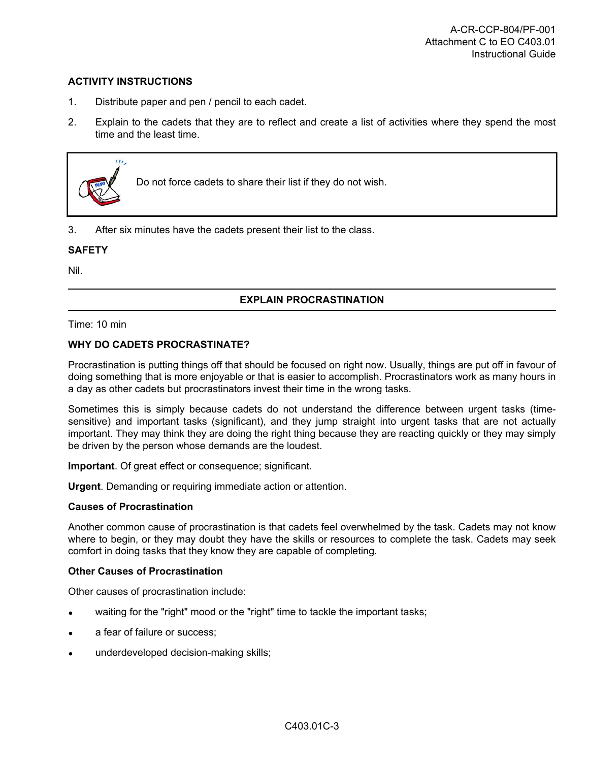**ACTIVITY INSTRUCTIONS**

1. Distribute paper and pen / pencil to each cadet.
2. Explain to the cadets that they are to reflect and create a list of activities where they spend the most time and the least time.

> Do not force cadets to share their list if they do not wish.

3. After six minutes have the cadets present their list to the class.

**SAFETY**

Nil.

---

**EXPLAIN PROCRASTINATION**

---

Time: 10 min

**WHY DO CADETS PROCRASTINATE?**

Procrastination is putting things off that should be focused on right now. Usually, things are put off in favour of doing something that is more enjoyable or that is easier to accomplish. Procrastinators work as many hours in a day as other cadets but procrastinators invest their time in the wrong tasks.

Sometimes this is simply because cadets do not understand the difference between urgent tasks (time-sensitive) and important tasks (significant), and they jump straight into urgent tasks that are not actually important. They may think they are doing the right thing because they are reacting quickly or they may simply be driven by the person whose demands are the loudest.

**Important**. Of great effect or consequence; significant.

**Urgent**. Demanding or requiring immediate action or attention.

**Causes of Procrastination**

Another common cause of procrastination is that cadets feel overwhelmed by the task. Cadets may not know where to begin, or they may doubt they have the skills or resources to complete the task. Cadets may seek comfort in doing tasks that they know they are capable of completing.

**Other Causes of Procrastination**

Other causes of procrastination include:

- waiting for the "right" mood or the "right" time to tackle the important tasks;
- a fear of failure or success;
- underdeveloped decision-making skills;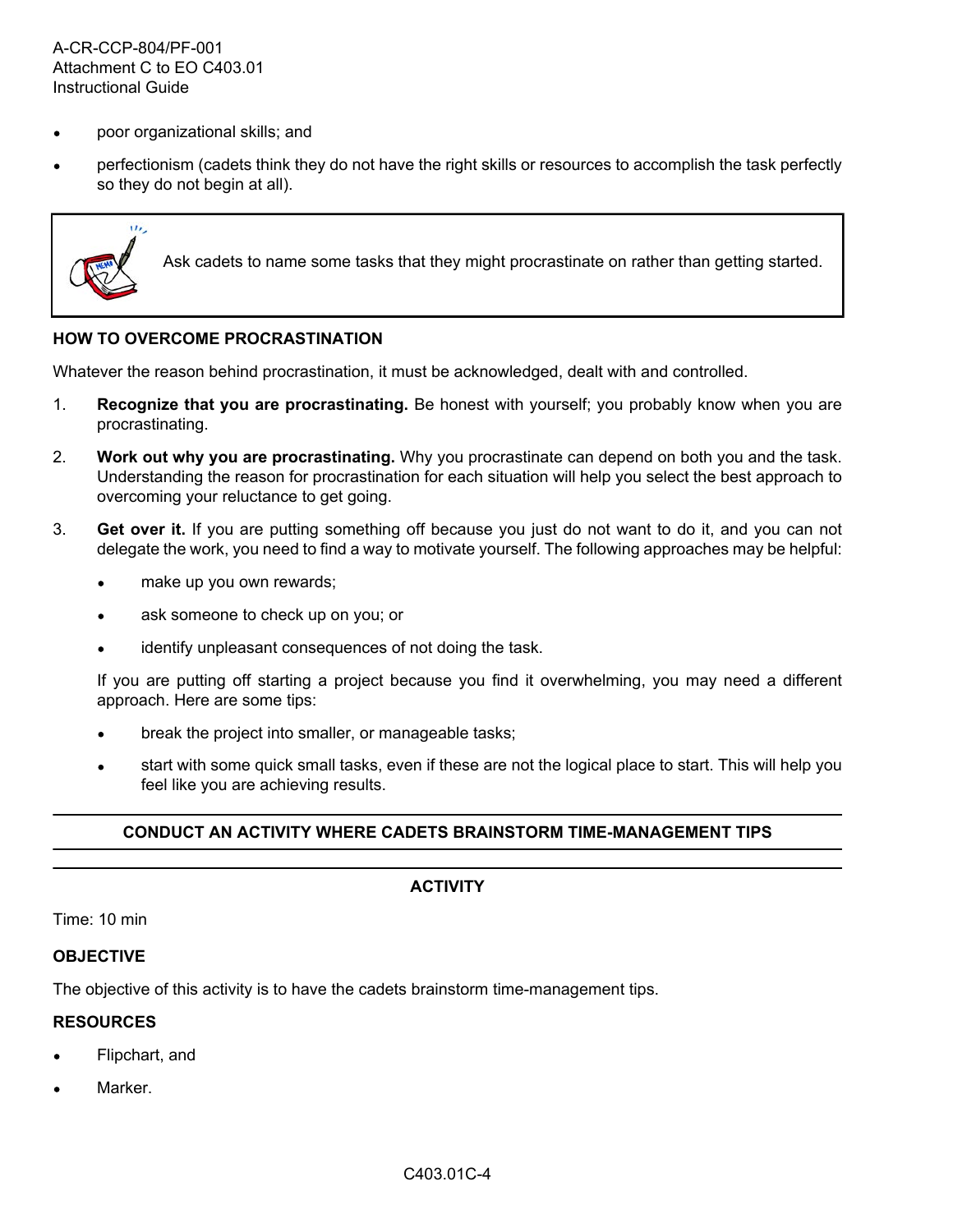- poor organizational skills; and
- perfectionism (cadets think they do not have the right skills or resources to accomplish the task perfectly so they do not begin at all).

> Ask cadets to name some tasks that they might procrastinate on rather than getting started.

**HOW TO OVERCOME PROCRASTINATION**

Whatever the reason behind procrastination, it must be acknowledged, dealt with and controlled.

1. **Recognize that you are procrastinating.** Be honest with yourself; you probably know when you are procrastinating.
2. **Work out why you are procrastinating.** Why you procrastinate can depend on both you and the task. Understanding the reason for procrastination for each situation will help you select the best approach to overcoming your reluctance to get going.
3. **Get over it.** If you are putting something off because you just do not want to do it, and you can not delegate the work, you need to find a way to motivate yourself. The following approaches may be helpful:
   - make up you own rewards;
   - ask someone to check up on you; or
   - identify unpleasant consequences of not doing the task.

   If you are putting off starting a project because you find it overwhelming, you may need a different approach. Here are some tips:

   - break the project into smaller, or manageable tasks;
   - start with some quick small tasks, even if these are not the logical place to start. This will help you feel like you are achieving results.

---

**CONDUCT AN ACTIVITY WHERE CADETS BRAINSTORM TIME-MANAGEMENT TIPS**

---

**ACTIVITY**

Time: 10 min

**OBJECTIVE**

The objective of this activity is to have the cadets brainstorm time-management tips.

**RESOURCES**

- Flipchart, and
- Marker.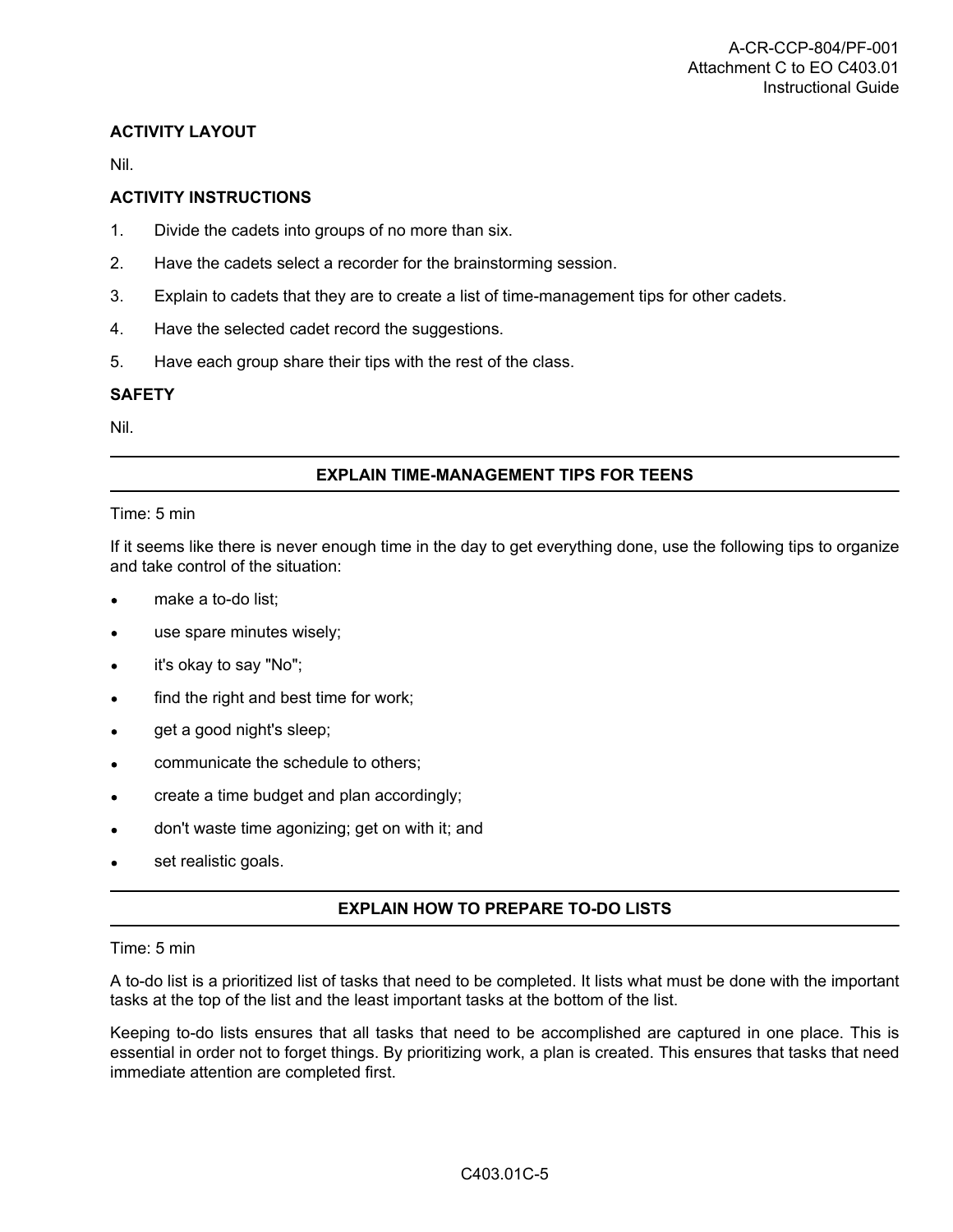**ACTIVITY LAYOUT**

Nil.

**ACTIVITY INSTRUCTIONS**

1. Divide the cadets into groups of no more than six.
2. Have the cadets select a recorder for the brainstorming session.
3. Explain to cadets that they are to create a list of time-management tips for other cadets.
4. Have the selected cadet record the suggestions.
5. Have each group share their tips with the rest of the class.

**SAFETY**

Nil.

---

**EXPLAIN TIME-MANAGEMENT TIPS FOR TEENS**

---

Time: 5 min

If it seems like there is never enough time in the day to get everything done, use the following tips to organize and take control of the situation:

- make a to-do list;
- use spare minutes wisely;
- it's okay to say "No";
- find the right and best time for work;
- get a good night's sleep;
- communicate the schedule to others;
- create a time budget and plan accordingly;
- don't waste time agonizing; get on with it; and
- set realistic goals.

---

**EXPLAIN HOW TO PREPARE TO-DO LISTS**

---

Time: 5 min

A to-do list is a prioritized list of tasks that need to be completed. It lists what must be done with the important tasks at the top of the list and the least important tasks at the bottom of the list.

Keeping to-do lists ensures that all tasks that need to be accomplished are captured in one place. This is essential in order not to forget things. By prioritizing work, a plan is created. This ensures that tasks that need immediate attention are completed first.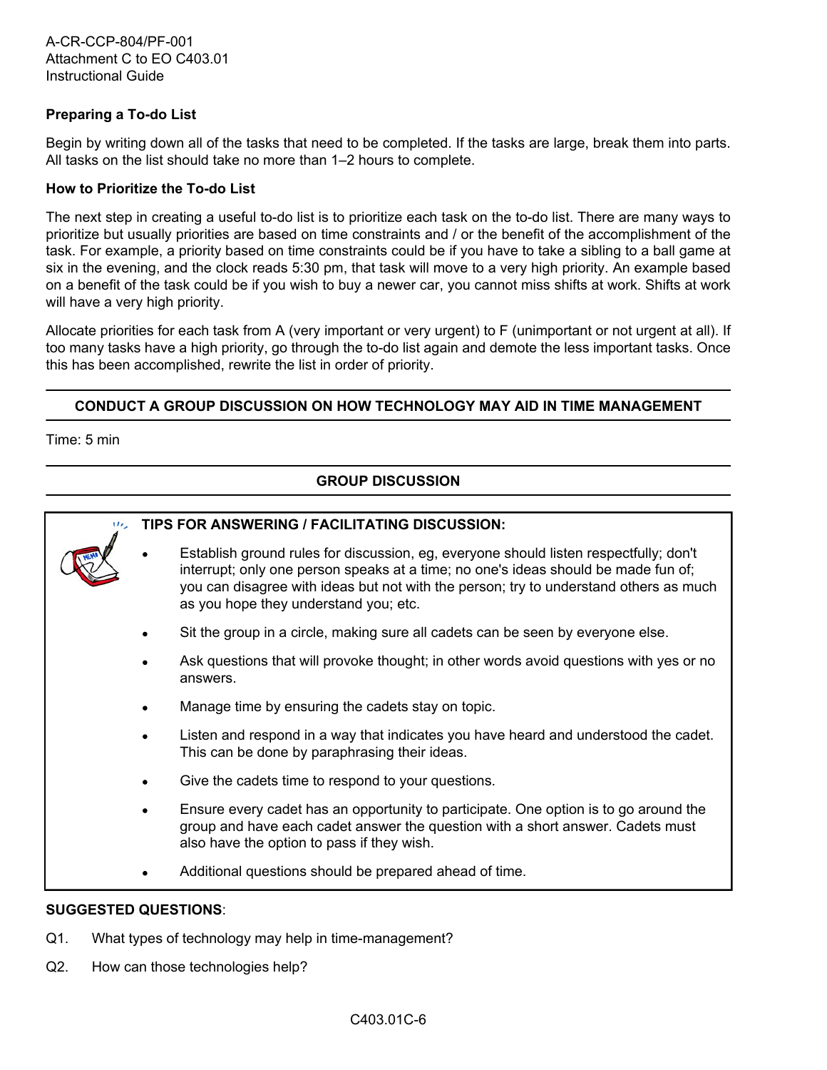**Preparing a To-do List**

Begin by writing down all of the tasks that need to be completed. If the tasks are large, break them into parts. All tasks on the list should take no more than 1–2 hours to complete.

**How to Prioritize the To-do List**

The next step in creating a useful to-do list is to prioritize each task on the to-do list. There are many ways to prioritize but usually priorities are based on time constraints and / or the benefit of the accomplishment of the task. For example, a priority based on time constraints could be if you have to take a sibling to a ball game at six in the evening, and the clock reads 5:30 pm, that task will move to a very high priority. An example based on a benefit of the task could be if you wish to buy a newer car, you cannot miss shifts at work. Shifts at work will have a very high priority.

Allocate priorities for each task from A (very important or very urgent) to F (unimportant or not urgent at all). If too many tasks have a high priority, go through the to-do list again and demote the less important tasks. Once this has been accomplished, rewrite the list in order of priority.

---

**CONDUCT A GROUP DISCUSSION ON HOW TECHNOLOGY MAY AID IN TIME MANAGEMENT**

---

Time: 5 min

---

**GROUP DISCUSSION**

---

**TIPS FOR ANSWERING / FACILITATING DISCUSSION:**

- Establish ground rules for discussion, eg, everyone should listen respectfully; don't interrupt; only one person speaks at a time; no one's ideas should be made fun of; you can disagree with ideas but not with the person; try to understand others as much as you hope they understand you; etc.
- Sit the group in a circle, making sure all cadets can be seen by everyone else.
- Ask questions that will provoke thought; in other words avoid questions with yes or no answers.
- Manage time by ensuring the cadets stay on topic.
- Listen and respond in a way that indicates you have heard and understood the cadet. This can be done by paraphrasing their ideas.
- Give the cadets time to respond to your questions.
- Ensure every cadet has an opportunity to participate. One option is to go around the group and have each cadet answer the question with a short answer. Cadets must also have the option to pass if they wish.
- Additional questions should be prepared ahead of time.

**SUGGESTED QUESTIONS**:

Q1. What types of technology may help in time-management?

Q2. How can those technologies help?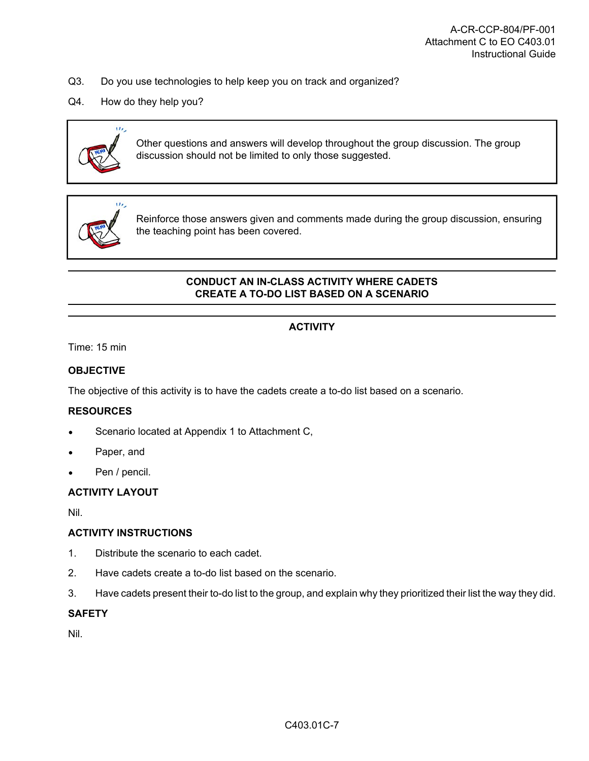Q3. Do you use technologies to help keep you on track and organized?

Q4. How do they help you?

> Other questions and answers will develop throughout the group discussion. The group discussion should not be limited to only those suggested.

> Reinforce those answers given and comments made during the group discussion, ensuring the teaching point has been covered.

---

**CONDUCT AN IN-CLASS ACTIVITY WHERE CADETS CREATE A TO-DO LIST BASED ON A SCENARIO**

---

**ACTIVITY**

Time: 15 min

**OBJECTIVE**

The objective of this activity is to have the cadets create a to-do list based on a scenario.

**RESOURCES**

- Scenario located at Appendix 1 to Attachment C,
- Paper, and
- Pen / pencil.

**ACTIVITY LAYOUT**

Nil.

**ACTIVITY INSTRUCTIONS**

1. Distribute the scenario to each cadet.
2. Have cadets create a to-do list based on the scenario.
3. Have cadets present their to-do list to the group, and explain why they prioritized their list the way they did.

**SAFETY**

Nil.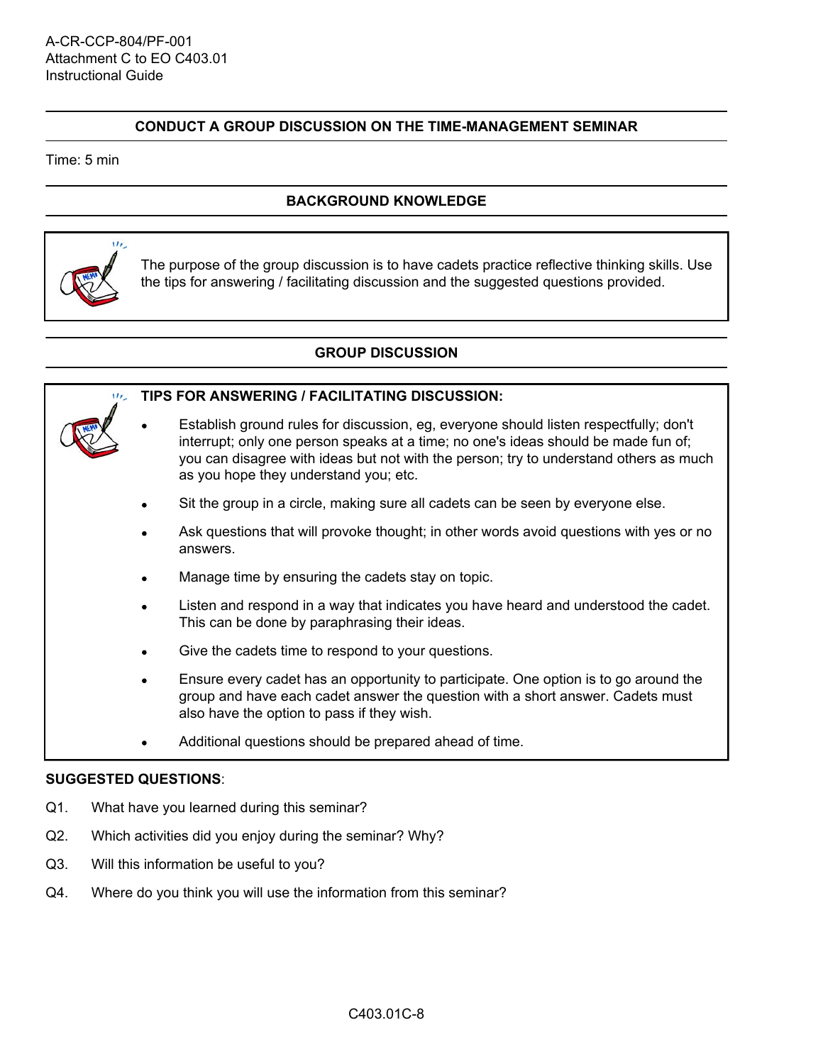## CONDUCT A GROUP DISCUSSION ON THE TIME-MANAGEMENT SEMINAR

Time: 5 min

## BACKGROUND KNOWLEDGE

The purpose of the group discussion is to have cadets practice reflective thinking skills. Use the tips for answering / facilitating discussion and the suggested questions provided.

## GROUP DISCUSSION

**TIPS FOR ANSWERING / FACILITATING DISCUSSION:**

- Establish ground rules for discussion, eg, everyone should listen respectfully; don't interrupt; only one person speaks at a time; no one's ideas should be made fun of; you can disagree with ideas but not with the person; try to understand others as much as you hope they understand you; etc.
- Sit the group in a circle, making sure all cadets can be seen by everyone else.
- Ask questions that will provoke thought; in other words avoid questions with yes or no answers.
- Manage time by ensuring the cadets stay on topic.
- Listen and respond in a way that indicates you have heard and understood the cadet. This can be done by paraphrasing their ideas.
- Give the cadets time to respond to your questions.
- Ensure every cadet has an opportunity to participate. One option is to go around the group and have each cadet answer the question with a short answer. Cadets must also have the option to pass if they wish.
- Additional questions should be prepared ahead of time.

**SUGGESTED QUESTIONS**:

Q1. What have you learned during this seminar?

Q2. Which activities did you enjoy during the seminar? Why?

Q3. Will this information be useful to you?

Q4. Where do you think you will use the information from this seminar?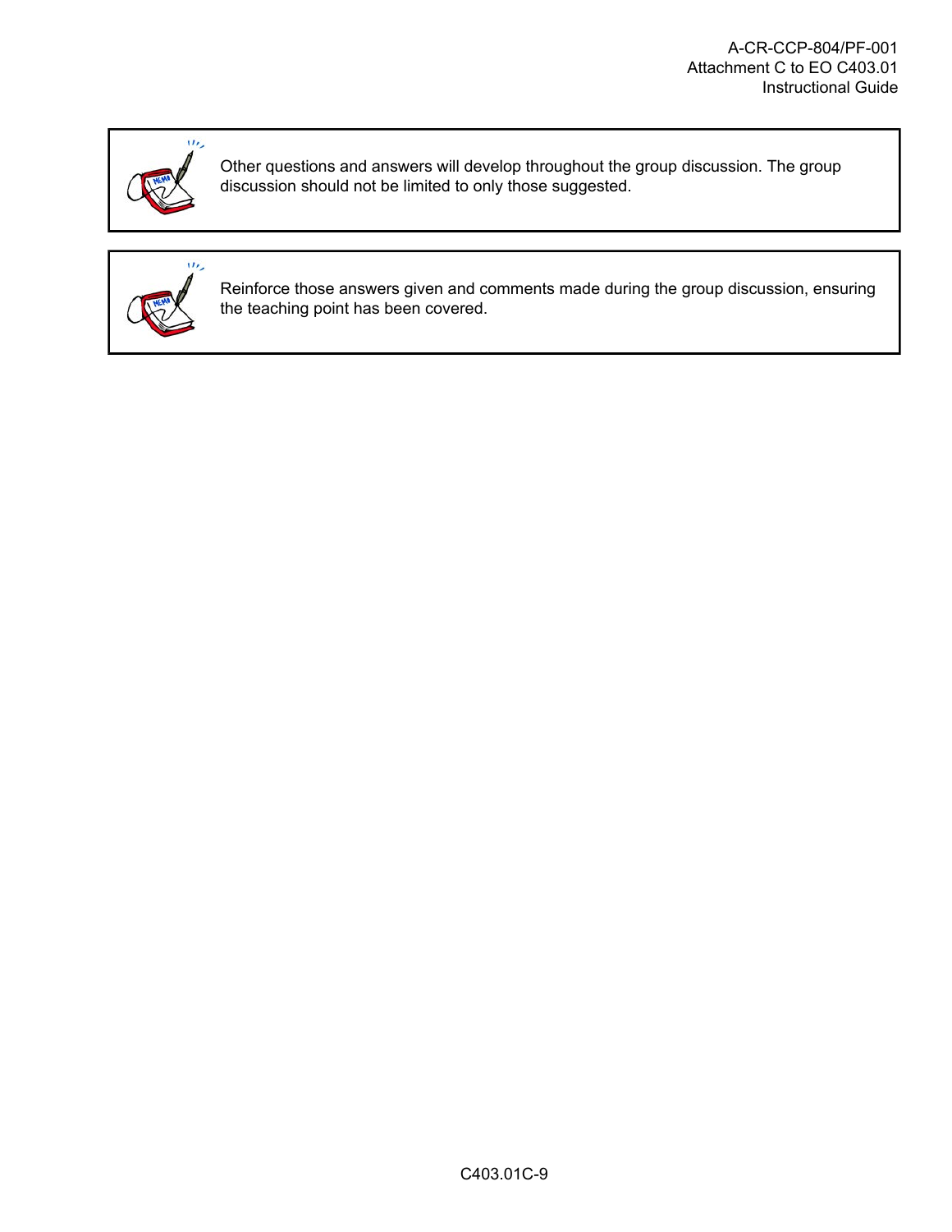Other questions and answers will develop throughout the group discussion. The group discussion should not be limited to only those suggested.

Reinforce those answers given and comments made during the group discussion, ensuring the teaching point has been covered.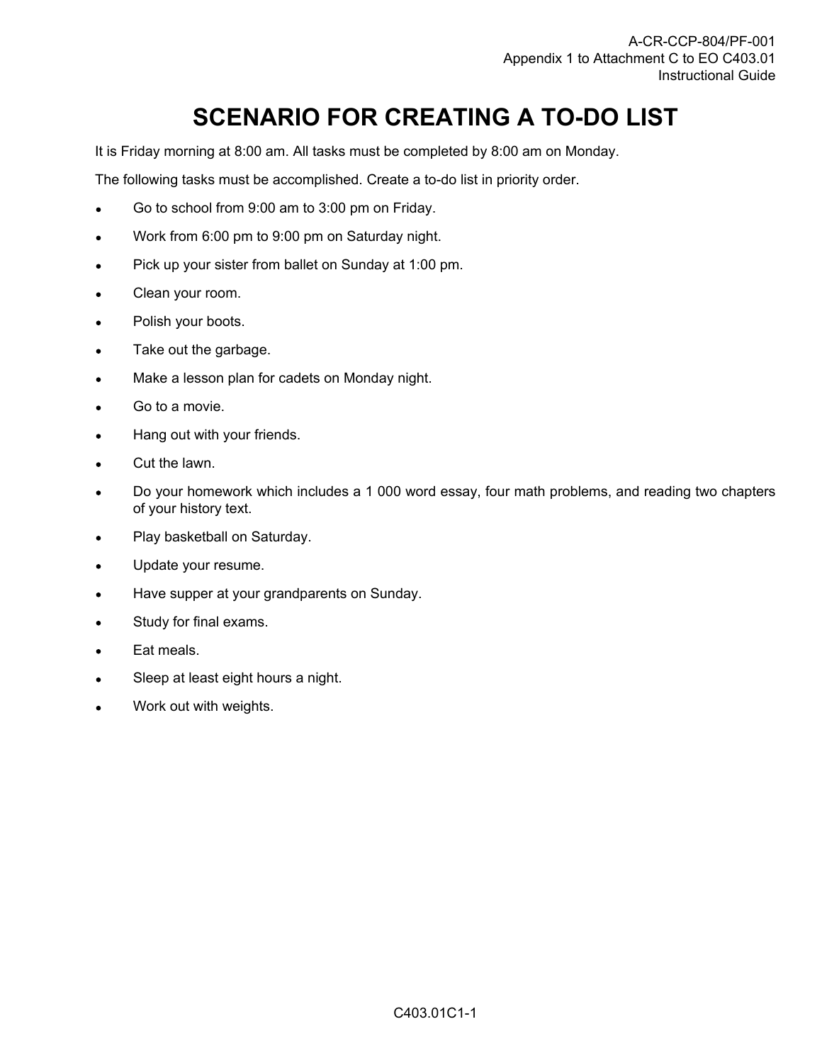# SCENARIO FOR CREATING A TO-DO LIST

It is Friday morning at 8:00 am. All tasks must be completed by 8:00 am on Monday.

The following tasks must be accomplished. Create a to-do list in priority order.

- Go to school from 9:00 am to 3:00 pm on Friday.
- Work from 6:00 pm to 9:00 pm on Saturday night.
- Pick up your sister from ballet on Sunday at 1:00 pm.
- Clean your room.
- Polish your boots.
- Take out the garbage.
- Make a lesson plan for cadets on Monday night.
- Go to a movie.
- Hang out with your friends.
- Cut the lawn.
- Do your homework which includes a 1 000 word essay, four math problems, and reading two chapters of your history text.
- Play basketball on Saturday.
- Update your resume.
- Have supper at your grandparents on Sunday.
- Study for final exams.
- Eat meals.
- Sleep at least eight hours a night.
- Work out with weights.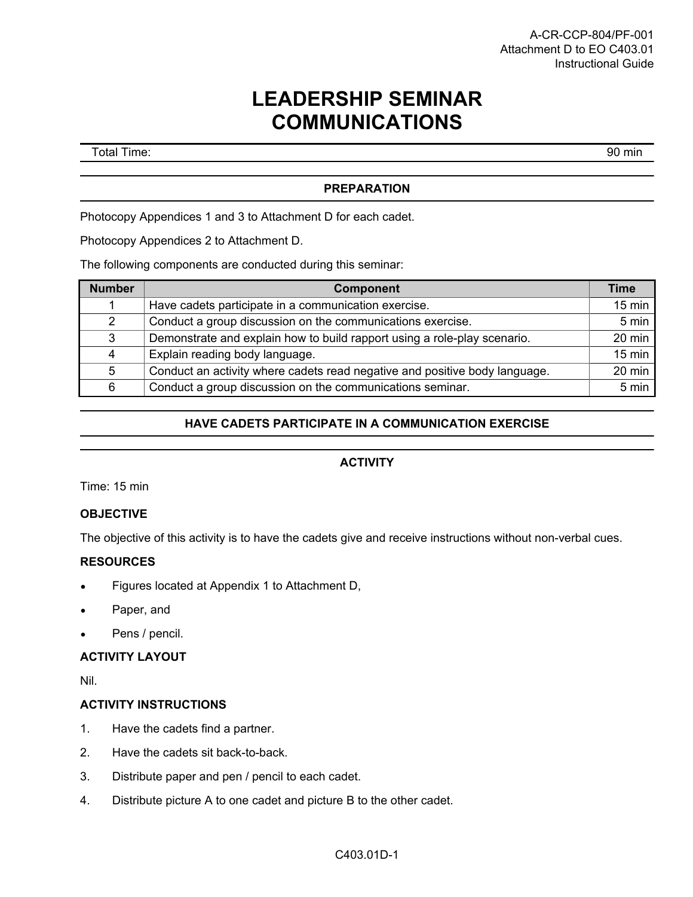# LEADERSHIP SEMINAR COMMUNICATIONS

| Total Time: | 90 min |
|---|---|

## PREPARATION

Photocopy Appendices 1 and 3 to Attachment D for each cadet.

Photocopy Appendices 2 to Attachment D.

The following components are conducted during this seminar:

| Number | Component | Time |
|---|---|---|
| 1 | Have cadets participate in a communication exercise. | 15 min |
| 2 | Conduct a group discussion on the communications exercise. | 5 min |
| 3 | Demonstrate and explain how to build rapport using a role-play scenario. | 20 min |
| 4 | Explain reading body language. | 15 min |
| 5 | Conduct an activity where cadets read negative and positive body language. | 20 min |
| 6 | Conduct a group discussion on the communications seminar. | 5 min |

## HAVE CADETS PARTICIPATE IN A COMMUNICATION EXERCISE

## ACTIVITY

Time: 15 min

**OBJECTIVE**

The objective of this activity is to have the cadets give and receive instructions without non-verbal cues.

**RESOURCES**

- Figures located at Appendix 1 to Attachment D,
- Paper, and
- Pens / pencil.

**ACTIVITY LAYOUT**

Nil.

**ACTIVITY INSTRUCTIONS**

1. Have the cadets find a partner.
2. Have the cadets sit back-to-back.
3. Distribute paper and pen / pencil to each cadet.
4. Distribute picture A to one cadet and picture B to the other cadet.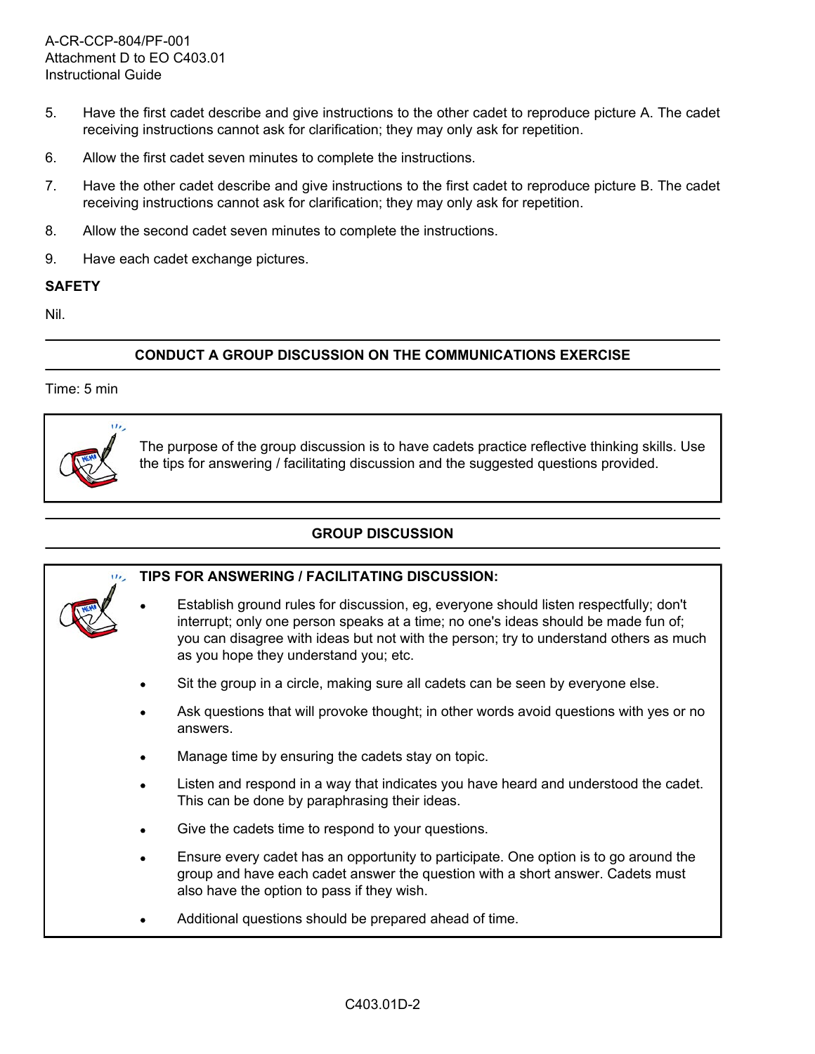5. Have the first cadet describe and give instructions to the other cadet to reproduce picture A. The cadet receiving instructions cannot ask for clarification; they may only ask for repetition.

6. Allow the first cadet seven minutes to complete the instructions.

7. Have the other cadet describe and give instructions to the first cadet to reproduce picture B. The cadet receiving instructions cannot ask for clarification; they may only ask for repetition.

8. Allow the second cadet seven minutes to complete the instructions.

9. Have each cadet exchange pictures.

**SAFETY**

Nil.

## CONDUCT A GROUP DISCUSSION ON THE COMMUNICATIONS EXERCISE

Time: 5 min

> The purpose of the group discussion is to have cadets practice reflective thinking skills. Use the tips for answering / facilitating discussion and the suggested questions provided.

## GROUP DISCUSSION

> **TIPS FOR ANSWERING / FACILITATING DISCUSSION:**
>
> - Establish ground rules for discussion, eg, everyone should listen respectfully; don't interrupt; only one person speaks at a time; no one's ideas should be made fun of; you can disagree with ideas but not with the person; try to understand others as much as you hope they understand you; etc.
> - Sit the group in a circle, making sure all cadets can be seen by everyone else.
> - Ask questions that will provoke thought; in other words avoid questions with yes or no answers.
> - Manage time by ensuring the cadets stay on topic.
> - Listen and respond in a way that indicates you have heard and understood the cadet. This can be done by paraphrasing their ideas.
> - Give the cadets time to respond to your questions.
> - Ensure every cadet has an opportunity to participate. One option is to go around the group and have each cadet answer the question with a short answer. Cadets must also have the option to pass if they wish.
> - Additional questions should be prepared ahead of time.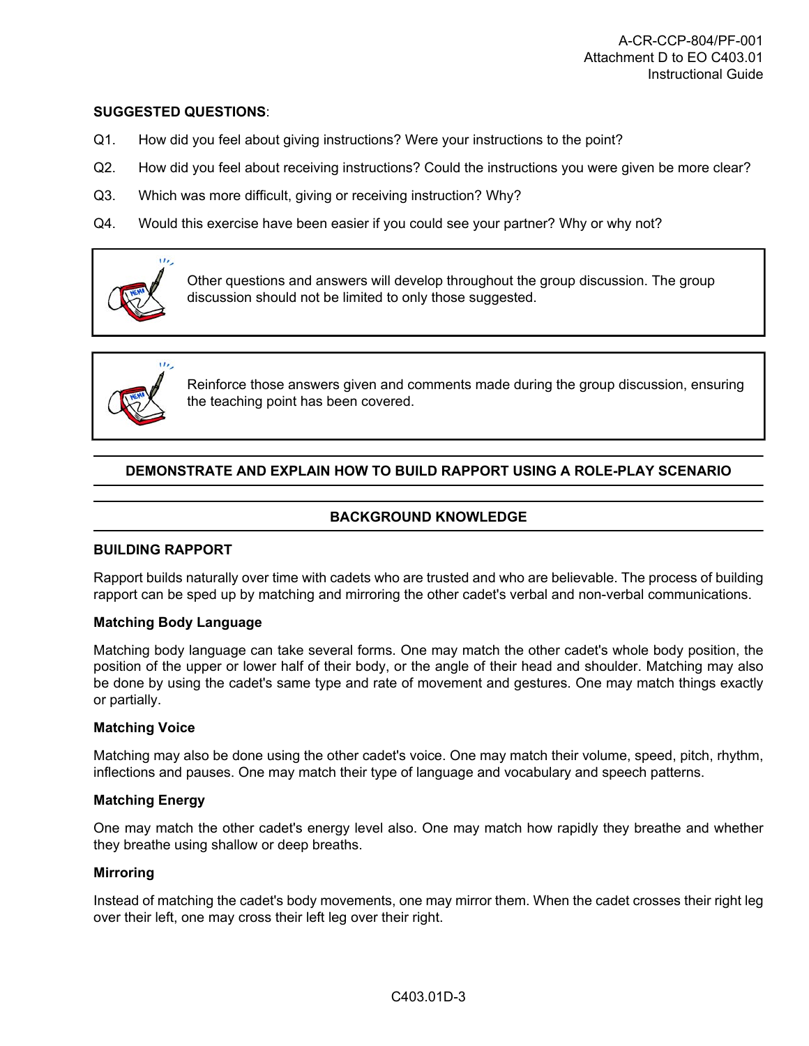**SUGGESTED QUESTIONS**:

Q1. How did you feel about giving instructions? Were your instructions to the point?

Q2. How did you feel about receiving instructions? Could the instructions you were given be more clear?

Q3. Which was more difficult, giving or receiving instruction? Why?

Q4. Would this exercise have been easier if you could see your partner? Why or why not?

> Other questions and answers will develop throughout the group discussion. The group discussion should not be limited to only those suggested.

> Reinforce those answers given and comments made during the group discussion, ensuring the teaching point has been covered.

## DEMONSTRATE AND EXPLAIN HOW TO BUILD RAPPORT USING A ROLE-PLAY SCENARIO

## BACKGROUND KNOWLEDGE

### BUILDING RAPPORT

Rapport builds naturally over time with cadets who are trusted and who are believable. The process of building rapport can be sped up by matching and mirroring the other cadet's verbal and non-verbal communications.

#### Matching Body Language

Matching body language can take several forms. One may match the other cadet's whole body position, the position of the upper or lower half of their body, or the angle of their head and shoulder. Matching may also be done by using the cadet's same type and rate of movement and gestures. One may match things exactly or partially.

#### Matching Voice

Matching may also be done using the other cadet's voice. One may match their volume, speed, pitch, rhythm, inflections and pauses. One may match their type of language and vocabulary and speech patterns.

#### Matching Energy

One may match the other cadet's energy level also. One may match how rapidly they breathe and whether they breathe using shallow or deep breaths.

#### Mirroring

Instead of matching the cadet's body movements, one may mirror them. When the cadet crosses their right leg over their left, one may cross their left leg over their right.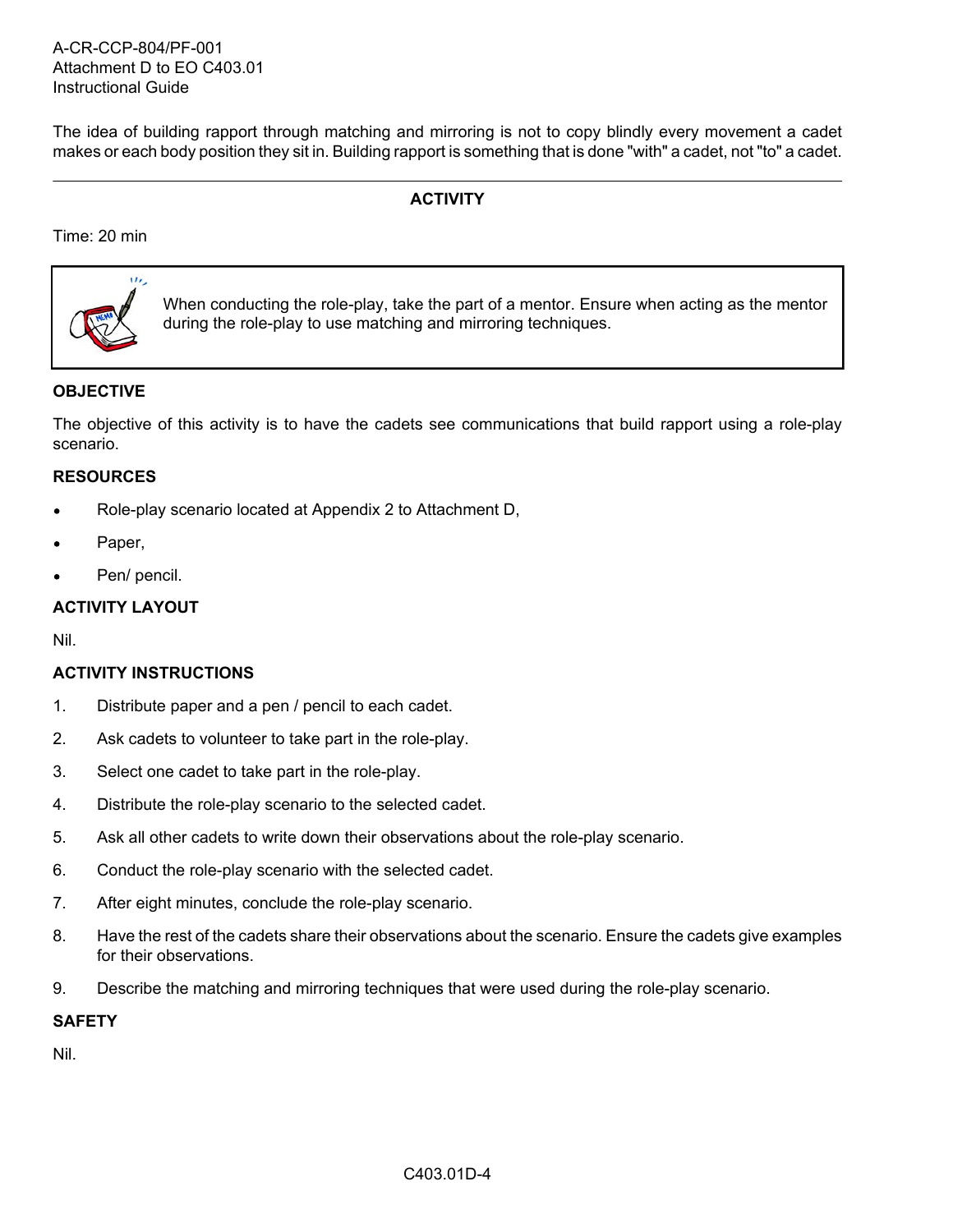The idea of building rapport through matching and mirroring is not to copy blindly every movement a cadet makes or each body position they sit in. Building rapport is something that is done "with" a cadet, not "to" a cadet.

---

## ACTIVITY

Time: 20 min

> When conducting the role-play, take the part of a mentor. Ensure when acting as the mentor during the role-play to use matching and mirroring techniques.

### OBJECTIVE

The objective of this activity is to have the cadets see communications that build rapport using a role-play scenario.

### RESOURCES

- Role-play scenario located at Appendix 2 to Attachment D,
- Paper,
- Pen/ pencil.

### ACTIVITY LAYOUT

Nil.

### ACTIVITY INSTRUCTIONS

1. Distribute paper and a pen / pencil to each cadet.
2. Ask cadets to volunteer to take part in the role-play.
3. Select one cadet to take part in the role-play.
4. Distribute the role-play scenario to the selected cadet.
5. Ask all other cadets to write down their observations about the role-play scenario.
6. Conduct the role-play scenario with the selected cadet.
7. After eight minutes, conclude the role-play scenario.
8. Have the rest of the cadets share their observations about the scenario. Ensure the cadets give examples for their observations.
9. Describe the matching and mirroring techniques that were used during the role-play scenario.

### SAFETY

Nil.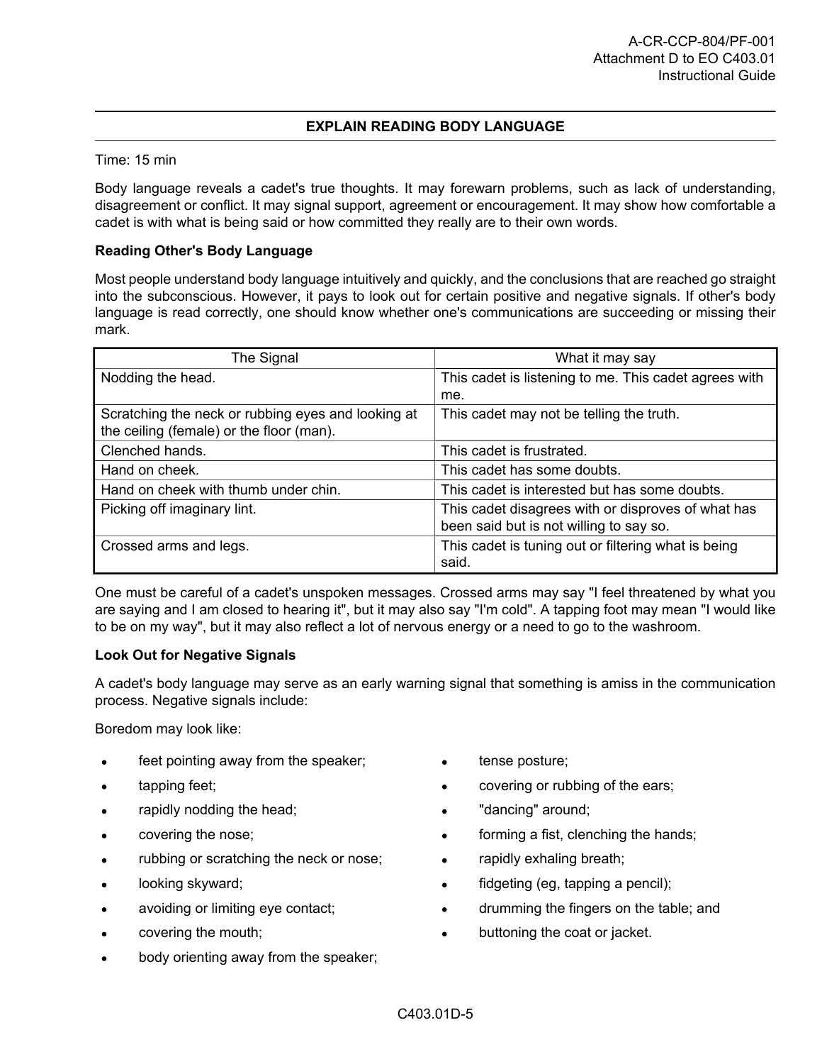## EXPLAIN READING BODY LANGUAGE

Time: 15 min

Body language reveals a cadet's true thoughts. It may forewarn problems, such as lack of understanding, disagreement or conflict. It may signal support, agreement or encouragement. It may show how comfortable a cadet is with what is being said or how committed they really are to their own words.

**Reading Other's Body Language**

Most people understand body language intuitively and quickly, and the conclusions that are reached go straight into the subconscious. However, it pays to look out for certain positive and negative signals. If other's body language is read correctly, one should know whether one's communications are succeeding or missing their mark.

| The Signal | What it may say |
|---|---|
| Nodding the head. | This cadet is listening to me. This cadet agrees with me. |
| Scratching the neck or rubbing eyes and looking at the ceiling (female) or the floor (man). | This cadet may not be telling the truth. |
| Clenched hands. | This cadet is frustrated. |
| Hand on cheek. | This cadet has some doubts. |
| Hand on cheek with thumb under chin. | This cadet is interested but has some doubts. |
| Picking off imaginary lint. | This cadet disagrees with or disproves of what has been said but is not willing to say so. |
| Crossed arms and legs. | This cadet is tuning out or filtering what is being said. |

One must be careful of a cadet's unspoken messages. Crossed arms may say "I feel threatened by what you are saying and I am closed to hearing it", but it may also say "I'm cold". A tapping foot may mean "I would like to be on my way", but it may also reflect a lot of nervous energy or a need to go to the washroom.

**Look Out for Negative Signals**

A cadet's body language may serve as an early warning signal that something is amiss in the communication process. Negative signals include:

Boredom may look like:

- feet pointing away from the speaker;
- tapping feet;
- rapidly nodding the head;
- covering the nose;
- rubbing or scratching the neck or nose;
- looking skyward;
- avoiding or limiting eye contact;
- covering the mouth;
- body orienting away from the speaker;
- tense posture;
- covering or rubbing of the ears;
- "dancing" around;
- forming a fist, clenching the hands;
- rapidly exhaling breath;
- fidgeting (eg, tapping a pencil);
- drumming the fingers on the table; and
- buttoning the coat or jacket.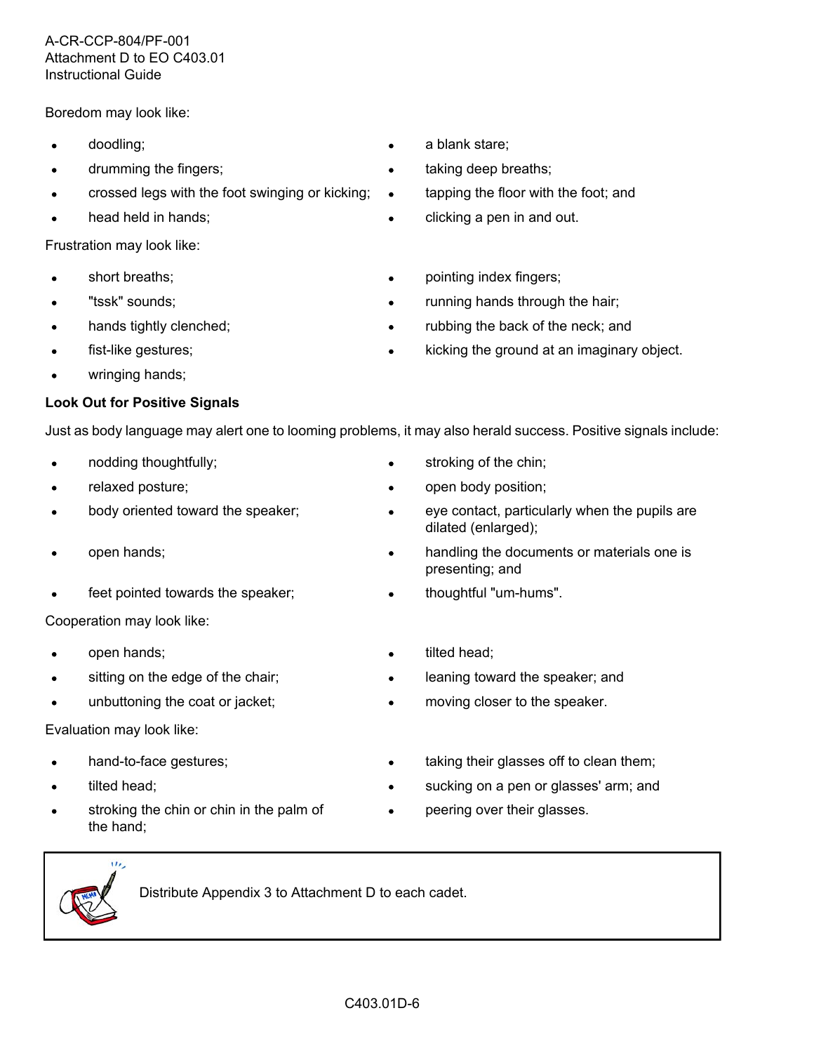Boredom may look like:

- doodling;
- drumming the fingers;
- crossed legs with the foot swinging or kicking;
- head held in hands;
- a blank stare;
- taking deep breaths;
- tapping the floor with the foot; and
- clicking a pen in and out.

Frustration may look like:

- short breaths;
- "tssk" sounds;
- hands tightly clenched;
- fist-like gestures;
- wringing hands;
- pointing index fingers;
- running hands through the hair;
- rubbing the back of the neck; and
- kicking the ground at an imaginary object.

**Look Out for Positive Signals**

Just as body language may alert one to looming problems, it may also herald success. Positive signals include:

- nodding thoughtfully;
- relaxed posture;
- body oriented toward the speaker;
- open hands;
- feet pointed towards the speaker;
- stroking of the chin;
- open body position;
- eye contact, particularly when the pupils are dilated (enlarged);
- handling the documents or materials one is presenting; and
- thoughtful "um-hums".

Cooperation may look like:

- open hands;
- sitting on the edge of the chair;
- unbuttoning the coat or jacket;
- tilted head;
- leaning toward the speaker; and
- moving closer to the speaker.

Evaluation may look like:

- hand-to-face gestures;
- tilted head;
- stroking the chin or chin in the palm of the hand;
- taking their glasses off to clean them;
- sucking on a pen or glasses' arm; and
- peering over their glasses.

Distribute Appendix 3 to Attachment D to each cadet.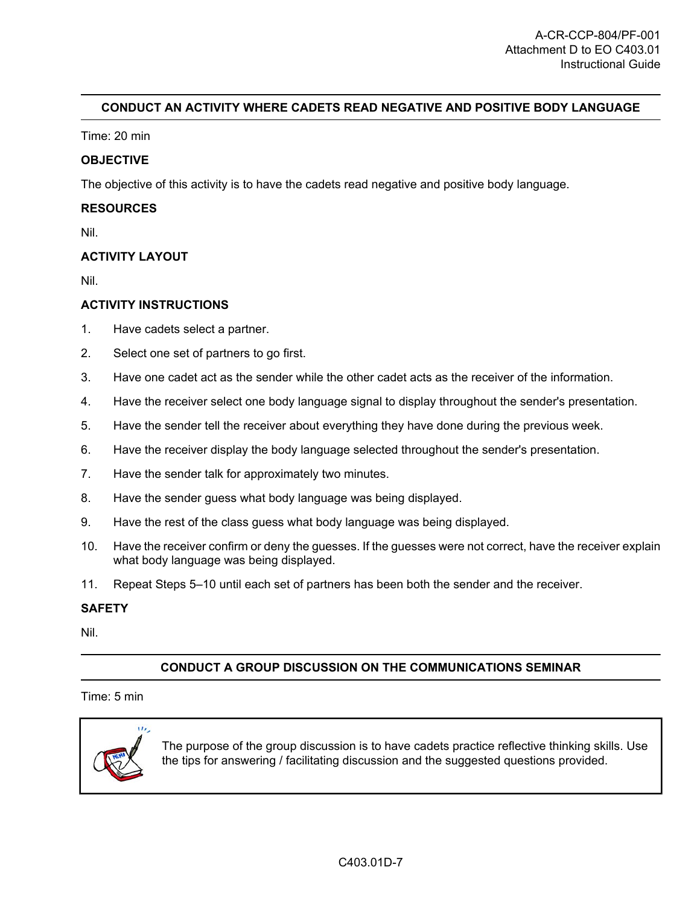## CONDUCT AN ACTIVITY WHERE CADETS READ NEGATIVE AND POSITIVE BODY LANGUAGE

Time: 20 min

**OBJECTIVE**

The objective of this activity is to have the cadets read negative and positive body language.

**RESOURCES**

Nil.

**ACTIVITY LAYOUT**

Nil.

**ACTIVITY INSTRUCTIONS**

1. Have cadets select a partner.
2. Select one set of partners to go first.
3. Have one cadet act as the sender while the other cadet acts as the receiver of the information.
4. Have the receiver select one body language signal to display throughout the sender's presentation.
5. Have the sender tell the receiver about everything they have done during the previous week.
6. Have the receiver display the body language selected throughout the sender's presentation.
7. Have the sender talk for approximately two minutes.
8. Have the sender guess what body language was being displayed.
9. Have the rest of the class guess what body language was being displayed.
10. Have the receiver confirm or deny the guesses. If the guesses were not correct, have the receiver explain what body language was being displayed.
11. Repeat Steps 5–10 until each set of partners has been both the sender and the receiver.

**SAFETY**

Nil.

## CONDUCT A GROUP DISCUSSION ON THE COMMUNICATIONS SEMINAR

Time: 5 min

> The purpose of the group discussion is to have cadets practice reflective thinking skills. Use the tips for answering / facilitating discussion and the suggested questions provided.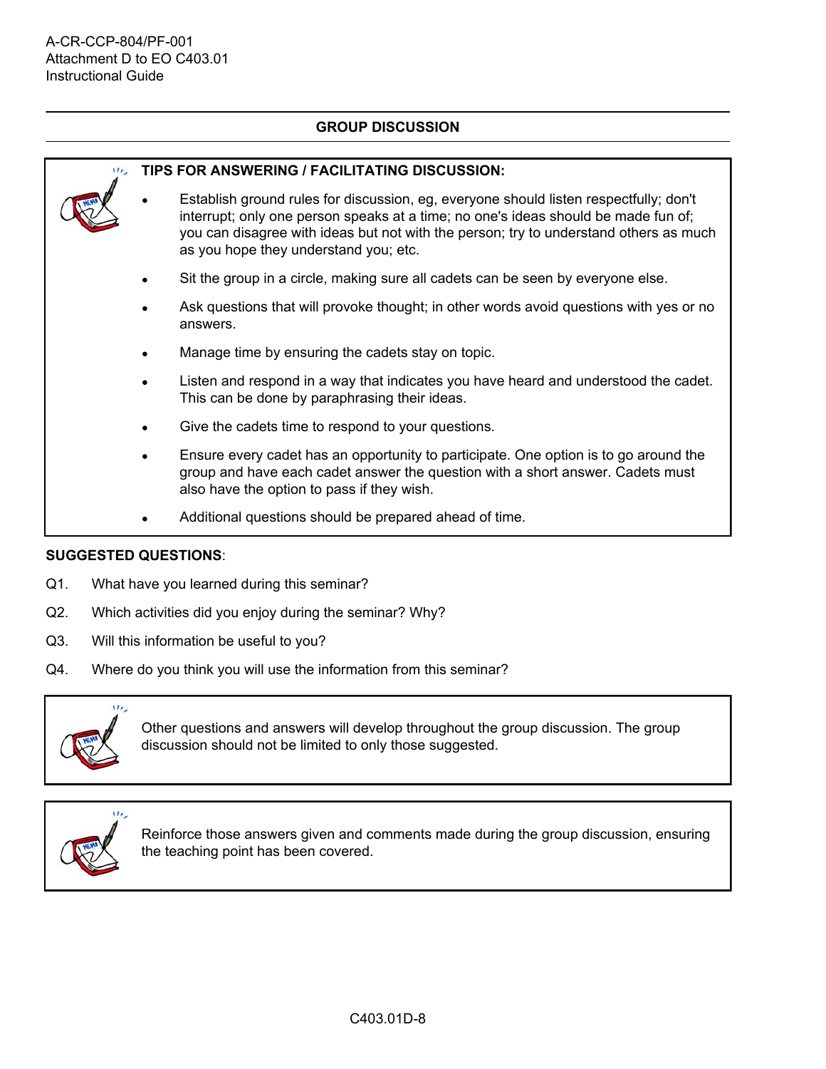## GROUP DISCUSSION

**TIPS FOR ANSWERING / FACILITATING DISCUSSION:**

- Establish ground rules for discussion, eg, everyone should listen respectfully; don't interrupt; only one person speaks at a time; no one's ideas should be made fun of; you can disagree with ideas but not with the person; try to understand others as much as you hope they understand you; etc.
- Sit the group in a circle, making sure all cadets can be seen by everyone else.
- Ask questions that will provoke thought; in other words avoid questions with yes or no answers.
- Manage time by ensuring the cadets stay on topic.
- Listen and respond in a way that indicates you have heard and understood the cadet. This can be done by paraphrasing their ideas.
- Give the cadets time to respond to your questions.
- Ensure every cadet has an opportunity to participate. One option is to go around the group and have each cadet answer the question with a short answer. Cadets must also have the option to pass if they wish.
- Additional questions should be prepared ahead of time.

**SUGGESTED QUESTIONS**:

Q1. What have you learned during this seminar?

Q2. Which activities did you enjoy during the seminar? Why?

Q3. Will this information be useful to you?

Q4. Where do you think you will use the information from this seminar?

Other questions and answers will develop throughout the group discussion. The group discussion should not be limited to only those suggested.

Reinforce those answers given and comments made during the group discussion, ensuring the teaching point has been covered.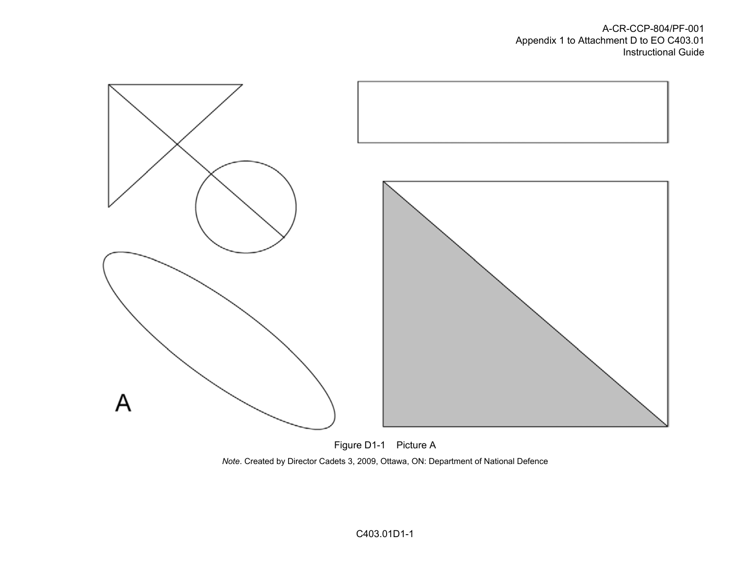A

Figure D1-1 Picture A

*Note*. Created by Director Cadets 3, 2009, Ottawa, ON: Department of National Defence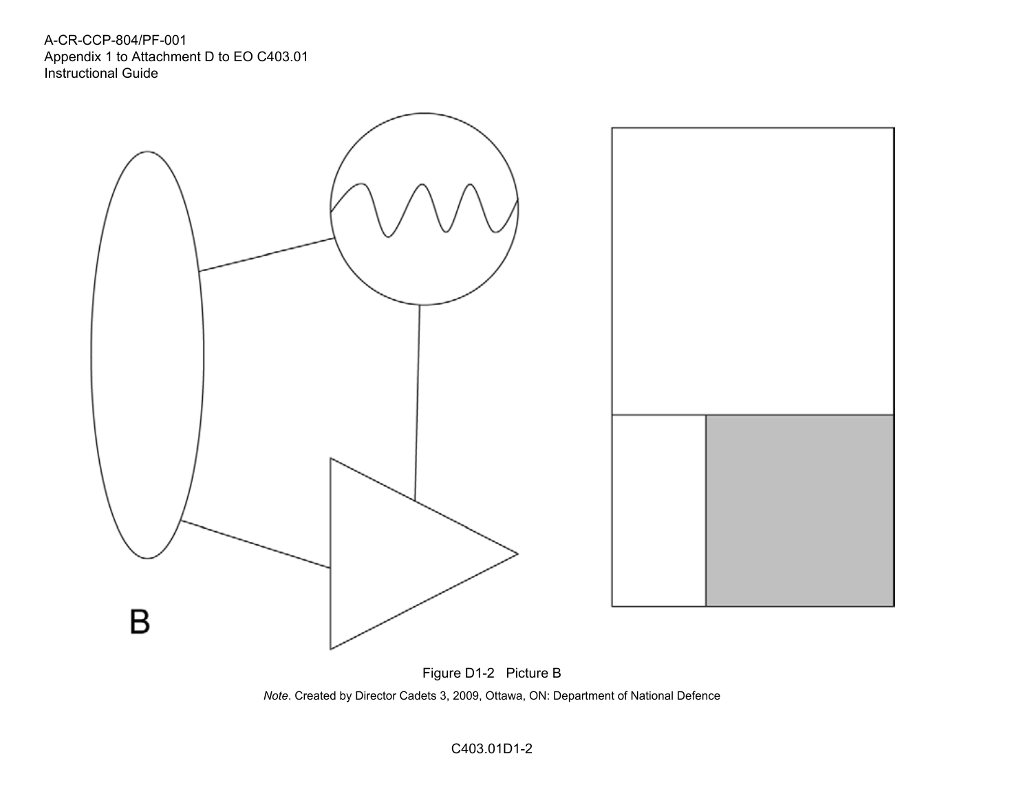B

Figure D1-2 Picture B

*Note*. Created by Director Cadets 3, 2009, Ottawa, ON: Department of National Defence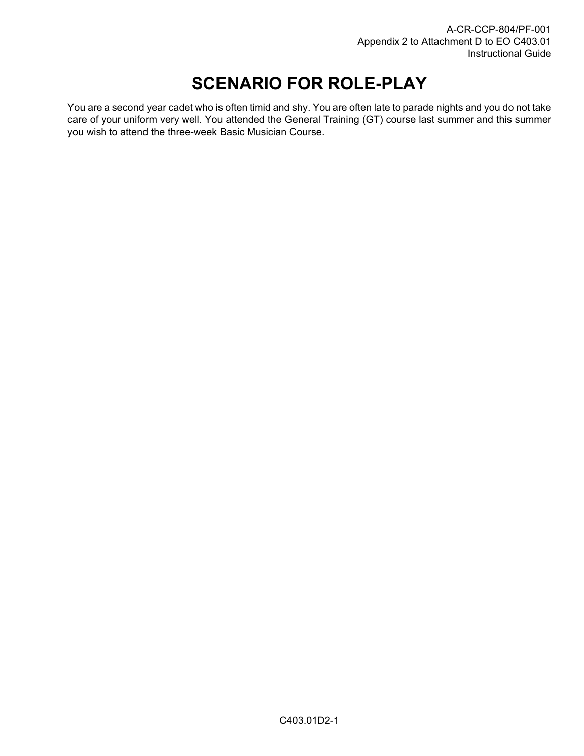# SCENARIO FOR ROLE-PLAY

You are a second year cadet who is often timid and shy. You are often late to parade nights and you do not take care of your uniform very well. You attended the General Training (GT) course last summer and this summer you wish to attend the three-week Basic Musician Course.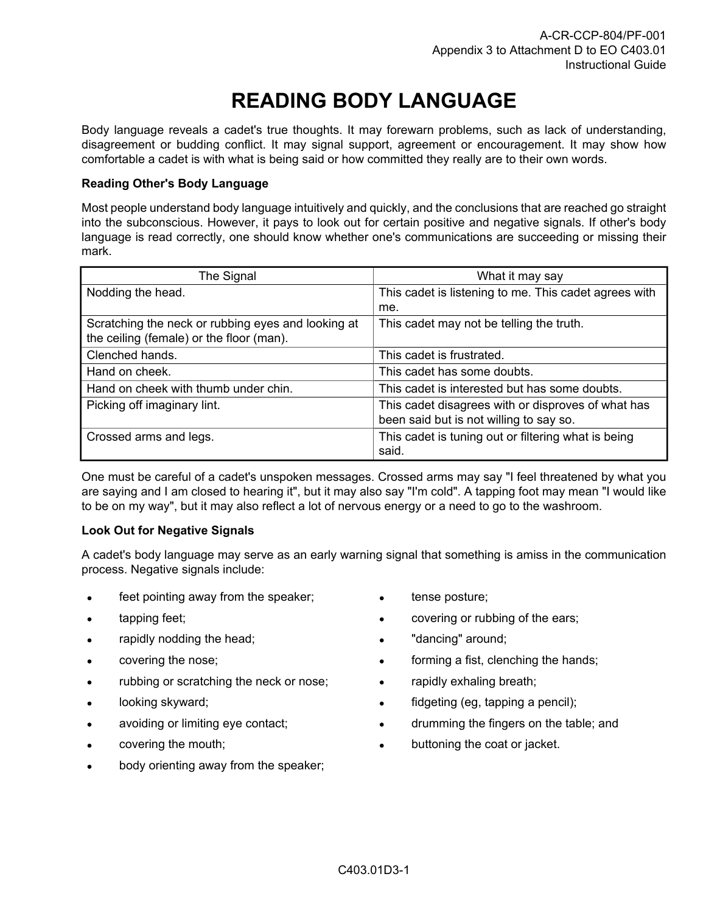# READING BODY LANGUAGE

Body language reveals a cadet's true thoughts. It may forewarn problems, such as lack of understanding, disagreement or budding conflict. It may signal support, agreement or encouragement. It may show how comfortable a cadet is with what is being said or how committed they really are to their own words.

**Reading Other's Body Language**

Most people understand body language intuitively and quickly, and the conclusions that are reached go straight into the subconscious. However, it pays to look out for certain positive and negative signals. If other's body language is read correctly, one should know whether one's communications are succeeding or missing their mark.

| The Signal | What it may say |
| --- | --- |
| Nodding the head. | This cadet is listening to me. This cadet agrees with me. |
| Scratching the neck or rubbing eyes and looking at the ceiling (female) or the floor (man). | This cadet may not be telling the truth. |
| Clenched hands. | This cadet is frustrated. |
| Hand on cheek. | This cadet has some doubts. |
| Hand on cheek with thumb under chin. | This cadet is interested but has some doubts. |
| Picking off imaginary lint. | This cadet disagrees with or disproves of what has been said but is not willing to say so. |
| Crossed arms and legs. | This cadet is tuning out or filtering what is being said. |

One must be careful of a cadet's unspoken messages. Crossed arms may say "I feel threatened by what you are saying and I am closed to hearing it", but it may also say "I'm cold". A tapping foot may mean "I would like to be on my way", but it may also reflect a lot of nervous energy or a need to go to the washroom.

**Look Out for Negative Signals**

A cadet's body language may serve as an early warning signal that something is amiss in the communication process. Negative signals include:

- feet pointing away from the speaker;
- tapping feet;
- rapidly nodding the head;
- covering the nose;
- rubbing or scratching the neck or nose;
- looking skyward;
- avoiding or limiting eye contact;
- covering the mouth;
- body orienting away from the speaker;
- tense posture;
- covering or rubbing of the ears;
- "dancing" around;
- forming a fist, clenching the hands;
- rapidly exhaling breath;
- fidgeting (eg, tapping a pencil);
- drumming the fingers on the table; and
- buttoning the coat or jacket.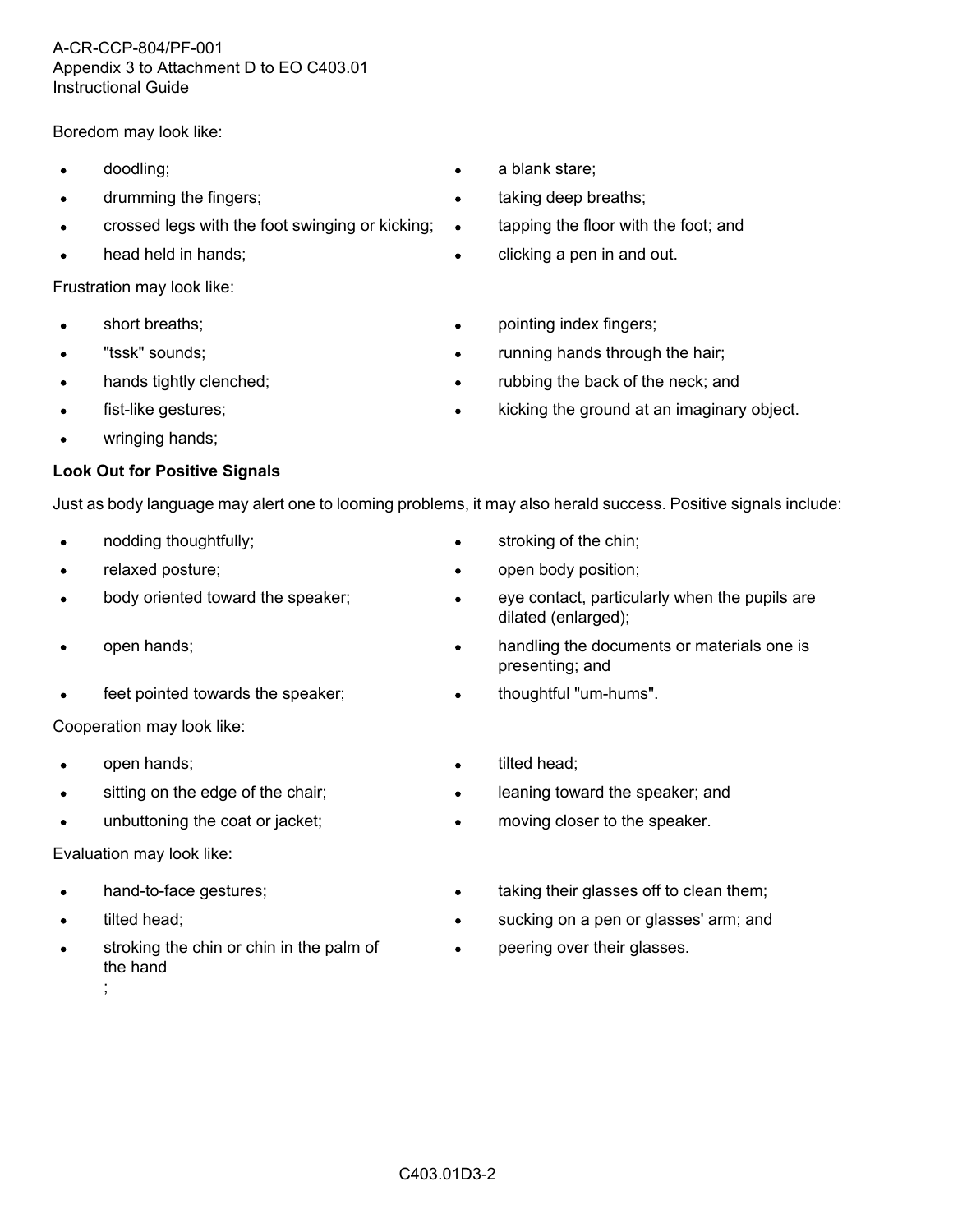Boredom may look like:

- doodling;
- drumming the fingers;
- crossed legs with the foot swinging or kicking;
- head held in hands;
- a blank stare;
- taking deep breaths;
- tapping the floor with the foot; and
- clicking a pen in and out.

Frustration may look like:

- short breaths;
- "tssk" sounds;
- hands tightly clenched;
- fist-like gestures;
- wringing hands;
- pointing index fingers;
- running hands through the hair;
- rubbing the back of the neck; and
- kicking the ground at an imaginary object.

**Look Out for Positive Signals**

Just as body language may alert one to looming problems, it may also herald success. Positive signals include:

- nodding thoughtfully;
- relaxed posture;
- body oriented toward the speaker;
- open hands;
- feet pointed towards the speaker;
- stroking of the chin;
- open body position;
- eye contact, particularly when the pupils are dilated (enlarged);
- handling the documents or materials one is presenting; and
- thoughtful "um-hums".

Cooperation may look like:

- open hands;
- sitting on the edge of the chair;
- unbuttoning the coat or jacket;
- tilted head;
- leaning toward the speaker; and
- moving closer to the speaker.

Evaluation may look like:

- hand-to-face gestures;
- tilted head;
- stroking the chin or chin in the palm of the hand;
- taking their glasses off to clean them;
- sucking on a pen or glasses' arm; and
- peering over their glasses.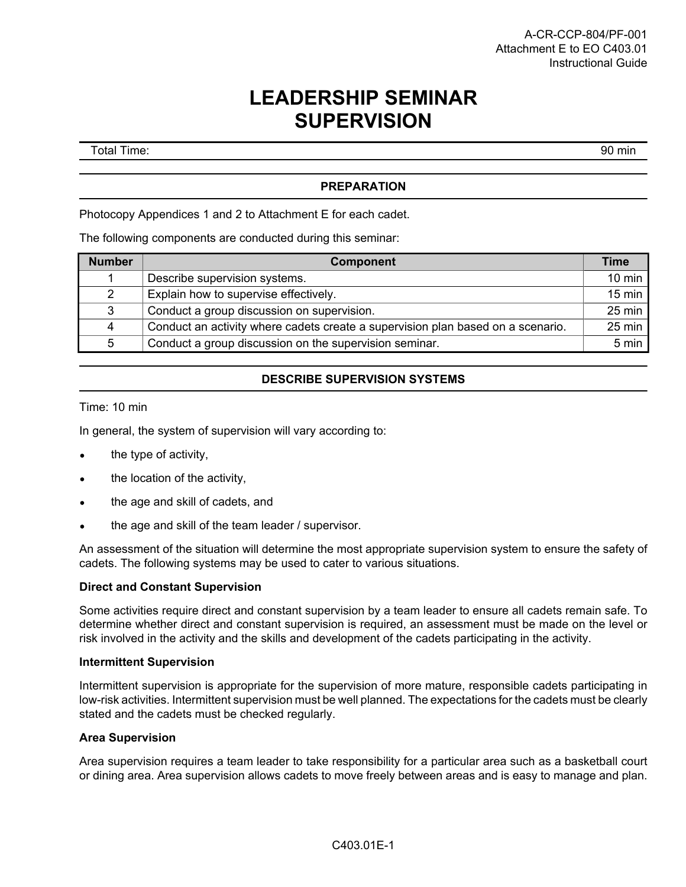# LEADERSHIP SEMINAR SUPERVISION

| Total Time: | 90 min |
|---|---|

## PREPARATION

Photocopy Appendices 1 and 2 to Attachment E for each cadet.

The following components are conducted during this seminar:

| Number | Component | Time |
|---|---|---|
| 1 | Describe supervision systems. | 10 min |
| 2 | Explain how to supervise effectively. | 15 min |
| 3 | Conduct a group discussion on supervision. | 25 min |
| 4 | Conduct an activity where cadets create a supervision plan based on a scenario. | 25 min |
| 5 | Conduct a group discussion on the supervision seminar. | 5 min |

## DESCRIBE SUPERVISION SYSTEMS

Time: 10 min

In general, the system of supervision will vary according to:

- the type of activity,
- the location of the activity,
- the age and skill of cadets, and
- the age and skill of the team leader / supervisor.

An assessment of the situation will determine the most appropriate supervision system to ensure the safety of cadets. The following systems may be used to cater to various situations.

**Direct and Constant Supervision**

Some activities require direct and constant supervision by a team leader to ensure all cadets remain safe. To determine whether direct and constant supervision is required, an assessment must be made on the level or risk involved in the activity and the skills and development of the cadets participating in the activity.

**Intermittent Supervision**

Intermittent supervision is appropriate for the supervision of more mature, responsible cadets participating in low-risk activities. Intermittent supervision must be well planned. The expectations for the cadets must be clearly stated and the cadets must be checked regularly.

**Area Supervision**

Area supervision requires a team leader to take responsibility for a particular area such as a basketball court or dining area. Area supervision allows cadets to move freely between areas and is easy to manage and plan.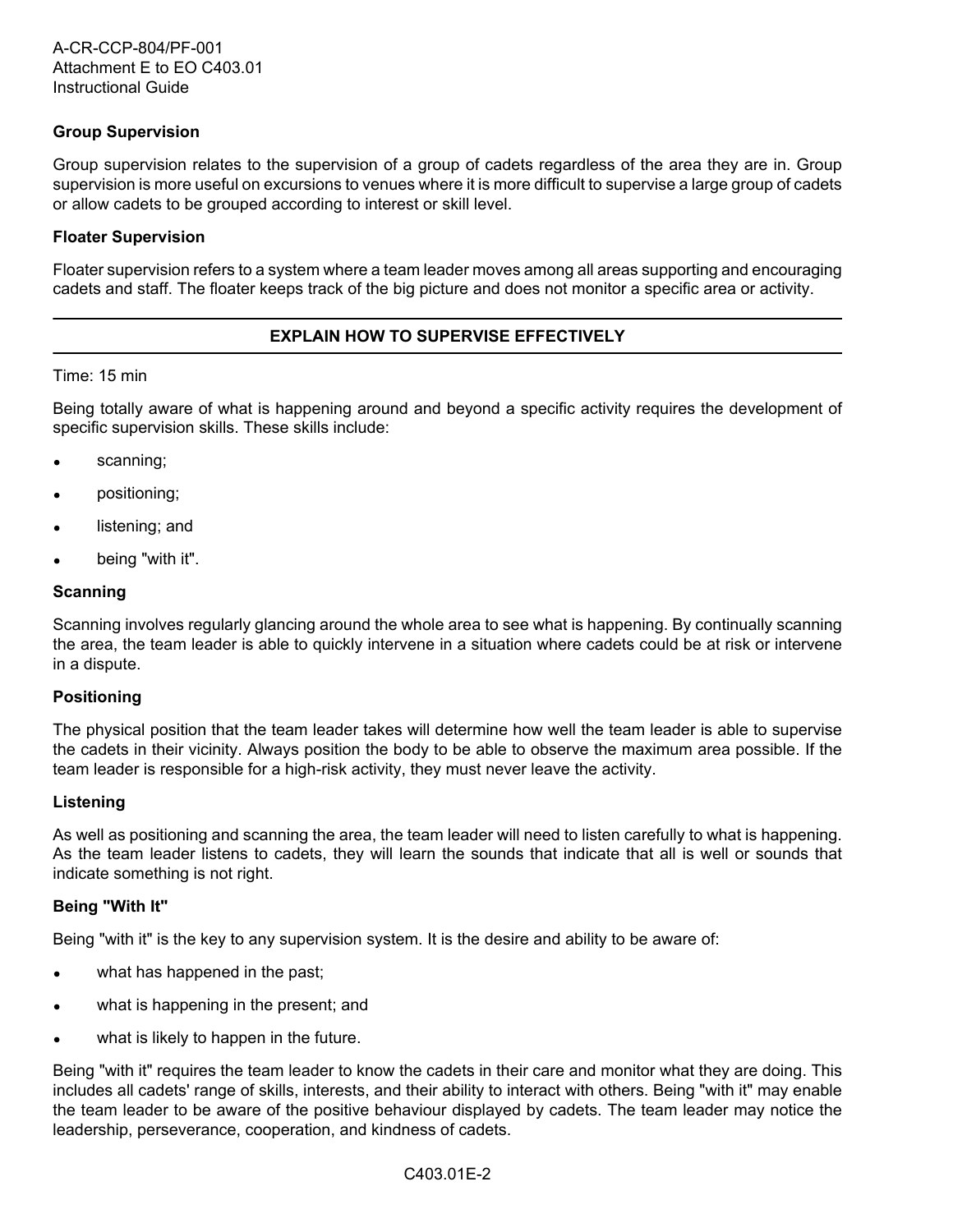### Group Supervision

Group supervision relates to the supervision of a group of cadets regardless of the area they are in. Group supervision is more useful on excursions to venues where it is more difficult to supervise a large group of cadets or allow cadets to be grouped according to interest or skill level.

### Floater Supervision

Floater supervision refers to a system where a team leader moves among all areas supporting and encouraging cadets and staff. The floater keeps track of the big picture and does not monitor a specific area or activity.

---

## EXPLAIN HOW TO SUPERVISE EFFECTIVELY

---

Time: 15 min

Being totally aware of what is happening around and beyond a specific activity requires the development of specific supervision skills. These skills include:

- scanning;
- positioning;
- listening; and
- being "with it".

### Scanning

Scanning involves regularly glancing around the whole area to see what is happening. By continually scanning the area, the team leader is able to quickly intervene in a situation where cadets could be at risk or intervene in a dispute.

### Positioning

The physical position that the team leader takes will determine how well the team leader is able to supervise the cadets in their vicinity. Always position the body to be able to observe the maximum area possible. If the team leader is responsible for a high-risk activity, they must never leave the activity.

### Listening

As well as positioning and scanning the area, the team leader will need to listen carefully to what is happening. As the team leader listens to cadets, they will learn the sounds that indicate that all is well or sounds that indicate something is not right.

### Being "With It"

Being "with it" is the key to any supervision system. It is the desire and ability to be aware of:

- what has happened in the past;
- what is happening in the present; and
- what is likely to happen in the future.

Being "with it" requires the team leader to know the cadets in their care and monitor what they are doing. This includes all cadets' range of skills, interests, and their ability to interact with others. Being "with it" may enable the team leader to be aware of the positive behaviour displayed by cadets. The team leader may notice the leadership, perseverance, cooperation, and kindness of cadets.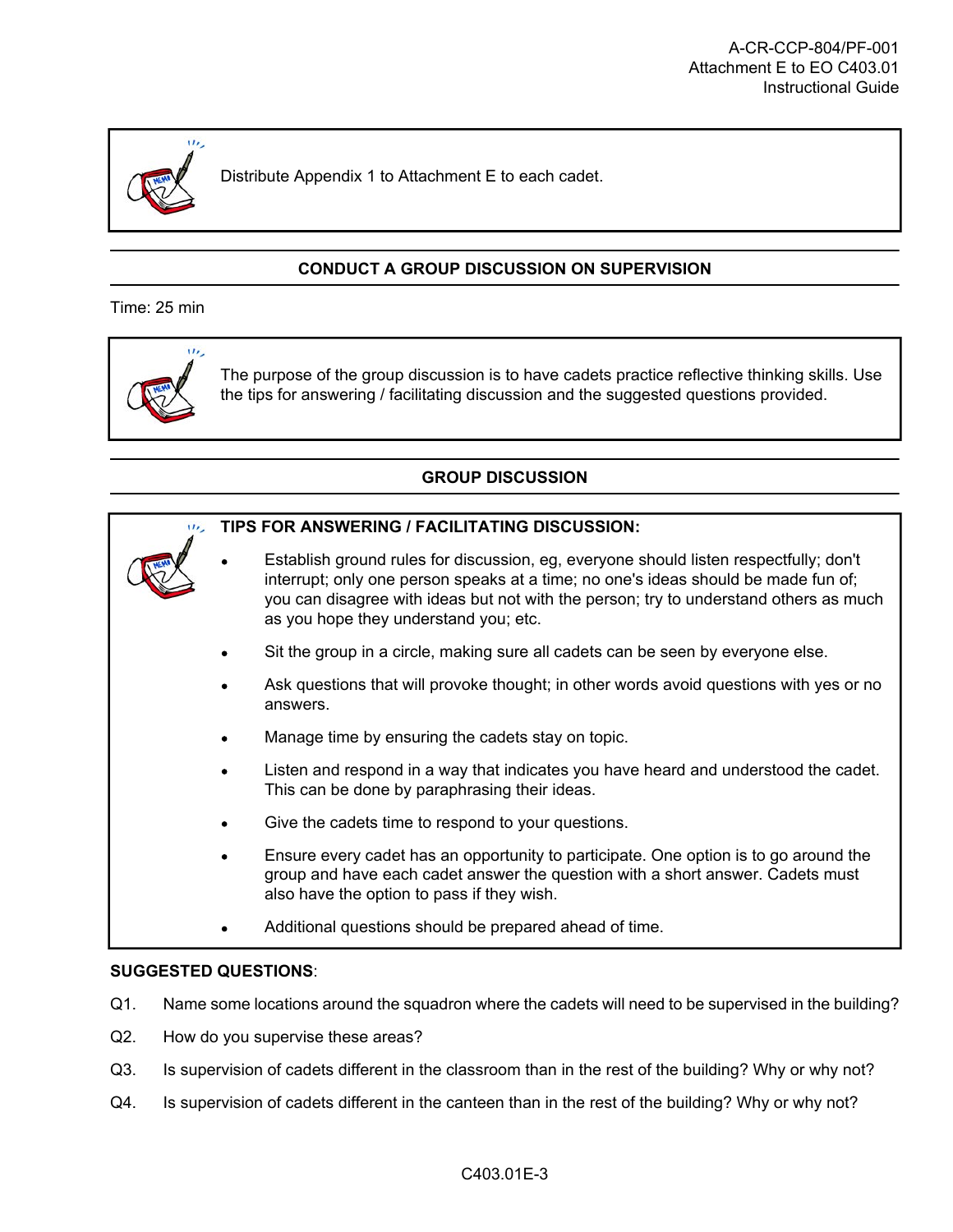> Distribute Appendix 1 to Attachment E to each cadet.

## CONDUCT A GROUP DISCUSSION ON SUPERVISION

Time: 25 min

> The purpose of the group discussion is to have cadets practice reflective thinking skills. Use the tips for answering / facilitating discussion and the suggested questions provided.

## GROUP DISCUSSION

> **TIPS FOR ANSWERING / FACILITATING DISCUSSION:**
>
> - Establish ground rules for discussion, eg, everyone should listen respectfully; don't interrupt; only one person speaks at a time; no one's ideas should be made fun of; you can disagree with ideas but not with the person; try to understand others as much as you hope they understand you; etc.
> - Sit the group in a circle, making sure all cadets can be seen by everyone else.
> - Ask questions that will provoke thought; in other words avoid questions with yes or no answers.
> - Manage time by ensuring the cadets stay on topic.
> - Listen and respond in a way that indicates you have heard and understood the cadet. This can be done by paraphrasing their ideas.
> - Give the cadets time to respond to your questions.
> - Ensure every cadet has an opportunity to participate. One option is to go around the group and have each cadet answer the question with a short answer. Cadets must also have the option to pass if they wish.
> - Additional questions should be prepared ahead of time.

**SUGGESTED QUESTIONS**:

Q1. Name some locations around the squadron where the cadets will need to be supervised in the building?

Q2. How do you supervise these areas?

Q3. Is supervision of cadets different in the classroom than in the rest of the building? Why or why not?

Q4. Is supervision of cadets different in the canteen than in the rest of the building? Why or why not?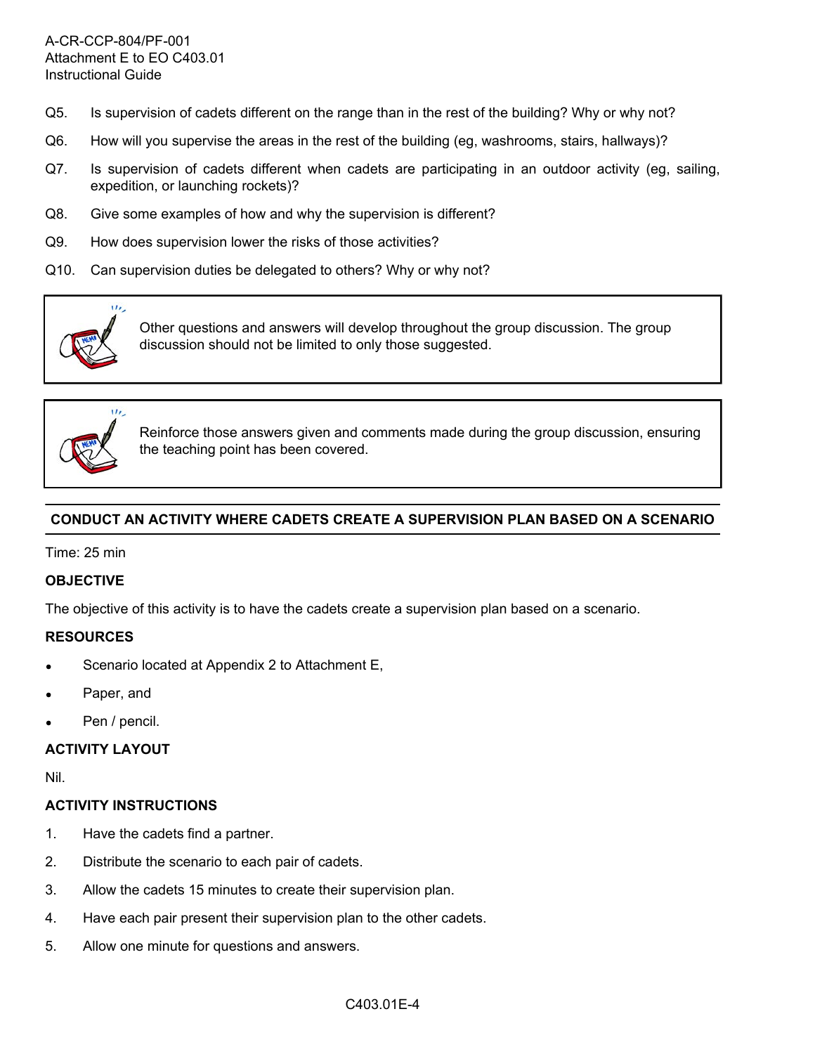Q5. Is supervision of cadets different on the range than in the rest of the building? Why or why not?

Q6. How will you supervise the areas in the rest of the building (eg, washrooms, stairs, hallways)?

Q7. Is supervision of cadets different when cadets are participating in an outdoor activity (eg, sailing, expedition, or launching rockets)?

Q8. Give some examples of how and why the supervision is different?

Q9. How does supervision lower the risks of those activities?

Q10. Can supervision duties be delegated to others? Why or why not?

> Other questions and answers will develop throughout the group discussion. The group discussion should not be limited to only those suggested.

> Reinforce those answers given and comments made during the group discussion, ensuring the teaching point has been covered.

## CONDUCT AN ACTIVITY WHERE CADETS CREATE A SUPERVISION PLAN BASED ON A SCENARIO

Time: 25 min

### OBJECTIVE

The objective of this activity is to have the cadets create a supervision plan based on a scenario.

### RESOURCES

- Scenario located at Appendix 2 to Attachment E,
- Paper, and
- Pen / pencil.

### ACTIVITY LAYOUT

Nil.

### ACTIVITY INSTRUCTIONS

1. Have the cadets find a partner.
2. Distribute the scenario to each pair of cadets.
3. Allow the cadets 15 minutes to create their supervision plan.
4. Have each pair present their supervision plan to the other cadets.
5. Allow one minute for questions and answers.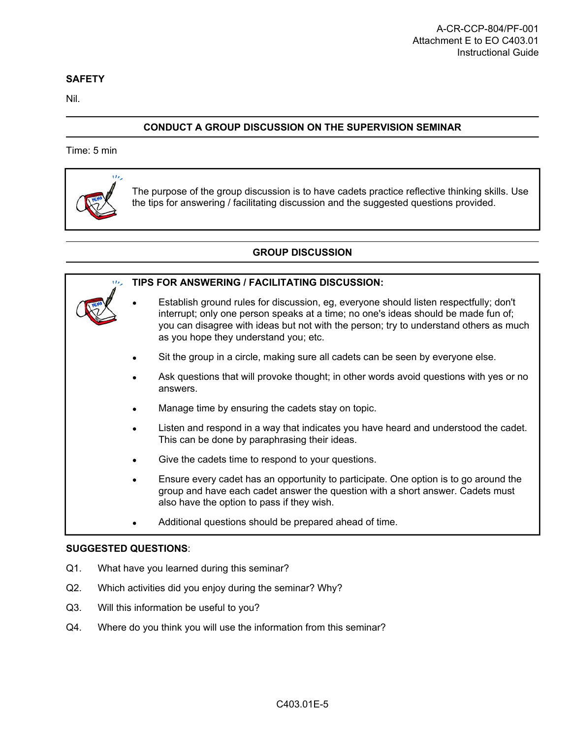**SAFETY**

Nil.

## CONDUCT A GROUP DISCUSSION ON THE SUPERVISION SEMINAR

Time: 5 min

The purpose of the group discussion is to have cadets practice reflective thinking skills. Use the tips for answering / facilitating discussion and the suggested questions provided.

## GROUP DISCUSSION

**TIPS FOR ANSWERING / FACILITATING DISCUSSION:**

- Establish ground rules for discussion, eg, everyone should listen respectfully; don't interrupt; only one person speaks at a time; no one's ideas should be made fun of; you can disagree with ideas but not with the person; try to understand others as much as you hope they understand you; etc.
- Sit the group in a circle, making sure all cadets can be seen by everyone else.
- Ask questions that will provoke thought; in other words avoid questions with yes or no answers.
- Manage time by ensuring the cadets stay on topic.
- Listen and respond in a way that indicates you have heard and understood the cadet. This can be done by paraphrasing their ideas.
- Give the cadets time to respond to your questions.
- Ensure every cadet has an opportunity to participate. One option is to go around the group and have each cadet answer the question with a short answer. Cadets must also have the option to pass if they wish.
- Additional questions should be prepared ahead of time.

**SUGGESTED QUESTIONS**:

Q1. What have you learned during this seminar?

Q2. Which activities did you enjoy during the seminar? Why?

Q3. Will this information be useful to you?

Q4. Where do you think you will use the information from this seminar?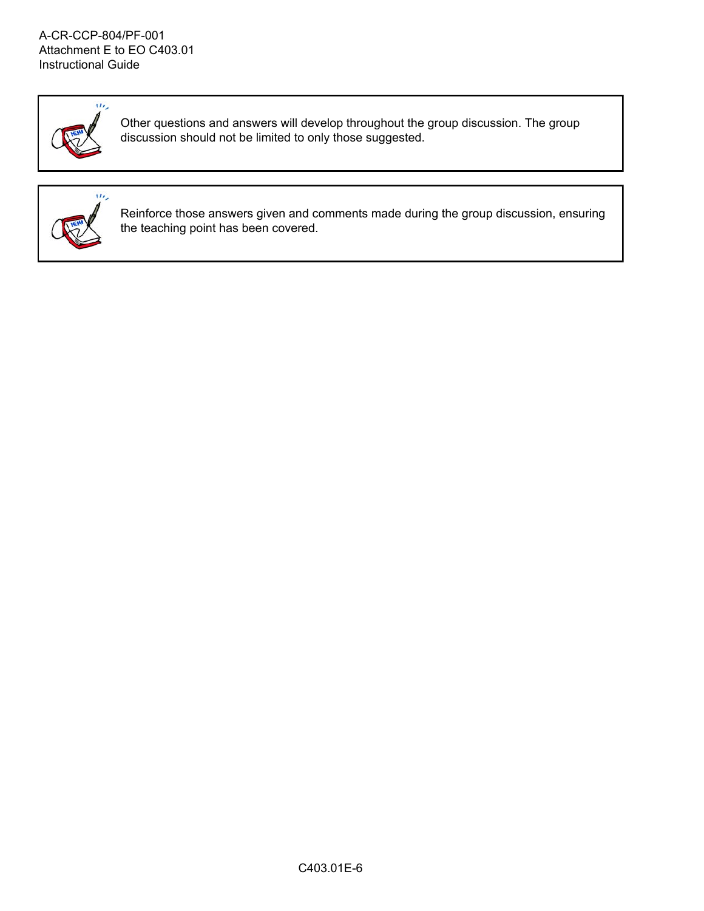Other questions and answers will develop throughout the group discussion. The group discussion should not be limited to only those suggested.

Reinforce those answers given and comments made during the group discussion, ensuring the teaching point has been covered.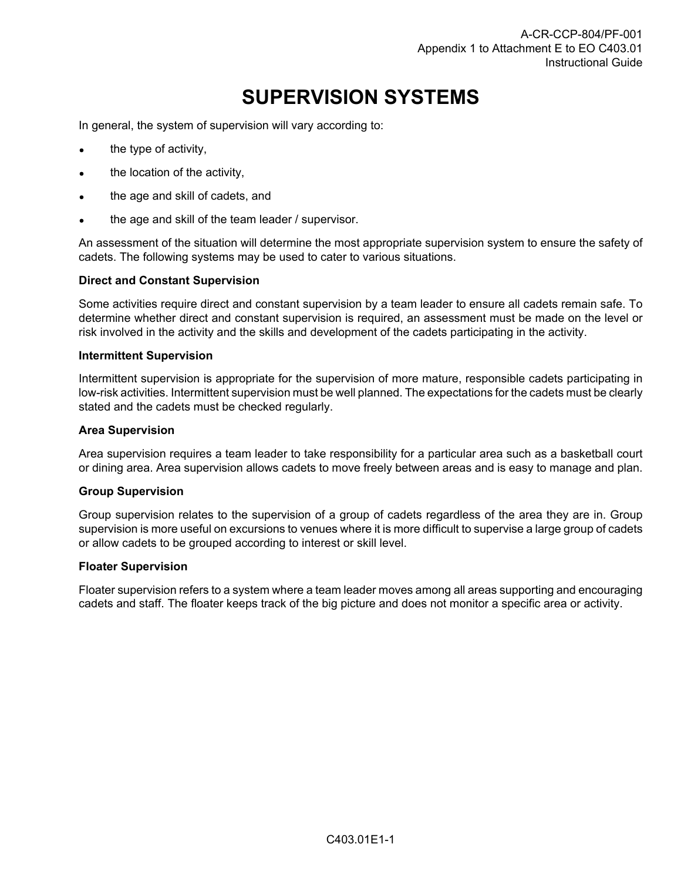# SUPERVISION SYSTEMS

In general, the system of supervision will vary according to:

- the type of activity,
- the location of the activity,
- the age and skill of cadets, and
- the age and skill of the team leader / supervisor.

An assessment of the situation will determine the most appropriate supervision system to ensure the safety of cadets. The following systems may be used to cater to various situations.

**Direct and Constant Supervision**

Some activities require direct and constant supervision by a team leader to ensure all cadets remain safe. To determine whether direct and constant supervision is required, an assessment must be made on the level or risk involved in the activity and the skills and development of the cadets participating in the activity.

**Intermittent Supervision**

Intermittent supervision is appropriate for the supervision of more mature, responsible cadets participating in low-risk activities. Intermittent supervision must be well planned. The expectations for the cadets must be clearly stated and the cadets must be checked regularly.

**Area Supervision**

Area supervision requires a team leader to take responsibility for a particular area such as a basketball court or dining area. Area supervision allows cadets to move freely between areas and is easy to manage and plan.

**Group Supervision**

Group supervision relates to the supervision of a group of cadets regardless of the area they are in. Group supervision is more useful on excursions to venues where it is more difficult to supervise a large group of cadets or allow cadets to be grouped according to interest or skill level.

**Floater Supervision**

Floater supervision refers to a system where a team leader moves among all areas supporting and encouraging cadets and staff. The floater keeps track of the big picture and does not monitor a specific area or activity.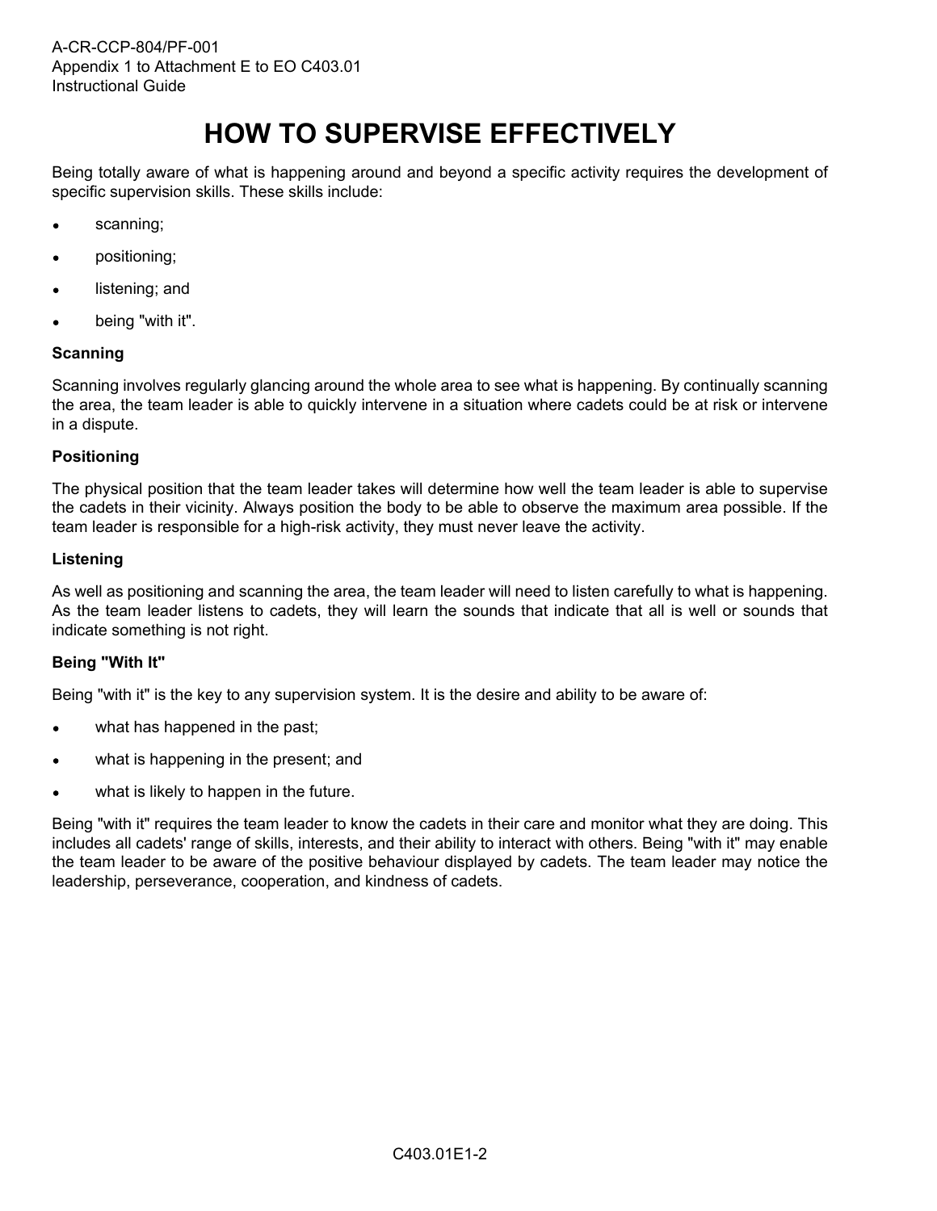# HOW TO SUPERVISE EFFECTIVELY

Being totally aware of what is happening around and beyond a specific activity requires the development of specific supervision skills. These skills include:

- scanning;
- positioning;
- listening; and
- being "with it".

**Scanning**

Scanning involves regularly glancing around the whole area to see what is happening. By continually scanning the area, the team leader is able to quickly intervene in a situation where cadets could be at risk or intervene in a dispute.

**Positioning**

The physical position that the team leader takes will determine how well the team leader is able to supervise the cadets in their vicinity. Always position the body to be able to observe the maximum area possible. If the team leader is responsible for a high-risk activity, they must never leave the activity.

**Listening**

As well as positioning and scanning the area, the team leader will need to listen carefully to what is happening. As the team leader listens to cadets, they will learn the sounds that indicate that all is well or sounds that indicate something is not right.

**Being "With It"**

Being "with it" is the key to any supervision system. It is the desire and ability to be aware of:

- what has happened in the past;
- what is happening in the present; and
- what is likely to happen in the future.

Being "with it" requires the team leader to know the cadets in their care and monitor what they are doing. This includes all cadets' range of skills, interests, and their ability to interact with others. Being "with it" may enable the team leader to be aware of the positive behaviour displayed by cadets. The team leader may notice the leadership, perseverance, cooperation, and kindness of cadets.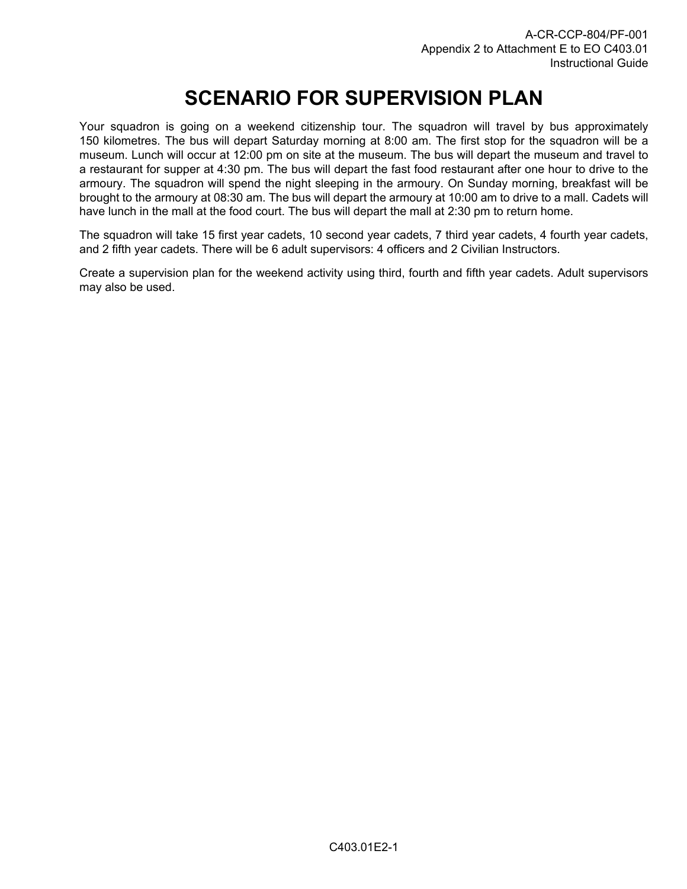# SCENARIO FOR SUPERVISION PLAN

Your squadron is going on a weekend citizenship tour. The squadron will travel by bus approximately 150 kilometres. The bus will depart Saturday morning at 8:00 am. The first stop for the squadron will be a museum. Lunch will occur at 12:00 pm on site at the museum. The bus will depart the museum and travel to a restaurant for supper at 4:30 pm. The bus will depart the fast food restaurant after one hour to drive to the armoury. The squadron will spend the night sleeping in the armoury. On Sunday morning, breakfast will be brought to the armoury at 08:30 am. The bus will depart the armoury at 10:00 am to drive to a mall. Cadets will have lunch in the mall at the food court. The bus will depart the mall at 2:30 pm to return home.

The squadron will take 15 first year cadets, 10 second year cadets, 7 third year cadets, 4 fourth year cadets, and 2 fifth year cadets. There will be 6 adult supervisors: 4 officers and 2 Civilian Instructors.

Create a supervision plan for the weekend activity using third, fourth and fifth year cadets. Adult supervisors may also be used.